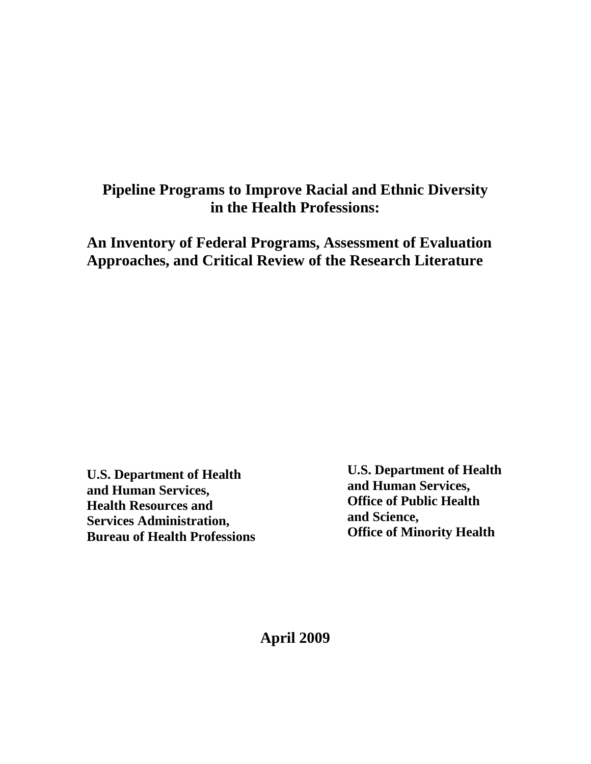# Pipeline Programs to Improve Racial and Ethnic Diversity in the Health Professions:

## An Inventory of Federal Programs, Assessment of Evaluation Approaches, and Critical Review of the Research Literature

**U.S. Department of Health and Human Services, Health Resources and Services Administration, Bureau of Health Professions**

**U.S. Department of Health and Human Services, Office of Public Health and Science, Office of Minority Health**

**April 2009**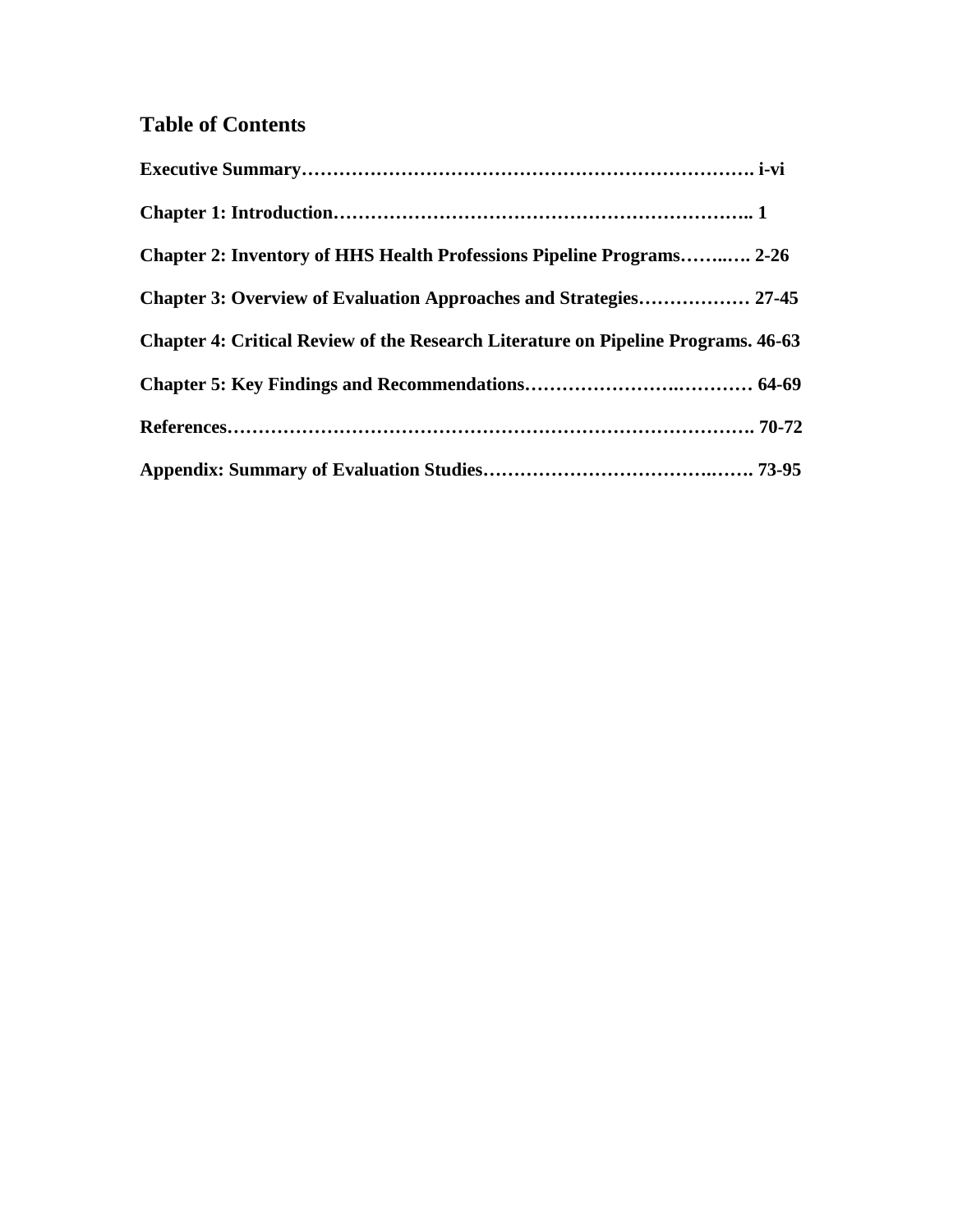## Table of Contents

**Executive Summary………………………………………………………………. i-vi**

**Chapter 1: Introduction………………………………………………………….. 1**

**Chapter 2: Inventory of HHS Health Professions Pipeline Programs……..…. 2-26**

**Chapter 3: Overview of Evaluation Approaches and Strategies……………… 27-45**

**Chapter 4: Critical Review of the Research Literature on Pipeline Programs. 46-63**

**Chapter 5: Key Findings and Recommendations………………….………… 64-69**

**References………………………………………………………………………. 70-72**

**Appendix: Summary of Evaluation Studies…………………………….……. 73-95**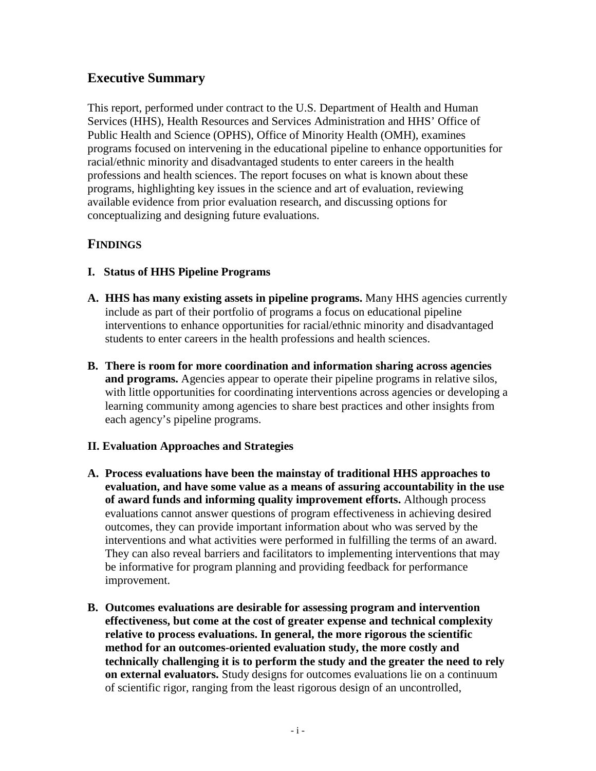## Executive Summary

This report, performed under contract to the U.S. Department of Health and Human Services (HHS), Health Resources and Services Administration and HHS' Office of Public Health and Science (OPHS), Office of Minority Health (OMH), examines programs focused on intervening in the educational pipeline to enhance opportunities for racial/ethnic minority and disadvantaged students to enter careers in the health professions and health sciences. The report focuses on what is known about these programs, highlighting key issues in the science and art of evaluation, reviewing available evidence from prior evaluation research, and discussing options for conceptualizing and designing future evaluations.

### FINDINGS

#### I. Status of HHS Pipeline Programs

**A. HHS has many existing assets in pipeline programs.** Many HHS agencies currently include as part of their portfolio of programs a focus on educational pipeline interventions to enhance opportunities for racial/ethnic minority and disadvantaged students to enter careers in the health professions and health sciences.

**B. There is room for more coordination and information sharing across agencies and programs.** Agencies appear to operate their pipeline programs in relative silos, with little opportunities for coordinating interventions across agencies or developing a learning community among agencies to share best practices and other insights from each agency's pipeline programs.

#### II. Evaluation Approaches and Strategies

**A. Process evaluations have been the mainstay of traditional HHS approaches to evaluation, and have some value as a means of assuring accountability in the use of award funds and informing quality improvement efforts.** Although process evaluations cannot answer questions of program effectiveness in achieving desired outcomes, they can provide important information about who was served by the interventions and what activities were performed in fulfilling the terms of an award. They can also reveal barriers and facilitators to implementing interventions that may be informative for program planning and providing feedback for performance improvement.

**B. Outcomes evaluations are desirable for assessing program and intervention effectiveness, but come at the cost of greater expense and technical complexity relative to process evaluations. In general, the more rigorous the scientific method for an outcomes-oriented evaluation study, the more costly and technically challenging it is to perform the study and the greater the need to rely on external evaluators.** Study designs for outcomes evaluations lie on a continuum of scientific rigor, ranging from the least rigorous design of an uncontrolled,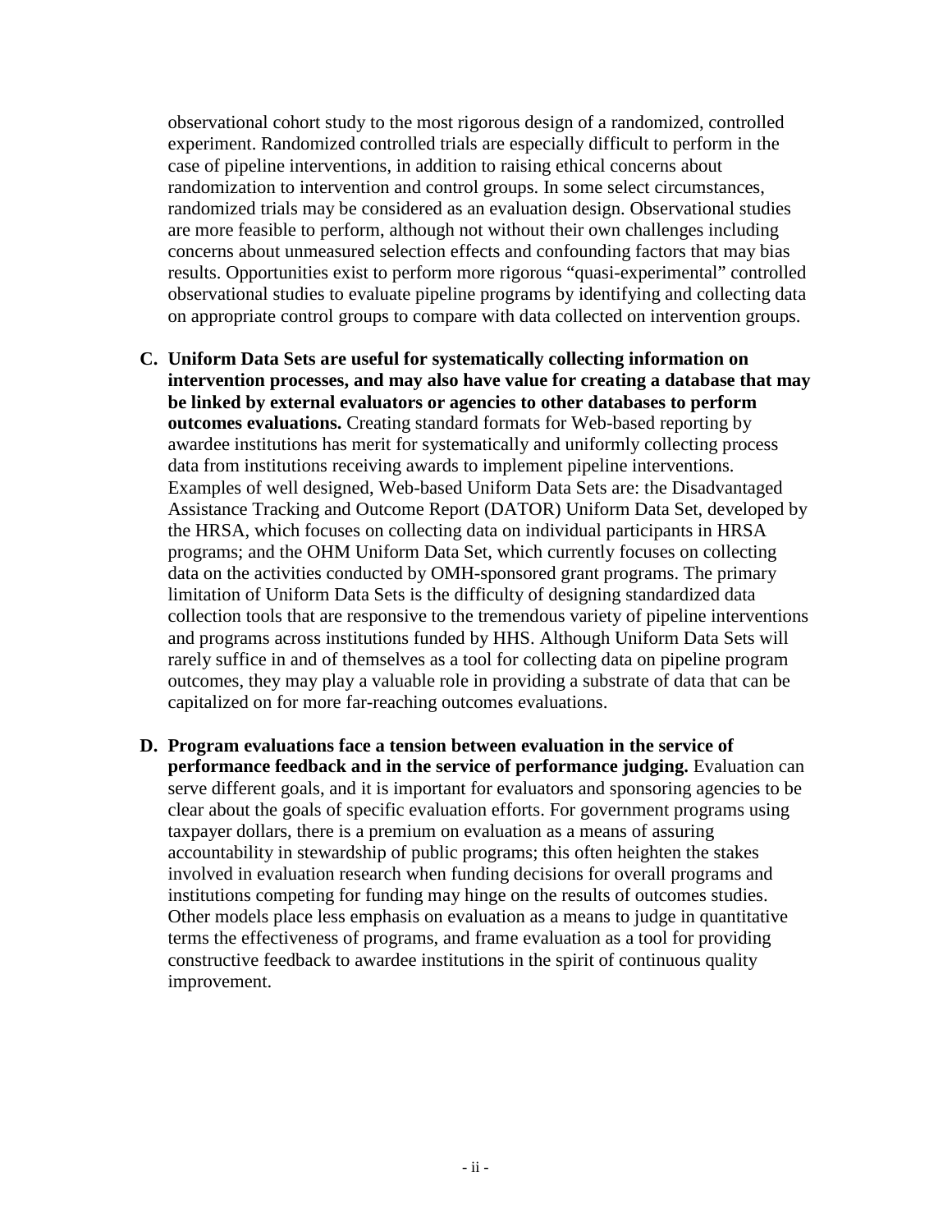observational cohort study to the most rigorous design of a randomized, controlled experiment. Randomized controlled trials are especially difficult to perform in the case of pipeline interventions, in addition to raising ethical concerns about randomization to intervention and control groups. In some select circumstances, randomized trials may be considered as an evaluation design. Observational studies are more feasible to perform, although not without their own challenges including concerns about unmeasured selection effects and confounding factors that may bias results. Opportunities exist to perform more rigorous "quasi-experimental" controlled observational studies to evaluate pipeline programs by identifying and collecting data on appropriate control groups to compare with data collected on intervention groups.

C. **Uniform Data Sets are useful for systematically collecting information on intervention processes, and may also have value for creating a database that may be linked by external evaluators or agencies to other databases to perform outcomes evaluations.** Creating standard formats for Web-based reporting by awardee institutions has merit for systematically and uniformly collecting process data from institutions receiving awards to implement pipeline interventions. Examples of well designed, Web-based Uniform Data Sets are: the Disadvantaged Assistance Tracking and Outcome Report (DATOR) Uniform Data Set, developed by the HRSA, which focuses on collecting data on individual participants in HRSA programs; and the OHM Uniform Data Set, which currently focuses on collecting data on the activities conducted by OMH-sponsored grant programs. The primary limitation of Uniform Data Sets is the difficulty of designing standardized data collection tools that are responsive to the tremendous variety of pipeline interventions and programs across institutions funded by HHS. Although Uniform Data Sets will rarely suffice in and of themselves as a tool for collecting data on pipeline program outcomes, they may play a valuable role in providing a substrate of data that can be capitalized on for more far-reaching outcomes evaluations.

D. **Program evaluations face a tension between evaluation in the service of performance feedback and in the service of performance judging.** Evaluation can serve different goals, and it is important for evaluators and sponsoring agencies to be clear about the goals of specific evaluation efforts. For government programs using taxpayer dollars, there is a premium on evaluation as a means of assuring accountability in stewardship of public programs; this often heighten the stakes involved in evaluation research when funding decisions for overall programs and institutions competing for funding may hinge on the results of outcomes studies. Other models place less emphasis on evaluation as a means to judge in quantitative terms the effectiveness of programs, and frame evaluation as a tool for providing constructive feedback to awardee institutions in the spirit of continuous quality improvement.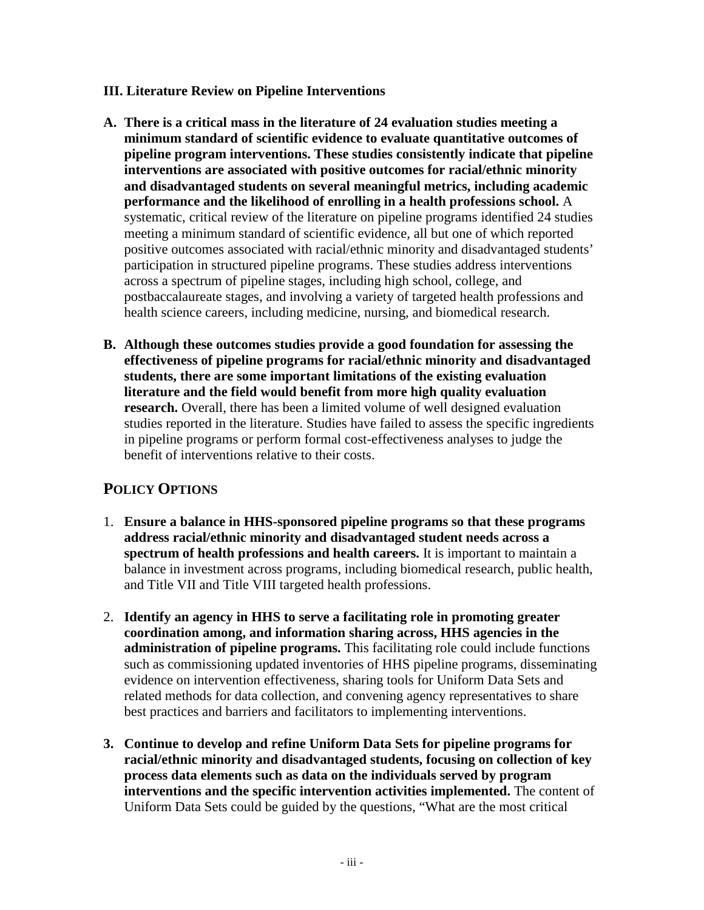### III. Literature Review on Pipeline Interventions

A. **There is a critical mass in the literature of 24 evaluation studies meeting a minimum standard of scientific evidence to evaluate quantitative outcomes of pipeline program interventions. These studies consistently indicate that pipeline interventions are associated with positive outcomes for racial/ethnic minority and disadvantaged students on several meaningful metrics, including academic performance and the likelihood of enrolling in a health professions school.** A systematic, critical review of the literature on pipeline programs identified 24 studies meeting a minimum standard of scientific evidence, all but one of which reported positive outcomes associated with racial/ethnic minority and disadvantaged students' participation in structured pipeline programs. These studies address interventions across a spectrum of pipeline stages, including high school, college, and postbaccalaureate stages, and involving a variety of targeted health professions and health science careers, including medicine, nursing, and biomedical research.

B. **Although these outcomes studies provide a good foundation for assessing the effectiveness of pipeline programs for racial/ethnic minority and disadvantaged students, there are some important limitations of the existing evaluation literature and the field would benefit from more high quality evaluation research.** Overall, there has been a limited volume of well designed evaluation studies reported in the literature. Studies have failed to assess the specific ingredients in pipeline programs or perform formal cost-effectiveness analyses to judge the benefit of interventions relative to their costs.

## POLICY OPTIONS

1. **Ensure a balance in HHS-sponsored pipeline programs so that these programs address racial/ethnic minority and disadvantaged student needs across a spectrum of health professions and health careers.** It is important to maintain a balance in investment across programs, including biomedical research, public health, and Title VII and Title VIII targeted health professions.

2. **Identify an agency in HHS to serve a facilitating role in promoting greater coordination among, and information sharing across, HHS agencies in the administration of pipeline programs.** This facilitating role could include functions such as commissioning updated inventories of HHS pipeline programs, disseminating evidence on intervention effectiveness, sharing tools for Uniform Data Sets and related methods for data collection, and convening agency representatives to share best practices and barriers and facilitators to implementing interventions.

3. **Continue to develop and refine Uniform Data Sets for pipeline programs for racial/ethnic minority and disadvantaged students, focusing on collection of key process data elements such as data on the individuals served by program interventions and the specific intervention activities implemented.** The content of Uniform Data Sets could be guided by the questions, "What are the most critical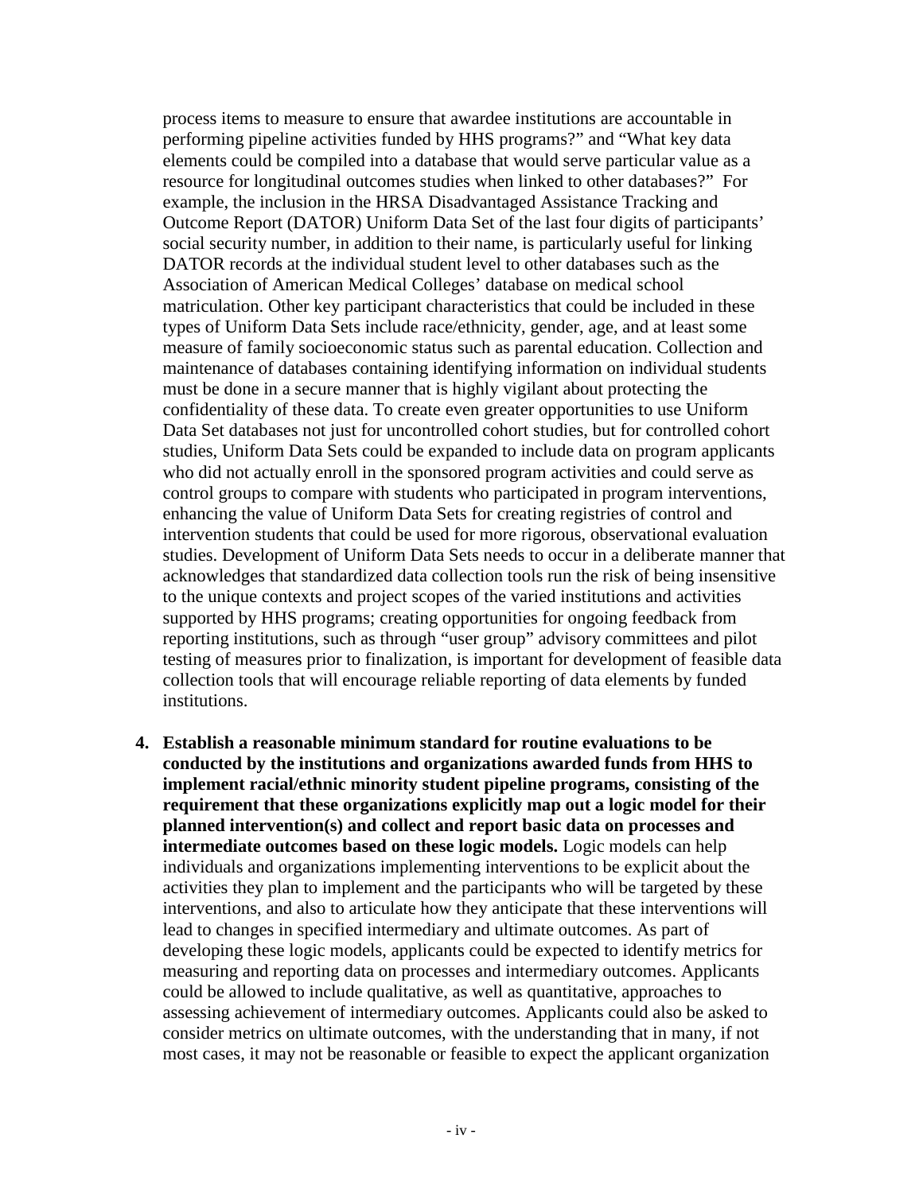process items to measure to ensure that awardee institutions are accountable in performing pipeline activities funded by HHS programs?" and "What key data elements could be compiled into a database that would serve particular value as a resource for longitudinal outcomes studies when linked to other databases?" For example, the inclusion in the HRSA Disadvantaged Assistance Tracking and Outcome Report (DATOR) Uniform Data Set of the last four digits of participants' social security number, in addition to their name, is particularly useful for linking DATOR records at the individual student level to other databases such as the Association of American Medical Colleges' database on medical school matriculation. Other key participant characteristics that could be included in these types of Uniform Data Sets include race/ethnicity, gender, age, and at least some measure of family socioeconomic status such as parental education. Collection and maintenance of databases containing identifying information on individual students must be done in a secure manner that is highly vigilant about protecting the confidentiality of these data. To create even greater opportunities to use Uniform Data Set databases not just for uncontrolled cohort studies, but for controlled cohort studies, Uniform Data Sets could be expanded to include data on program applicants who did not actually enroll in the sponsored program activities and could serve as control groups to compare with students who participated in program interventions, enhancing the value of Uniform Data Sets for creating registries of control and intervention students that could be used for more rigorous, observational evaluation studies. Development of Uniform Data Sets needs to occur in a deliberate manner that acknowledges that standardized data collection tools run the risk of being insensitive to the unique contexts and project scopes of the varied institutions and activities supported by HHS programs; creating opportunities for ongoing feedback from reporting institutions, such as through "user group" advisory committees and pilot testing of measures prior to finalization, is important for development of feasible data collection tools that will encourage reliable reporting of data elements by funded institutions.

4. **Establish a reasonable minimum standard for routine evaluations to be conducted by the institutions and organizations awarded funds from HHS to implement racial/ethnic minority student pipeline programs, consisting of the requirement that these organizations explicitly map out a logic model for their planned intervention(s) and collect and report basic data on processes and intermediate outcomes based on these logic models.** Logic models can help individuals and organizations implementing interventions to be explicit about the activities they plan to implement and the participants who will be targeted by these interventions, and also to articulate how they anticipate that these interventions will lead to changes in specified intermediary and ultimate outcomes. As part of developing these logic models, applicants could be expected to identify metrics for measuring and reporting data on processes and intermediary outcomes. Applicants could be allowed to include qualitative, as well as quantitative, approaches to assessing achievement of intermediary outcomes. Applicants could also be asked to consider metrics on ultimate outcomes, with the understanding that in many, if not most cases, it may not be reasonable or feasible to expect the applicant organization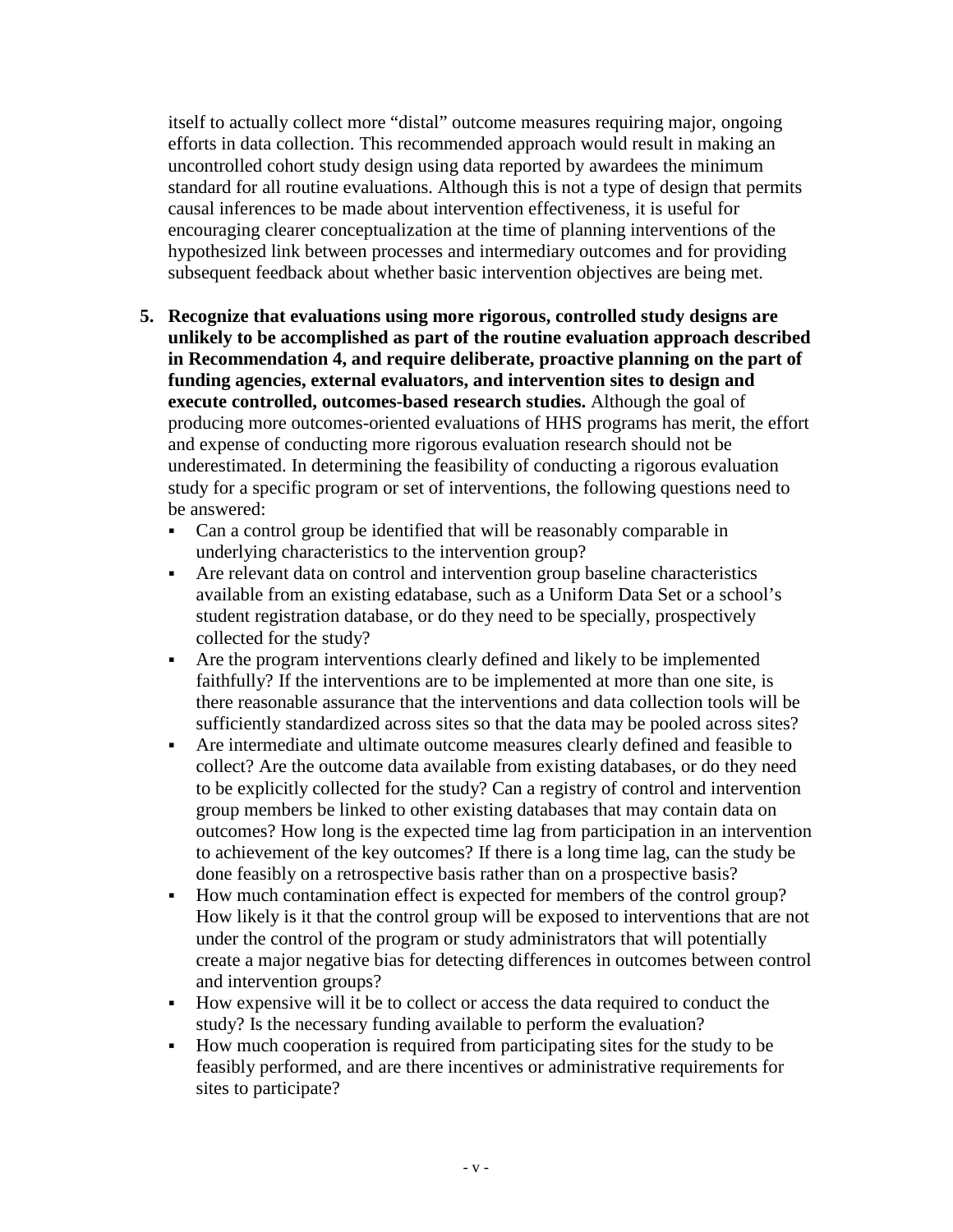itself to actually collect more "distal" outcome measures requiring major, ongoing efforts in data collection. This recommended approach would result in making an uncontrolled cohort study design using data reported by awardees the minimum standard for all routine evaluations. Although this is not a type of design that permits causal inferences to be made about intervention effectiveness, it is useful for encouraging clearer conceptualization at the time of planning interventions of the hypothesized link between processes and intermediary outcomes and for providing subsequent feedback about whether basic intervention objectives are being met.

5. **Recognize that evaluations using more rigorous, controlled study designs are unlikely to be accomplished as part of the routine evaluation approach described in Recommendation 4, and require deliberate, proactive planning on the part of funding agencies, external evaluators, and intervention sites to design and execute controlled, outcomes-based research studies.** Although the goal of producing more outcomes-oriented evaluations of HHS programs has merit, the effort and expense of conducting more rigorous evaluation research should not be underestimated. In determining the feasibility of conducting a rigorous evaluation study for a specific program or set of interventions, the following questions need to be answered:
   - Can a control group be identified that will be reasonably comparable in underlying characteristics to the intervention group?
   - Are relevant data on control and intervention group baseline characteristics available from an existing edatabase, such as a Uniform Data Set or a school's student registration database, or do they need to be specially, prospectively collected for the study?
   - Are the program interventions clearly defined and likely to be implemented faithfully? If the interventions are to be implemented at more than one site, is there reasonable assurance that the interventions and data collection tools will be sufficiently standardized across sites so that the data may be pooled across sites?
   - Are intermediate and ultimate outcome measures clearly defined and feasible to collect? Are the outcome data available from existing databases, or do they need to be explicitly collected for the study? Can a registry of control and intervention group members be linked to other existing databases that may contain data on outcomes? How long is the expected time lag from participation in an intervention to achievement of the key outcomes? If there is a long time lag, can the study be done feasibly on a retrospective basis rather than on a prospective basis?
   - How much contamination effect is expected for members of the control group? How likely is it that the control group will be exposed to interventions that are not under the control of the program or study administrators that will potentially create a major negative bias for detecting differences in outcomes between control and intervention groups?
   - How expensive will it be to collect or access the data required to conduct the study? Is the necessary funding available to perform the evaluation?
   - How much cooperation is required from participating sites for the study to be feasibly performed, and are there incentives or administrative requirements for sites to participate?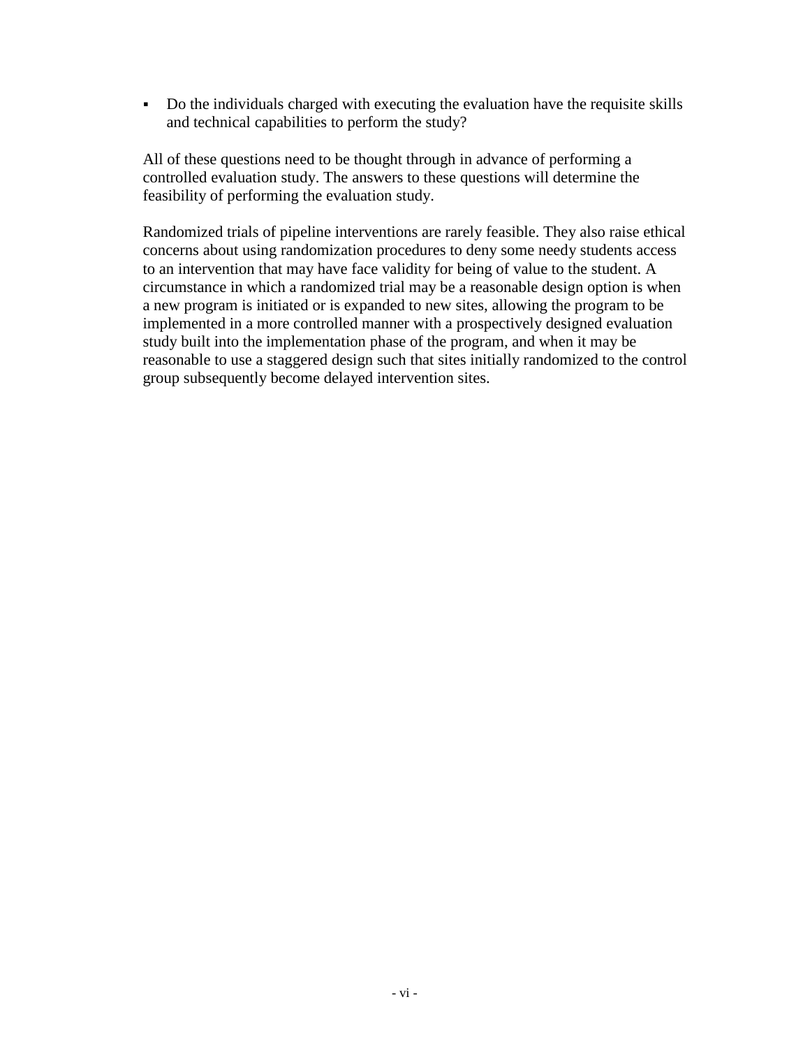- Do the individuals charged with executing the evaluation have the requisite skills and technical capabilities to perform the study?

All of these questions need to be thought through in advance of performing a controlled evaluation study. The answers to these questions will determine the feasibility of performing the evaluation study.

Randomized trials of pipeline interventions are rarely feasible. They also raise ethical concerns about using randomization procedures to deny some needy students access to an intervention that may have face validity for being of value to the student. A circumstance in which a randomized trial may be a reasonable design option is when a new program is initiated or is expanded to new sites, allowing the program to be implemented in a more controlled manner with a prospectively designed evaluation study built into the implementation phase of the program, and when it may be reasonable to use a staggered design such that sites initially randomized to the control group subsequently become delayed intervention sites.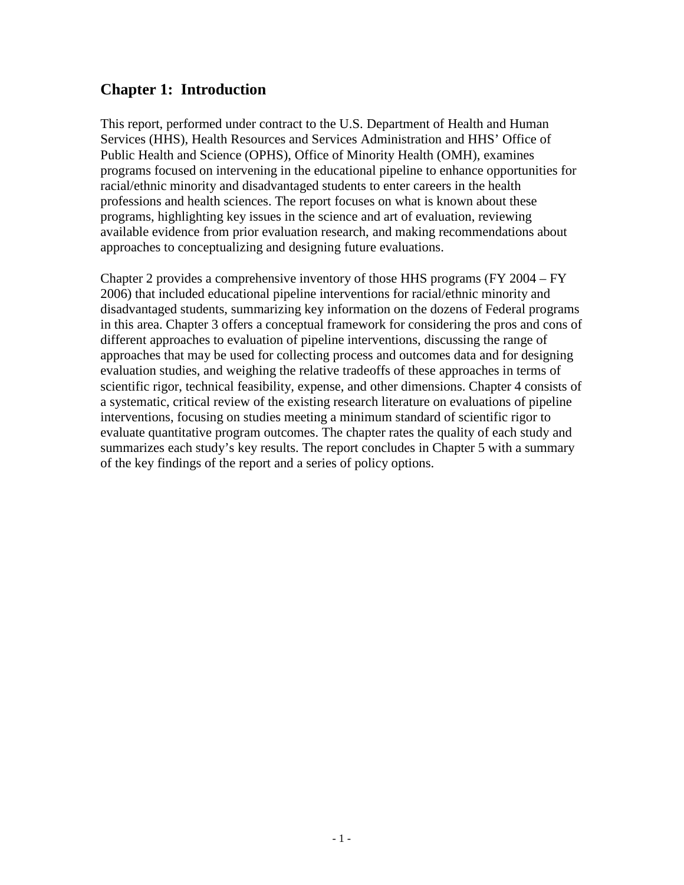## Chapter 1: Introduction

This report, performed under contract to the U.S. Department of Health and Human Services (HHS), Health Resources and Services Administration and HHS' Office of Public Health and Science (OPHS), Office of Minority Health (OMH), examines programs focused on intervening in the educational pipeline to enhance opportunities for racial/ethnic minority and disadvantaged students to enter careers in the health professions and health sciences. The report focuses on what is known about these programs, highlighting key issues in the science and art of evaluation, reviewing available evidence from prior evaluation research, and making recommendations about approaches to conceptualizing and designing future evaluations.

Chapter 2 provides a comprehensive inventory of those HHS programs (FY 2004 – FY 2006) that included educational pipeline interventions for racial/ethnic minority and disadvantaged students, summarizing key information on the dozens of Federal programs in this area. Chapter 3 offers a conceptual framework for considering the pros and cons of different approaches to evaluation of pipeline interventions, discussing the range of approaches that may be used for collecting process and outcomes data and for designing evaluation studies, and weighing the relative tradeoffs of these approaches in terms of scientific rigor, technical feasibility, expense, and other dimensions. Chapter 4 consists of a systematic, critical review of the existing research literature on evaluations of pipeline interventions, focusing on studies meeting a minimum standard of scientific rigor to evaluate quantitative program outcomes. The chapter rates the quality of each study and summarizes each study's key results. The report concludes in Chapter 5 with a summary of the key findings of the report and a series of policy options.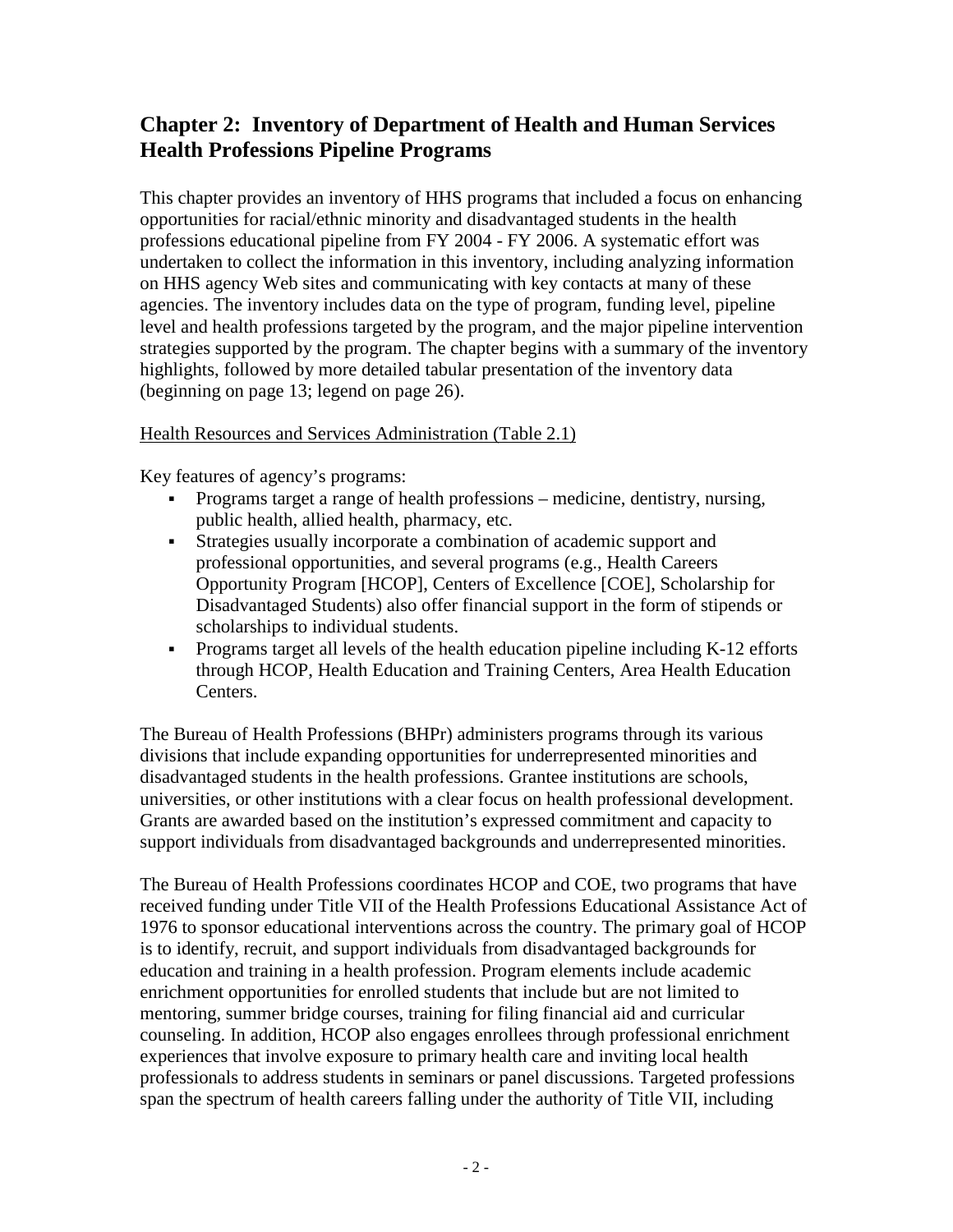## Chapter 2: Inventory of Department of Health and Human Services Health Professions Pipeline Programs

This chapter provides an inventory of HHS programs that included a focus on enhancing opportunities for racial/ethnic minority and disadvantaged students in the health professions educational pipeline from FY 2004 - FY 2006. A systematic effort was undertaken to collect the information in this inventory, including analyzing information on HHS agency Web sites and communicating with key contacts at many of these agencies. The inventory includes data on the type of program, funding level, pipeline level and health professions targeted by the program, and the major pipeline intervention strategies supported by the program. The chapter begins with a summary of the inventory highlights, followed by more detailed tabular presentation of the inventory data (beginning on page 13; legend on page 26).

<u>Health Resources and Services Administration (Table 2.1)</u>

Key features of agency's programs:

- Programs target a range of health professions – medicine, dentistry, nursing, public health, allied health, pharmacy, etc.
- Strategies usually incorporate a combination of academic support and professional opportunities, and several programs (e.g., Health Careers Opportunity Program [HCOP], Centers of Excellence [COE], Scholarship for Disadvantaged Students) also offer financial support in the form of stipends or scholarships to individual students.
- Programs target all levels of the health education pipeline including K-12 efforts through HCOP, Health Education and Training Centers, Area Health Education Centers.

The Bureau of Health Professions (BHPr) administers programs through its various divisions that include expanding opportunities for underrepresented minorities and disadvantaged students in the health professions. Grantee institutions are schools, universities, or other institutions with a clear focus on health professional development. Grants are awarded based on the institution's expressed commitment and capacity to support individuals from disadvantaged backgrounds and underrepresented minorities.

The Bureau of Health Professions coordinates HCOP and COE, two programs that have received funding under Title VII of the Health Professions Educational Assistance Act of 1976 to sponsor educational interventions across the country. The primary goal of HCOP is to identify, recruit, and support individuals from disadvantaged backgrounds for education and training in a health profession. Program elements include academic enrichment opportunities for enrolled students that include but are not limited to mentoring, summer bridge courses, training for filing financial aid and curricular counseling. In addition, HCOP also engages enrollees through professional enrichment experiences that involve exposure to primary health care and inviting local health professionals to address students in seminars or panel discussions. Targeted professions span the spectrum of health careers falling under the authority of Title VII, including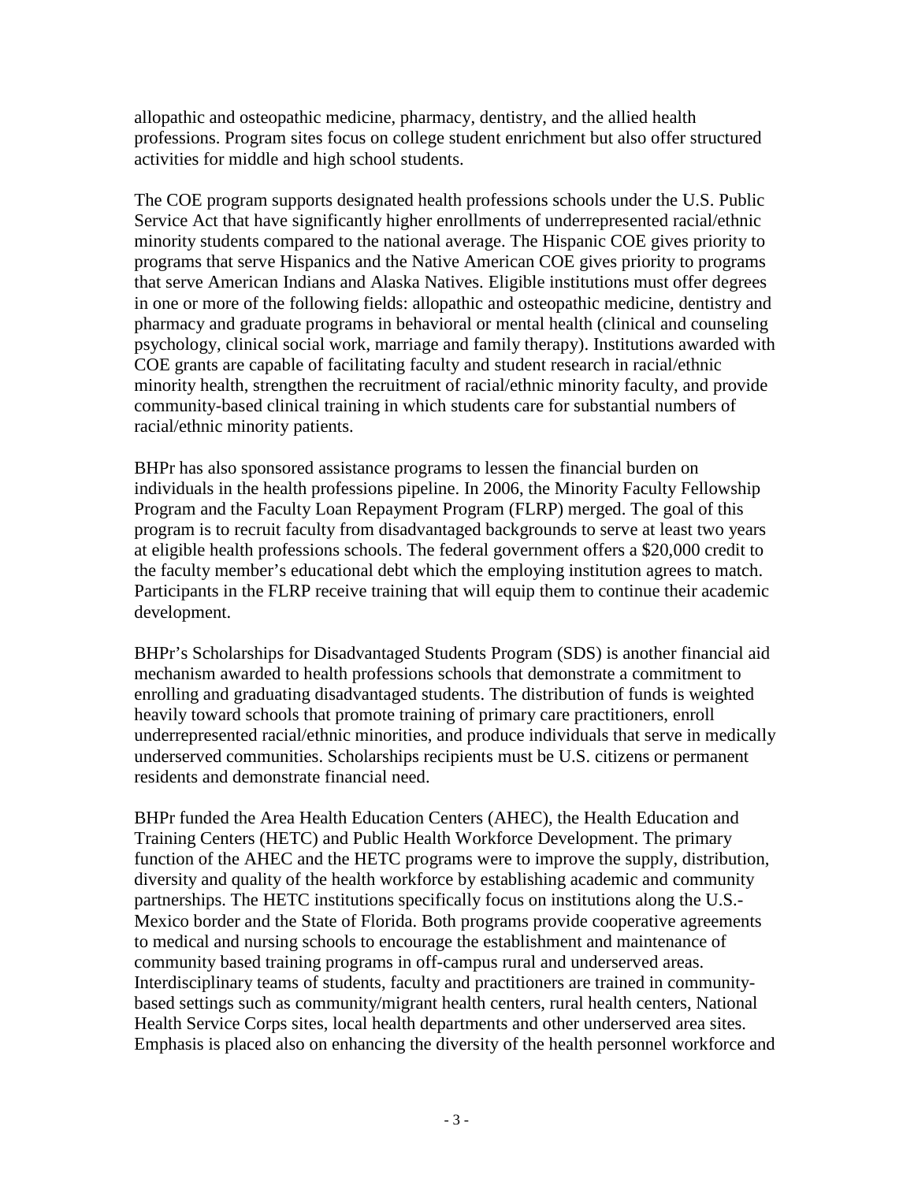allopathic and osteopathic medicine, pharmacy, dentistry, and the allied health professions. Program sites focus on college student enrichment but also offer structured activities for middle and high school students.

The COE program supports designated health professions schools under the U.S. Public Service Act that have significantly higher enrollments of underrepresented racial/ethnic minority students compared to the national average. The Hispanic COE gives priority to programs that serve Hispanics and the Native American COE gives priority to programs that serve American Indians and Alaska Natives. Eligible institutions must offer degrees in one or more of the following fields: allopathic and osteopathic medicine, dentistry and pharmacy and graduate programs in behavioral or mental health (clinical and counseling psychology, clinical social work, marriage and family therapy). Institutions awarded with COE grants are capable of facilitating faculty and student research in racial/ethnic minority health, strengthen the recruitment of racial/ethnic minority faculty, and provide community-based clinical training in which students care for substantial numbers of racial/ethnic minority patients.

BHPr has also sponsored assistance programs to lessen the financial burden on individuals in the health professions pipeline. In 2006, the Minority Faculty Fellowship Program and the Faculty Loan Repayment Program (FLRP) merged. The goal of this program is to recruit faculty from disadvantaged backgrounds to serve at least two years at eligible health professions schools. The federal government offers a $20,000 credit to the faculty member's educational debt which the employing institution agrees to match. Participants in the FLRP receive training that will equip them to continue their academic development.

BHPr's Scholarships for Disadvantaged Students Program (SDS) is another financial aid mechanism awarded to health professions schools that demonstrate a commitment to enrolling and graduating disadvantaged students. The distribution of funds is weighted heavily toward schools that promote training of primary care practitioners, enroll underrepresented racial/ethnic minorities, and produce individuals that serve in medically underserved communities. Scholarships recipients must be U.S. citizens or permanent residents and demonstrate financial need.

BHPr funded the Area Health Education Centers (AHEC), the Health Education and Training Centers (HETC) and Public Health Workforce Development. The primary function of the AHEC and the HETC programs were to improve the supply, distribution, diversity and quality of the health workforce by establishing academic and community partnerships. The HETC institutions specifically focus on institutions along the U.S.-Mexico border and the State of Florida. Both programs provide cooperative agreements to medical and nursing schools to encourage the establishment and maintenance of community based training programs in off-campus rural and underserved areas. Interdisciplinary teams of students, faculty and practitioners are trained in community-based settings such as community/migrant health centers, rural health centers, National Health Service Corps sites, local health departments and other underserved area sites. Emphasis is placed also on enhancing the diversity of the health personnel workforce and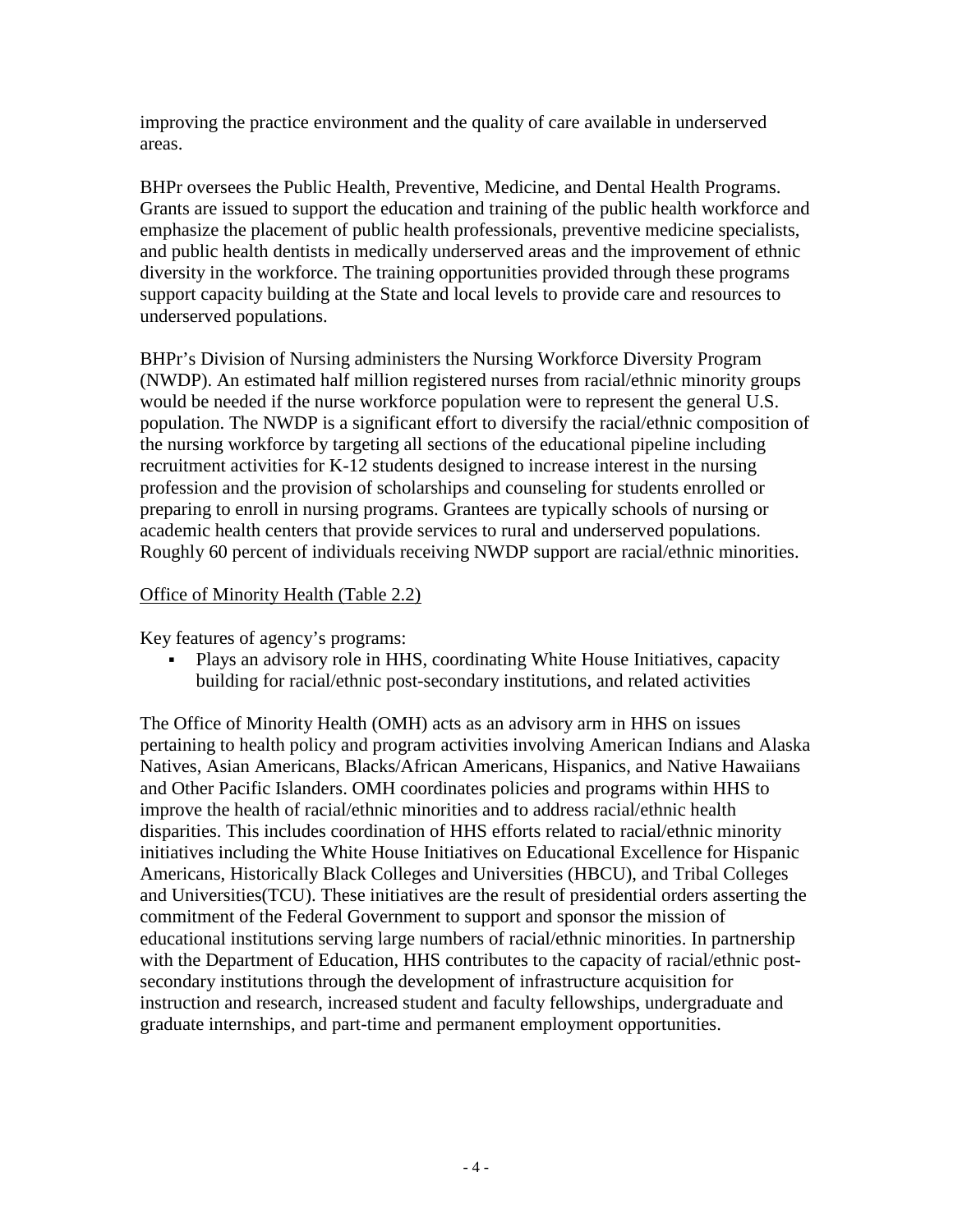improving the practice environment and the quality of care available in underserved areas.

BHPr oversees the Public Health, Preventive, Medicine, and Dental Health Programs. Grants are issued to support the education and training of the public health workforce and emphasize the placement of public health professionals, preventive medicine specialists, and public health dentists in medically underserved areas and the improvement of ethnic diversity in the workforce. The training opportunities provided through these programs support capacity building at the State and local levels to provide care and resources to underserved populations.

BHPr's Division of Nursing administers the Nursing Workforce Diversity Program (NWDP). An estimated half million registered nurses from racial/ethnic minority groups would be needed if the nurse workforce population were to represent the general U.S. population. The NWDP is a significant effort to diversify the racial/ethnic composition of the nursing workforce by targeting all sections of the educational pipeline including recruitment activities for K-12 students designed to increase interest in the nursing profession and the provision of scholarships and counseling for students enrolled or preparing to enroll in nursing programs. Grantees are typically schools of nursing or academic health centers that provide services to rural and underserved populations. Roughly 60 percent of individuals receiving NWDP support are racial/ethnic minorities.

<u>Office of Minority Health (Table 2.2)</u>

Key features of agency's programs:

- Plays an advisory role in HHS, coordinating White House Initiatives, capacity building for racial/ethnic post-secondary institutions, and related activities

The Office of Minority Health (OMH) acts as an advisory arm in HHS on issues pertaining to health policy and program activities involving American Indians and Alaska Natives, Asian Americans, Blacks/African Americans, Hispanics, and Native Hawaiians and Other Pacific Islanders. OMH coordinates policies and programs within HHS to improve the health of racial/ethnic minorities and to address racial/ethnic health disparities. This includes coordination of HHS efforts related to racial/ethnic minority initiatives including the White House Initiatives on Educational Excellence for Hispanic Americans, Historically Black Colleges and Universities (HBCU), and Tribal Colleges and Universities(TCU). These initiatives are the result of presidential orders asserting the commitment of the Federal Government to support and sponsor the mission of educational institutions serving large numbers of racial/ethnic minorities. In partnership with the Department of Education, HHS contributes to the capacity of racial/ethnic post-secondary institutions through the development of infrastructure acquisition for instruction and research, increased student and faculty fellowships, undergraduate and graduate internships, and part-time and permanent employment opportunities.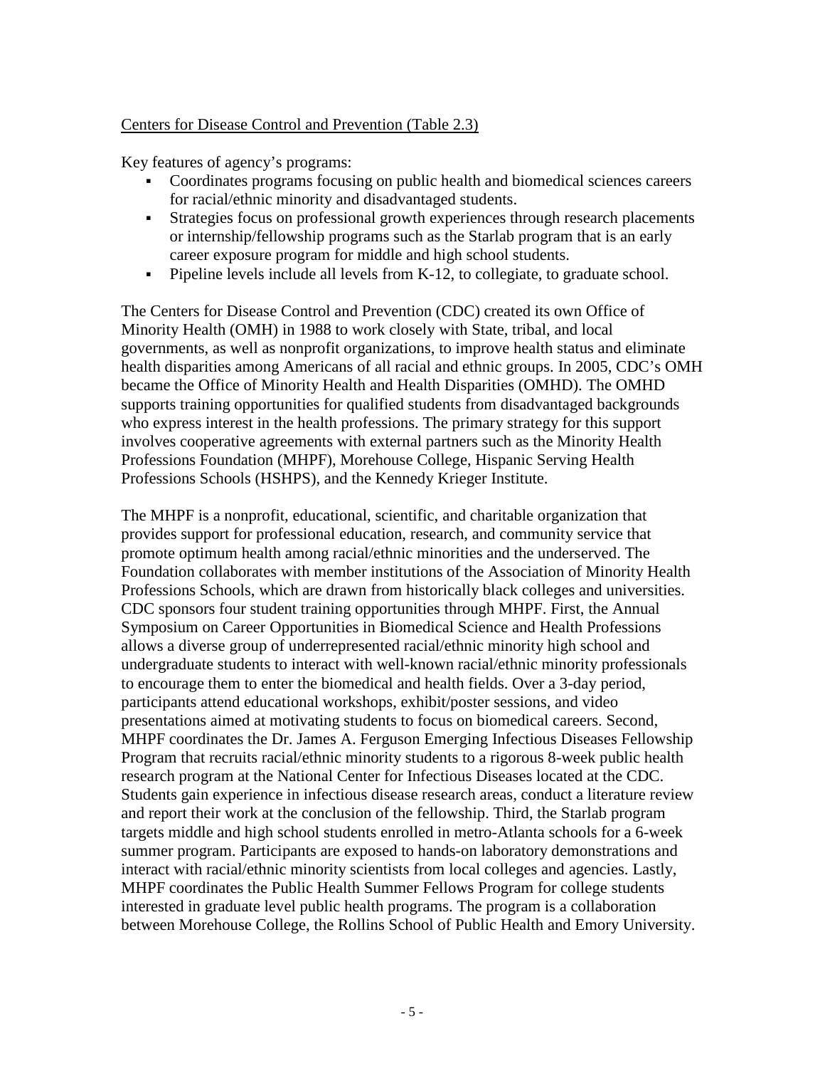Centers for Disease Control and Prevention (Table 2.3)

Key features of agency's programs:

- Coordinates programs focusing on public health and biomedical sciences careers for racial/ethnic minority and disadvantaged students.
- Strategies focus on professional growth experiences through research placements or internship/fellowship programs such as the Starlab program that is an early career exposure program for middle and high school students.
- Pipeline levels include all levels from K-12, to collegiate, to graduate school.

The Centers for Disease Control and Prevention (CDC) created its own Office of Minority Health (OMH) in 1988 to work closely with State, tribal, and local governments, as well as nonprofit organizations, to improve health status and eliminate health disparities among Americans of all racial and ethnic groups. In 2005, CDC's OMH became the Office of Minority Health and Health Disparities (OMHD). The OMHD supports training opportunities for qualified students from disadvantaged backgrounds who express interest in the health professions. The primary strategy for this support involves cooperative agreements with external partners such as the Minority Health Professions Foundation (MHPF), Morehouse College, Hispanic Serving Health Professions Schools (HSHPS), and the Kennedy Krieger Institute.

The MHPF is a nonprofit, educational, scientific, and charitable organization that provides support for professional education, research, and community service that promote optimum health among racial/ethnic minorities and the underserved. The Foundation collaborates with member institutions of the Association of Minority Health Professions Schools, which are drawn from historically black colleges and universities. CDC sponsors four student training opportunities through MHPF. First, the Annual Symposium on Career Opportunities in Biomedical Science and Health Professions allows a diverse group of underrepresented racial/ethnic minority high school and undergraduate students to interact with well-known racial/ethnic minority professionals to encourage them to enter the biomedical and health fields. Over a 3-day period, participants attend educational workshops, exhibit/poster sessions, and video presentations aimed at motivating students to focus on biomedical careers. Second, MHPF coordinates the Dr. James A. Ferguson Emerging Infectious Diseases Fellowship Program that recruits racial/ethnic minority students to a rigorous 8-week public health research program at the National Center for Infectious Diseases located at the CDC. Students gain experience in infectious disease research areas, conduct a literature review and report their work at the conclusion of the fellowship. Third, the Starlab program targets middle and high school students enrolled in metro-Atlanta schools for a 6-week summer program. Participants are exposed to hands-on laboratory demonstrations and interact with racial/ethnic minority scientists from local colleges and agencies. Lastly, MHPF coordinates the Public Health Summer Fellows Program for college students interested in graduate level public health programs. The program is a collaboration between Morehouse College, the Rollins School of Public Health and Emory University.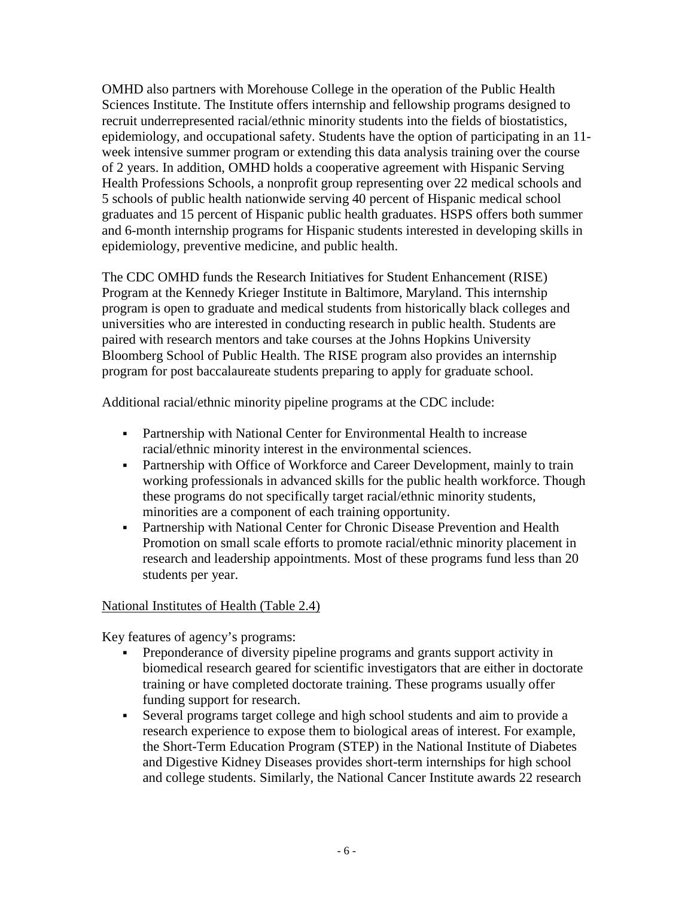OMHD also partners with Morehouse College in the operation of the Public Health Sciences Institute. The Institute offers internship and fellowship programs designed to recruit underrepresented racial/ethnic minority students into the fields of biostatistics, epidemiology, and occupational safety. Students have the option of participating in an 11-week intensive summer program or extending this data analysis training over the course of 2 years. In addition, OMHD holds a cooperative agreement with Hispanic Serving Health Professions Schools, a nonprofit group representing over 22 medical schools and 5 schools of public health nationwide serving 40 percent of Hispanic medical school graduates and 15 percent of Hispanic public health graduates. HSPS offers both summer and 6-month internship programs for Hispanic students interested in developing skills in epidemiology, preventive medicine, and public health.

The CDC OMHD funds the Research Initiatives for Student Enhancement (RISE) Program at the Kennedy Krieger Institute in Baltimore, Maryland. This internship program is open to graduate and medical students from historically black colleges and universities who are interested in conducting research in public health. Students are paired with research mentors and take courses at the Johns Hopkins University Bloomberg School of Public Health. The RISE program also provides an internship program for post baccalaureate students preparing to apply for graduate school.

Additional racial/ethnic minority pipeline programs at the CDC include:

- Partnership with National Center for Environmental Health to increase racial/ethnic minority interest in the environmental sciences.
- Partnership with Office of Workforce and Career Development, mainly to train working professionals in advanced skills for the public health workforce. Though these programs do not specifically target racial/ethnic minority students, minorities are a component of each training opportunity.
- Partnership with National Center for Chronic Disease Prevention and Health Promotion on small scale efforts to promote racial/ethnic minority placement in research and leadership appointments. Most of these programs fund less than 20 students per year.

National Institutes of Health (Table 2.4)

Key features of agency's programs:

- Preponderance of diversity pipeline programs and grants support activity in biomedical research geared for scientific investigators that are either in doctorate training or have completed doctorate training. These programs usually offer funding support for research.
- Several programs target college and high school students and aim to provide a research experience to expose them to biological areas of interest. For example, the Short-Term Education Program (STEP) in the National Institute of Diabetes and Digestive Kidney Diseases provides short-term internships for high school and college students. Similarly, the National Cancer Institute awards 22 research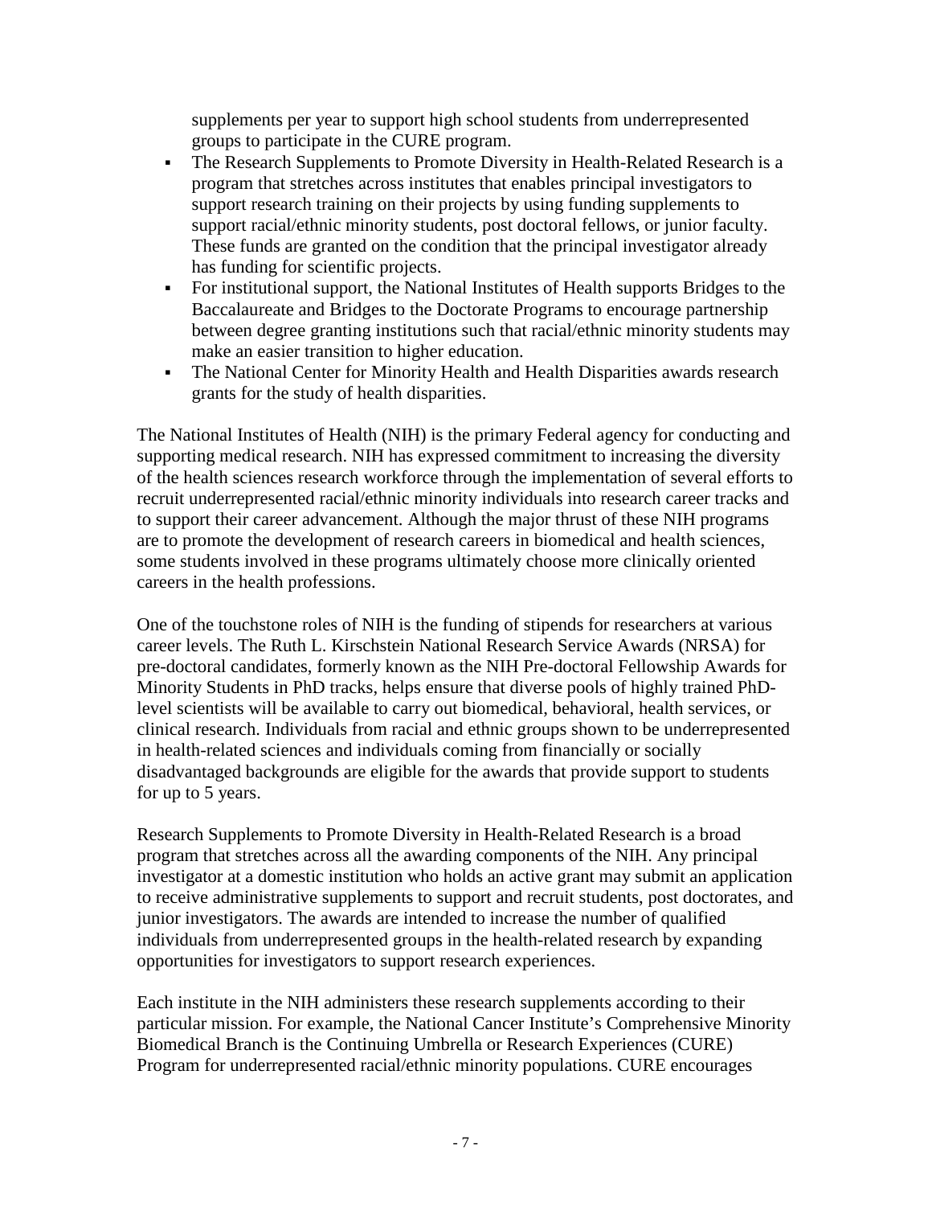supplements per year to support high school students from underrepresented groups to participate in the CURE program.

- The Research Supplements to Promote Diversity in Health-Related Research is a program that stretches across institutes that enables principal investigators to support research training on their projects by using funding supplements to support racial/ethnic minority students, post doctoral fellows, or junior faculty. These funds are granted on the condition that the principal investigator already has funding for scientific projects.
- For institutional support, the National Institutes of Health supports Bridges to the Baccalaureate and Bridges to the Doctorate Programs to encourage partnership between degree granting institutions such that racial/ethnic minority students may make an easier transition to higher education.
- The National Center for Minority Health and Health Disparities awards research grants for the study of health disparities.

The National Institutes of Health (NIH) is the primary Federal agency for conducting and supporting medical research. NIH has expressed commitment to increasing the diversity of the health sciences research workforce through the implementation of several efforts to recruit underrepresented racial/ethnic minority individuals into research career tracks and to support their career advancement. Although the major thrust of these NIH programs are to promote the development of research careers in biomedical and health sciences, some students involved in these programs ultimately choose more clinically oriented careers in the health professions.

One of the touchstone roles of NIH is the funding of stipends for researchers at various career levels. The Ruth L. Kirschstein National Research Service Awards (NRSA) for pre-doctoral candidates, formerly known as the NIH Pre-doctoral Fellowship Awards for Minority Students in PhD tracks, helps ensure that diverse pools of highly trained PhD-level scientists will be available to carry out biomedical, behavioral, health services, or clinical research. Individuals from racial and ethnic groups shown to be underrepresented in health-related sciences and individuals coming from financially or socially disadvantaged backgrounds are eligible for the awards that provide support to students for up to 5 years.

Research Supplements to Promote Diversity in Health-Related Research is a broad program that stretches across all the awarding components of the NIH. Any principal investigator at a domestic institution who holds an active grant may submit an application to receive administrative supplements to support and recruit students, post doctorates, and junior investigators. The awards are intended to increase the number of qualified individuals from underrepresented groups in the health-related research by expanding opportunities for investigators to support research experiences.

Each institute in the NIH administers these research supplements according to their particular mission. For example, the National Cancer Institute's Comprehensive Minority Biomedical Branch is the Continuing Umbrella or Research Experiences (CURE) Program for underrepresented racial/ethnic minority populations. CURE encourages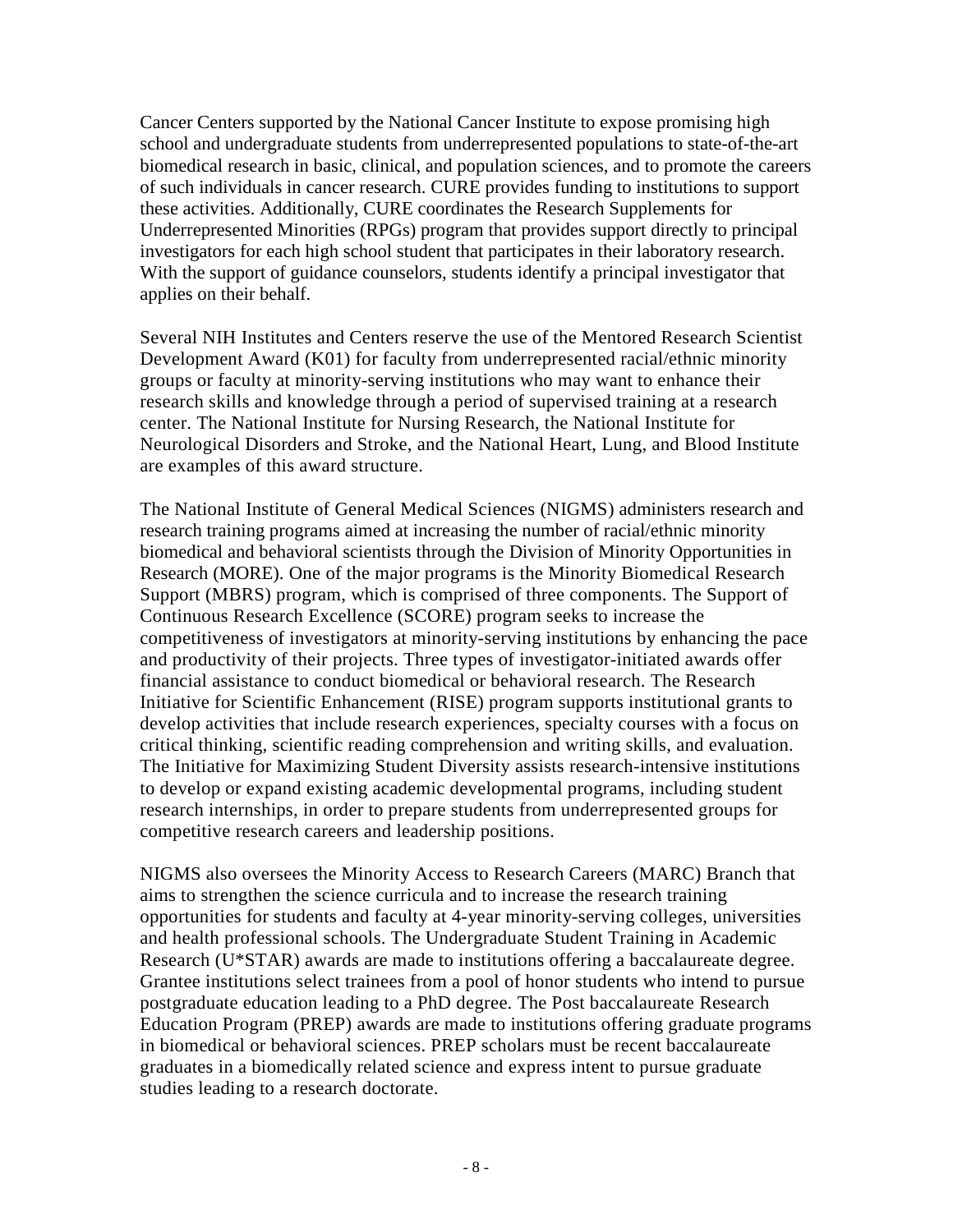Cancer Centers supported by the National Cancer Institute to expose promising high school and undergraduate students from underrepresented populations to state-of-the-art biomedical research in basic, clinical, and population sciences, and to promote the careers of such individuals in cancer research. CURE provides funding to institutions to support these activities. Additionally, CURE coordinates the Research Supplements for Underrepresented Minorities (RPGs) program that provides support directly to principal investigators for each high school student that participates in their laboratory research. With the support of guidance counselors, students identify a principal investigator that applies on their behalf.

Several NIH Institutes and Centers reserve the use of the Mentored Research Scientist Development Award (K01) for faculty from underrepresented racial/ethnic minority groups or faculty at minority-serving institutions who may want to enhance their research skills and knowledge through a period of supervised training at a research center. The National Institute for Nursing Research, the National Institute for Neurological Disorders and Stroke, and the National Heart, Lung, and Blood Institute are examples of this award structure.

The National Institute of General Medical Sciences (NIGMS) administers research and research training programs aimed at increasing the number of racial/ethnic minority biomedical and behavioral scientists through the Division of Minority Opportunities in Research (MORE). One of the major programs is the Minority Biomedical Research Support (MBRS) program, which is comprised of three components. The Support of Continuous Research Excellence (SCORE) program seeks to increase the competitiveness of investigators at minority-serving institutions by enhancing the pace and productivity of their projects. Three types of investigator-initiated awards offer financial assistance to conduct biomedical or behavioral research. The Research Initiative for Scientific Enhancement (RISE) program supports institutional grants to develop activities that include research experiences, specialty courses with a focus on critical thinking, scientific reading comprehension and writing skills, and evaluation. The Initiative for Maximizing Student Diversity assists research-intensive institutions to develop or expand existing academic developmental programs, including student research internships, in order to prepare students from underrepresented groups for competitive research careers and leadership positions.

NIGMS also oversees the Minority Access to Research Careers (MARC) Branch that aims to strengthen the science curricula and to increase the research training opportunities for students and faculty at 4-year minority-serving colleges, universities and health professional schools. The Undergraduate Student Training in Academic Research (U*STAR) awards are made to institutions offering a baccalaureate degree. Grantee institutions select trainees from a pool of honor students who intend to pursue postgraduate education leading to a PhD degree. The Post baccalaureate Research Education Program (PREP) awards are made to institutions offering graduate programs in biomedical or behavioral sciences. PREP scholars must be recent baccalaureate graduates in a biomedically related science and express intent to pursue graduate studies leading to a research doctorate.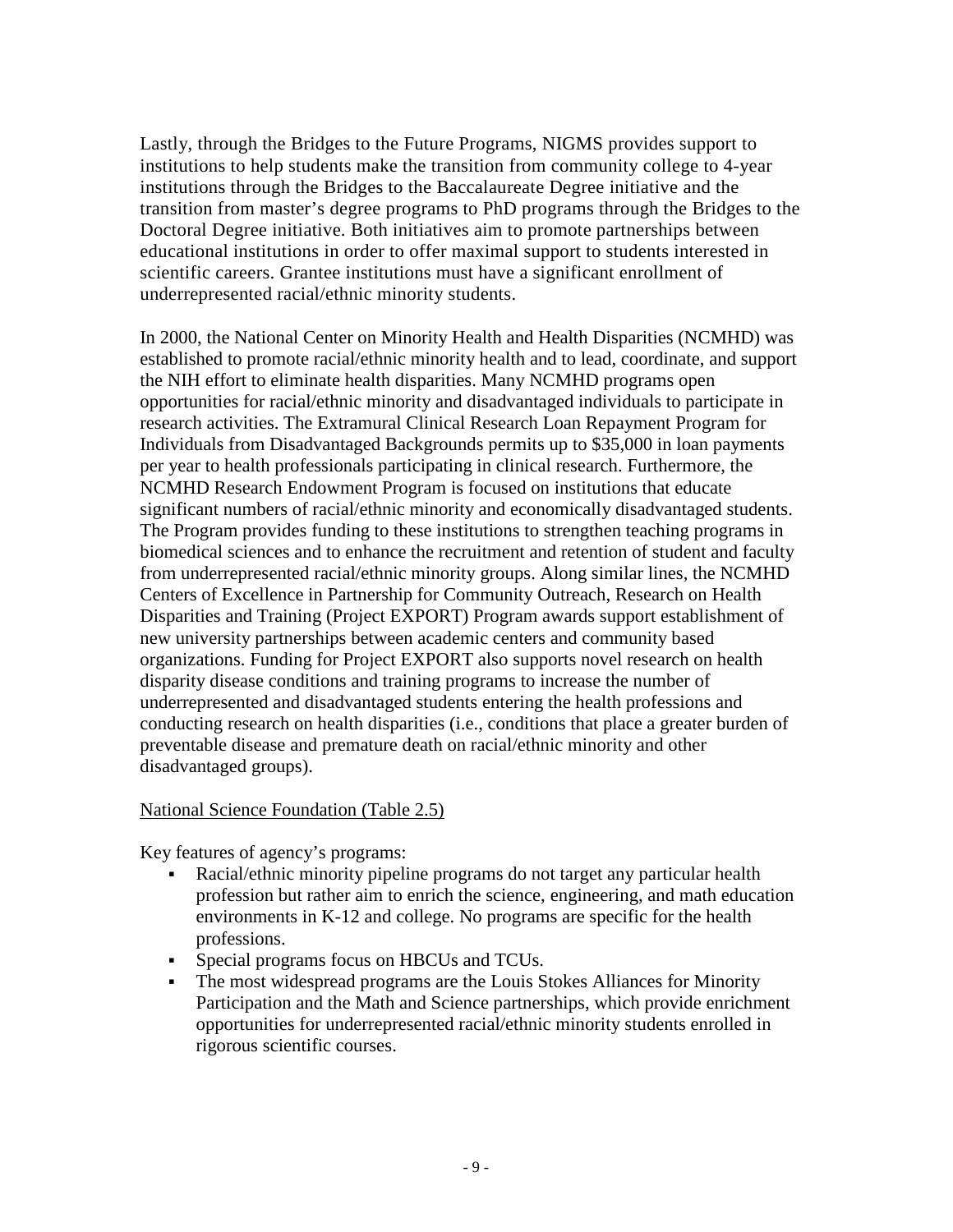Lastly, through the Bridges to the Future Programs, NIGMS provides support to institutions to help students make the transition from community college to 4-year institutions through the Bridges to the Baccalaureate Degree initiative and the transition from master's degree programs to PhD programs through the Bridges to the Doctoral Degree initiative. Both initiatives aim to promote partnerships between educational institutions in order to offer maximal support to students interested in scientific careers. Grantee institutions must have a significant enrollment of underrepresented racial/ethnic minority students.

In 2000, the National Center on Minority Health and Health Disparities (NCMHD) was established to promote racial/ethnic minority health and to lead, coordinate, and support the NIH effort to eliminate health disparities. Many NCMHD programs open opportunities for racial/ethnic minority and disadvantaged individuals to participate in research activities. The Extramural Clinical Research Loan Repayment Program for Individuals from Disadvantaged Backgrounds permits up to $35,000 in loan payments per year to health professionals participating in clinical research. Furthermore, the NCMHD Research Endowment Program is focused on institutions that educate significant numbers of racial/ethnic minority and economically disadvantaged students. The Program provides funding to these institutions to strengthen teaching programs in biomedical sciences and to enhance the recruitment and retention of student and faculty from underrepresented racial/ethnic minority groups. Along similar lines, the NCMHD Centers of Excellence in Partnership for Community Outreach, Research on Health Disparities and Training (Project EXPORT) Program awards support establishment of new university partnerships between academic centers and community based organizations. Funding for Project EXPORT also supports novel research on health disparity disease conditions and training programs to increase the number of underrepresented and disadvantaged students entering the health professions and conducting research on health disparities (i.e., conditions that place a greater burden of preventable disease and premature death on racial/ethnic minority and other disadvantaged groups).

National Science Foundation (Table 2.5)

Key features of agency's programs:

- Racial/ethnic minority pipeline programs do not target any particular health profession but rather aim to enrich the science, engineering, and math education environments in K-12 and college. No programs are specific for the health professions.
- Special programs focus on HBCUs and TCUs.
- The most widespread programs are the Louis Stokes Alliances for Minority Participation and the Math and Science partnerships, which provide enrichment opportunities for underrepresented racial/ethnic minority students enrolled in rigorous scientific courses.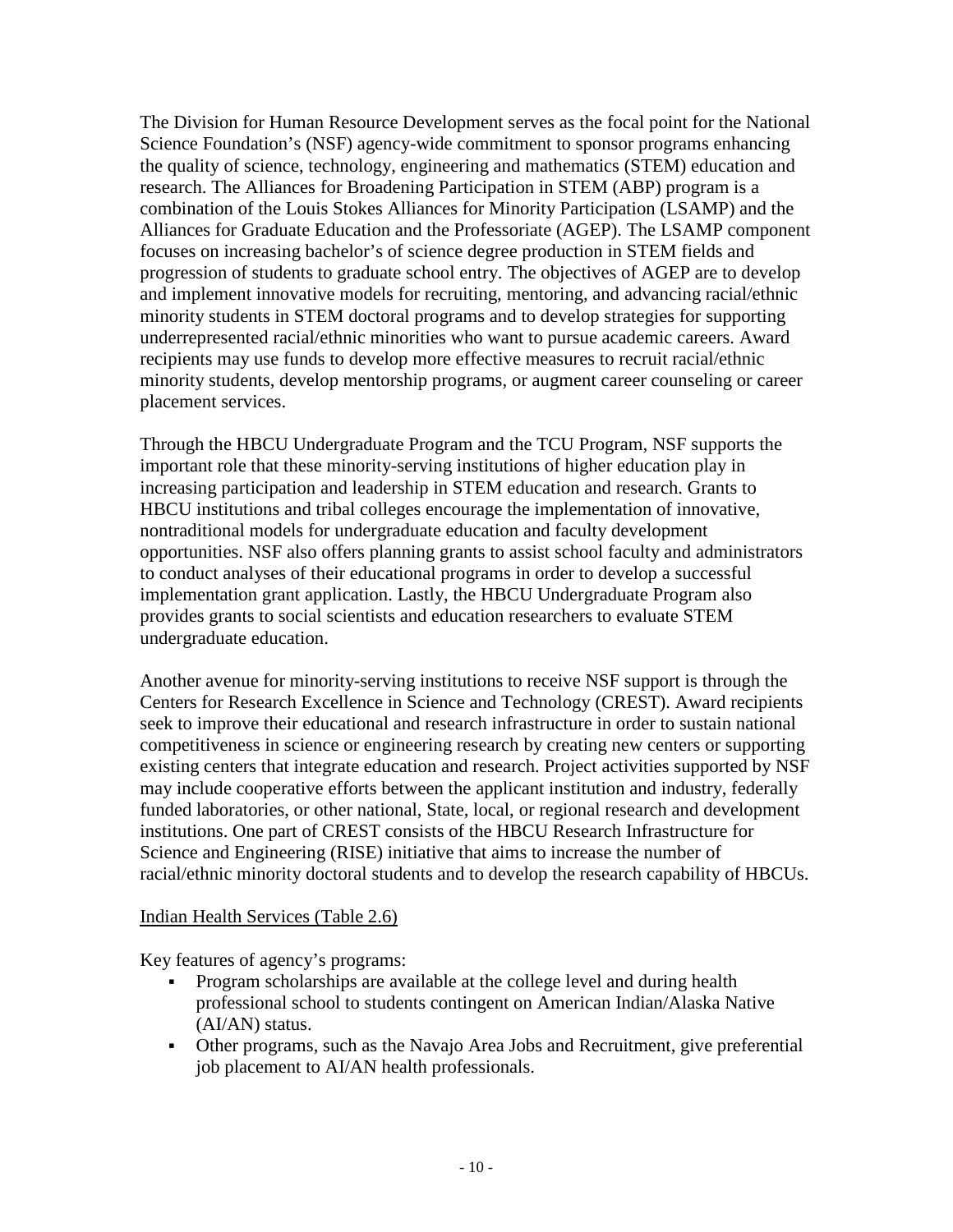The Division for Human Resource Development serves as the focal point for the National Science Foundation's (NSF) agency-wide commitment to sponsor programs enhancing the quality of science, technology, engineering and mathematics (STEM) education and research. The Alliances for Broadening Participation in STEM (ABP) program is a combination of the Louis Stokes Alliances for Minority Participation (LSAMP) and the Alliances for Graduate Education and the Professoriate (AGEP). The LSAMP component focuses on increasing bachelor's of science degree production in STEM fields and progression of students to graduate school entry. The objectives of AGEP are to develop and implement innovative models for recruiting, mentoring, and advancing racial/ethnic minority students in STEM doctoral programs and to develop strategies for supporting underrepresented racial/ethnic minorities who want to pursue academic careers. Award recipients may use funds to develop more effective measures to recruit racial/ethnic minority students, develop mentorship programs, or augment career counseling or career placement services.

Through the HBCU Undergraduate Program and the TCU Program, NSF supports the important role that these minority-serving institutions of higher education play in increasing participation and leadership in STEM education and research. Grants to HBCU institutions and tribal colleges encourage the implementation of innovative, nontraditional models for undergraduate education and faculty development opportunities. NSF also offers planning grants to assist school faculty and administrators to conduct analyses of their educational programs in order to develop a successful implementation grant application. Lastly, the HBCU Undergraduate Program also provides grants to social scientists and education researchers to evaluate STEM undergraduate education.

Another avenue for minority-serving institutions to receive NSF support is through the Centers for Research Excellence in Science and Technology (CREST). Award recipients seek to improve their educational and research infrastructure in order to sustain national competitiveness in science or engineering research by creating new centers or supporting existing centers that integrate education and research. Project activities supported by NSF may include cooperative efforts between the applicant institution and industry, federally funded laboratories, or other national, State, local, or regional research and development institutions. One part of CREST consists of the HBCU Research Infrastructure for Science and Engineering (RISE) initiative that aims to increase the number of racial/ethnic minority doctoral students and to develop the research capability of HBCUs.

Indian Health Services (Table 2.6)

Key features of agency's programs:

- Program scholarships are available at the college level and during health professional school to students contingent on American Indian/Alaska Native (AI/AN) status.
- Other programs, such as the Navajo Area Jobs and Recruitment, give preferential job placement to AI/AN health professionals.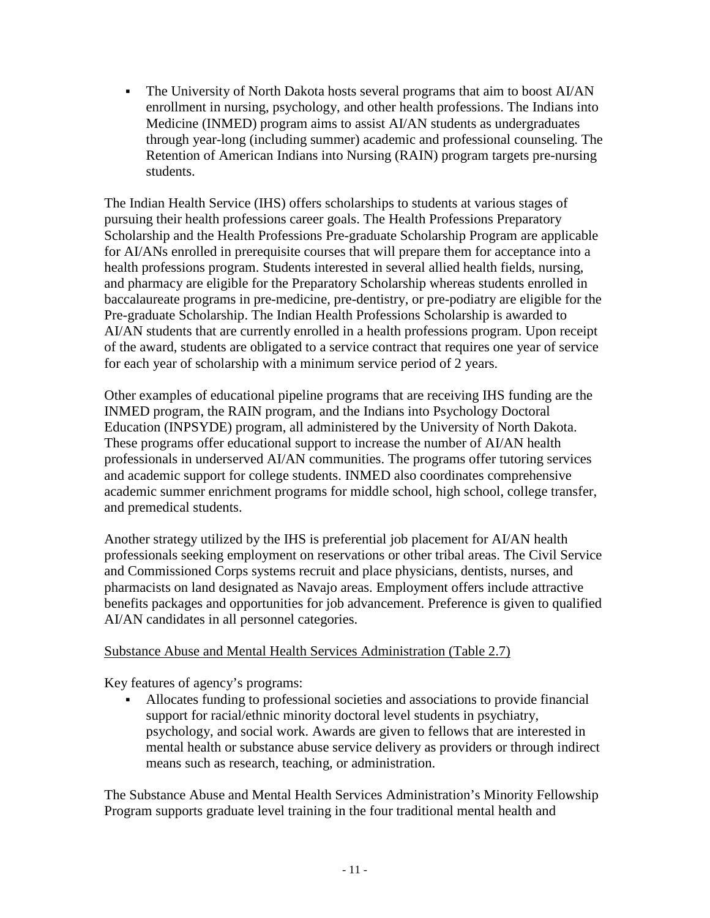- The University of North Dakota hosts several programs that aim to boost AI/AN enrollment in nursing, psychology, and other health professions. The Indians into Medicine (INMED) program aims to assist AI/AN students as undergraduates through year-long (including summer) academic and professional counseling. The Retention of American Indians into Nursing (RAIN) program targets pre-nursing students.

The Indian Health Service (IHS) offers scholarships to students at various stages of pursuing their health professions career goals. The Health Professions Preparatory Scholarship and the Health Professions Pre-graduate Scholarship Program are applicable for AI/ANs enrolled in prerequisite courses that will prepare them for acceptance into a health professions program. Students interested in several allied health fields, nursing, and pharmacy are eligible for the Preparatory Scholarship whereas students enrolled in baccalaureate programs in pre-medicine, pre-dentistry, or pre-podiatry are eligible for the Pre-graduate Scholarship. The Indian Health Professions Scholarship is awarded to AI/AN students that are currently enrolled in a health professions program. Upon receipt of the award, students are obligated to a service contract that requires one year of service for each year of scholarship with a minimum service period of 2 years.

Other examples of educational pipeline programs that are receiving IHS funding are the INMED program, the RAIN program, and the Indians into Psychology Doctoral Education (INPSYDE) program, all administered by the University of North Dakota. These programs offer educational support to increase the number of AI/AN health professionals in underserved AI/AN communities. The programs offer tutoring services and academic support for college students. INMED also coordinates comprehensive academic summer enrichment programs for middle school, high school, college transfer, and premedical students.

Another strategy utilized by the IHS is preferential job placement for AI/AN health professionals seeking employment on reservations or other tribal areas. The Civil Service and Commissioned Corps systems recruit and place physicians, dentists, nurses, and pharmacists on land designated as Navajo areas. Employment offers include attractive benefits packages and opportunities for job advancement. Preference is given to qualified AI/AN candidates in all personnel categories.

<u>Substance Abuse and Mental Health Services Administration (Table 2.7)</u>

Key features of agency's programs:

- Allocates funding to professional societies and associations to provide financial support for racial/ethnic minority doctoral level students in psychiatry, psychology, and social work. Awards are given to fellows that are interested in mental health or substance abuse service delivery as providers or through indirect means such as research, teaching, or administration.

The Substance Abuse and Mental Health Services Administration's Minority Fellowship Program supports graduate level training in the four traditional mental health and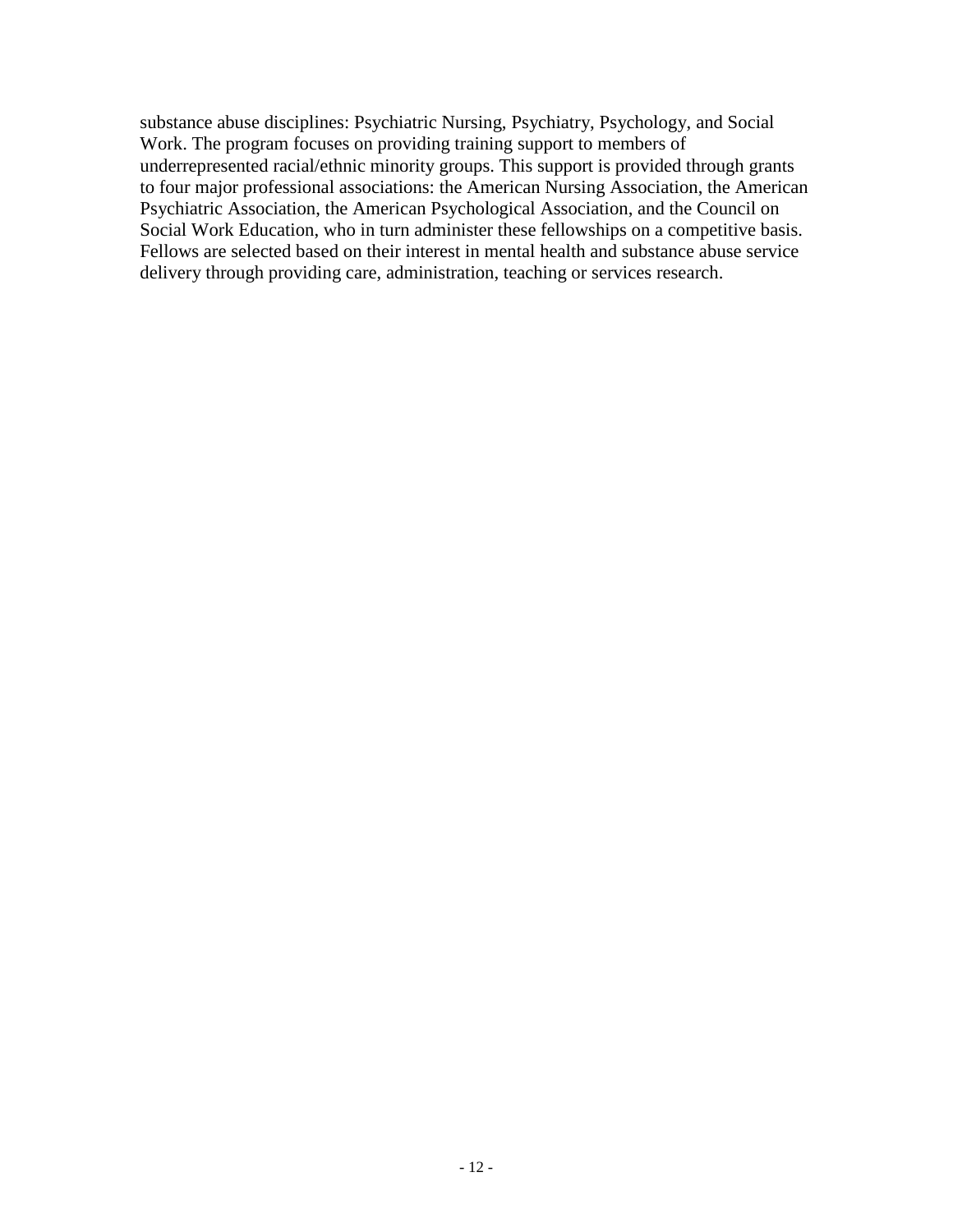substance abuse disciplines: Psychiatric Nursing, Psychiatry, Psychology, and Social Work. The program focuses on providing training support to members of underrepresented racial/ethnic minority groups. This support is provided through grants to four major professional associations: the American Nursing Association, the American Psychiatric Association, the American Psychological Association, and the Council on Social Work Education, who in turn administer these fellowships on a competitive basis. Fellows are selected based on their interest in mental health and substance abuse service delivery through providing care, administration, teaching or services research.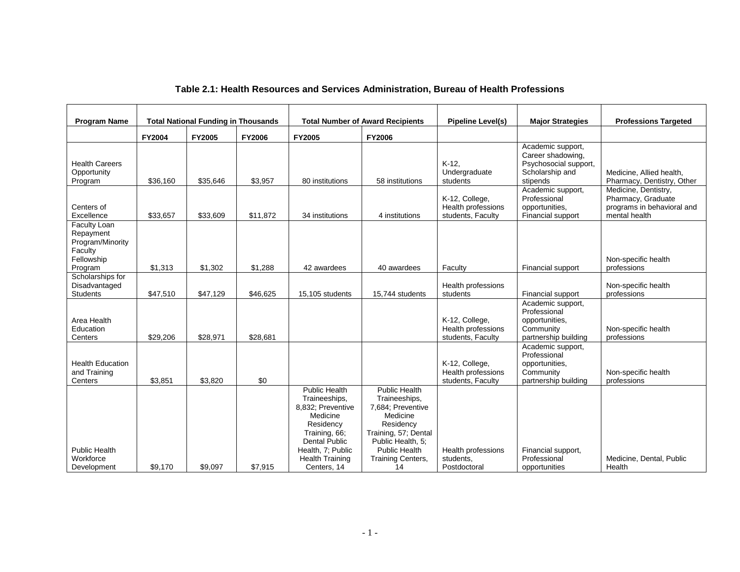**Table 2.1: Health Resources and Services Administration, Bureau of Health Professions**

| Program Name | Total National Funding in Thousands | | | Total Number of Award Recipients | | Pipeline Level(s) | Major Strategies | Professions Targeted |
|---|---|---|---|---|---|---|---|---|
| | FY2004 | FY2005 | FY2006 | FY2005 | FY2006 | | | |
| Health Careers Opportunity Program | $36,160 | $35,646 | $3,957 | 80 institutions | 58 institutions | K-12, Undergraduate students | Academic support, Career shadowing, Psychosocial support, Scholarship and stipends | Medicine, Allied health, Pharmacy, Dentistry, Other |
| Centers of Excellence | $33,657 | $33,609 | $11,872 | 34 institutions | 4 institutions | K-12, College, Health professions students, Faculty | Academic support, Professional opportunities, Financial support | Medicine, Dentistry, Pharmacy, Graduate programs in behavioral and mental health |
| Faculty Loan Repayment Program/Minority Faculty Fellowship Program | $1,313 | $1,302 | $1,288 | 42 awardees | 40 awardees | Faculty | Financial support | Non-specific health professions |
| Scholarships for Disadvantaged Students | $47,510 | $47,129 | $46,625 | 15,105 students | 15,744 students | Health professions students | Financial support | Non-specific health professions |
| Area Health Education Centers | $29,206 | $28,971 | $28,681 | | | K-12, College, Health professions students, Faculty | Academic support, Professional opportunities, Community partnership building | Non-specific health professions |
| Health Education and Training Centers | $3,851 | $3,820 | $0 | | | K-12, College, Health professions students, Faculty | Academic support, Professional opportunities, Community partnership building | Non-specific health professions |
| Public Health Workforce Development | $9,170 | $9,097 | $7,915 | Public Health Traineeships, 8,832; Preventive Medicine Residency Training, 66; Dental Public Health, 7; Public Health Training Centers, 14 | Public Health Traineeships, 7,684; Preventive Medicine Residency Training, 57; Dental Public Health, 5; Public Health Training Centers, 14 | Health professions students, Postdoctoral | Financial support, Professional opportunities | Medicine, Dental, Public Health |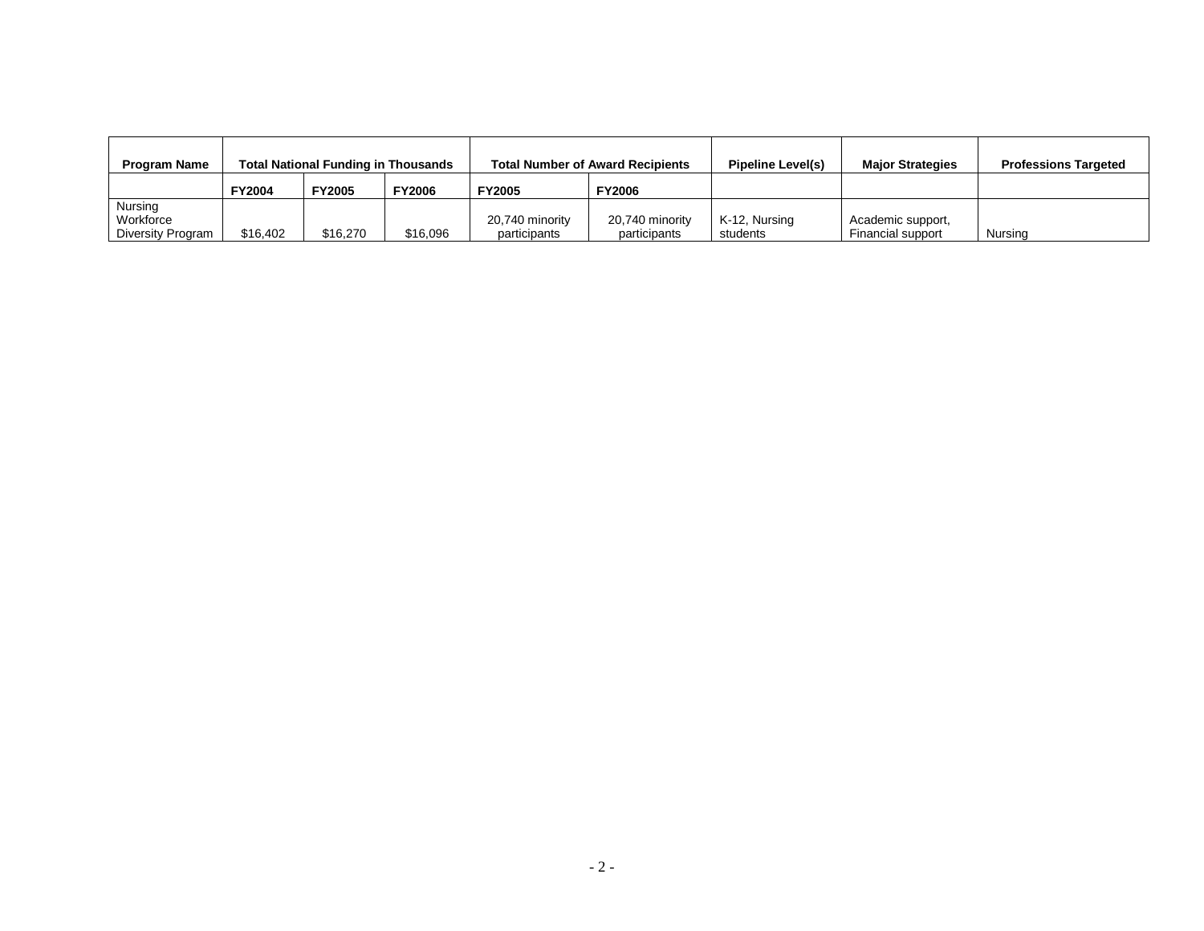| Program Name | Total National Funding in Thousands | | | Total Number of Award Recipients | | Pipeline Level(s) | Major Strategies | Professions Targeted |
|---|---|---|---|---|---|---|---|---|
| | FY2004 | FY2005 | FY2006 | FY2005 | FY2006 | | | |
| Nursing Workforce Diversity Program | $16,402 | $16,270 | $16,096 | 20,740 minority participants | 20,740 minority participants | K-12, Nursing students | Academic support, Financial support | Nursing |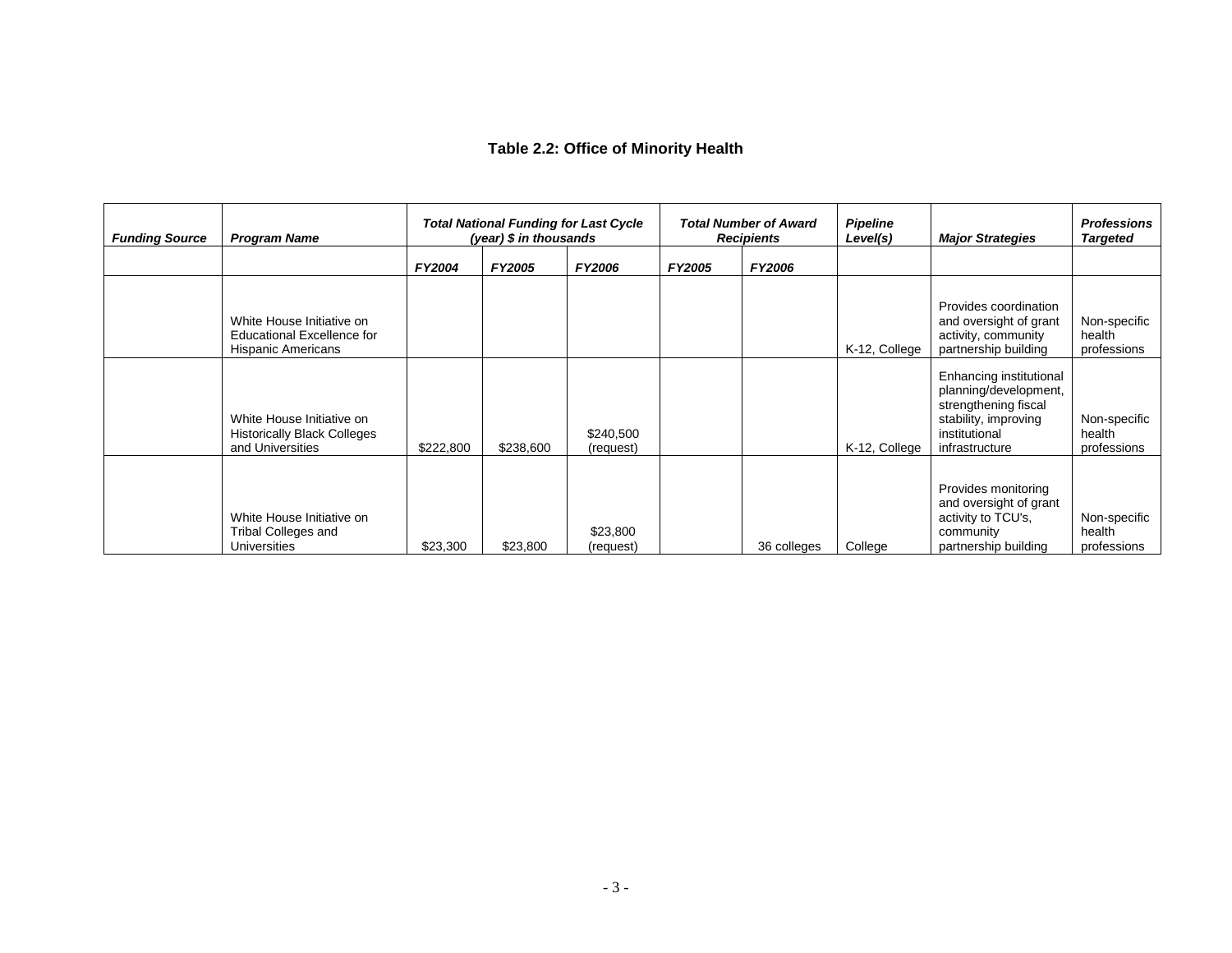**Table 2.2: Office of Minority Health**

| ***Funding Source*** | ***Program Name*** | ***Total National Funding for Last Cycle (year) $ in thousands*** | | | ***Total Number of Award Recipients*** | | ***Pipeline Level(s)*** | ***Major Strategies*** | ***Professions Targeted*** |
|---|---|---|---|---|---|---|---|---|---|
| | | ***FY2004*** | ***FY2005*** | ***FY2006*** | ***FY2005*** | ***FY2006*** | | | |
| | White House Initiative on Educational Excellence for Hispanic Americans | | | | | | K-12, College | Provides coordination and oversight of grant activity, community partnership building | Non-specific health professions |
| | White House Initiative on Historically Black Colleges and Universities | $222,800 | $238,600 | $240,500 (request) | | | K-12, College | Enhancing institutional planning/development, strengthening fiscal stability, improving institutional infrastructure | Non-specific health professions |
| | White House Initiative on Tribal Colleges and Universities | $23,300 | $23,800 | $23,800 (request) | | 36 colleges | College | Provides monitoring and oversight of grant activity to TCU's, community partnership building | Non-specific health professions |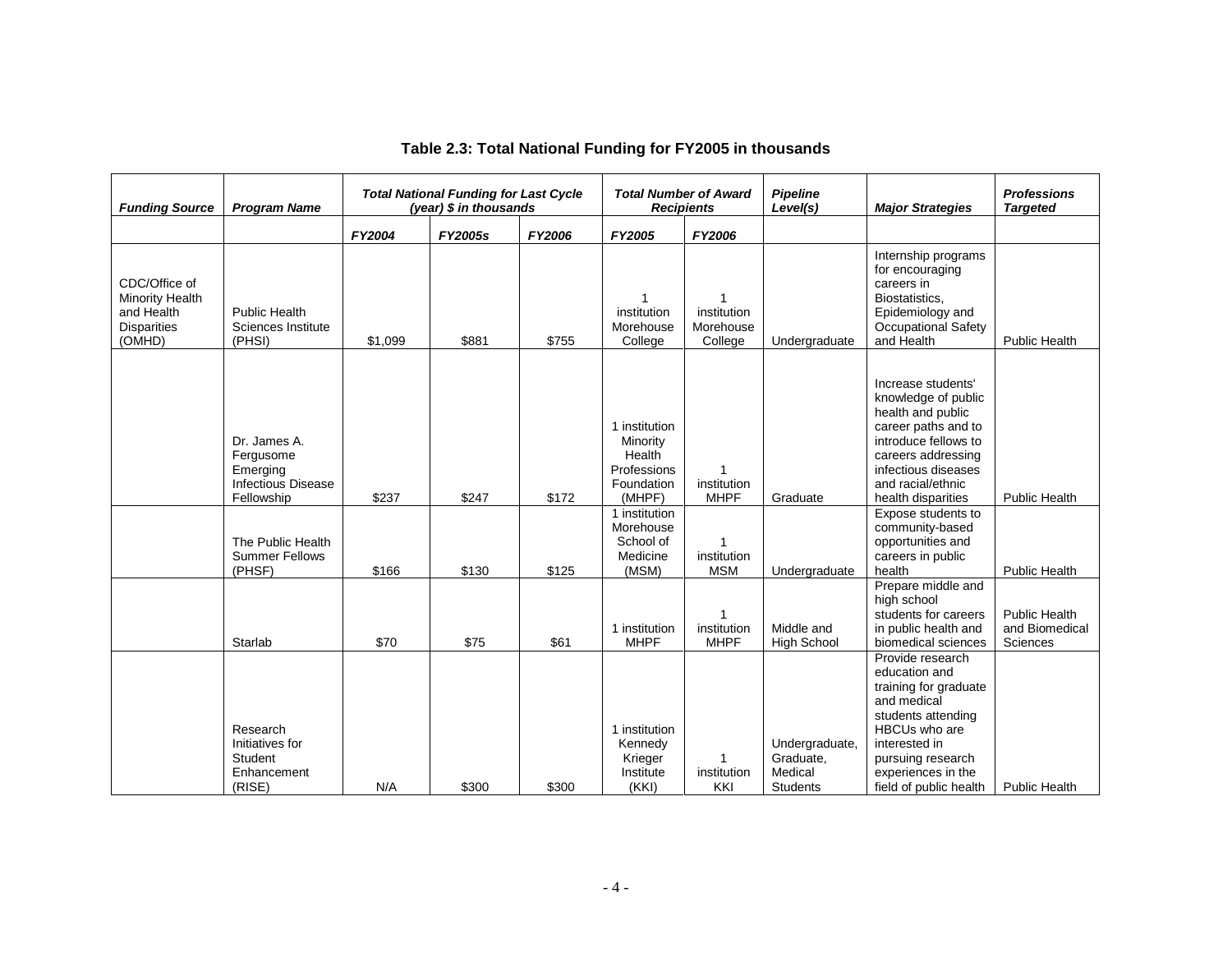## Table 2.3: Total National Funding for FY2005 in thousands

| *Funding Source* | *Program Name* | *Total National Funding for Last Cycle (year) $ in thousands* | | | *Total Number of Award Recipients* | | *Pipeline Level(s)* | *Major Strategies* | *Professions Targeted* |
|---|---|---|---|---|---|---|---|---|---|
| | | *FY2004* | *FY2005s* | *FY2006* | *FY2005* | *FY2006* | | | |
| CDC/Office of Minority Health and Health Disparities (OMHD) | Public Health Sciences Institute (PHSI) | $1,099 | $881 | $755 | 1 institution Morehouse College | 1 institution Morehouse College | Undergraduate | Internship programs for encouraging careers in Biostatistics, Epidemiology and Occupational Safety and Health | Public Health |
| | Dr. James A. Fergusome Emerging Infectious Disease Fellowship | $237 | $247 | $172 | 1 institution Minority Health Professions Foundation (MHPF) | 1 institution MHPF | Graduate | Increase students' knowledge of public health and public career paths and to introduce fellows to careers addressing infectious diseases and racial/ethnic health disparities | Public Health |
| | The Public Health Summer Fellows (PHSF) | $166 | $130 | $125 | 1 institution Morehouse School of Medicine (MSM) | 1 institution MSM | Undergraduate | Expose students to community-based opportunities and careers in public health | Public Health |
| | Starlab | $70 | $75 | $61 | 1 institution MHPF | 1 institution MHPF | Middle and High School | Prepare middle and high school students for careers in public health and biomedical sciences | Public Health and Biomedical Sciences |
| | Research Initiatives for Student Enhancement (RISE) | N/A | $300 | $300 | 1 institution Kennedy Krieger Institute (KKI) | 1 institution KKI | Undergraduate, Graduate, Medical Students | Provide research education and training for graduate and medical students attending HBCUs who are interested in pursuing research experiences in the field of public health | Public Health |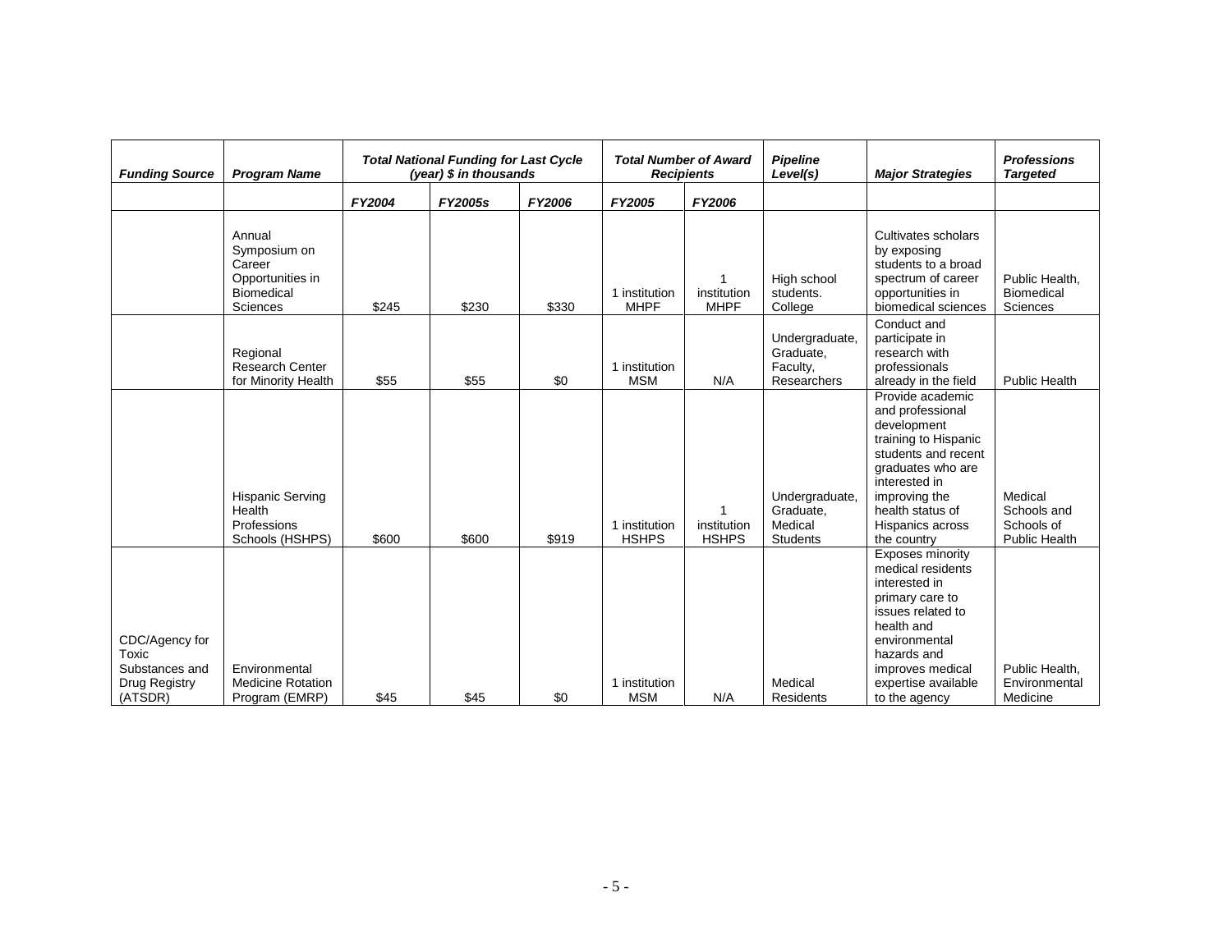| *Funding Source* | *Program Name* | *Total National Funding for Last Cycle (year) $ in thousands* | | | *Total Number of Award Recipients* | | *Pipeline Level(s)* | *Major Strategies* | *Professions Targeted* |
|---|---|---|---|---|---|---|---|---|---|
| | | *FY2004* | *FY2005s* | *FY2006* | *FY2005* | *FY2006* | | | |
| | Annual Symposium on Career Opportunities in Biomedical Sciences | $245 | $230 | $330 | 1 institution MHPF | 1 institution MHPF | High school students. College | Cultivates scholars by exposing students to a broad spectrum of career opportunities in biomedical sciences | Public Health, Biomedical Sciences |
| | Regional Research Center for Minority Health | $55 | $55 | $0 | 1 institution MSM | N/A | Undergraduate, Graduate, Faculty, Researchers | Conduct and participate in research with professionals already in the field | Public Health |
| | Hispanic Serving Health Professions Schools (HSHPS) | $600 | $600 | $919 | 1 institution HSHPS | 1 institution HSHPS | Undergraduate, Graduate, Medical Students | Provide academic and professional development training to Hispanic students and recent graduates who are interested in improving the health status of Hispanics across the country | Medical Schools and Schools of Public Health |
| CDC/Agency for Toxic Substances and Drug Registry (ATSDR) | Environmental Medicine Rotation Program (EMRP) | $45 | $45 | $0 | 1 institution MSM | N/A | Medical Residents | Exposes minority medical residents interested in primary care to issues related to health and environmental hazards and improves medical expertise available to the agency | Public Health, Environmental Medicine |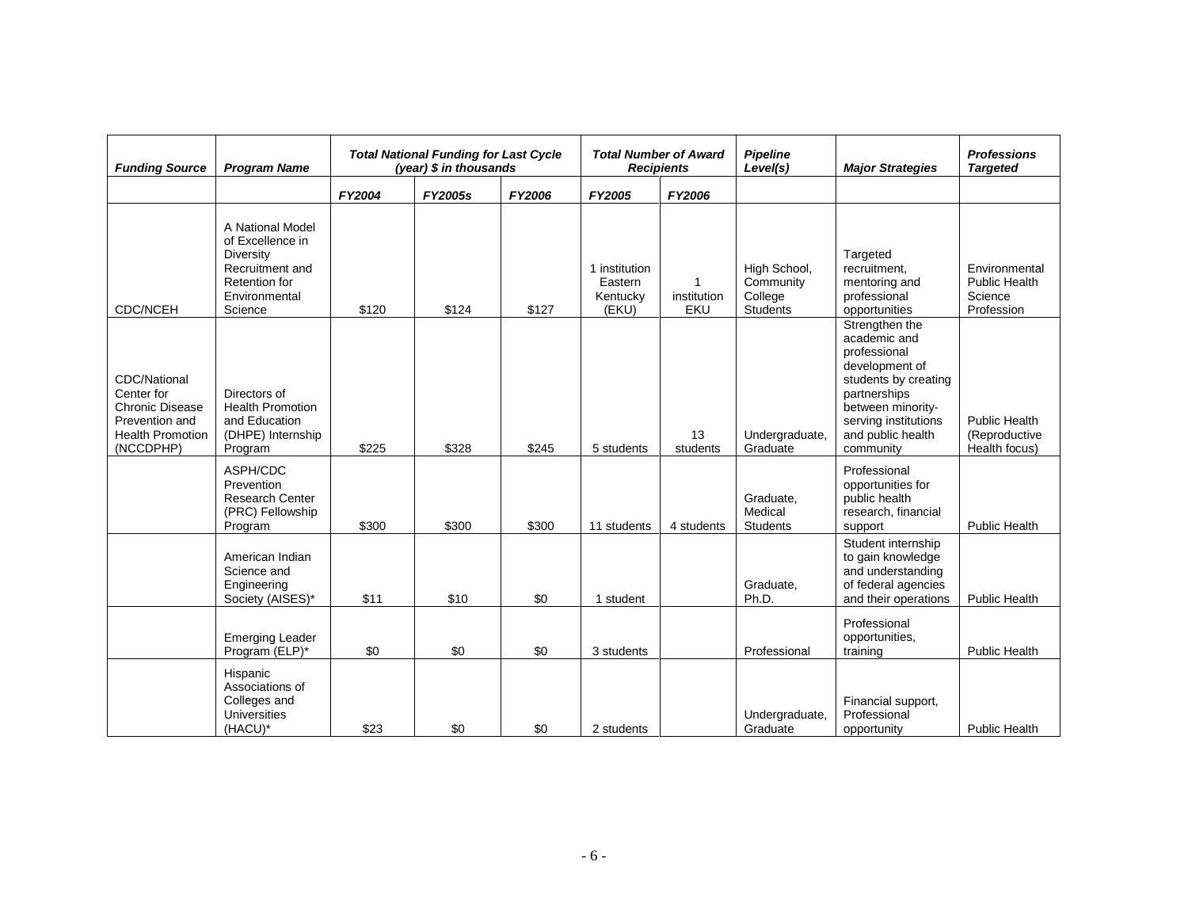| Funding Source | Program Name | Total National Funding for Last Cycle (year) $ in thousands | | | Total Number of Award Recipients | | Pipeline Level(s) | Major Strategies | Professions Targeted |
|---|---|---|---|---|---|---|---|---|---|
| | | FY2004 | FY2005s | FY2006 | FY2005 | FY2006 | | | |
| CDC/NCEH | A National Model of Excellence in Diversity Recruitment and Retention for Environmental Science | $120 | $124 | $127 | 1 institution Eastern Kentucky (EKU) | 1 institution EKU | High School, Community College Students | Targeted recruitment, mentoring and professional opportunities | Environmental Public Health Science Profession |
| CDC/National Center for Chronic Disease Prevention and Health Promotion (NCCDPHP) | Directors of Health Promotion and Education (DHPE) Internship Program | $225 | $328 | $245 | 5 students | 13 students | Undergraduate, Graduate | Strengthen the academic and professional development of students by creating partnerships between minority-serving institutions and public health community | Public Health (Reproductive Health focus) |
| | ASPH/CDC Prevention Research Center (PRC) Fellowship Program | $300 | $300 | $300 | 11 students | 4 students | Graduate, Medical Students | Professional opportunities for public health research, financial support | Public Health |
| | American Indian Science and Engineering Society (AISES)* | $11 | $10 | $0 | 1 student | | Graduate, Ph.D. | Student internship to gain knowledge and understanding of federal agencies and their operations | Public Health |
| | Emerging Leader Program (ELP)* | $0 | $0 | $0 | 3 students | | Professional | Professional opportunities, training | Public Health |
| | Hispanic Associations of Colleges and Universities (HACU)* | $23 | $0 | $0 | 2 students | | Undergraduate, Graduate | Financial support, Professional opportunity | Public Health |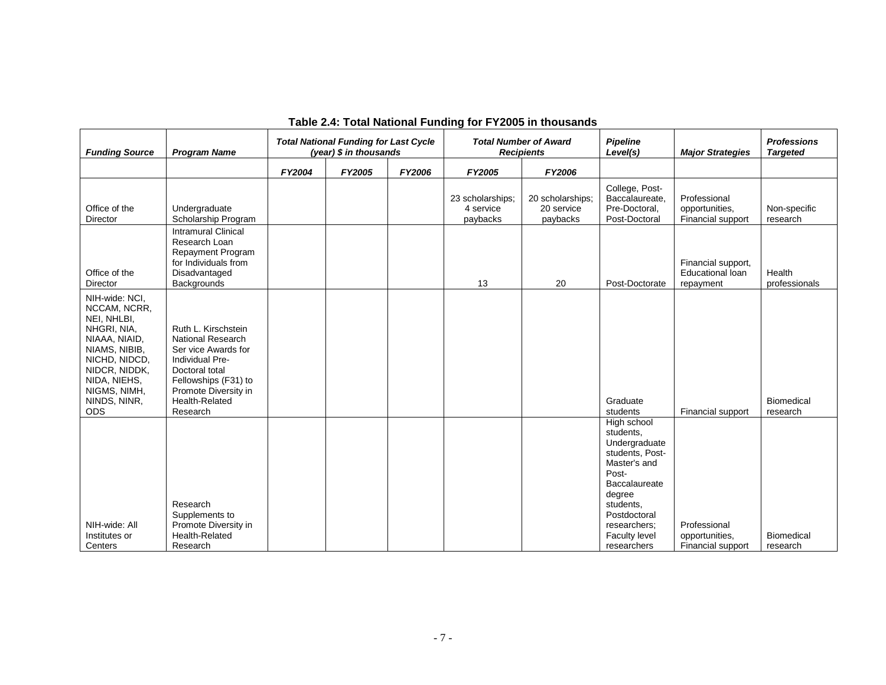**Table 2.4: Total National Funding for FY2005 in thousands**

| *Funding Source* | *Program Name* | *Total National Funding for Last Cycle (year) $ in thousands* | | | *Total Number of Award Recipients* | | *Pipeline Level(s)* | *Major Strategies* | *Professions Targeted* |
|---|---|---|---|---|---|---|---|---|---|
| | | *FY2004* | *FY2005* | *FY2006* | *FY2005* | *FY2006* | | | |
| Office of the Director | Undergraduate Scholarship Program | | | | 23 scholarships; 4 service paybacks | 20 scholarships; 20 service paybacks | College, Post-Baccalaureate, Pre-Doctoral, Post-Doctoral | Professional opportunities, Financial support | Non-specific research |
| Office of the Director | Intramural Clinical Research Loan Repayment Program for Individuals from Disadvantaged Backgrounds | | | | 13 | 20 | Post-Doctorate | Financial support, Educational loan repayment | Health professionals |
| NIH-wide: NCI, NCCAM, NCRR, NEI, NHLBI, NHGRI, NIA, NIAAA, NIAID, NIAMS, NIBIB, NICHD, NIDCD, NIDCR, NIDDK, NIDA, NIEHS, NIGMS, NIMH, NINDS, NINR, ODS | Ruth L. Kirschstein National Research Ser vice Awards for Individual Pre-Doctoral total Fellowships (F31) to Promote Diversity in Health-Related Research | | | | | | Graduate students | Financial support | Biomedical research |
| NIH-wide: All Institutes or Centers | Research Supplements to Promote Diversity in Health-Related Research | | | | | | High school students, Undergraduate students, Post-Master's and Post-Baccalaureate degree students, Postdoctoral researchers; Faculty level researchers | Professional opportunities, Financial support | Biomedical research |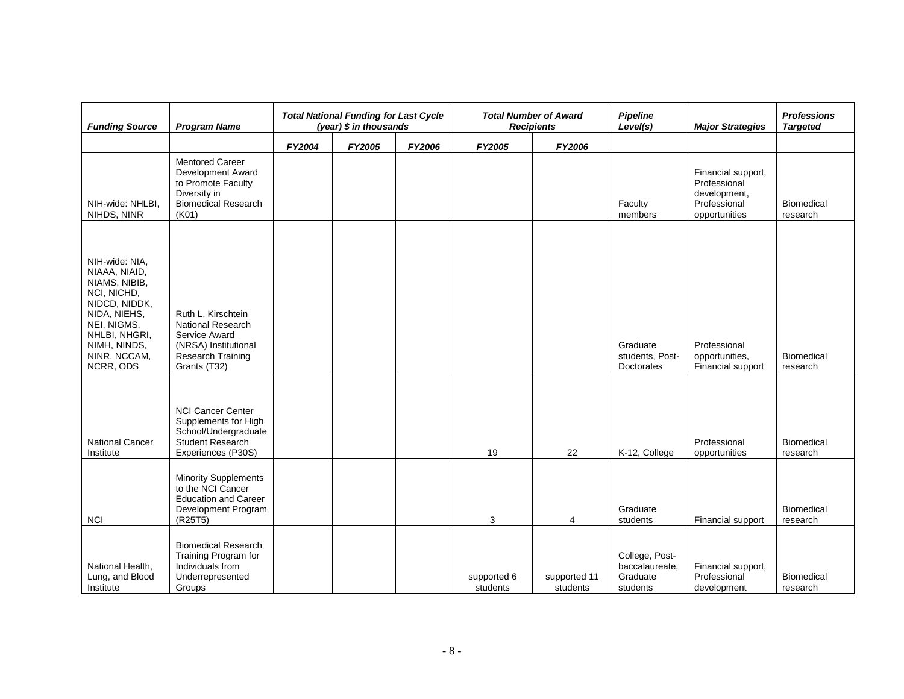| Funding Source | Program Name | Total National Funding for Last Cycle (year) $ in thousands | | | Total Number of Award Recipients | | Pipeline Level(s) | Major Strategies | Professions Targeted |
|---|---|---|---|---|---|---|---|---|---|
| | | FY2004 | FY2005 | FY2006 | FY2005 | FY2006 | | | |
| NIH-wide: NHLBI, NIHDS, NINR | Mentored Career Development Award to Promote Faculty Diversity in Biomedical Research (K01) | | | | | | Faculty members | Financial support, Professional development, Professional opportunities | Biomedical research |
| NIH-wide: NIA, NIAAA, NIAID, NIAMS, NIBIB, NCI, NICHD, NIDCD, NIDDK, NIDA, NIEHS, NEI, NIGMS, NHLBI, NHGRI, NIMH, NINDS, NINR, NCCAM, NCRR, ODS | Ruth L. Kirschtein National Research Service Award (NRSA) Institutional Research Training Grants (T32) | | | | | | Graduate students, Post-Doctorates | Professional opportunities, Financial support | Biomedical research |
| National Cancer Institute | NCI Cancer Center Supplements for High School/Undergraduate Student Research Experiences (P30S) | | | | 19 | 22 | K-12, College | Professional opportunities | Biomedical research |
| NCI | Minority Supplements to the NCI Cancer Education and Career Development Program (R25T5) | | | | 3 | 4 | Graduate students | Financial support | Biomedical research |
| National Health, Lung, and Blood Institute | Biomedical Research Training Program for Individuals from Underrepresented Groups | | | | supported 6 students | supported 11 students | College, Post-baccalaureate, Graduate students | Financial support, Professional development | Biomedical research |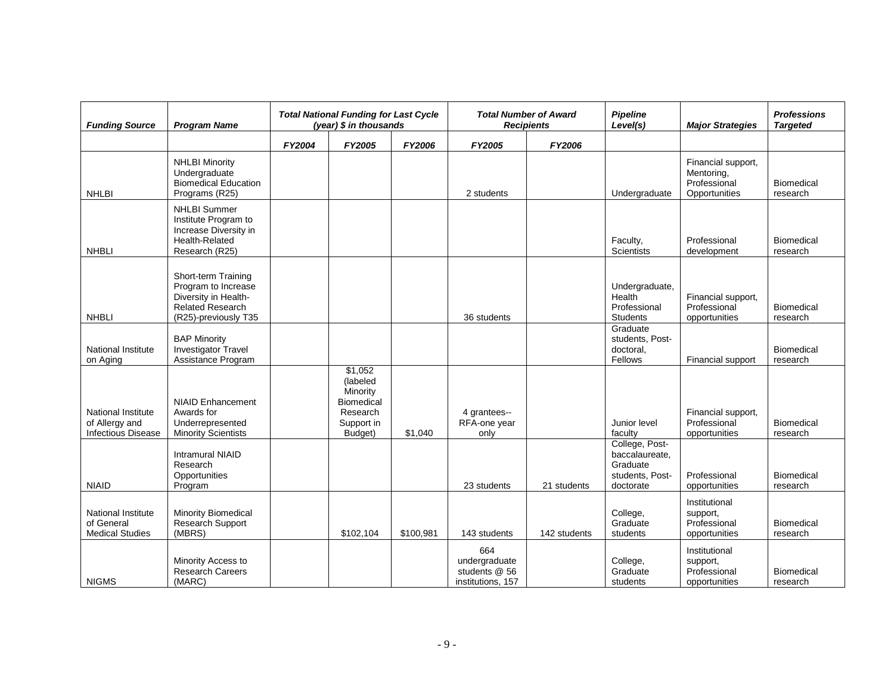| Funding Source | Program Name | Total National Funding for Last Cycle (year) $ in thousands | | | Total Number of Award Recipients | | Pipeline Level(s) | Major Strategies | Professions Targeted |
|---|---|---|---|---|---|---|---|---|---|
| | | FY2004 | FY2005 | FY2006 | FY2005 | FY2006 | | | |
| NHLBI | NHLBI Minority Undergraduate Biomedical Education Programs (R25) | | | | 2 students | | Undergraduate | Financial support, Mentoring, Professional Opportunities | Biomedical research |
| NHBLI | NHLBI Summer Institute Program to Increase Diversity in Health-Related Research (R25) | | | | | | Faculty, Scientists | Professional development | Biomedical research |
| NHBLI | Short-term Training Program to Increase Diversity in Health-Related Research (R25)-previously T35 | | | | 36 students | | Undergraduate, Health Professional Students | Financial support, Professional opportunities | Biomedical research |
| National Institute on Aging | BAP Minority Investigator Travel Assistance Program | | | | | | Graduate students, Post-doctoral, Fellows | Financial support | Biomedical research |
| National Institute of Allergy and Infectious Disease | NIAID Enhancement Awards for Underrepresented Minority Scientists | | $1,052 (labeled Minority Biomedical Research Support in Budget) | $1,040 | 4 grantees--RFA-one year only | | Junior level faculty | Financial support, Professional opportunities | Biomedical research |
| NIAID | Intramural NIAID Research Opportunities Program | | | | 23 students | 21 students | College, Post-baccalaureate, Graduate students, Post-doctorate | Professional opportunities | Biomedical research |
| National Institute of General Medical Studies | Minority Biomedical Research Support (MBRS) | | $102,104 | $100,981 | 143 students | 142 students | College, Graduate students | Institutional support, Professional opportunities | Biomedical research |
| NIGMS | Minority Access to Research Careers (MARC) | | | | 664 undergraduate students @ 56 institutions, 157 | | College, Graduate students | Institutional support, Professional opportunities | Biomedical research |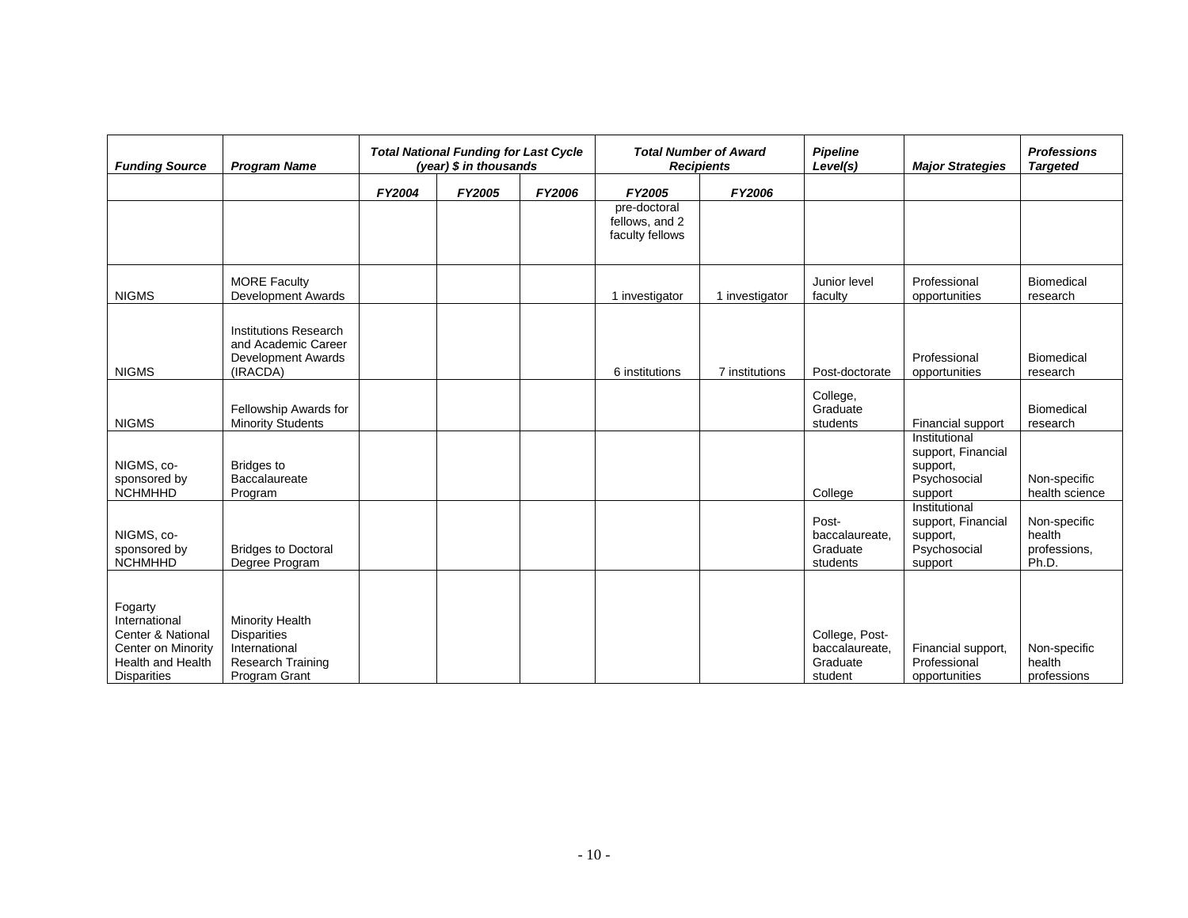| *Funding Source* | *Program Name* | *Total National Funding for Last Cycle (year) $ in thousands* | | | *Total Number of Award Recipients* | | *Pipeline Level(s)* | *Major Strategies* | *Professions Targeted* |
|---|---|---|---|---|---|---|---|---|---|
| | | *FY2004* | *FY2005* | *FY2006* | *FY2005* | *FY2006* | | | |
| | | | | | pre-doctoral fellows, and 2 faculty fellows | | | | |
| NIGMS | MORE Faculty Development Awards | | | | 1 investigator | 1 investigator | Junior level faculty | Professional opportunities | Biomedical research |
| NIGMS | Institutions Research and Academic Career Development Awards (IRACDA) | | | | 6 institutions | 7 institutions | Post-doctorate | Professional opportunities | Biomedical research |
| NIGMS | Fellowship Awards for Minority Students | | | | | | College, Graduate students | Financial support | Biomedical research |
| NIGMS, co-sponsored by NCHMHHD | Bridges to Baccalaureate Program | | | | | | College | Institutional support, Financial support, Psychosocial support | Non-specific health science |
| NIGMS, co-sponsored by NCHMHHD | Bridges to Doctoral Degree Program | | | | | | Post-baccalaureate, Graduate students | Institutional support, Financial support, Psychosocial support | Non-specific health professions, Ph.D. |
| Fogarty International Center & National Center on Minority Health and Health Disparities | Minority Health Disparities International Research Training Program Grant | | | | | | College, Post-baccalaureate, Graduate student | Financial support, Professional opportunities | Non-specific health professions |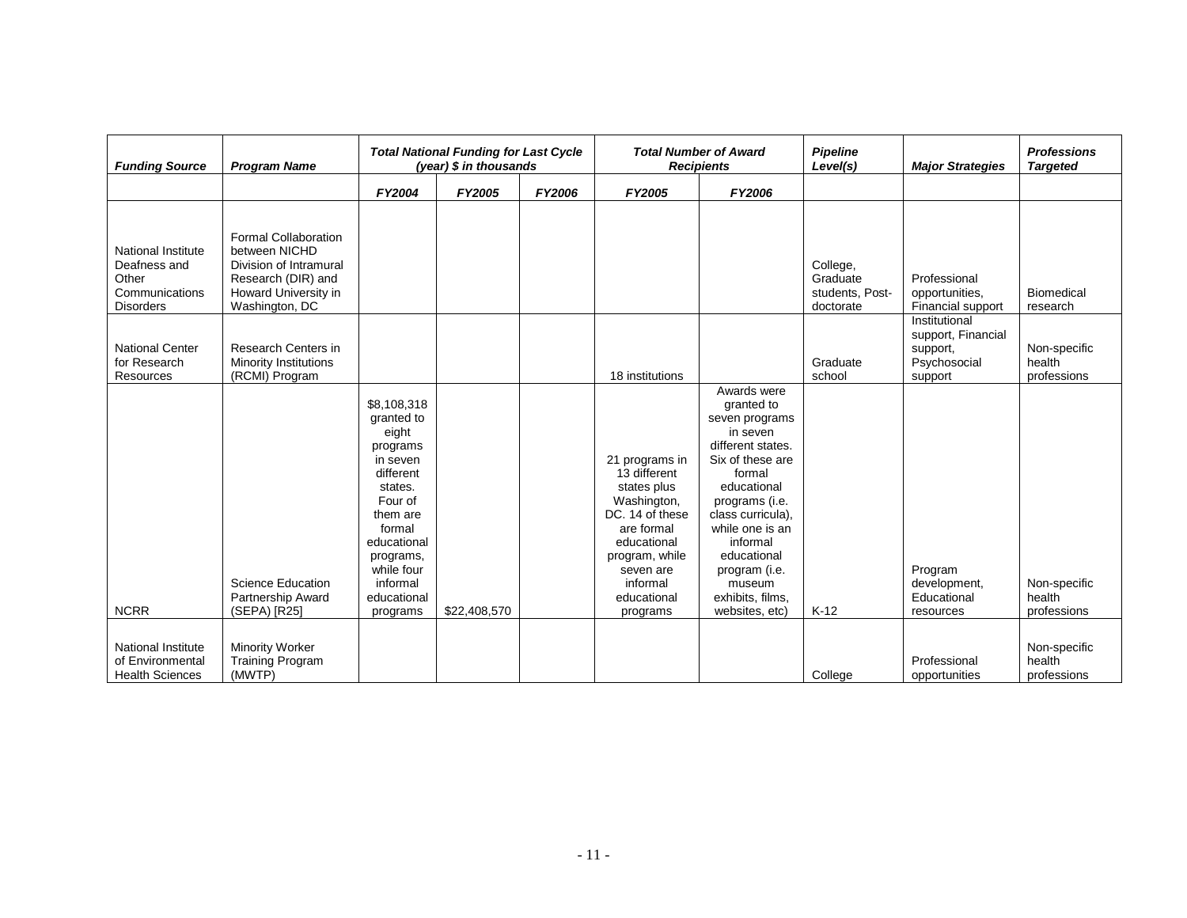| ***Funding Source*** | ***Program Name*** | ***Total National Funding for Last Cycle (year) $ in thousands*** | | | ***Total Number of Award Recipients*** | | ***Pipeline Level(s)*** | ***Major Strategies*** | ***Professions Targeted*** |
|---|---|---|---|---|---|---|---|---|---|
| | | ***FY2004*** | ***FY2005*** | ***FY2006*** | ***FY2005*** | ***FY2006*** | | | |
| National Institute Deafness and Other Communications Disorders | Formal Collaboration between NICHD Division of Intramural Research (DIR) and Howard University in Washington, DC | | | | | | College, Graduate students, Post-doctorate | Professional opportunities, Financial support | Biomedical research |
| National Center for Research Resources | Research Centers in Minority Institutions (RCMI) Program | | | | 18 institutions | | Graduate school | Institutional support, Financial support, Psychosocial support | Non-specific health professions |
| NCRR | Science Education Partnership Award (SEPA) [R25] | $8,108,318 granted to eight programs in seven different states. Four of them are formal educational programs, while four informal educational programs | $22,408,570 | | 21 programs in 13 different states plus Washington, DC. 14 of these are formal educational program, while seven are informal educational programs | Awards were granted to seven programs in seven different states. Six of these are formal educational programs (i.e. class curricula), while one is an informal educational program (i.e. museum exhibits, films, websites, etc) | K-12 | Program development, Educational resources | Non-specific health professions |
| National Institute of Environmental Health Sciences | Minority Worker Training Program (MWTP) | | | | | | College | Professional opportunities | Non-specific health professions |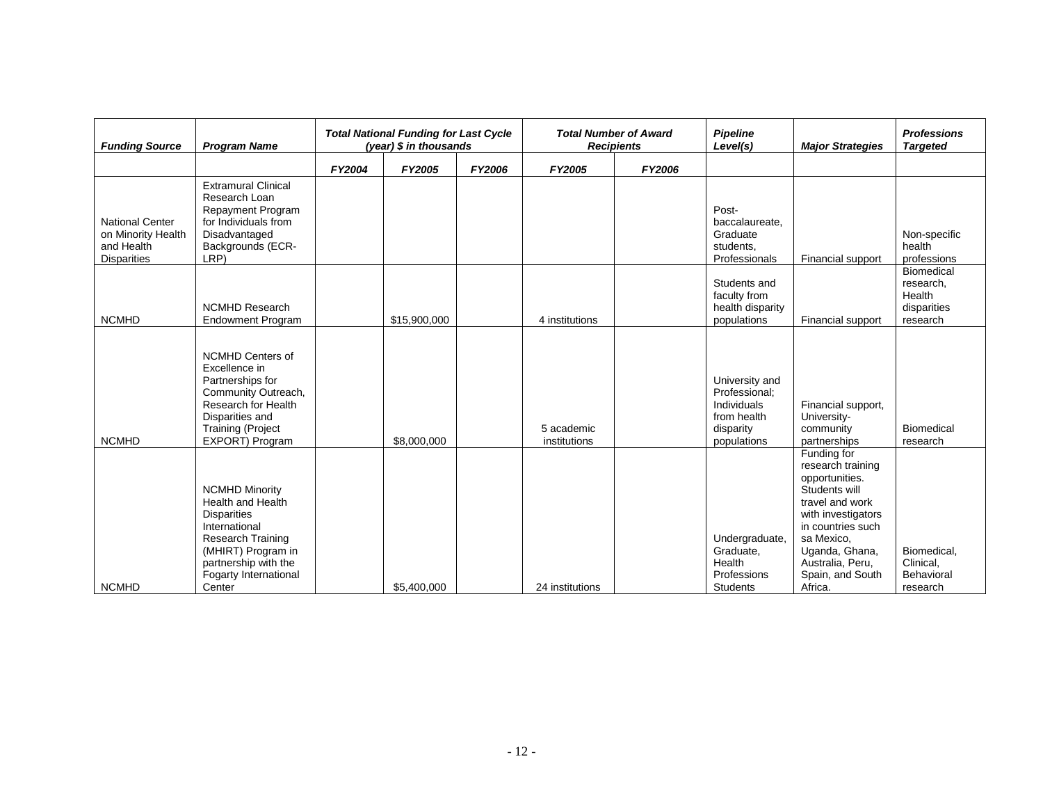| *Funding Source* | *Program Name* | *Total National Funding for Last Cycle (year) $ in thousands* | | | *Total Number of Award Recipients* | | *Pipeline Level(s)* | *Major Strategies* | *Professions Targeted* |
|---|---|---|---|---|---|---|---|---|---|
| | | *FY2004* | *FY2005* | *FY2006* | *FY2005* | *FY2006* | | | |
| National Center on Minority Health and Health Disparities | Extramural Clinical Research Loan Repayment Program for Individuals from Disadvantaged Backgrounds (ECR-LRP) | | | | | | Post-baccalaureate, Graduate students, Professionals | Financial support | Non-specific health professions |
| NCMHD | NCMHD Research Endowment Program | | $15,900,000 | | 4 institutions | | Students and faculty from health disparity populations | Financial support | Biomedical research, Health disparities research |
| NCMHD | NCMHD Centers of Excellence in Partnerships for Community Outreach, Research for Health Disparities and Training (Project EXPORT) Program | | $8,000,000 | | 5 academic institutions | | University and Professional; Individuals from health disparity populations | Financial support, University-community partnerships | Biomedical research |
| NCMHD | NCMHD Minority Health and Health Disparities International Research Training (MHIRT) Program in partnership with the Fogarty International Center | | $5,400,000 | | 24 institutions | | Undergraduate, Graduate, Health Professions Students | Funding for research training opportunities. Students will travel and work with investigators in countries such sa Mexico, Uganda, Ghana, Australia, Peru, Spain, and South Africa. | Biomedical, Clinical, Behavioral research |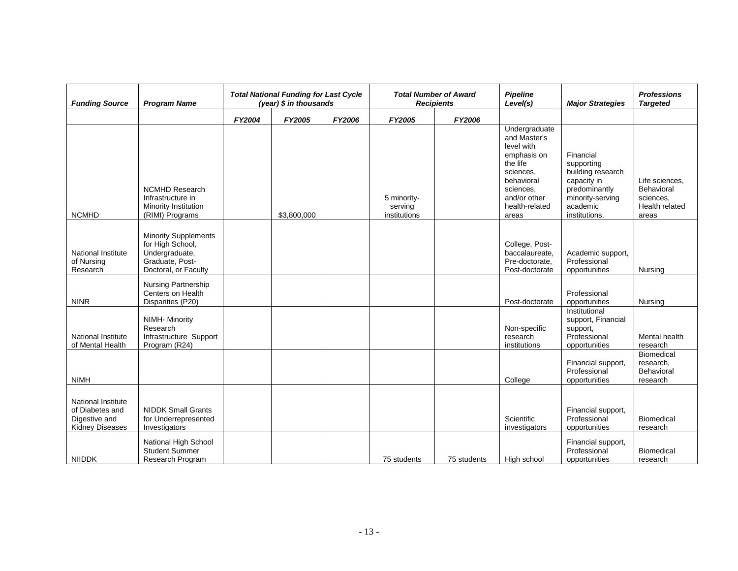| Funding Source | Program Name | Total National Funding for Last Cycle (year) $ in thousands | | | Total Number of Award Recipients | | Pipeline Level(s) | Major Strategies | Professions Targeted |
|---|---|---|---|---|---|---|---|---|---|
| | | FY2004 | FY2005 | FY2006 | FY2005 | FY2006 | | | |
| NCMHD | NCMHD Research Infrastructure in Minority Institution (RIMI) Programs | | $3,800,000 | | 5 minority-serving institutions | | Undergraduate and Master's level with emphasis on the life sciences, behavioral sciences, and/or other health-related areas | Financial supporting building research capacity in predominantly minority-serving academic institutions. | Life sciences, Behavioral sciences, Health related areas |
| National Institute of Nursing Research | Minority Supplements for High School, Undergraduate, Graduate, Post-Doctoral, or Faculty | | | | | | College, Post-baccalaureate, Pre-doctorate, Post-doctorate | Academic support, Professional opportunities | Nursing |
| NINR | Nursing Partnership Centers on Health Disparities (P20) | | | | | | Post-doctorate | Professional opportunities | Nursing |
| National Institute of Mental Health | NIMH- Minority Research Infrastructure Support Program (R24) | | | | | | Non-specific research institutions | Institutional support, Financial support, Professional opportunities | Mental health research |
| NIMH | | | | | | | College | Financial support, Professional opportunities | Biomedical research, Behavioral research |
| National Institute of Diabetes and Digestive and Kidney Diseases | NIDDK Small Grants for Underrepresented Investigators | | | | | | Scientific investigators | Financial support, Professional opportunities | Biomedical research |
| NIIDDK | National High School Student Summer Research Program | | | | 75 students | 75 students | High school | Financial support, Professional opportunities | Biomedical research |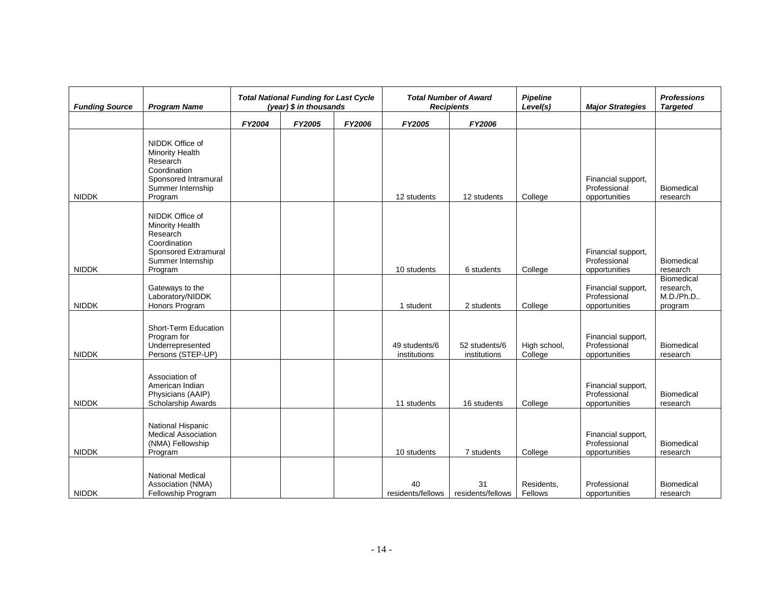| *Funding Source* | *Program Name* | *Total National Funding for Last Cycle (year) $ in thousands* | | | *Total Number of Award Recipients* | | *Pipeline Level(s)* | *Major Strategies* | *Professions Targeted* |
|---|---|---|---|---|---|---|---|---|---|
| | | *FY2004* | *FY2005* | *FY2006* | *FY2005* | *FY2006* | | | |
| NIDDK | NIDDK Office of Minority Health Research Coordination Sponsored Intramural Summer Internship Program | | | | 12 students | 12 students | College | Financial support, Professional opportunities | Biomedical research |
| NIDDK | NIDDK Office of Minority Health Research Coordination Sponsored Extramural Summer Internship Program | | | | 10 students | 6 students | College | Financial support, Professional opportunities | Biomedical research |
| NIDDK | Gateways to the Laboratory/NIDDK Honors Program | | | | 1 student | 2 students | College | Financial support, Professional opportunities | Biomedical research, M.D./Ph.D.. program |
| NIDDK | Short-Term Education Program for Underrepresented Persons (STEP-UP) | | | | 49 students/6 institutions | 52 students/6 institutions | High school, College | Financial support, Professional opportunities | Biomedical research |
| NIDDK | Association of American Indian Physicians (AAIP) Scholarship Awards | | | | 11 students | 16 students | College | Financial support, Professional opportunities | Biomedical research |
| NIDDK | National Hispanic Medical Association (NMA) Fellowship Program | | | | 10 students | 7 students | College | Financial support, Professional opportunities | Biomedical research |
| NIDDK | National Medical Association (NMA) Fellowship Program | | | | 40 residents/fellows | 31 residents/fellows | Residents, Fellows | Professional opportunities | Biomedical research |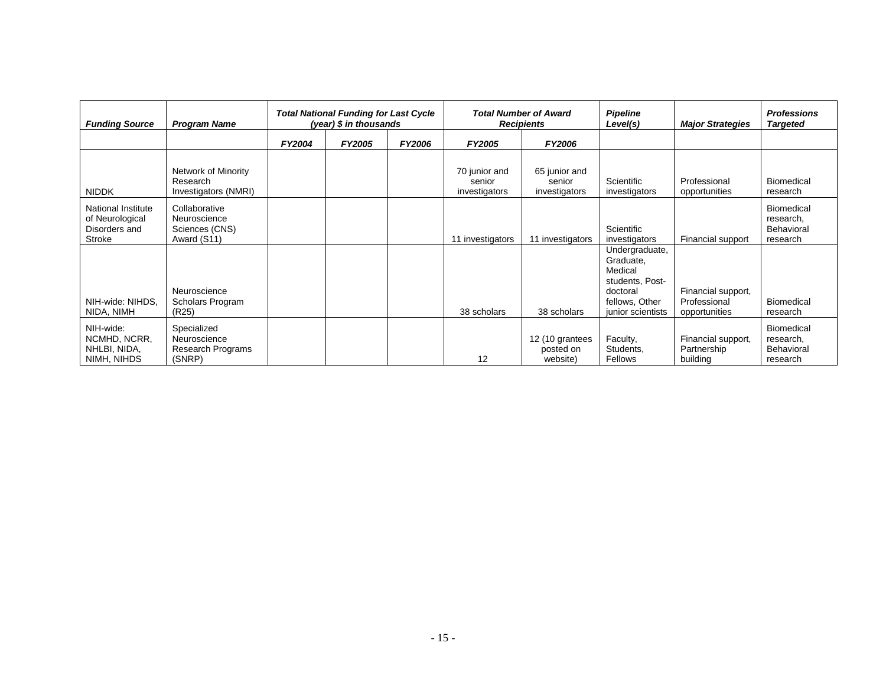| Funding Source | Program Name | Total National Funding for Last Cycle (year) $ in thousands | | | Total Number of Award Recipients | | Pipeline Level(s) | Major Strategies | Professions Targeted |
|---|---|---|---|---|---|---|---|---|---|
| | | FY2004 | FY2005 | FY2006 | FY2005 | FY2006 | | | |
| NIDDK | Network of Minority Research Investigators (NMRI) | | | | 70 junior and senior investigators | 65 junior and senior investigators | Scientific investigators | Professional opportunities | Biomedical research |
| National Institute of Neurological Disorders and Stroke | Collaborative Neuroscience Sciences (CNS) Award (S11) | | | | 11 investigators | 11 investigators | Scientific investigators | Financial support | Biomedical research, Behavioral research |
| NIH-wide: NIHDS, NIDA, NIMH | Neuroscience Scholars Program (R25) | | | | 38 scholars | 38 scholars | Undergraduate, Graduate, Medical students, Post-doctoral fellows, Other junior scientists | Financial support, Professional opportunities | Biomedical research |
| NIH-wide: NCMHD, NCRR, NHLBI, NIDA, NIMH, NIHDS | Specialized Neuroscience Research Programs (SNRP) | | | | 12 | 12 (10 grantees posted on website) | Faculty, Students, Fellows | Financial support, Partnership building | Biomedical research, Behavioral research |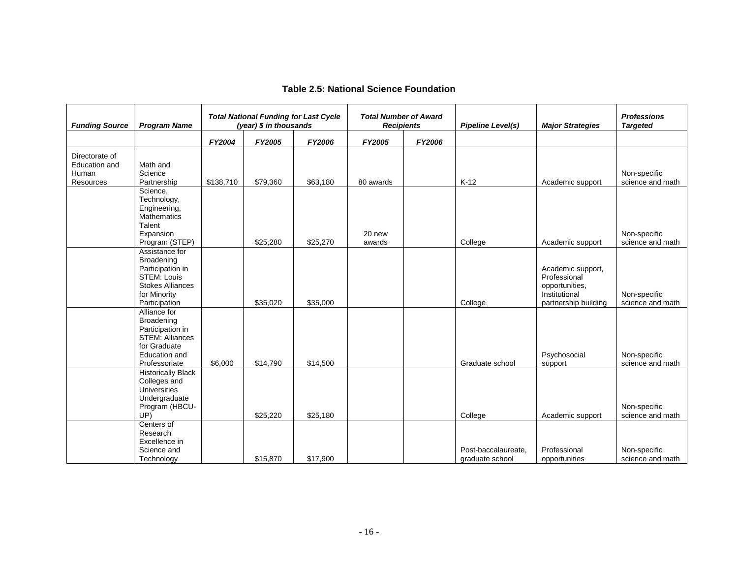**Table 2.5: National Science Foundation**

| *Funding Source* | *Program Name* | *Total National Funding for Last Cycle (year) $ in thousands* | | | *Total Number of Award Recipients* | | *Pipeline Level(s)* | *Major Strategies* | *Professions Targeted* |
|---|---|---|---|---|---|---|---|---|---|
| | | *FY2004* | *FY2005* | *FY2006* | *FY2005* | *FY2006* | | | |
| Directorate of Education and Human Resources | Math and Science Partnership | $138,710 | $79,360 | $63,180 | 80 awards | | K-12 | Academic support | Non-specific science and math |
| | Science, Technology, Engineering, Mathematics Talent Expansion Program (STEP) | | $25,280 | $25,270 | 20 new awards | | College | Academic support | Non-specific science and math |
| | Assistance for Broadening Participation in STEM: Louis Stokes Alliances for Minority Participation | | $35,020 | $35,000 | | | College | Academic support, Professional opportunities, Institutional partnership building | Non-specific science and math |
| | Alliance for Broadening Participation in STEM: Alliances for Graduate Education and Professoriate | $6,000 | $14,790 | $14,500 | | | Graduate school | Psychosocial support | Non-specific science and math |
| | Historically Black Colleges and Universities Undergraduate Program (HBCU-UP) | | $25,220 | $25,180 | | | College | Academic support | Non-specific science and math |
| | Centers of Research Excellence in Science and Technology | | $15,870 | $17,900 | | | Post-baccalaureate, graduate school | Professional opportunities | Non-specific science and math |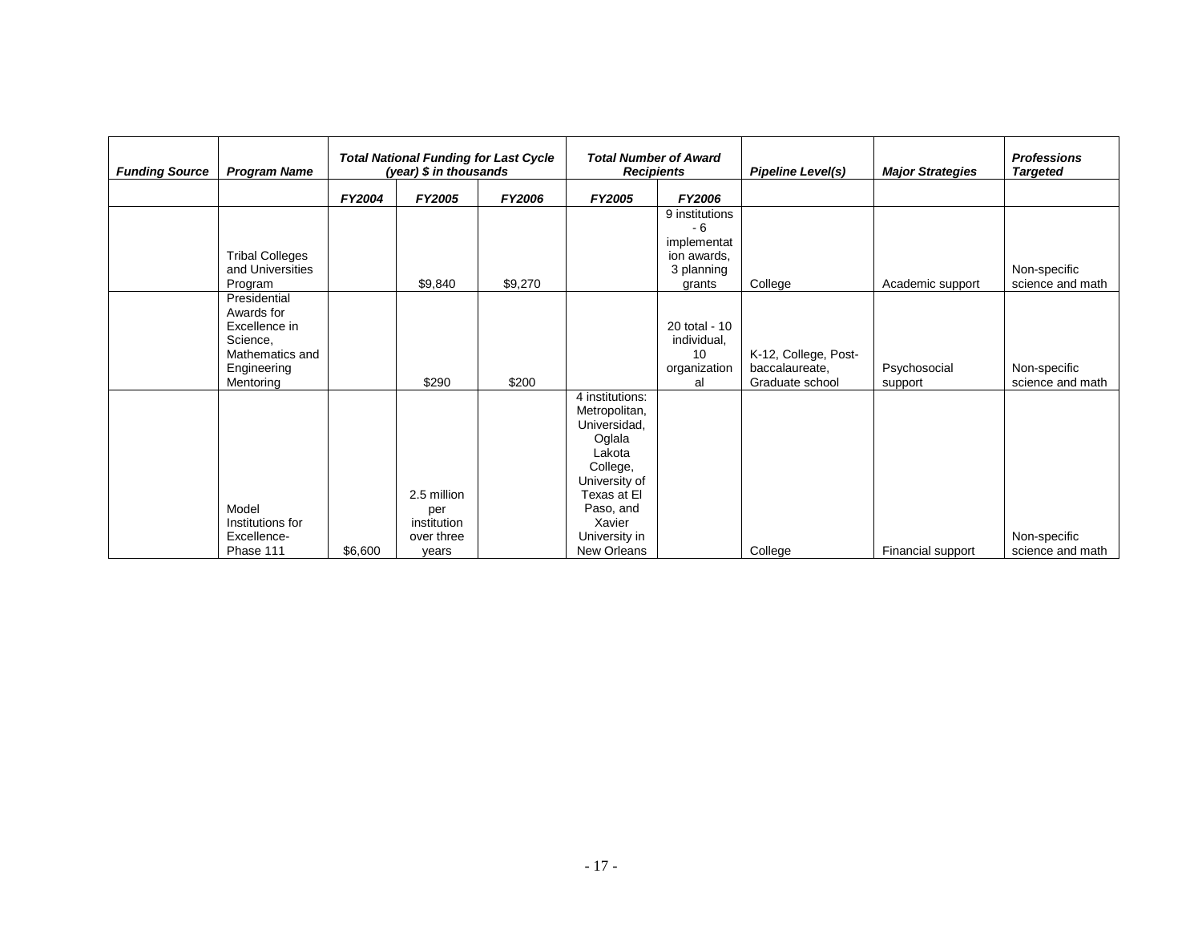| *Funding Source* | *Program Name* | *Total National Funding for Last Cycle (year) $ in thousands* | | | *Total Number of Award Recipients* | | *Pipeline Level(s)* | *Major Strategies* | *Professions Targeted* |
|---|---|---|---|---|---|---|---|---|---|
| | | *FY2004* | *FY2005* | *FY2006* | *FY2005* | *FY2006* | | | |
| | Tribal Colleges and Universities Program | | $9,840 | $9,270 | | 9 institutions - 6 implementation awards, 3 planning grants | College | Academic support | Non-specific science and math |
| | Presidential Awards for Excellence in Science, Mathematics and Engineering Mentoring | | $290 | $200 | | 20 total - 10 individual, 10 organizational | K-12, College, Post-baccalaureate, Graduate school | Psychosocial support | Non-specific science and math |
| | Model Institutions for Excellence-Phase 111 | $6,600 | 2.5 million per institution over three years | | 4 institutions: Metropolitan, Universidad, Oglala Lakota College, University of Texas at El Paso, and Xavier University in New Orleans | | College | Financial support | Non-specific science and math |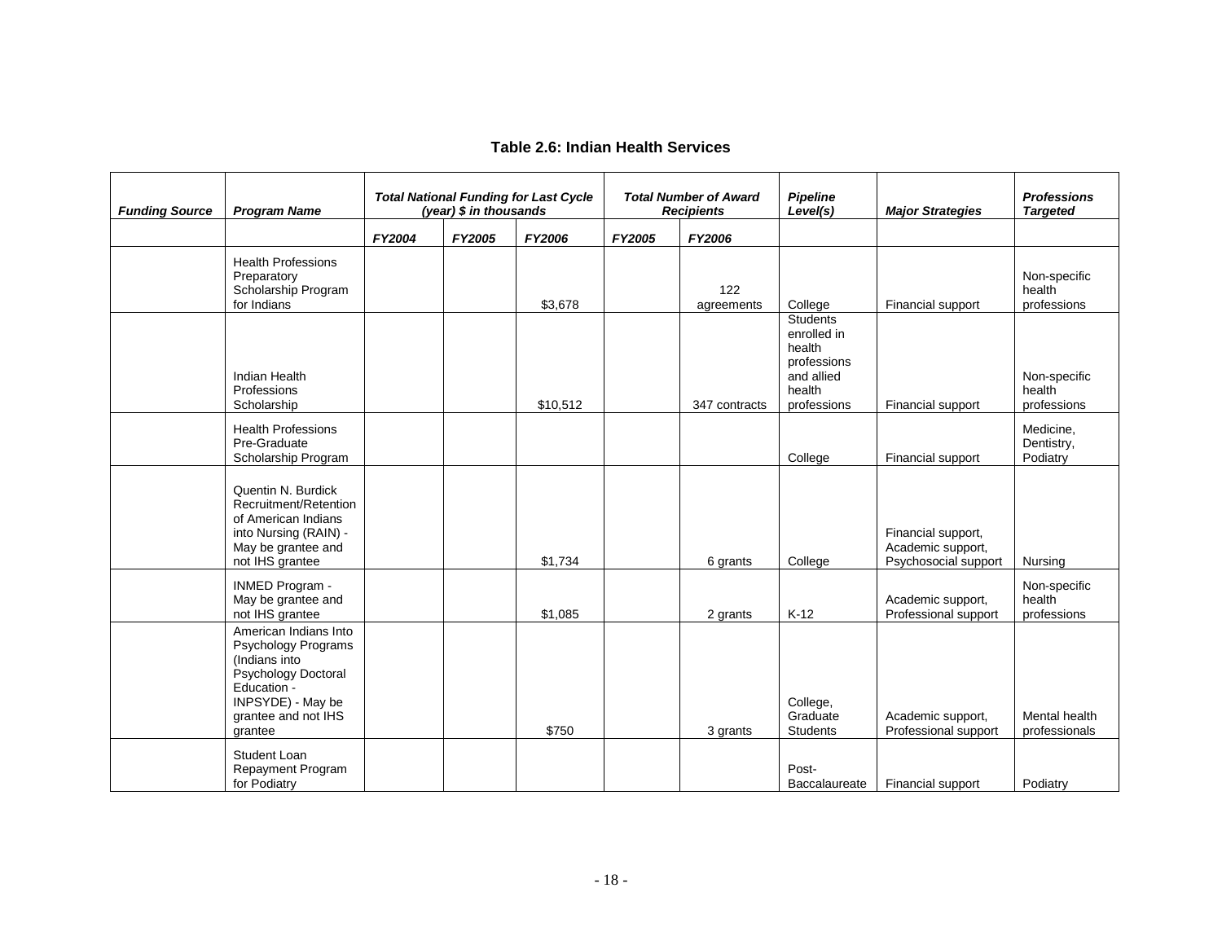**Table 2.6: Indian Health Services**

| Funding Source | Program Name | Total National Funding for Last Cycle (year) $ in thousands | | | Total Number of Award Recipients | | Pipeline Level(s) | Major Strategies | Professions Targeted |
|---|---|---|---|---|---|---|---|---|---|
| | | FY2004 | FY2005 | FY2006 | FY2005 | FY2006 | | | |
| | Health Professions Preparatory Scholarship Program for Indians | | | $3,678 | | 122 agreements | College | Financial support | Non-specific health professions |
| | Indian Health Professions Scholarship | | | $10,512 | | 347 contracts | Students enrolled in health professions and allied health professions | Financial support | Non-specific health professions |
| | Health Professions Pre-Graduate Scholarship Program | | | | | | College | Financial support | Medicine, Dentistry, Podiatry |
| | Quentin N. Burdick Recruitment/Retention of American Indians into Nursing (RAIN) - May be grantee and not IHS grantee | | | $1,734 | | 6 grants | College | Financial support, Academic support, Psychosocial support | Nursing |
| | INMED Program - May be grantee and not IHS grantee | | | $1,085 | | 2 grants | K-12 | Academic support, Professional support | Non-specific health professions |
| | American Indians Into Psychology Programs (Indians into Psychology Doctoral Education - INPSYDE) - May be grantee and not IHS grantee | | | $750 | | 3 grants | College, Graduate Students | Academic support, Professional support | Mental health professionals |
| | Student Loan Repayment Program for Podiatry | | | | | | Post-Baccalaureate | Financial support | Podiatry |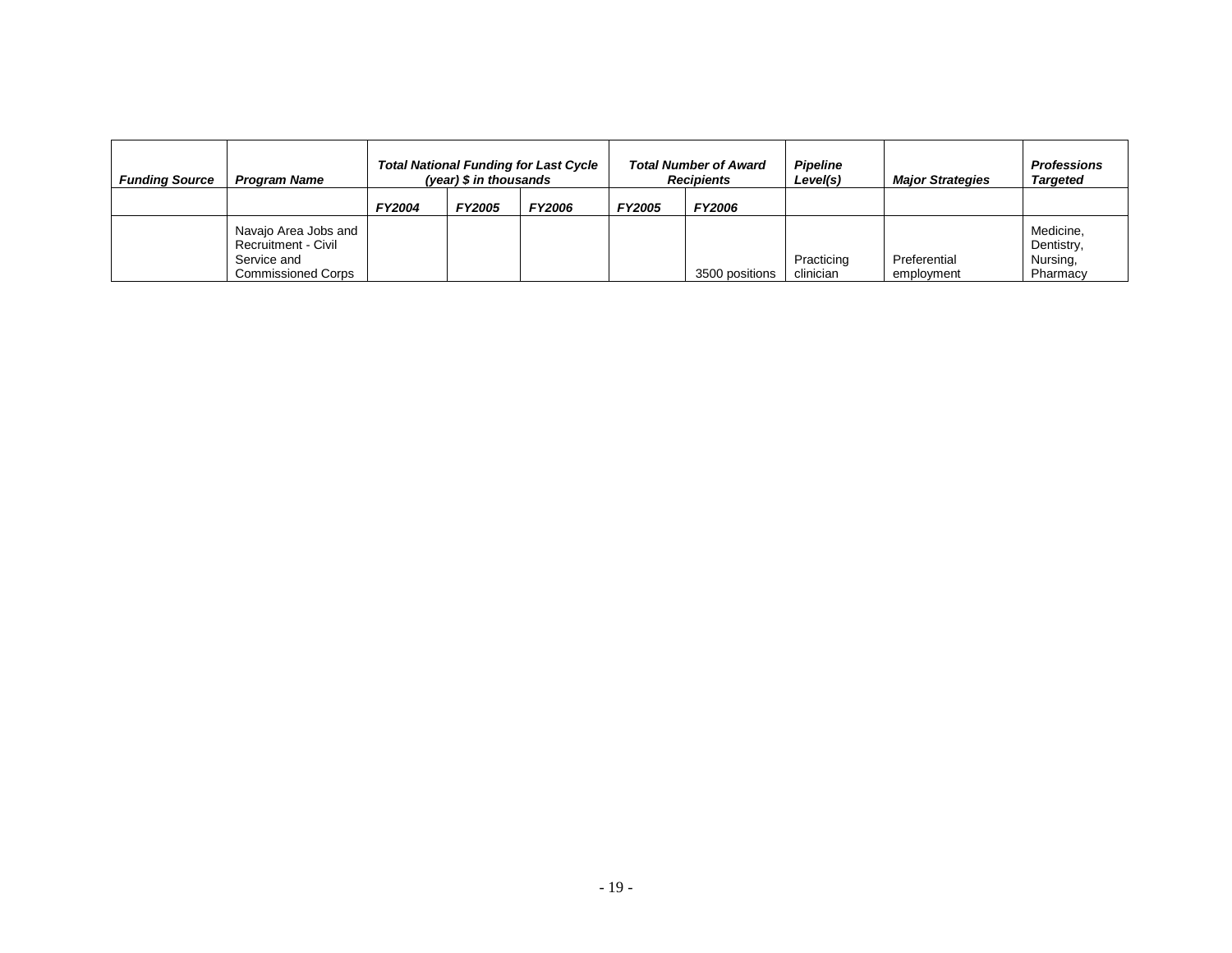| *Funding Source* | *Program Name* | *Total National Funding for Last Cycle (year) $ in thousands* | | | *Total Number of Award Recipients* | | *Pipeline Level(s)* | *Major Strategies* | *Professions Targeted* |
|---|---|---|---|---|---|---|---|---|---|
| | | ***FY2004*** | ***FY2005*** | ***FY2006*** | ***FY2005*** | ***FY2006*** | | | |
| | Navajo Area Jobs and Recruitment - Civil Service and Commissioned Corps | | | | | 3500 positions | Practicing clinician | Preferential employment | Medicine, Dentistry, Nursing, Pharmacy |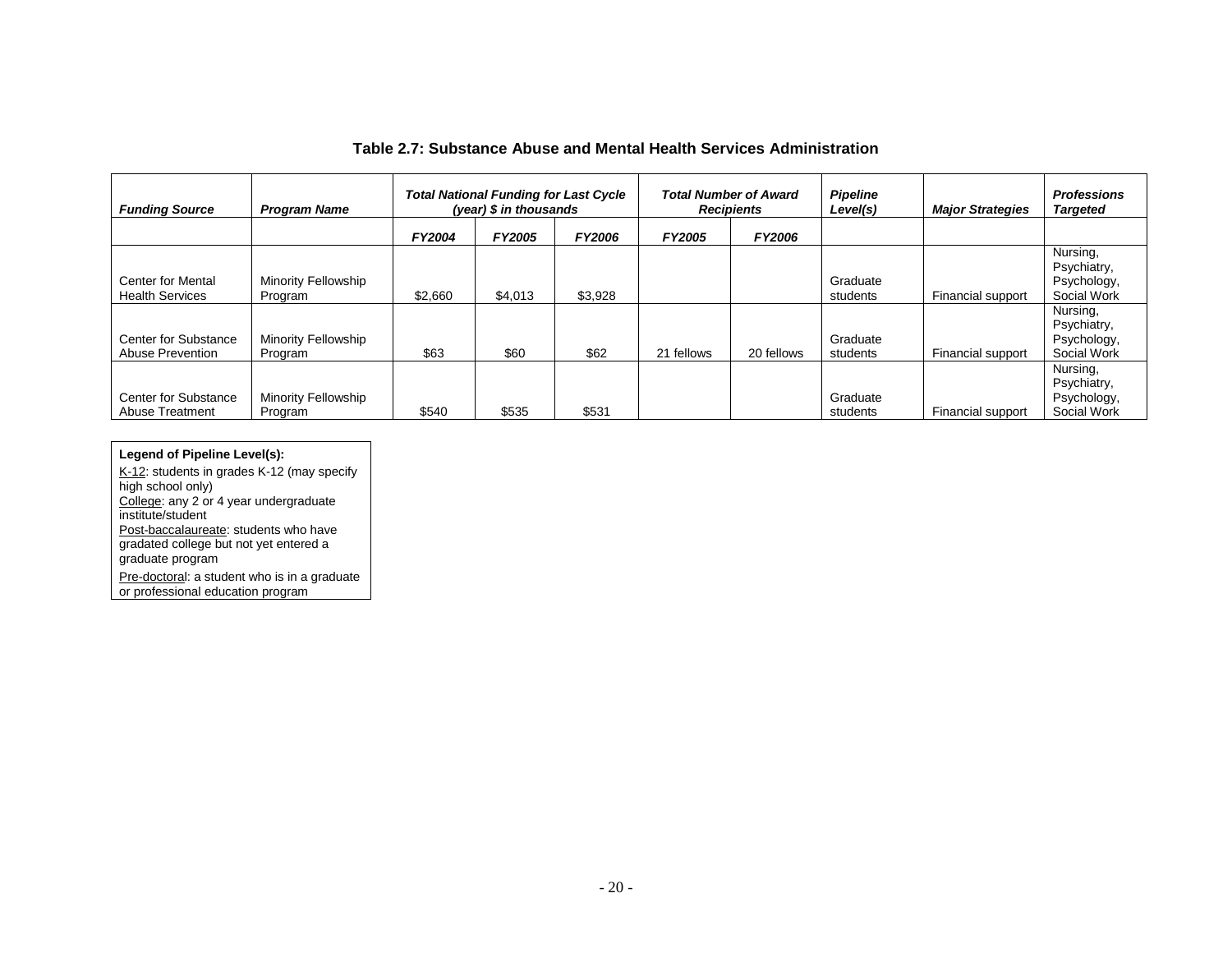**Table 2.7: Substance Abuse and Mental Health Services Administration**

| *Funding Source* | *Program Name* | *Total National Funding for Last Cycle (year) $ in thousands* | | | *Total Number of Award Recipients* | | *Pipeline Level(s)* | *Major Strategies* | *Professions Targeted* |
|---|---|---|---|---|---|---|---|---|---|
| | | *FY2004* | *FY2005* | *FY2006* | *FY2005* | *FY2006* | | | |
| Center for Mental Health Services | Minority Fellowship Program | $2,660 | $4,013 | $3,928 | | | Graduate students | Financial support | Nursing, Psychiatry, Psychology, Social Work |
| Center for Substance Abuse Prevention | Minority Fellowship Program | $63 | $60 | $62 | 21 fellows | 20 fellows | Graduate students | Financial support | Nursing, Psychiatry, Psychology, Social Work |
| Center for Substance Abuse Treatment | Minority Fellowship Program | $540 | $535 | $531 | | | Graduate students | Financial support | Nursing, Psychiatry, Psychology, Social Work |

**Legend of Pipeline Level(s):**

K-12: students in grades K-12 (may specify high school only)
College: any 2 or 4 year undergraduate institute/student
Post-baccalaureate: students who have gradated college but not yet entered a graduate program
Pre-doctoral: a student who is in a graduate or professional education program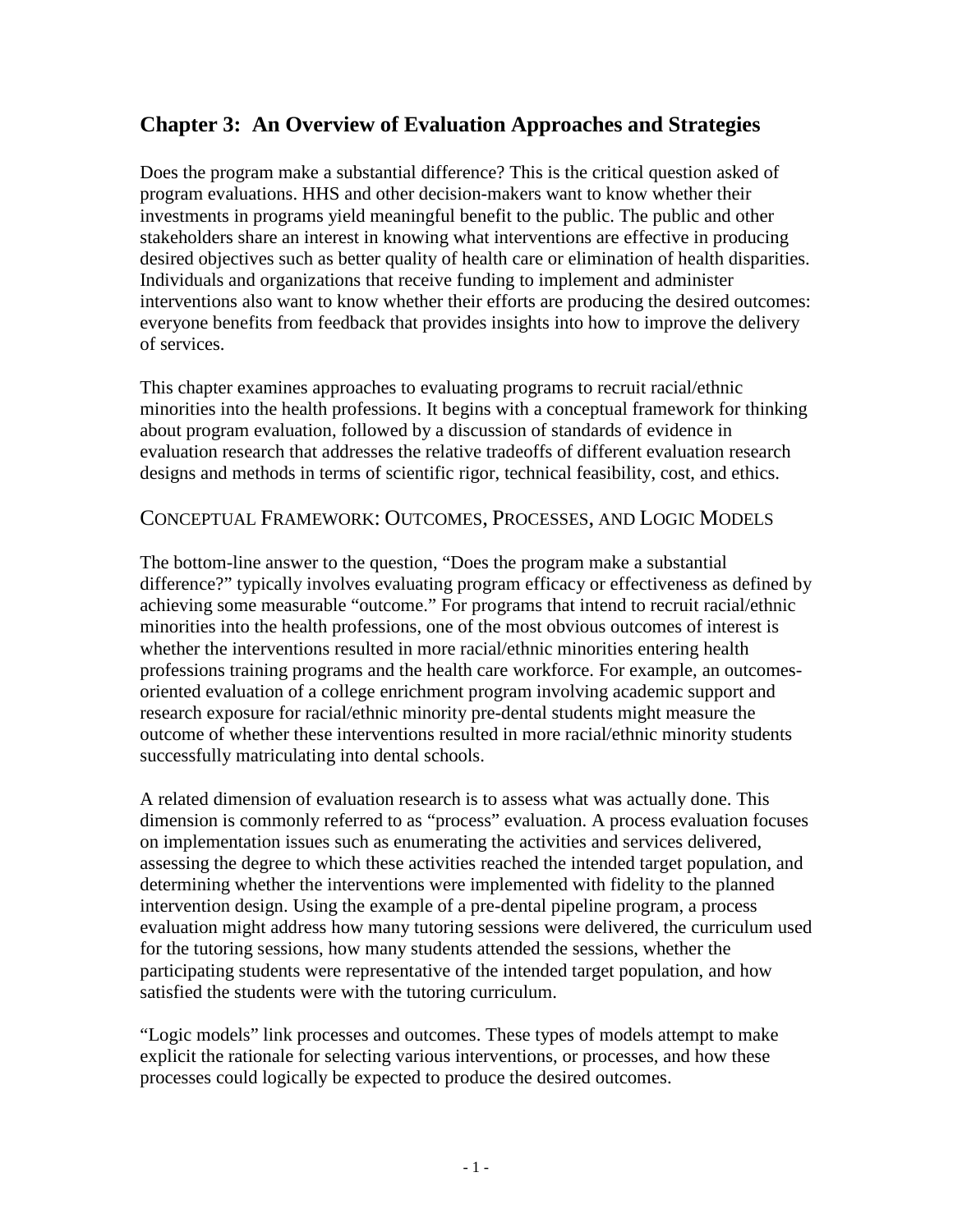## Chapter 3: An Overview of Evaluation Approaches and Strategies

Does the program make a substantial difference? This is the critical question asked of program evaluations. HHS and other decision-makers want to know whether their investments in programs yield meaningful benefit to the public. The public and other stakeholders share an interest in knowing what interventions are effective in producing desired objectives such as better quality of health care or elimination of health disparities. Individuals and organizations that receive funding to implement and administer interventions also want to know whether their efforts are producing the desired outcomes: everyone benefits from feedback that provides insights into how to improve the delivery of services.

This chapter examines approaches to evaluating programs to recruit racial/ethnic minorities into the health professions. It begins with a conceptual framework for thinking about program evaluation, followed by a discussion of standards of evidence in evaluation research that addresses the relative tradeoffs of different evaluation research designs and methods in terms of scientific rigor, technical feasibility, cost, and ethics.

### Conceptual Framework: Outcomes, Processes, and Logic Models

The bottom-line answer to the question, "Does the program make a substantial difference?" typically involves evaluating program efficacy or effectiveness as defined by achieving some measurable "outcome." For programs that intend to recruit racial/ethnic minorities into the health professions, one of the most obvious outcomes of interest is whether the interventions resulted in more racial/ethnic minorities entering health professions training programs and the health care workforce. For example, an outcomes-oriented evaluation of a college enrichment program involving academic support and research exposure for racial/ethnic minority pre-dental students might measure the outcome of whether these interventions resulted in more racial/ethnic minority students successfully matriculating into dental schools.

A related dimension of evaluation research is to assess what was actually done. This dimension is commonly referred to as "process" evaluation. A process evaluation focuses on implementation issues such as enumerating the activities and services delivered, assessing the degree to which these activities reached the intended target population, and determining whether the interventions were implemented with fidelity to the planned intervention design. Using the example of a pre-dental pipeline program, a process evaluation might address how many tutoring sessions were delivered, the curriculum used for the tutoring sessions, how many students attended the sessions, whether the participating students were representative of the intended target population, and how satisfied the students were with the tutoring curriculum.

"Logic models" link processes and outcomes. These types of models attempt to make explicit the rationale for selecting various interventions, or processes, and how these processes could logically be expected to produce the desired outcomes.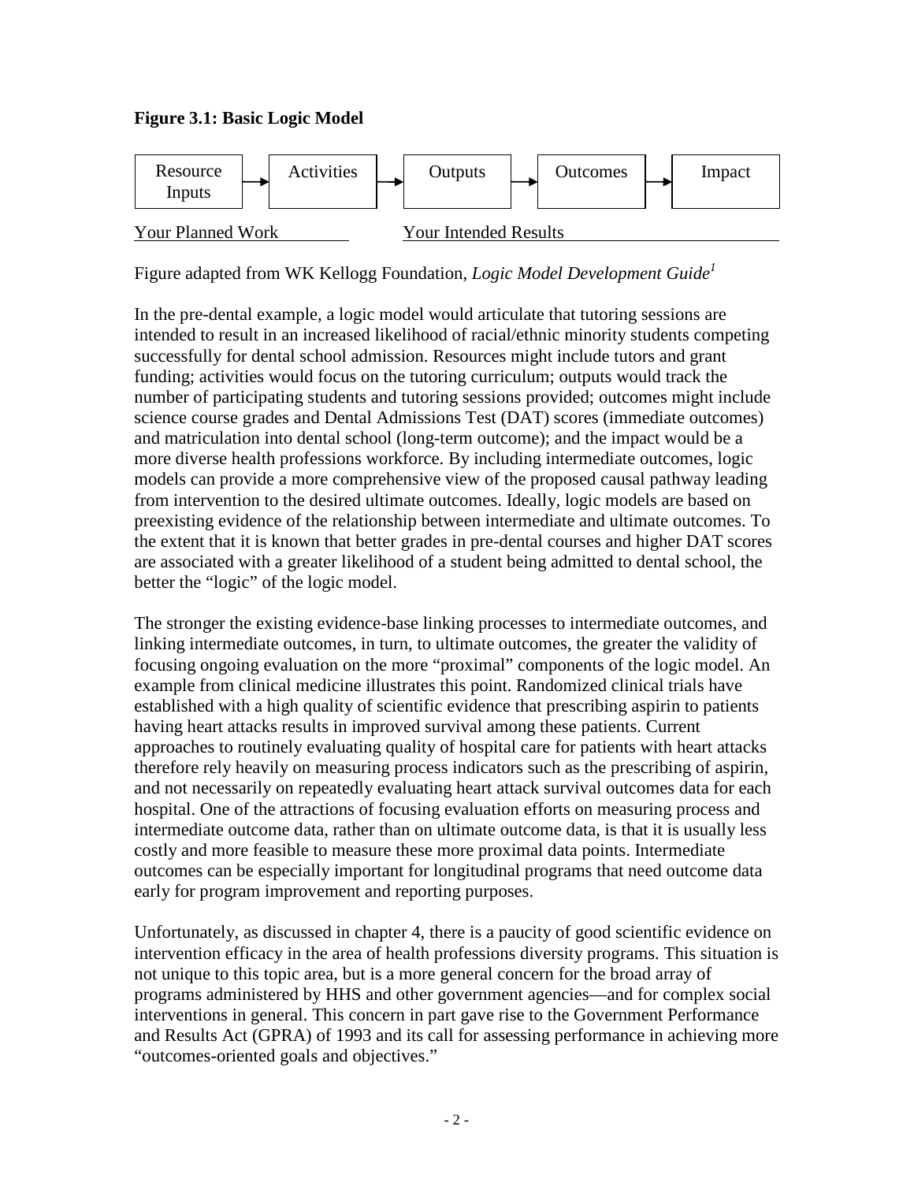**Figure 3.1: Basic Logic Model**

| Resource Inputs | → | Activities | → | Outputs | → | Outcomes | → | Impact |
|---|---|---|---|---|---|---|---|---|

Your Planned Work — Your Intended Results

Figure adapted from WK Kellogg Foundation, *Logic Model Development Guide*[1]

In the pre-dental example, a logic model would articulate that tutoring sessions are intended to result in an increased likelihood of racial/ethnic minority students competing successfully for dental school admission. Resources might include tutors and grant funding; activities would focus on the tutoring curriculum; outputs would track the number of participating students and tutoring sessions provided; outcomes might include science course grades and Dental Admissions Test (DAT) scores (immediate outcomes) and matriculation into dental school (long-term outcome); and the impact would be a more diverse health professions workforce. By including intermediate outcomes, logic models can provide a more comprehensive view of the proposed causal pathway leading from intervention to the desired ultimate outcomes. Ideally, logic models are based on preexisting evidence of the relationship between intermediate and ultimate outcomes. To the extent that it is known that better grades in pre-dental courses and higher DAT scores are associated with a greater likelihood of a student being admitted to dental school, the better the "logic" of the logic model.

The stronger the existing evidence-base linking processes to intermediate outcomes, and linking intermediate outcomes, in turn, to ultimate outcomes, the greater the validity of focusing ongoing evaluation on the more "proximal" components of the logic model. An example from clinical medicine illustrates this point. Randomized clinical trials have established with a high quality of scientific evidence that prescribing aspirin to patients having heart attacks results in improved survival among these patients. Current approaches to routinely evaluating quality of hospital care for patients with heart attacks therefore rely heavily on measuring process indicators such as the prescribing of aspirin, and not necessarily on repeatedly evaluating heart attack survival outcomes data for each hospital. One of the attractions of focusing evaluation efforts on measuring process and intermediate outcome data, rather than on ultimate outcome data, is that it is usually less costly and more feasible to measure these more proximal data points. Intermediate outcomes can be especially important for longitudinal programs that need outcome data early for program improvement and reporting purposes.

Unfortunately, as discussed in chapter 4, there is a paucity of good scientific evidence on intervention efficacy in the area of health professions diversity programs. This situation is not unique to this topic area, but is a more general concern for the broad array of programs administered by HHS and other government agencies—and for complex social interventions in general. This concern in part gave rise to the Government Performance and Results Act (GPRA) of 1993 and its call for assessing performance in achieving more "outcomes-oriented goals and objectives."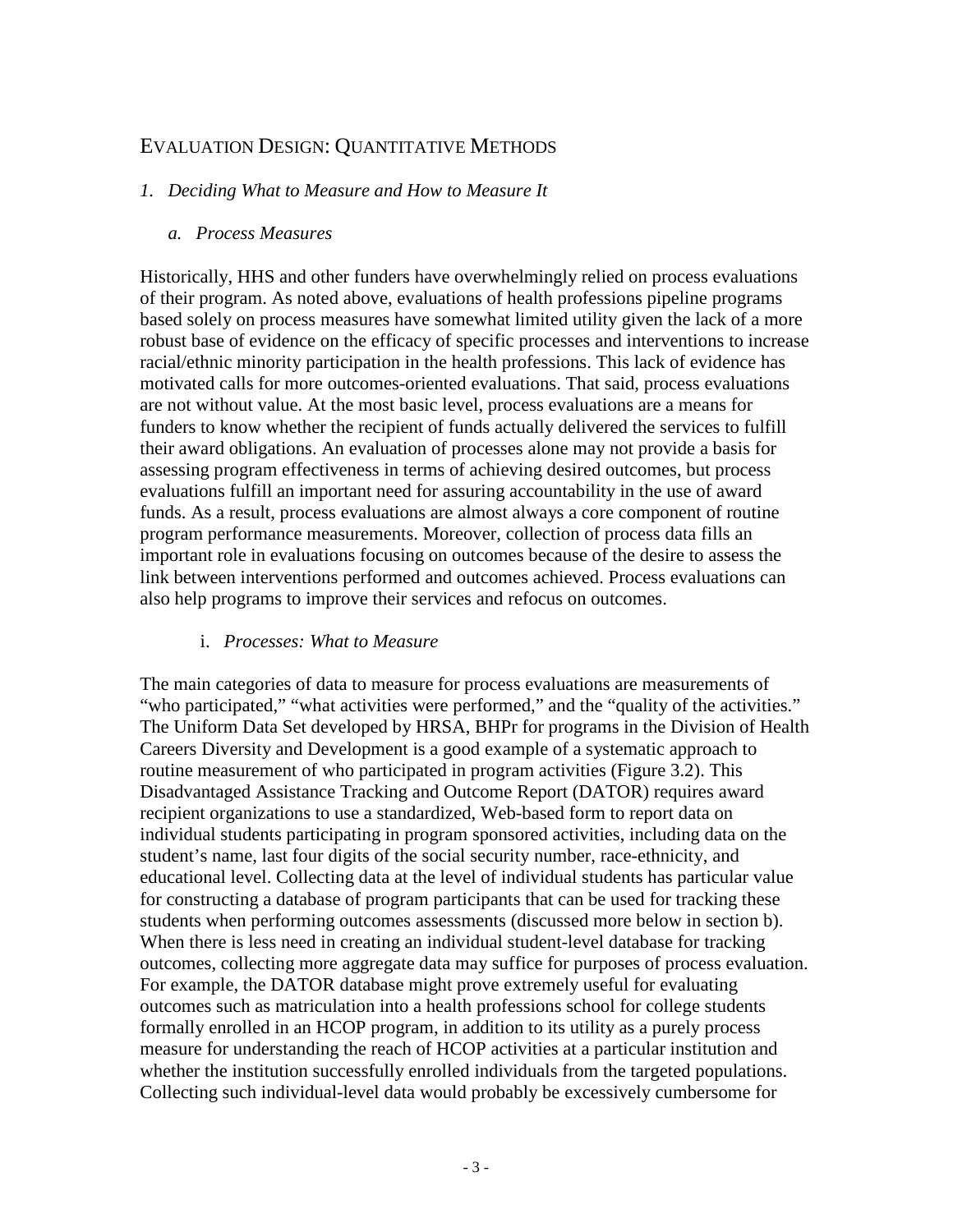## Evaluation Design: Quantitative Methods

### *1. Deciding What to Measure and How to Measure It*

#### *a. Process Measures*

Historically, HHS and other funders have overwhelmingly relied on process evaluations of their program. As noted above, evaluations of health professions pipeline programs based solely on process measures have somewhat limited utility given the lack of a more robust base of evidence on the efficacy of specific processes and interventions to increase racial/ethnic minority participation in the health professions. This lack of evidence has motivated calls for more outcomes-oriented evaluations. That said, process evaluations are not without value. At the most basic level, process evaluations are a means for funders to know whether the recipient of funds actually delivered the services to fulfill their award obligations. An evaluation of processes alone may not provide a basis for assessing program effectiveness in terms of achieving desired outcomes, but process evaluations fulfill an important need for assuring accountability in the use of award funds. As a result, process evaluations are almost always a core component of routine program performance measurements. Moreover, collection of process data fills an important role in evaluations focusing on outcomes because of the desire to assess the link between interventions performed and outcomes achieved. Process evaluations can also help programs to improve their services and refocus on outcomes.

##### i. *Processes: What to Measure*

The main categories of data to measure for process evaluations are measurements of "who participated," "what activities were performed," and the "quality of the activities." The Uniform Data Set developed by HRSA, BHPr for programs in the Division of Health Careers Diversity and Development is a good example of a systematic approach to routine measurement of who participated in program activities (Figure 3.2). This Disadvantaged Assistance Tracking and Outcome Report (DATOR) requires award recipient organizations to use a standardized, Web-based form to report data on individual students participating in program sponsored activities, including data on the student's name, last four digits of the social security number, race-ethnicity, and educational level. Collecting data at the level of individual students has particular value for constructing a database of program participants that can be used for tracking these students when performing outcomes assessments (discussed more below in section b). When there is less need in creating an individual student-level database for tracking outcomes, collecting more aggregate data may suffice for purposes of process evaluation. For example, the DATOR database might prove extremely useful for evaluating outcomes such as matriculation into a health professions school for college students formally enrolled in an HCOP program, in addition to its utility as a purely process measure for understanding the reach of HCOP activities at a particular institution and whether the institution successfully enrolled individuals from the targeted populations. Collecting such individual-level data would probably be excessively cumbersome for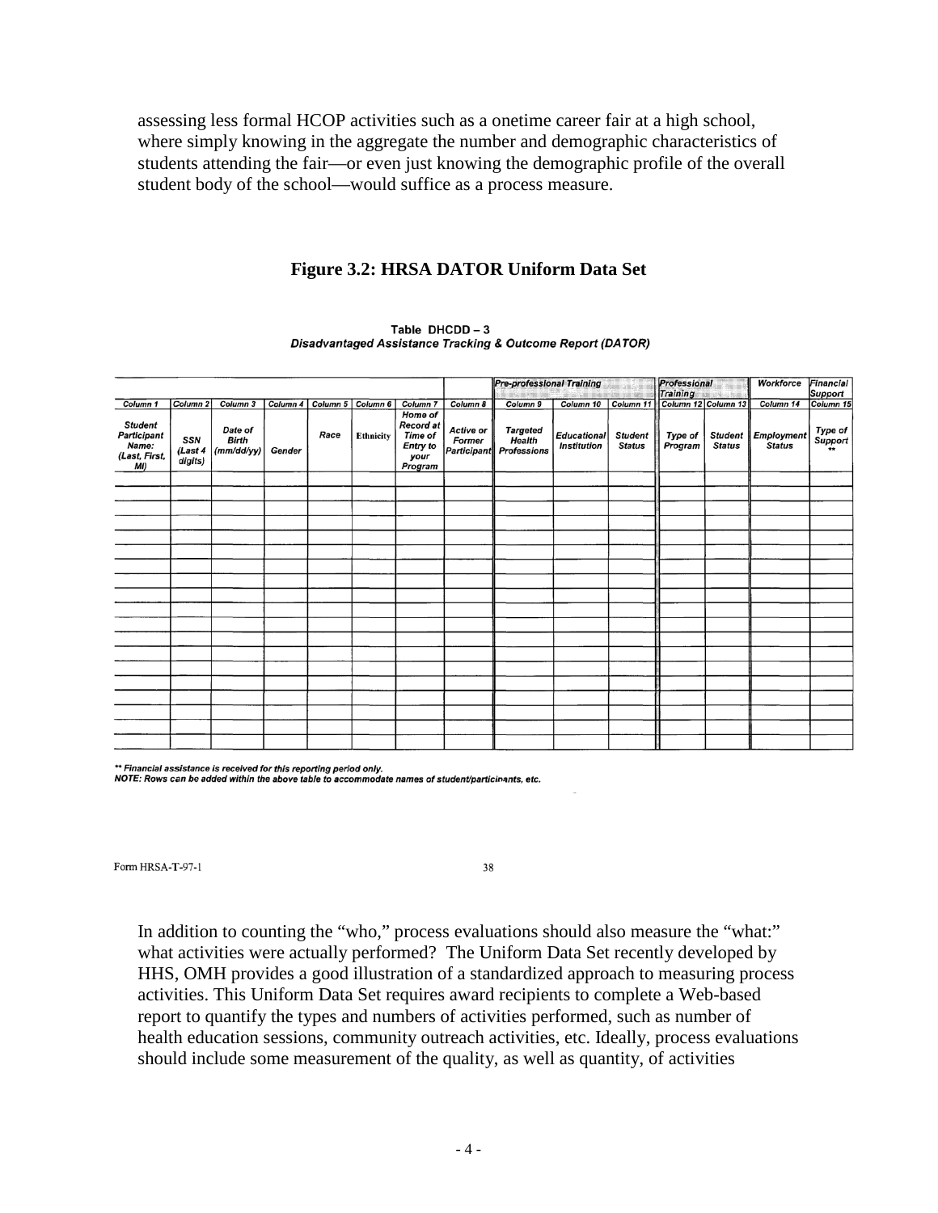assessing less formal HCOP activities such as a onetime career fair at a high school, where simply knowing in the aggregate the number and demographic characteristics of students attending the fair—or even just knowing the demographic profile of the overall student body of the school—would suffice as a process measure.

### Figure 3.2: HRSA DATOR Uniform Data Set

**Table DHCDD – 3**
***Disadvantaged Assistance Tracking & Outcome Report (DATOR)***

| | | | | | | | | Pre-professional Training | | | Professional Training | | Workforce | Financial Support |
|---|---|---|---|---|---|---|---|---|---|---|---|---|---|---|
| Column 1 | Column 2 | Column 3 | Column 4 | Column 5 | Column 6 | Column 7 | Column 8 | Column 9 | Column 10 | Column 11 | Column 12 | Column 13 | Column 14 | Column 15 |
| Student Participant Name: (Last, First, MI) | SSN (Last 4 digits) | Date of Birth (mm/dd/yy) | Gender | Race | Ethnicity | Home of Record at Time of Entry to your Program | Active or Former Participant | Targeted Health Professions | Educational Institution | Student Status | Type of Program | Student Status | Employment Status | Type of Support ** |
| | | | | | | | | | | | | | | |
| | | | | | | | | | | | | | | |
| | | | | | | | | | | | | | | |
| | | | | | | | | | | | | | | |
| | | | | | | | | | | | | | | |
| | | | | | | | | | | | | | | |
| | | | | | | | | | | | | | | |
| | | | | | | | | | | | | | | |
| | | | | | | | | | | | | | | |
| | | | | | | | | | | | | | | |
| | | | | | | | | | | | | | | |
| | | | | | | | | | | | | | | |
| | | | | | | | | | | | | | | |
| | | | | | | | | | | | | | | |
| | | | | | | | | | | | | | | |
| | | | | | | | | | | | | | | |
| | | | | | | | | | | | | | | |
| | | | | | | | | | | | | | | |

*** Financial assistance is received for this reporting period only.*
*NOTE: Rows can be added within the above table to accommodate names of student/participants, etc.*

Form HRSA-T-97-1 38

In addition to counting the "who," process evaluations should also measure the "what:" what activities were actually performed? The Uniform Data Set recently developed by HHS, OMH provides a good illustration of a standardized approach to measuring process activities. This Uniform Data Set requires award recipients to complete a Web-based report to quantify the types and numbers of activities performed, such as number of health education sessions, community outreach activities, etc. Ideally, process evaluations should include some measurement of the quality, as well as quantity, of activities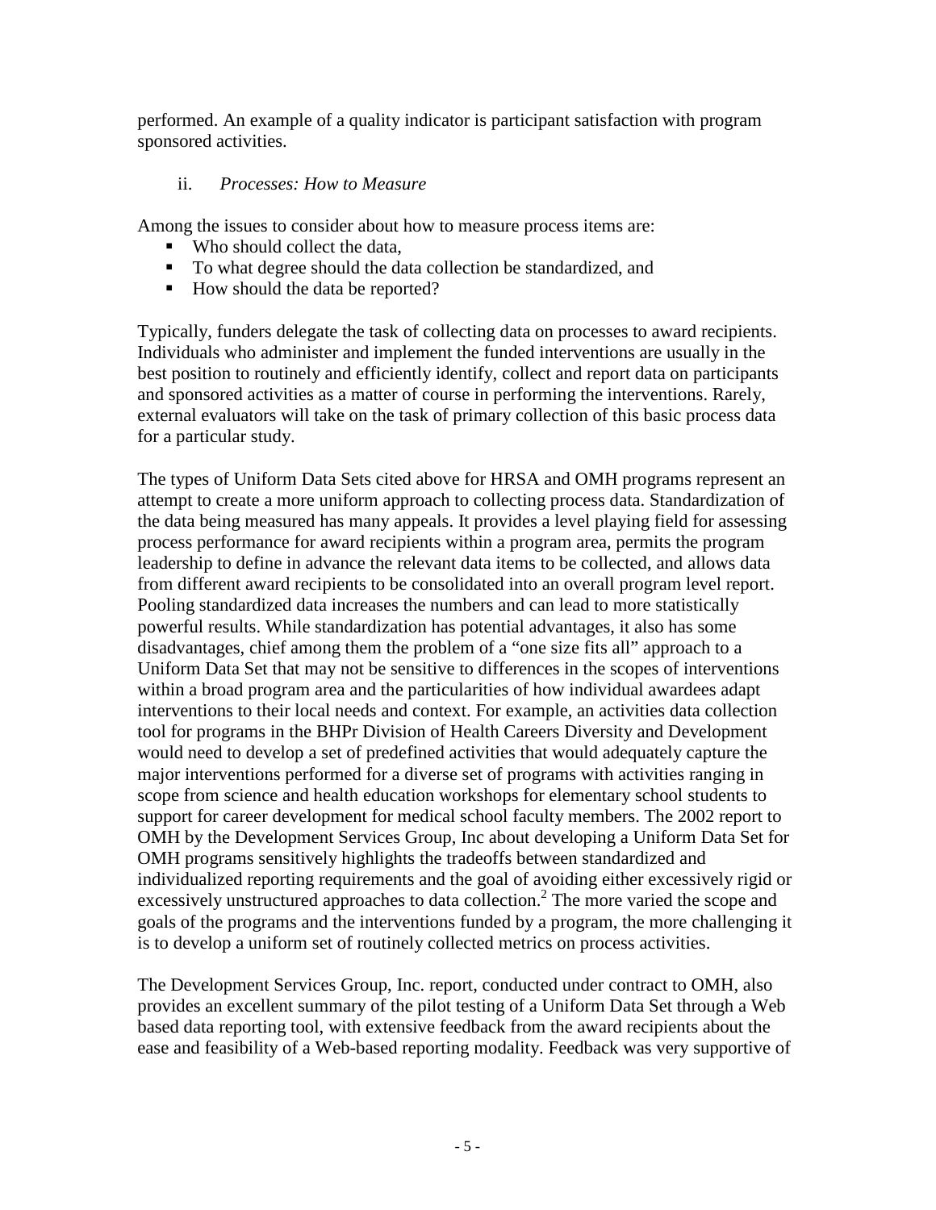performed. An example of a quality indicator is participant satisfaction with program sponsored activities.

ii. *Processes: How to Measure*

Among the issues to consider about how to measure process items are:

- Who should collect the data,
- To what degree should the data collection be standardized, and
- How should the data be reported?

Typically, funders delegate the task of collecting data on processes to award recipients. Individuals who administer and implement the funded interventions are usually in the best position to routinely and efficiently identify, collect and report data on participants and sponsored activities as a matter of course in performing the interventions. Rarely, external evaluators will take on the task of primary collection of this basic process data for a particular study.

The types of Uniform Data Sets cited above for HRSA and OMH programs represent an attempt to create a more uniform approach to collecting process data. Standardization of the data being measured has many appeals. It provides a level playing field for assessing process performance for award recipients within a program area, permits the program leadership to define in advance the relevant data items to be collected, and allows data from different award recipients to be consolidated into an overall program level report. Pooling standardized data increases the numbers and can lead to more statistically powerful results. While standardization has potential advantages, it also has some disadvantages, chief among them the problem of a "one size fits all" approach to a Uniform Data Set that may not be sensitive to differences in the scopes of interventions within a broad program area and the particularities of how individual awardees adapt interventions to their local needs and context. For example, an activities data collection tool for programs in the BHPr Division of Health Careers Diversity and Development would need to develop a set of predefined activities that would adequately capture the major interventions performed for a diverse set of programs with activities ranging in scope from science and health education workshops for elementary school students to support for career development for medical school faculty members. The 2002 report to OMH by the Development Services Group, Inc about developing a Uniform Data Set for OMH programs sensitively highlights the tradeoffs between standardized and individualized reporting requirements and the goal of avoiding either excessively rigid or excessively unstructured approaches to data collection.[2] The more varied the scope and goals of the programs and the interventions funded by a program, the more challenging it is to develop a uniform set of routinely collected metrics on process activities.

The Development Services Group, Inc. report, conducted under contract to OMH, also provides an excellent summary of the pilot testing of a Uniform Data Set through a Web based data reporting tool, with extensive feedback from the award recipients about the ease and feasibility of a Web-based reporting modality. Feedback was very supportive of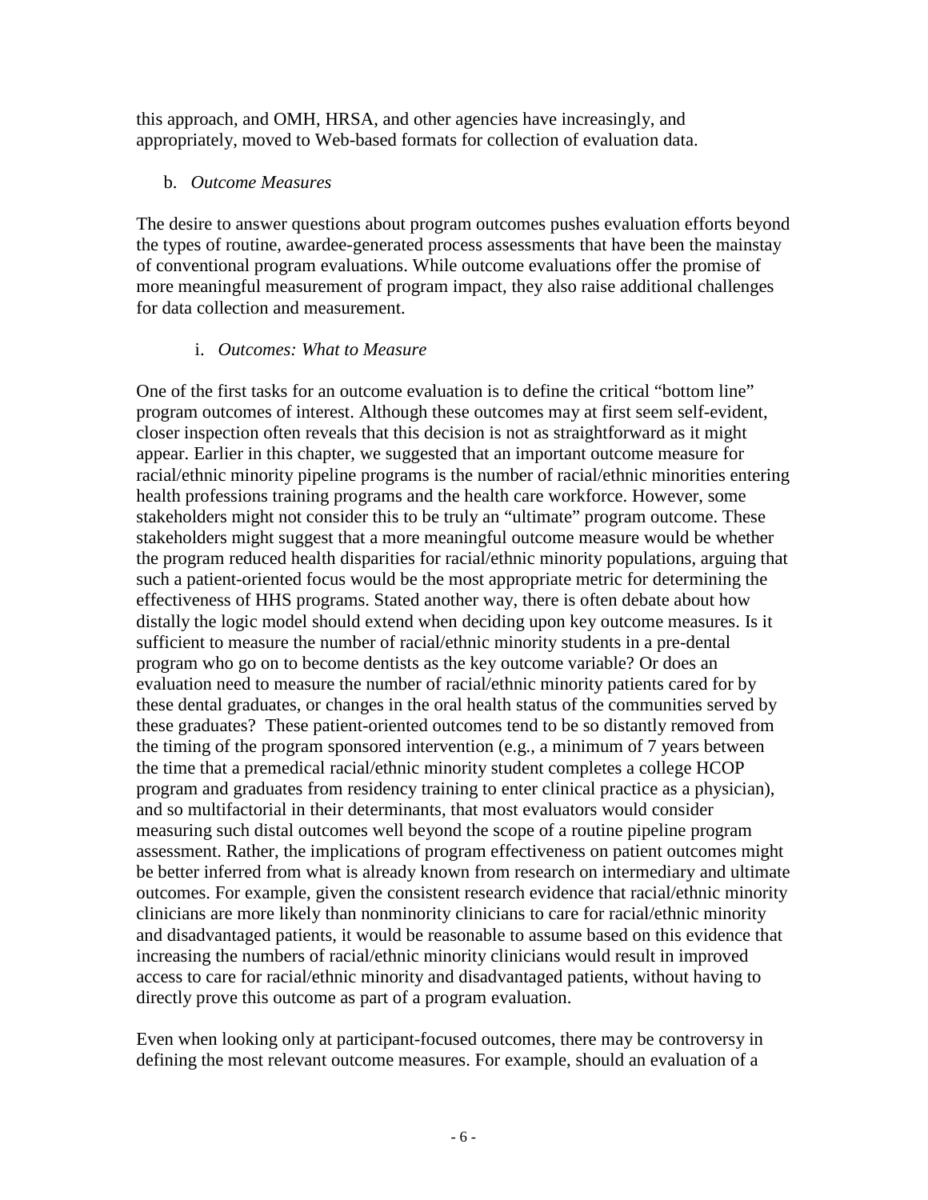this approach, and OMH, HRSA, and other agencies have increasingly, and appropriately, moved to Web-based formats for collection of evaluation data.

b. *Outcome Measures*

The desire to answer questions about program outcomes pushes evaluation efforts beyond the types of routine, awardee-generated process assessments that have been the mainstay of conventional program evaluations. While outcome evaluations offer the promise of more meaningful measurement of program impact, they also raise additional challenges for data collection and measurement.

i. *Outcomes: What to Measure*

One of the first tasks for an outcome evaluation is to define the critical "bottom line" program outcomes of interest. Although these outcomes may at first seem self-evident, closer inspection often reveals that this decision is not as straightforward as it might appear. Earlier in this chapter, we suggested that an important outcome measure for racial/ethnic minority pipeline programs is the number of racial/ethnic minorities entering health professions training programs and the health care workforce. However, some stakeholders might not consider this to be truly an "ultimate" program outcome. These stakeholders might suggest that a more meaningful outcome measure would be whether the program reduced health disparities for racial/ethnic minority populations, arguing that such a patient-oriented focus would be the most appropriate metric for determining the effectiveness of HHS programs. Stated another way, there is often debate about how distally the logic model should extend when deciding upon key outcome measures. Is it sufficient to measure the number of racial/ethnic minority students in a pre-dental program who go on to become dentists as the key outcome variable? Or does an evaluation need to measure the number of racial/ethnic minority patients cared for by these dental graduates, or changes in the oral health status of the communities served by these graduates? These patient-oriented outcomes tend to be so distantly removed from the timing of the program sponsored intervention (e.g., a minimum of 7 years between the time that a premedical racial/ethnic minority student completes a college HCOP program and graduates from residency training to enter clinical practice as a physician), and so multifactorial in their determinants, that most evaluators would consider measuring such distal outcomes well beyond the scope of a routine pipeline program assessment. Rather, the implications of program effectiveness on patient outcomes might be better inferred from what is already known from research on intermediary and ultimate outcomes. For example, given the consistent research evidence that racial/ethnic minority clinicians are more likely than nonminority clinicians to care for racial/ethnic minority and disadvantaged patients, it would be reasonable to assume based on this evidence that increasing the numbers of racial/ethnic minority clinicians would result in improved access to care for racial/ethnic minority and disadvantaged patients, without having to directly prove this outcome as part of a program evaluation.

Even when looking only at participant-focused outcomes, there may be controversy in defining the most relevant outcome measures. For example, should an evaluation of a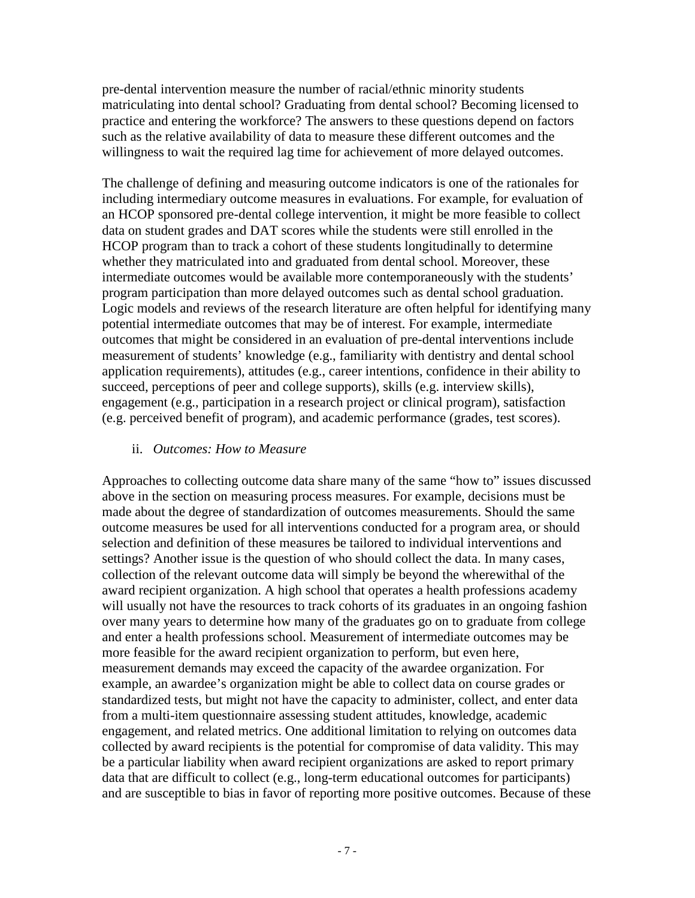pre-dental intervention measure the number of racial/ethnic minority students matriculating into dental school? Graduating from dental school? Becoming licensed to practice and entering the workforce? The answers to these questions depend on factors such as the relative availability of data to measure these different outcomes and the willingness to wait the required lag time for achievement of more delayed outcomes.

The challenge of defining and measuring outcome indicators is one of the rationales for including intermediary outcome measures in evaluations. For example, for evaluation of an HCOP sponsored pre-dental college intervention, it might be more feasible to collect data on student grades and DAT scores while the students were still enrolled in the HCOP program than to track a cohort of these students longitudinally to determine whether they matriculated into and graduated from dental school. Moreover, these intermediate outcomes would be available more contemporaneously with the students' program participation than more delayed outcomes such as dental school graduation. Logic models and reviews of the research literature are often helpful for identifying many potential intermediate outcomes that may be of interest. For example, intermediate outcomes that might be considered in an evaluation of pre-dental interventions include measurement of students' knowledge (e.g., familiarity with dentistry and dental school application requirements), attitudes (e.g., career intentions, confidence in their ability to succeed, perceptions of peer and college supports), skills (e.g. interview skills), engagement (e.g., participation in a research project or clinical program), satisfaction (e.g. perceived benefit of program), and academic performance (grades, test scores).

ii. *Outcomes: How to Measure*

Approaches to collecting outcome data share many of the same "how to" issues discussed above in the section on measuring process measures. For example, decisions must be made about the degree of standardization of outcomes measurements. Should the same outcome measures be used for all interventions conducted for a program area, or should selection and definition of these measures be tailored to individual interventions and settings? Another issue is the question of who should collect the data. In many cases, collection of the relevant outcome data will simply be beyond the wherewithal of the award recipient organization. A high school that operates a health professions academy will usually not have the resources to track cohorts of its graduates in an ongoing fashion over many years to determine how many of the graduates go on to graduate from college and enter a health professions school. Measurement of intermediate outcomes may be more feasible for the award recipient organization to perform, but even here, measurement demands may exceed the capacity of the awardee organization. For example, an awardee's organization might be able to collect data on course grades or standardized tests, but might not have the capacity to administer, collect, and enter data from a multi-item questionnaire assessing student attitudes, knowledge, academic engagement, and related metrics. One additional limitation to relying on outcomes data collected by award recipients is the potential for compromise of data validity. This may be a particular liability when award recipient organizations are asked to report primary data that are difficult to collect (e.g., long-term educational outcomes for participants) and are susceptible to bias in favor of reporting more positive outcomes. Because of these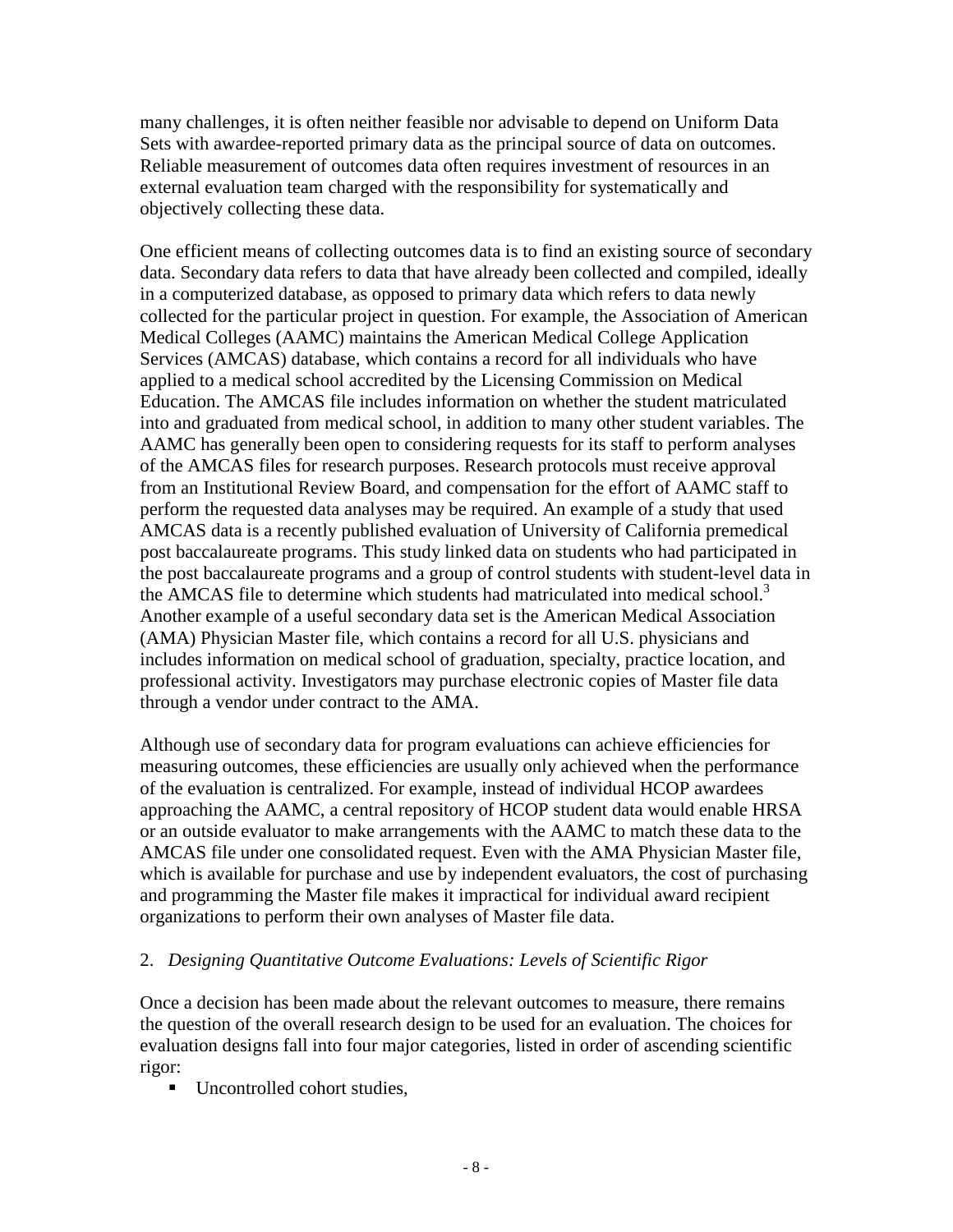many challenges, it is often neither feasible nor advisable to depend on Uniform Data Sets with awardee-reported primary data as the principal source of data on outcomes. Reliable measurement of outcomes data often requires investment of resources in an external evaluation team charged with the responsibility for systematically and objectively collecting these data.

One efficient means of collecting outcomes data is to find an existing source of secondary data. Secondary data refers to data that have already been collected and compiled, ideally in a computerized database, as opposed to primary data which refers to data newly collected for the particular project in question. For example, the Association of American Medical Colleges (AAMC) maintains the American Medical College Application Services (AMCAS) database, which contains a record for all individuals who have applied to a medical school accredited by the Licensing Commission on Medical Education. The AMCAS file includes information on whether the student matriculated into and graduated from medical school, in addition to many other student variables. The AAMC has generally been open to considering requests for its staff to perform analyses of the AMCAS files for research purposes. Research protocols must receive approval from an Institutional Review Board, and compensation for the effort of AAMC staff to perform the requested data analyses may be required. An example of a study that used AMCAS data is a recently published evaluation of University of California premedical post baccalaureate programs. This study linked data on students who had participated in the post baccalaureate programs and a group of control students with student-level data in the AMCAS file to determine which students had matriculated into medical school.[3] Another example of a useful secondary data set is the American Medical Association (AMA) Physician Master file, which contains a record for all U.S. physicians and includes information on medical school of graduation, specialty, practice location, and professional activity. Investigators may purchase electronic copies of Master file data through a vendor under contract to the AMA.

Although use of secondary data for program evaluations can achieve efficiencies for measuring outcomes, these efficiencies are usually only achieved when the performance of the evaluation is centralized. For example, instead of individual HCOP awardees approaching the AAMC, a central repository of HCOP student data would enable HRSA or an outside evaluator to make arrangements with the AAMC to match these data to the AMCAS file under one consolidated request. Even with the AMA Physician Master file, which is available for purchase and use by independent evaluators, the cost of purchasing and programming the Master file makes it impractical for individual award recipient organizations to perform their own analyses of Master file data.

2. *Designing Quantitative Outcome Evaluations: Levels of Scientific Rigor*

Once a decision has been made about the relevant outcomes to measure, there remains the question of the overall research design to be used for an evaluation. The choices for evaluation designs fall into four major categories, listed in order of ascending scientific rigor:

- Uncontrolled cohort studies,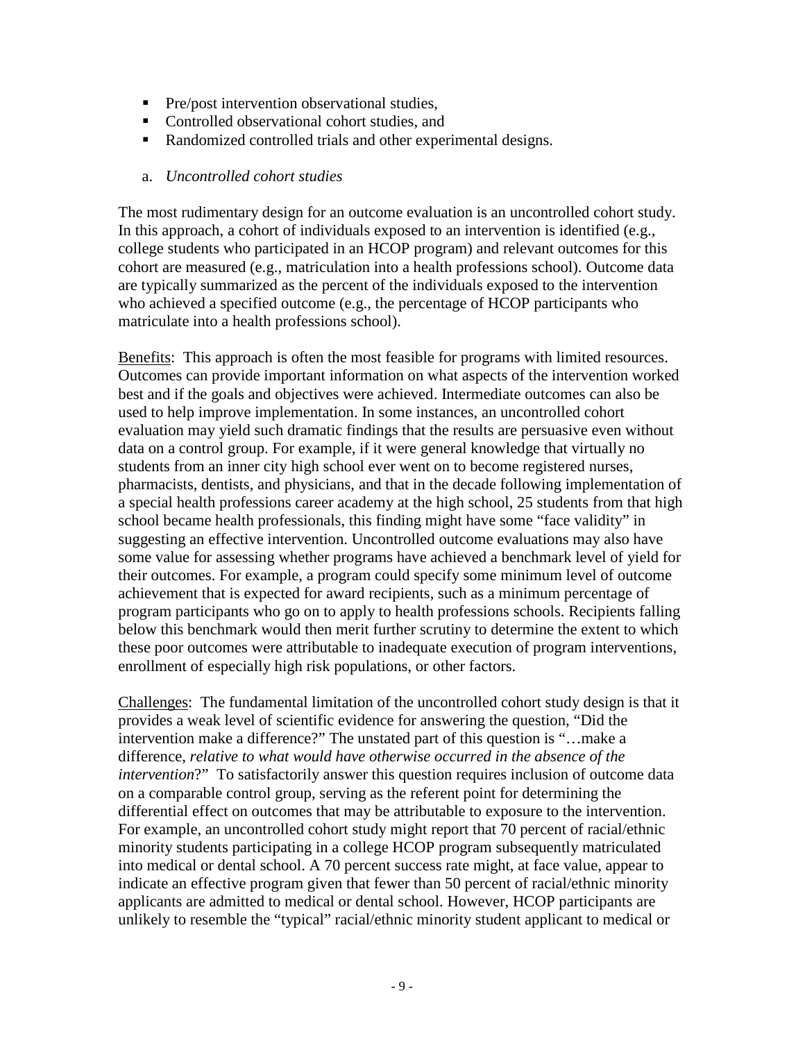- Pre/post intervention observational studies,
- Controlled observational cohort studies, and
- Randomized controlled trials and other experimental designs.

a. *Uncontrolled cohort studies*

The most rudimentary design for an outcome evaluation is an uncontrolled cohort study. In this approach, a cohort of individuals exposed to an intervention is identified (e.g., college students who participated in an HCOP program) and relevant outcomes for this cohort are measured (e.g., matriculation into a health professions school). Outcome data are typically summarized as the percent of the individuals exposed to the intervention who achieved a specified outcome (e.g., the percentage of HCOP participants who matriculate into a health professions school).

Benefits: This approach is often the most feasible for programs with limited resources. Outcomes can provide important information on what aspects of the intervention worked best and if the goals and objectives were achieved. Intermediate outcomes can also be used to help improve implementation. In some instances, an uncontrolled cohort evaluation may yield such dramatic findings that the results are persuasive even without data on a control group. For example, if it were general knowledge that virtually no students from an inner city high school ever went on to become registered nurses, pharmacists, dentists, and physicians, and that in the decade following implementation of a special health professions career academy at the high school, 25 students from that high school became health professionals, this finding might have some "face validity" in suggesting an effective intervention. Uncontrolled outcome evaluations may also have some value for assessing whether programs have achieved a benchmark level of yield for their outcomes. For example, a program could specify some minimum level of outcome achievement that is expected for award recipients, such as a minimum percentage of program participants who go on to apply to health professions schools. Recipients falling below this benchmark would then merit further scrutiny to determine the extent to which these poor outcomes were attributable to inadequate execution of program interventions, enrollment of especially high risk populations, or other factors.

Challenges: The fundamental limitation of the uncontrolled cohort study design is that it provides a weak level of scientific evidence for answering the question, "Did the intervention make a difference?" The unstated part of this question is "…make a difference, *relative to what would have otherwise occurred in the absence of the intervention*?" To satisfactorily answer this question requires inclusion of outcome data on a comparable control group, serving as the referent point for determining the differential effect on outcomes that may be attributable to exposure to the intervention. For example, an uncontrolled cohort study might report that 70 percent of racial/ethnic minority students participating in a college HCOP program subsequently matriculated into medical or dental school. A 70 percent success rate might, at face value, appear to indicate an effective program given that fewer than 50 percent of racial/ethnic minority applicants are admitted to medical or dental school. However, HCOP participants are unlikely to resemble the "typical" racial/ethnic minority student applicant to medical or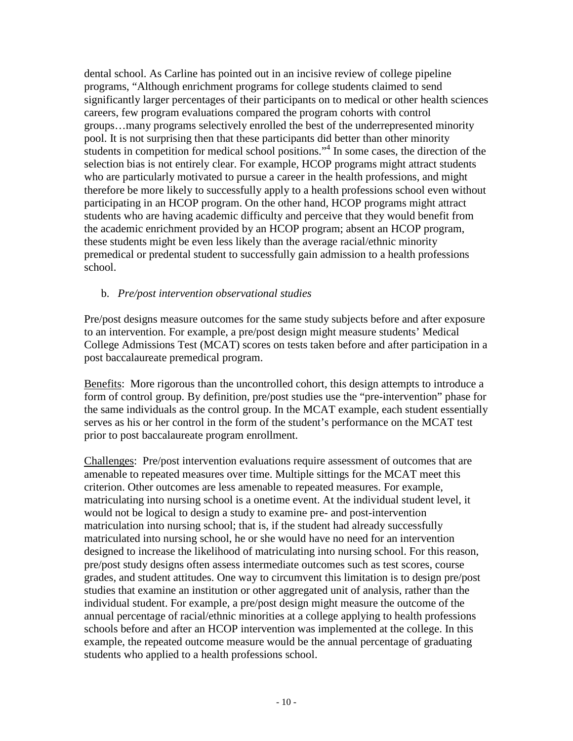dental school. As Carline has pointed out in an incisive review of college pipeline programs, "Although enrichment programs for college students claimed to send significantly larger percentages of their participants on to medical or other health sciences careers, few program evaluations compared the program cohorts with control groups…many programs selectively enrolled the best of the underrepresented minority pool. It is not surprising then that these participants did better than other minority students in competition for medical school positions."[4] In some cases, the direction of the selection bias is not entirely clear. For example, HCOP programs might attract students who are particularly motivated to pursue a career in the health professions, and might therefore be more likely to successfully apply to a health professions school even without participating in an HCOP program. On the other hand, HCOP programs might attract students who are having academic difficulty and perceive that they would benefit from the academic enrichment provided by an HCOP program; absent an HCOP program, these students might be even less likely than the average racial/ethnic minority premedical or predental student to successfully gain admission to a health professions school.

b. *Pre/post intervention observational studies*

Pre/post designs measure outcomes for the same study subjects before and after exposure to an intervention. For example, a pre/post design might measure students' Medical College Admissions Test (MCAT) scores on tests taken before and after participation in a post baccalaureate premedical program.

Benefits: More rigorous than the uncontrolled cohort, this design attempts to introduce a form of control group. By definition, pre/post studies use the "pre-intervention" phase for the same individuals as the control group. In the MCAT example, each student essentially serves as his or her control in the form of the student's performance on the MCAT test prior to post baccalaureate program enrollment.

Challenges: Pre/post intervention evaluations require assessment of outcomes that are amenable to repeated measures over time. Multiple sittings for the MCAT meet this criterion. Other outcomes are less amenable to repeated measures. For example, matriculating into nursing school is a onetime event. At the individual student level, it would not be logical to design a study to examine pre- and post-intervention matriculation into nursing school; that is, if the student had already successfully matriculated into nursing school, he or she would have no need for an intervention designed to increase the likelihood of matriculating into nursing school. For this reason, pre/post study designs often assess intermediate outcomes such as test scores, course grades, and student attitudes. One way to circumvent this limitation is to design pre/post studies that examine an institution or other aggregated unit of analysis, rather than the individual student. For example, a pre/post design might measure the outcome of the annual percentage of racial/ethnic minorities at a college applying to health professions schools before and after an HCOP intervention was implemented at the college. In this example, the repeated outcome measure would be the annual percentage of graduating students who applied to a health professions school.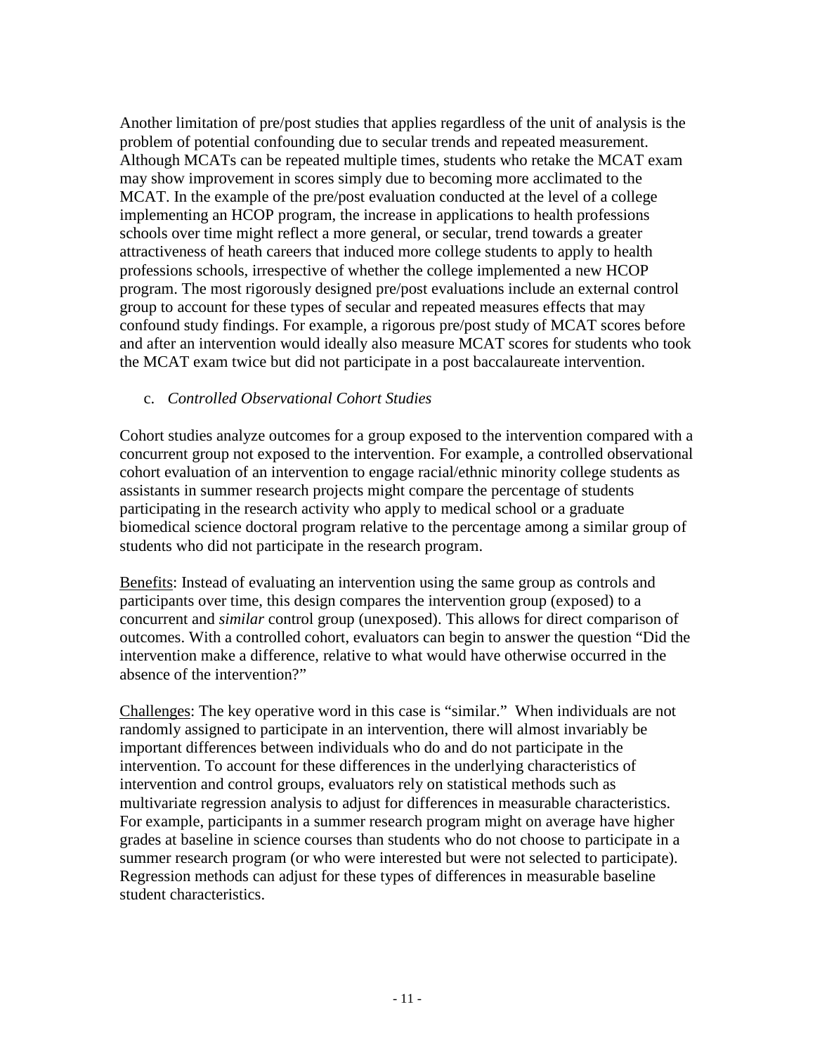Another limitation of pre/post studies that applies regardless of the unit of analysis is the problem of potential confounding due to secular trends and repeated measurement. Although MCATs can be repeated multiple times, students who retake the MCAT exam may show improvement in scores simply due to becoming more acclimated to the MCAT. In the example of the pre/post evaluation conducted at the level of a college implementing an HCOP program, the increase in applications to health professions schools over time might reflect a more general, or secular, trend towards a greater attractiveness of heath careers that induced more college students to apply to health professions schools, irrespective of whether the college implemented a new HCOP program. The most rigorously designed pre/post evaluations include an external control group to account for these types of secular and repeated measures effects that may confound study findings. For example, a rigorous pre/post study of MCAT scores before and after an intervention would ideally also measure MCAT scores for students who took the MCAT exam twice but did not participate in a post baccalaureate intervention.

c. *Controlled Observational Cohort Studies*

Cohort studies analyze outcomes for a group exposed to the intervention compared with a concurrent group not exposed to the intervention. For example, a controlled observational cohort evaluation of an intervention to engage racial/ethnic minority college students as assistants in summer research projects might compare the percentage of students participating in the research activity who apply to medical school or a graduate biomedical science doctoral program relative to the percentage among a similar group of students who did not participate in the research program.

<u>Benefits</u>: Instead of evaluating an intervention using the same group as controls and participants over time, this design compares the intervention group (exposed) to a concurrent and *similar* control group (unexposed). This allows for direct comparison of outcomes. With a controlled cohort, evaluators can begin to answer the question "Did the intervention make a difference, relative to what would have otherwise occurred in the absence of the intervention?"

<u>Challenges</u>: The key operative word in this case is "similar." When individuals are not randomly assigned to participate in an intervention, there will almost invariably be important differences between individuals who do and do not participate in the intervention. To account for these differences in the underlying characteristics of intervention and control groups, evaluators rely on statistical methods such as multivariate regression analysis to adjust for differences in measurable characteristics. For example, participants in a summer research program might on average have higher grades at baseline in science courses than students who do not choose to participate in a summer research program (or who were interested but were not selected to participate). Regression methods can adjust for these types of differences in measurable baseline student characteristics.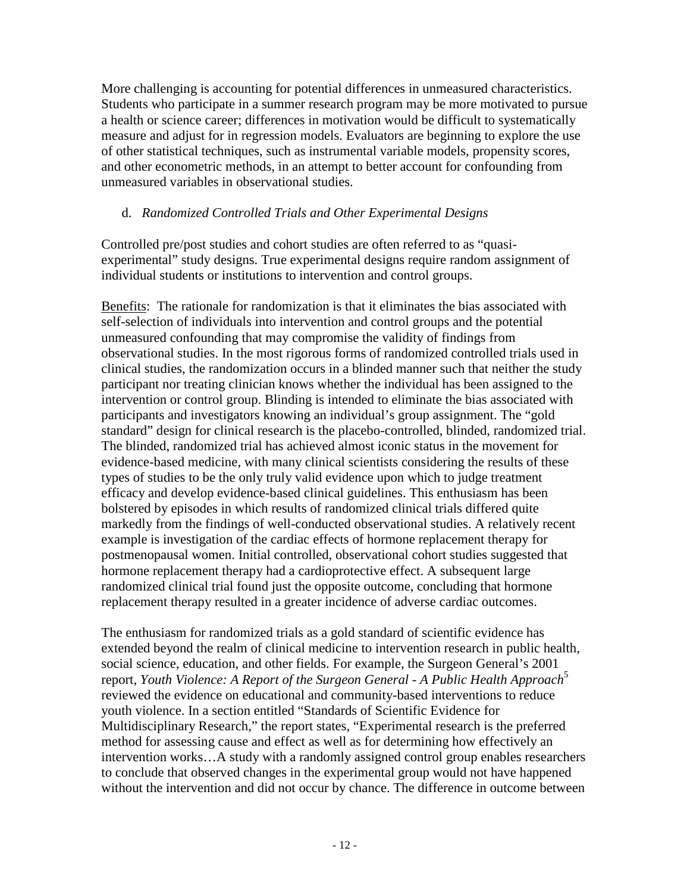More challenging is accounting for potential differences in unmeasured characteristics. Students who participate in a summer research program may be more motivated to pursue a health or science career; differences in motivation would be difficult to systematically measure and adjust for in regression models. Evaluators are beginning to explore the use of other statistical techniques, such as instrumental variable models, propensity scores, and other econometric methods, in an attempt to better account for confounding from unmeasured variables in observational studies.

d. *Randomized Controlled Trials and Other Experimental Designs*

Controlled pre/post studies and cohort studies are often referred to as "quasi-experimental" study designs. True experimental designs require random assignment of individual students or institutions to intervention and control groups.

Benefits: The rationale for randomization is that it eliminates the bias associated with self-selection of individuals into intervention and control groups and the potential unmeasured confounding that may compromise the validity of findings from observational studies. In the most rigorous forms of randomized controlled trials used in clinical studies, the randomization occurs in a blinded manner such that neither the study participant nor treating clinician knows whether the individual has been assigned to the intervention or control group. Blinding is intended to eliminate the bias associated with participants and investigators knowing an individual's group assignment. The "gold standard" design for clinical research is the placebo-controlled, blinded, randomized trial. The blinded, randomized trial has achieved almost iconic status in the movement for evidence-based medicine, with many clinical scientists considering the results of these types of studies to be the only truly valid evidence upon which to judge treatment efficacy and develop evidence-based clinical guidelines. This enthusiasm has been bolstered by episodes in which results of randomized clinical trials differed quite markedly from the findings of well-conducted observational studies. A relatively recent example is investigation of the cardiac effects of hormone replacement therapy for postmenopausal women. Initial controlled, observational cohort studies suggested that hormone replacement therapy had a cardioprotective effect. A subsequent large randomized clinical trial found just the opposite outcome, concluding that hormone replacement therapy resulted in a greater incidence of adverse cardiac outcomes.

The enthusiasm for randomized trials as a gold standard of scientific evidence has extended beyond the realm of clinical medicine to intervention research in public health, social science, education, and other fields. For example, the Surgeon General's 2001 report, *Youth Violence: A Report of the Surgeon General - A Public Health Approach*[5] reviewed the evidence on educational and community-based interventions to reduce youth violence. In a section entitled "Standards of Scientific Evidence for Multidisciplinary Research," the report states, "Experimental research is the preferred method for assessing cause and effect as well as for determining how effectively an intervention works…A study with a randomly assigned control group enables researchers to conclude that observed changes in the experimental group would not have happened without the intervention and did not occur by chance. The difference in outcome between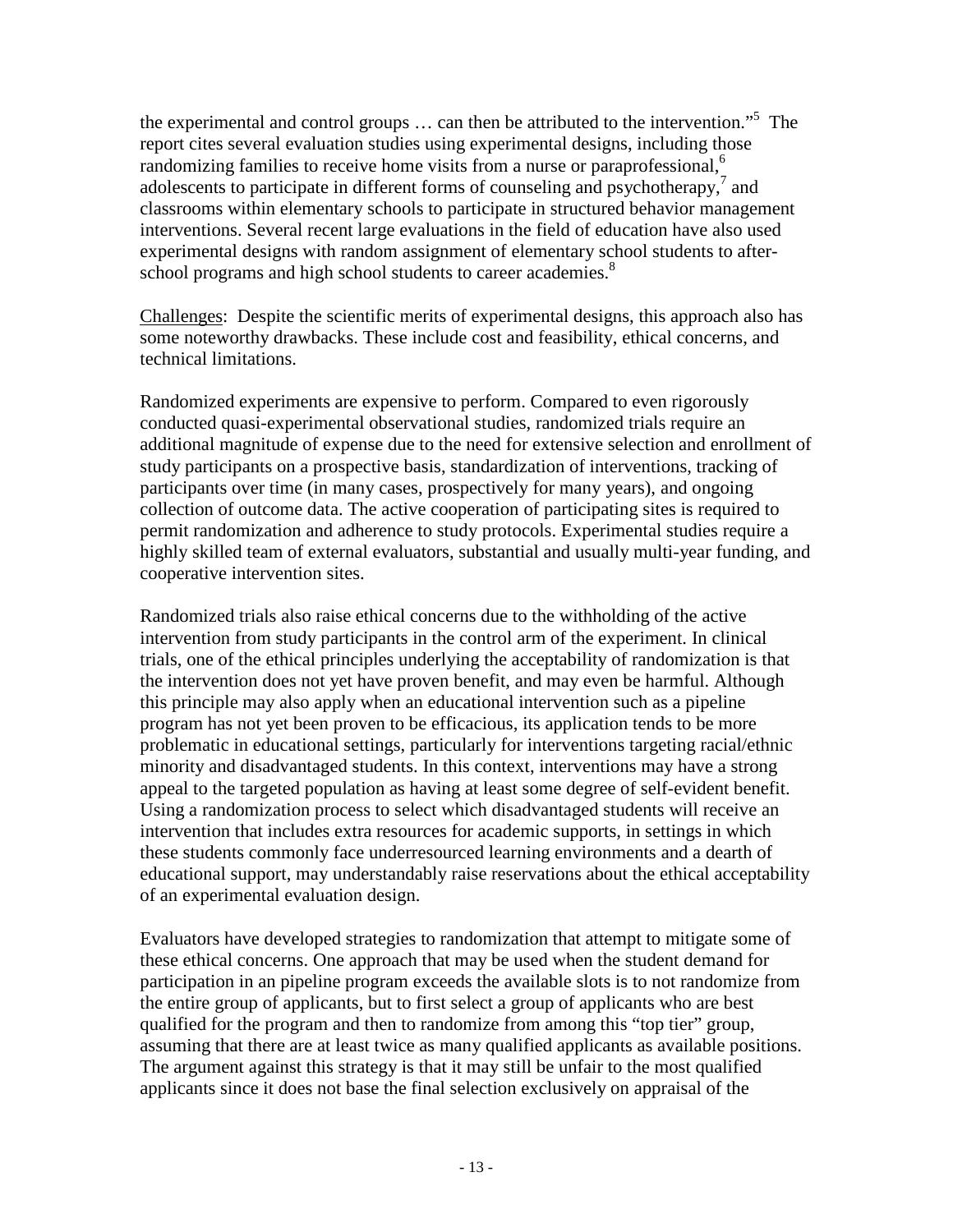the experimental and control groups … can then be attributed to the intervention."[5] The report cites several evaluation studies using experimental designs, including those randomizing families to receive home visits from a nurse or paraprofessional,[6] adolescents to participate in different forms of counseling and psychotherapy,[7] and classrooms within elementary schools to participate in structured behavior management interventions. Several recent large evaluations in the field of education have also used experimental designs with random assignment of elementary school students to after-school programs and high school students to career academies.[8]

Challenges: Despite the scientific merits of experimental designs, this approach also has some noteworthy drawbacks. These include cost and feasibility, ethical concerns, and technical limitations.

Randomized experiments are expensive to perform. Compared to even rigorously conducted quasi-experimental observational studies, randomized trials require an additional magnitude of expense due to the need for extensive selection and enrollment of study participants on a prospective basis, standardization of interventions, tracking of participants over time (in many cases, prospectively for many years), and ongoing collection of outcome data. The active cooperation of participating sites is required to permit randomization and adherence to study protocols. Experimental studies require a highly skilled team of external evaluators, substantial and usually multi-year funding, and cooperative intervention sites.

Randomized trials also raise ethical concerns due to the withholding of the active intervention from study participants in the control arm of the experiment. In clinical trials, one of the ethical principles underlying the acceptability of randomization is that the intervention does not yet have proven benefit, and may even be harmful. Although this principle may also apply when an educational intervention such as a pipeline program has not yet been proven to be efficacious, its application tends to be more problematic in educational settings, particularly for interventions targeting racial/ethnic minority and disadvantaged students. In this context, interventions may have a strong appeal to the targeted population as having at least some degree of self-evident benefit. Using a randomization process to select which disadvantaged students will receive an intervention that includes extra resources for academic supports, in settings in which these students commonly face underresourced learning environments and a dearth of educational support, may understandably raise reservations about the ethical acceptability of an experimental evaluation design.

Evaluators have developed strategies to randomization that attempt to mitigate some of these ethical concerns. One approach that may be used when the student demand for participation in an pipeline program exceeds the available slots is to not randomize from the entire group of applicants, but to first select a group of applicants who are best qualified for the program and then to randomize from among this "top tier" group, assuming that there are at least twice as many qualified applicants as available positions. The argument against this strategy is that it may still be unfair to the most qualified applicants since it does not base the final selection exclusively on appraisal of the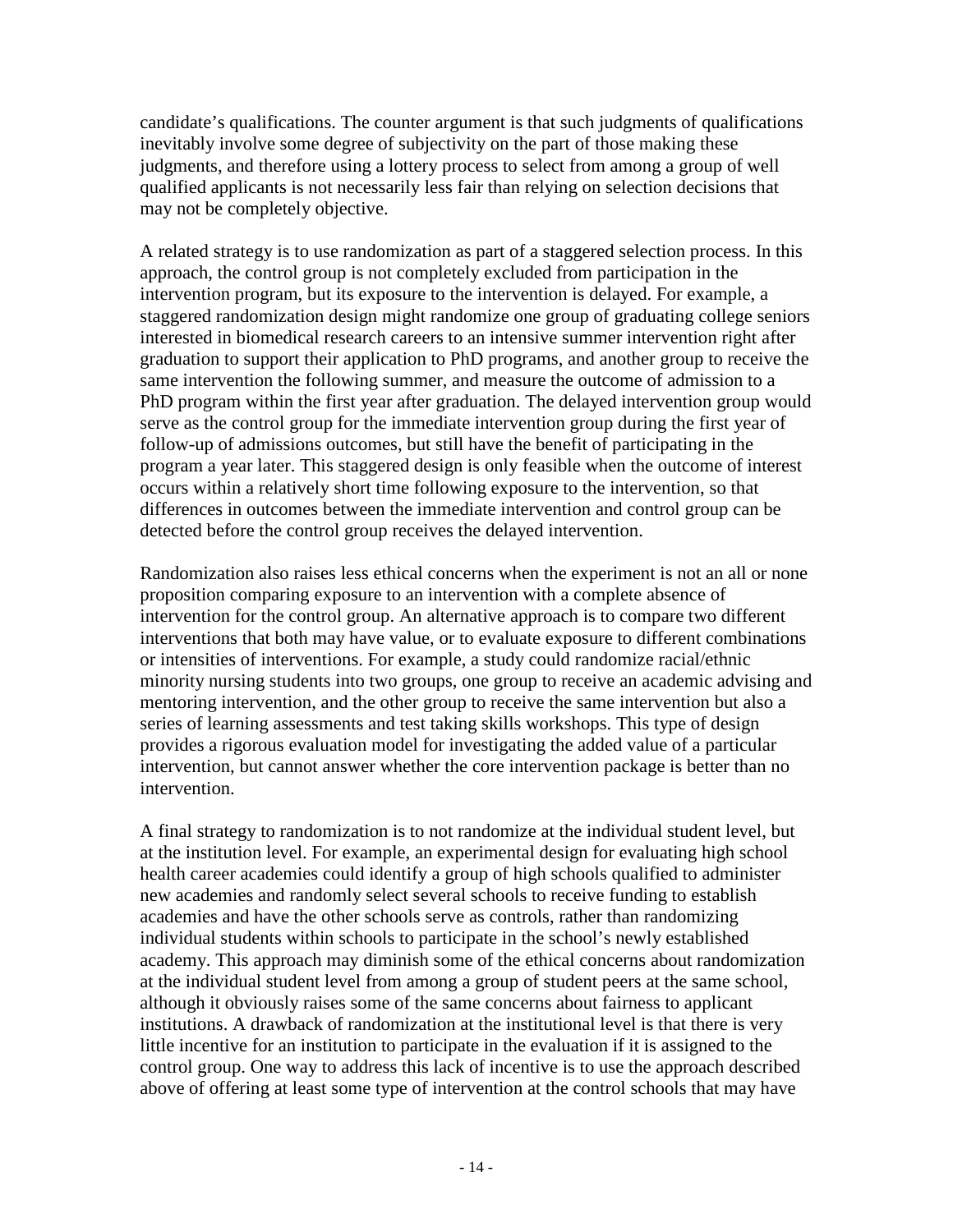candidate's qualifications. The counter argument is that such judgments of qualifications inevitably involve some degree of subjectivity on the part of those making these judgments, and therefore using a lottery process to select from among a group of well qualified applicants is not necessarily less fair than relying on selection decisions that may not be completely objective.

A related strategy is to use randomization as part of a staggered selection process. In this approach, the control group is not completely excluded from participation in the intervention program, but its exposure to the intervention is delayed. For example, a staggered randomization design might randomize one group of graduating college seniors interested in biomedical research careers to an intensive summer intervention right after graduation to support their application to PhD programs, and another group to receive the same intervention the following summer, and measure the outcome of admission to a PhD program within the first year after graduation. The delayed intervention group would serve as the control group for the immediate intervention group during the first year of follow-up of admissions outcomes, but still have the benefit of participating in the program a year later. This staggered design is only feasible when the outcome of interest occurs within a relatively short time following exposure to the intervention, so that differences in outcomes between the immediate intervention and control group can be detected before the control group receives the delayed intervention.

Randomization also raises less ethical concerns when the experiment is not an all or none proposition comparing exposure to an intervention with a complete absence of intervention for the control group. An alternative approach is to compare two different interventions that both may have value, or to evaluate exposure to different combinations or intensities of interventions. For example, a study could randomize racial/ethnic minority nursing students into two groups, one group to receive an academic advising and mentoring intervention, and the other group to receive the same intervention but also a series of learning assessments and test taking skills workshops. This type of design provides a rigorous evaluation model for investigating the added value of a particular intervention, but cannot answer whether the core intervention package is better than no intervention.

A final strategy to randomization is to not randomize at the individual student level, but at the institution level. For example, an experimental design for evaluating high school health career academies could identify a group of high schools qualified to administer new academies and randomly select several schools to receive funding to establish academies and have the other schools serve as controls, rather than randomizing individual students within schools to participate in the school's newly established academy. This approach may diminish some of the ethical concerns about randomization at the individual student level from among a group of student peers at the same school, although it obviously raises some of the same concerns about fairness to applicant institutions. A drawback of randomization at the institutional level is that there is very little incentive for an institution to participate in the evaluation if it is assigned to the control group. One way to address this lack of incentive is to use the approach described above of offering at least some type of intervention at the control schools that may have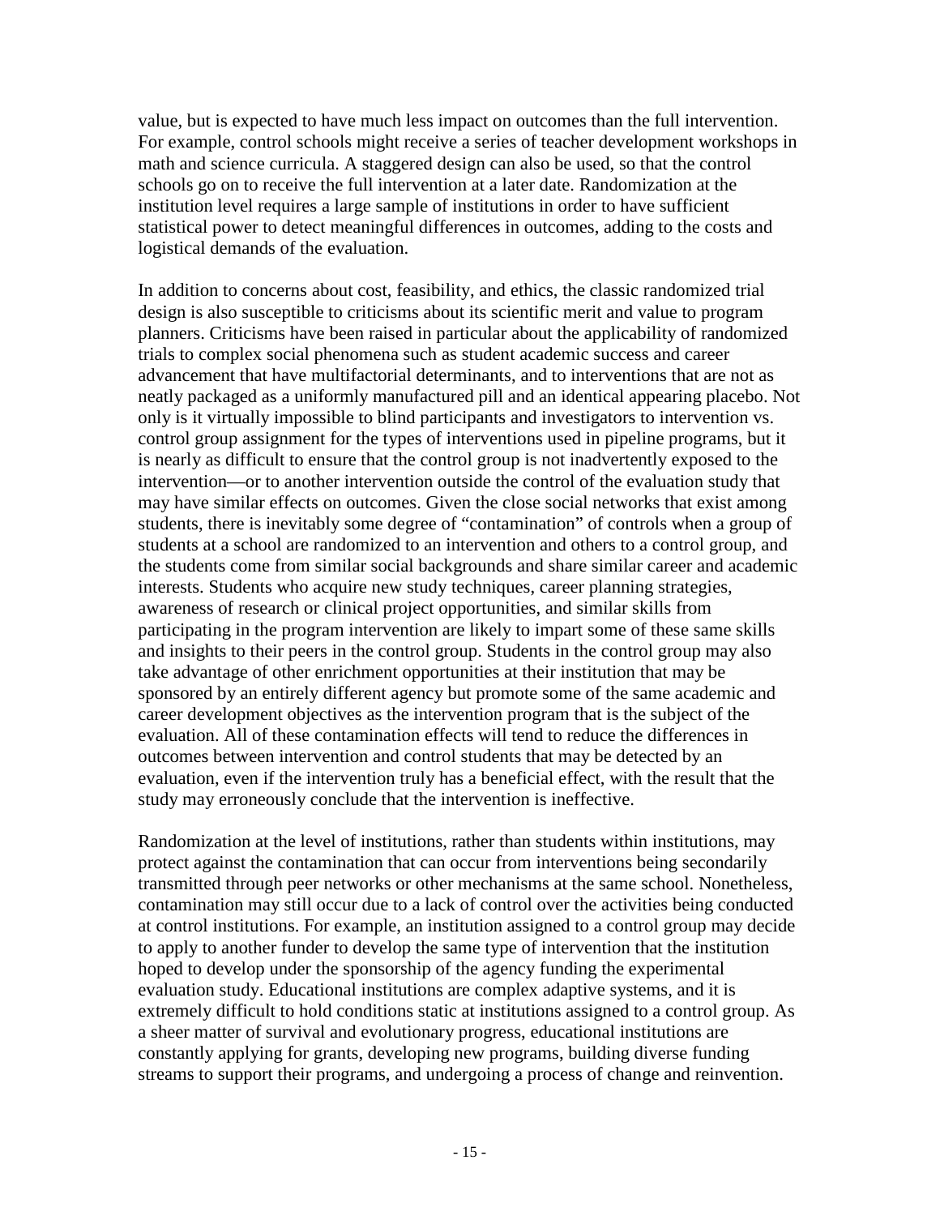value, but is expected to have much less impact on outcomes than the full intervention. For example, control schools might receive a series of teacher development workshops in math and science curricula. A staggered design can also be used, so that the control schools go on to receive the full intervention at a later date. Randomization at the institution level requires a large sample of institutions in order to have sufficient statistical power to detect meaningful differences in outcomes, adding to the costs and logistical demands of the evaluation.

In addition to concerns about cost, feasibility, and ethics, the classic randomized trial design is also susceptible to criticisms about its scientific merit and value to program planners. Criticisms have been raised in particular about the applicability of randomized trials to complex social phenomena such as student academic success and career advancement that have multifactorial determinants, and to interventions that are not as neatly packaged as a uniformly manufactured pill and an identical appearing placebo. Not only is it virtually impossible to blind participants and investigators to intervention vs. control group assignment for the types of interventions used in pipeline programs, but it is nearly as difficult to ensure that the control group is not inadvertently exposed to the intervention—or to another intervention outside the control of the evaluation study that may have similar effects on outcomes. Given the close social networks that exist among students, there is inevitably some degree of "contamination" of controls when a group of students at a school are randomized to an intervention and others to a control group, and the students come from similar social backgrounds and share similar career and academic interests. Students who acquire new study techniques, career planning strategies, awareness of research or clinical project opportunities, and similar skills from participating in the program intervention are likely to impart some of these same skills and insights to their peers in the control group. Students in the control group may also take advantage of other enrichment opportunities at their institution that may be sponsored by an entirely different agency but promote some of the same academic and career development objectives as the intervention program that is the subject of the evaluation. All of these contamination effects will tend to reduce the differences in outcomes between intervention and control students that may be detected by an evaluation, even if the intervention truly has a beneficial effect, with the result that the study may erroneously conclude that the intervention is ineffective.

Randomization at the level of institutions, rather than students within institutions, may protect against the contamination that can occur from interventions being secondarily transmitted through peer networks or other mechanisms at the same school. Nonetheless, contamination may still occur due to a lack of control over the activities being conducted at control institutions. For example, an institution assigned to a control group may decide to apply to another funder to develop the same type of intervention that the institution hoped to develop under the sponsorship of the agency funding the experimental evaluation study. Educational institutions are complex adaptive systems, and it is extremely difficult to hold conditions static at institutions assigned to a control group. As a sheer matter of survival and evolutionary progress, educational institutions are constantly applying for grants, developing new programs, building diverse funding streams to support their programs, and undergoing a process of change and reinvention.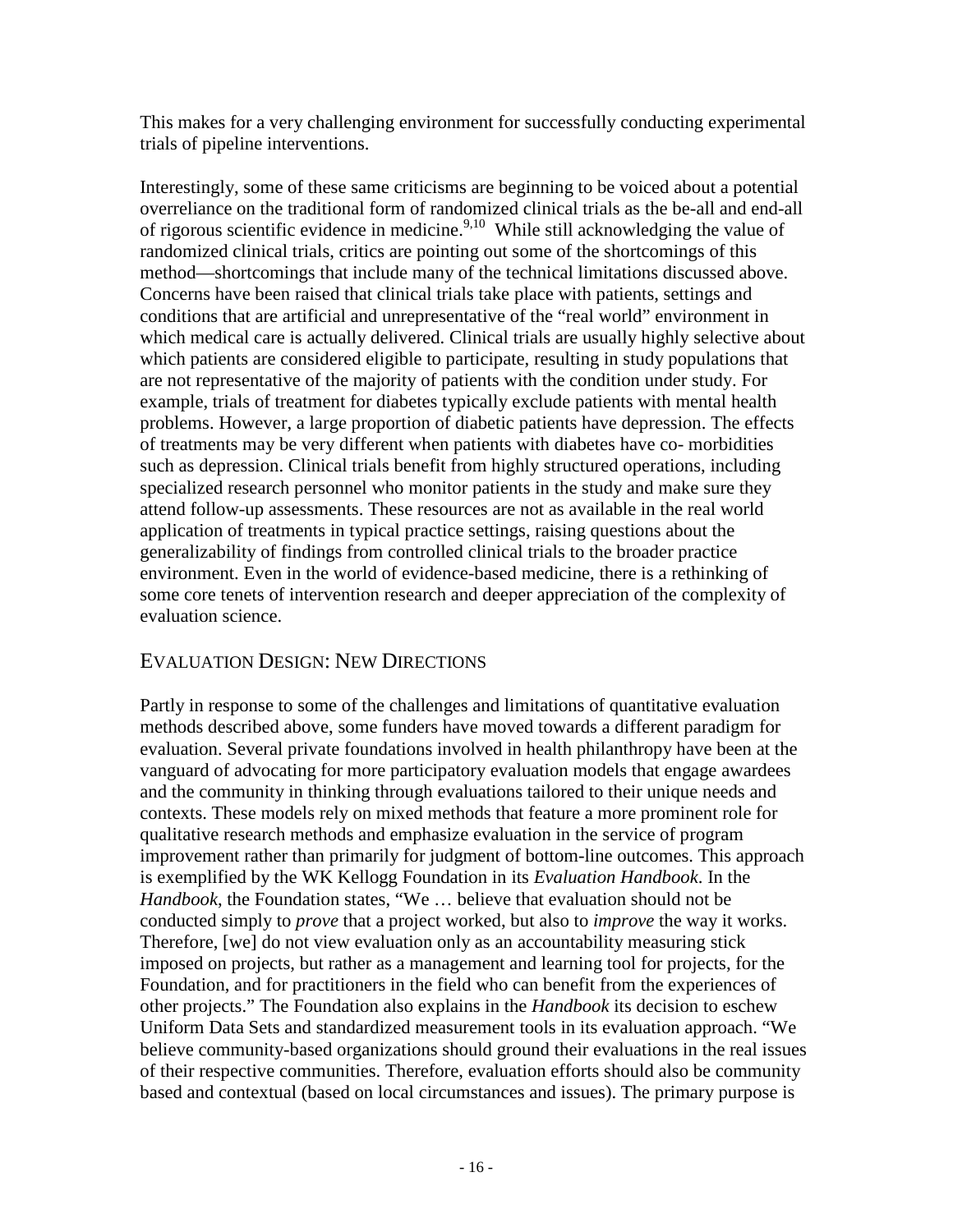This makes for a very challenging environment for successfully conducting experimental trials of pipeline interventions.

Interestingly, some of these same criticisms are beginning to be voiced about a potential overreliance on the traditional form of randomized clinical trials as the be-all and end-all of rigorous scientific evidence in medicine.[9,10] While still acknowledging the value of randomized clinical trials, critics are pointing out some of the shortcomings of this method—shortcomings that include many of the technical limitations discussed above. Concerns have been raised that clinical trials take place with patients, settings and conditions that are artificial and unrepresentative of the "real world" environment in which medical care is actually delivered. Clinical trials are usually highly selective about which patients are considered eligible to participate, resulting in study populations that are not representative of the majority of patients with the condition under study. For example, trials of treatment for diabetes typically exclude patients with mental health problems. However, a large proportion of diabetic patients have depression. The effects of treatments may be very different when patients with diabetes have co- morbidities such as depression. Clinical trials benefit from highly structured operations, including specialized research personnel who monitor patients in the study and make sure they attend follow-up assessments. These resources are not as available in the real world application of treatments in typical practice settings, raising questions about the generalizability of findings from controlled clinical trials to the broader practice environment. Even in the world of evidence-based medicine, there is a rethinking of some core tenets of intervention research and deeper appreciation of the complexity of evaluation science.

## Evaluation Design: New Directions

Partly in response to some of the challenges and limitations of quantitative evaluation methods described above, some funders have moved towards a different paradigm for evaluation. Several private foundations involved in health philanthropy have been at the vanguard of advocating for more participatory evaluation models that engage awardees and the community in thinking through evaluations tailored to their unique needs and contexts. These models rely on mixed methods that feature a more prominent role for qualitative research methods and emphasize evaluation in the service of program improvement rather than primarily for judgment of bottom-line outcomes. This approach is exemplified by the WK Kellogg Foundation in its *Evaluation Handbook*. In the *Handbook*, the Foundation states, "We … believe that evaluation should not be conducted simply to *prove* that a project worked, but also to *improve* the way it works. Therefore, [we] do not view evaluation only as an accountability measuring stick imposed on projects, but rather as a management and learning tool for projects, for the Foundation, and for practitioners in the field who can benefit from the experiences of other projects." The Foundation also explains in the *Handbook* its decision to eschew Uniform Data Sets and standardized measurement tools in its evaluation approach. "We believe community-based organizations should ground their evaluations in the real issues of their respective communities. Therefore, evaluation efforts should also be community based and contextual (based on local circumstances and issues). The primary purpose is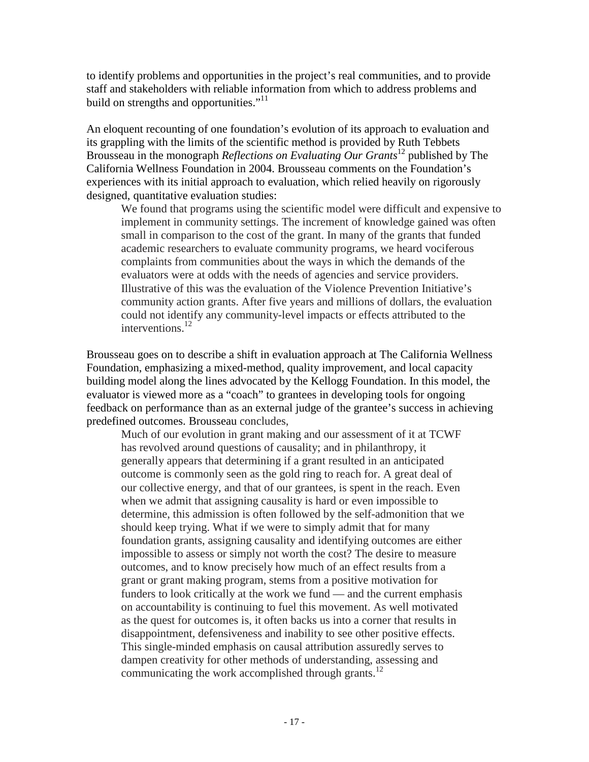to identify problems and opportunities in the project's real communities, and to provide staff and stakeholders with reliable information from which to address problems and build on strengths and opportunities."[11]

An eloquent recounting of one foundation's evolution of its approach to evaluation and its grappling with the limits of the scientific method is provided by Ruth Tebbets Brousseau in the monograph *Reflections on Evaluating Our Grants*[12] published by The California Wellness Foundation in 2004. Brousseau comments on the Foundation's experiences with its initial approach to evaluation, which relied heavily on rigorously designed, quantitative evaluation studies:

> We found that programs using the scientific model were difficult and expensive to implement in community settings. The increment of knowledge gained was often small in comparison to the cost of the grant. In many of the grants that funded academic researchers to evaluate community programs, we heard vociferous complaints from communities about the ways in which the demands of the evaluators were at odds with the needs of agencies and service providers. Illustrative of this was the evaluation of the Violence Prevention Initiative's community action grants. After five years and millions of dollars, the evaluation could not identify any community-level impacts or effects attributed to the interventions.[12]

Brousseau goes on to describe a shift in evaluation approach at The California Wellness Foundation, emphasizing a mixed-method, quality improvement, and local capacity building model along the lines advocated by the Kellogg Foundation. In this model, the evaluator is viewed more as a "coach" to grantees in developing tools for ongoing feedback on performance than as an external judge of the grantee's success in achieving predefined outcomes. Brousseau concludes,

> Much of our evolution in grant making and our assessment of it at TCWF has revolved around questions of causality; and in philanthropy, it generally appears that determining if a grant resulted in an anticipated outcome is commonly seen as the gold ring to reach for. A great deal of our collective energy, and that of our grantees, is spent in the reach. Even when we admit that assigning causality is hard or even impossible to determine, this admission is often followed by the self-admonition that we should keep trying. What if we were to simply admit that for many foundation grants, assigning causality and identifying outcomes are either impossible to assess or simply not worth the cost? The desire to measure outcomes, and to know precisely how much of an effect results from a grant or grant making program, stems from a positive motivation for funders to look critically at the work we fund — and the current emphasis on accountability is continuing to fuel this movement. As well motivated as the quest for outcomes is, it often backs us into a corner that results in disappointment, defensiveness and inability to see other positive effects. This single-minded emphasis on causal attribution assuredly serves to dampen creativity for other methods of understanding, assessing and communicating the work accomplished through grants.[12]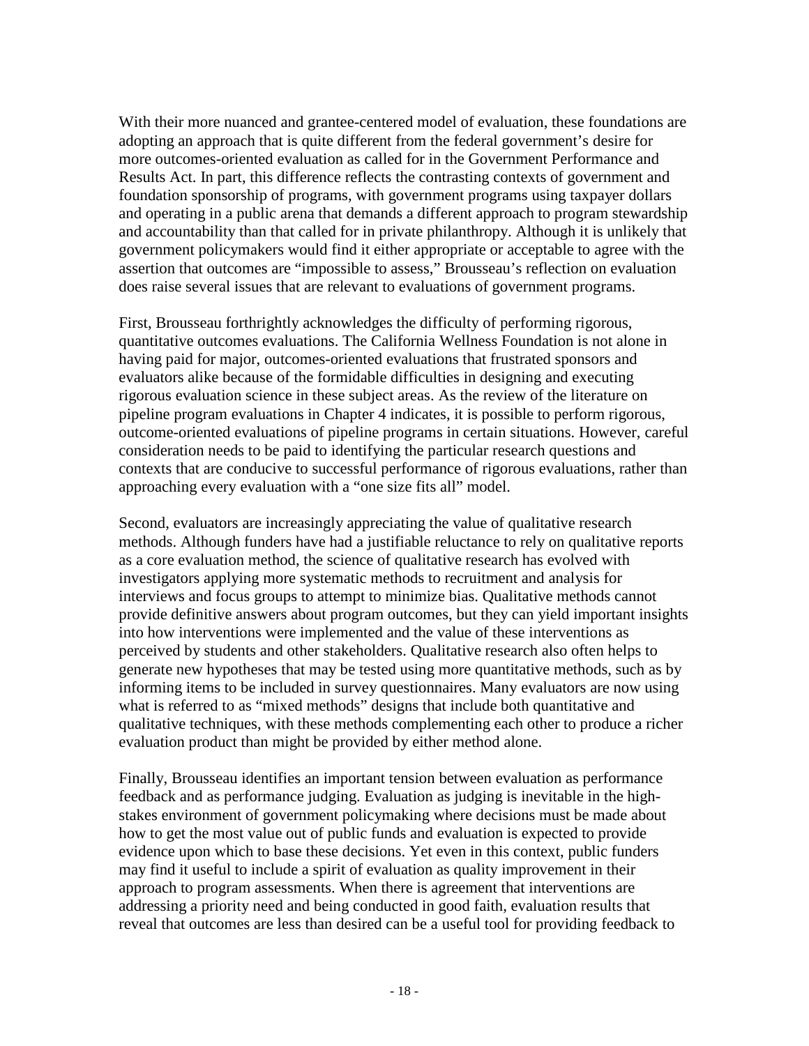With their more nuanced and grantee-centered model of evaluation, these foundations are adopting an approach that is quite different from the federal government's desire for more outcomes-oriented evaluation as called for in the Government Performance and Results Act. In part, this difference reflects the contrasting contexts of government and foundation sponsorship of programs, with government programs using taxpayer dollars and operating in a public arena that demands a different approach to program stewardship and accountability than that called for in private philanthropy. Although it is unlikely that government policymakers would find it either appropriate or acceptable to agree with the assertion that outcomes are "impossible to assess," Brousseau's reflection on evaluation does raise several issues that are relevant to evaluations of government programs.

First, Brousseau forthrightly acknowledges the difficulty of performing rigorous, quantitative outcomes evaluations. The California Wellness Foundation is not alone in having paid for major, outcomes-oriented evaluations that frustrated sponsors and evaluators alike because of the formidable difficulties in designing and executing rigorous evaluation science in these subject areas. As the review of the literature on pipeline program evaluations in Chapter 4 indicates, it is possible to perform rigorous, outcome-oriented evaluations of pipeline programs in certain situations. However, careful consideration needs to be paid to identifying the particular research questions and contexts that are conducive to successful performance of rigorous evaluations, rather than approaching every evaluation with a "one size fits all" model.

Second, evaluators are increasingly appreciating the value of qualitative research methods. Although funders have had a justifiable reluctance to rely on qualitative reports as a core evaluation method, the science of qualitative research has evolved with investigators applying more systematic methods to recruitment and analysis for interviews and focus groups to attempt to minimize bias. Qualitative methods cannot provide definitive answers about program outcomes, but they can yield important insights into how interventions were implemented and the value of these interventions as perceived by students and other stakeholders. Qualitative research also often helps to generate new hypotheses that may be tested using more quantitative methods, such as by informing items to be included in survey questionnaires. Many evaluators are now using what is referred to as "mixed methods" designs that include both quantitative and qualitative techniques, with these methods complementing each other to produce a richer evaluation product than might be provided by either method alone.

Finally, Brousseau identifies an important tension between evaluation as performance feedback and as performance judging. Evaluation as judging is inevitable in the high-stakes environment of government policymaking where decisions must be made about how to get the most value out of public funds and evaluation is expected to provide evidence upon which to base these decisions. Yet even in this context, public funders may find it useful to include a spirit of evaluation as quality improvement in their approach to program assessments. When there is agreement that interventions are addressing a priority need and being conducted in good faith, evaluation results that reveal that outcomes are less than desired can be a useful tool for providing feedback to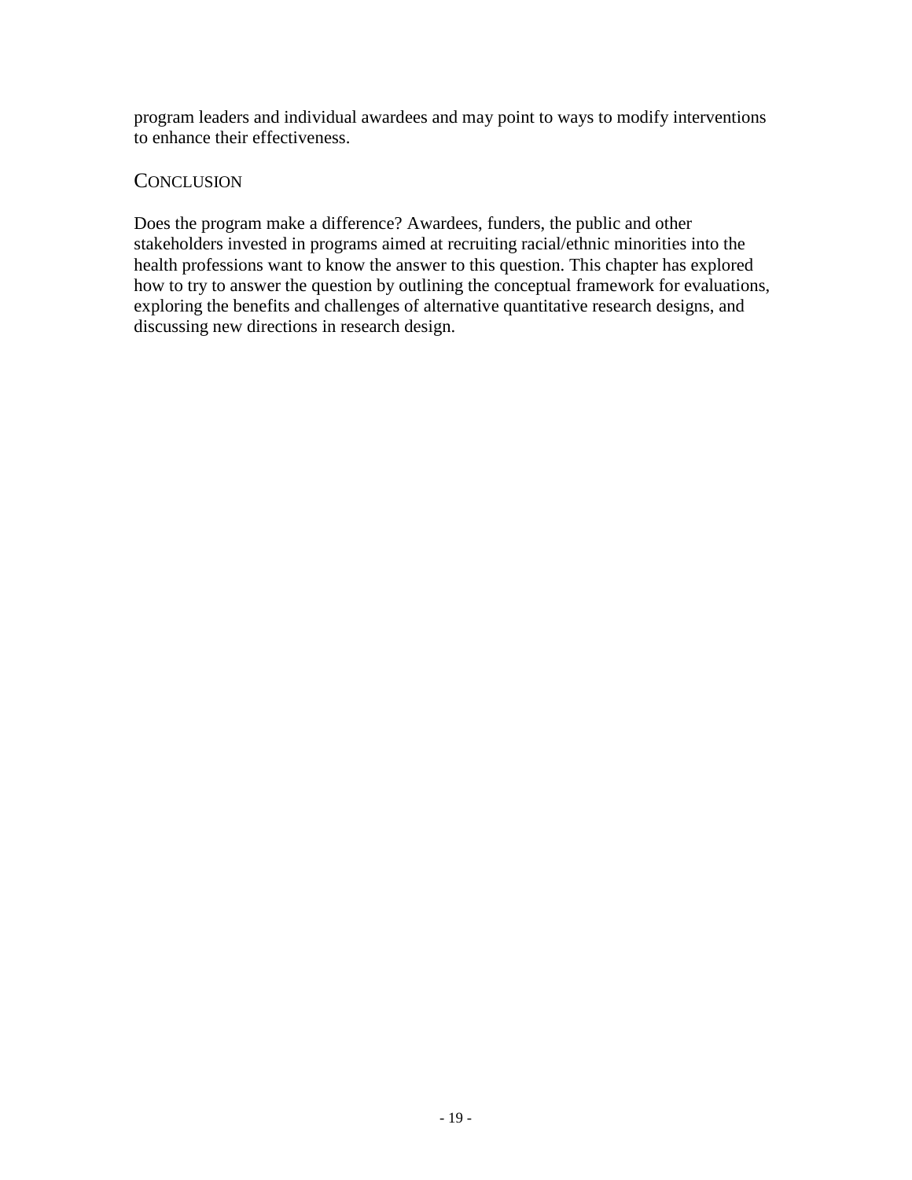program leaders and individual awardees and may point to ways to modify interventions to enhance their effectiveness.

## Conclusion

Does the program make a difference? Awardees, funders, the public and other stakeholders invested in programs aimed at recruiting racial/ethnic minorities into the health professions want to know the answer to this question. This chapter has explored how to try to answer the question by outlining the conceptual framework for evaluations, exploring the benefits and challenges of alternative quantitative research designs, and discussing new directions in research design.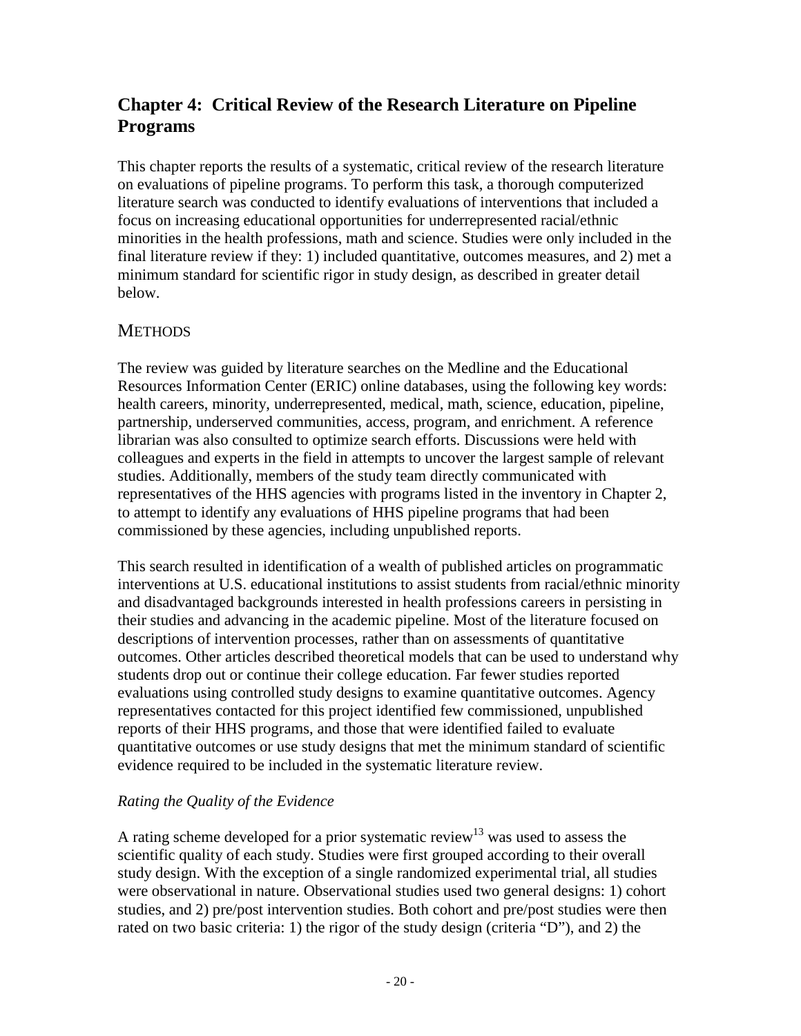## Chapter 4: Critical Review of the Research Literature on Pipeline Programs

This chapter reports the results of a systematic, critical review of the research literature on evaluations of pipeline programs. To perform this task, a thorough computerized literature search was conducted to identify evaluations of interventions that included a focus on increasing educational opportunities for underrepresented racial/ethnic minorities in the health professions, math and science. Studies were only included in the final literature review if they: 1) included quantitative, outcomes measures, and 2) met a minimum standard for scientific rigor in study design, as described in greater detail below.

### METHODS

The review was guided by literature searches on the Medline and the Educational Resources Information Center (ERIC) online databases, using the following key words: health careers, minority, underrepresented, medical, math, science, education, pipeline, partnership, underserved communities, access, program, and enrichment. A reference librarian was also consulted to optimize search efforts. Discussions were held with colleagues and experts in the field in attempts to uncover the largest sample of relevant studies. Additionally, members of the study team directly communicated with representatives of the HHS agencies with programs listed in the inventory in Chapter 2, to attempt to identify any evaluations of HHS pipeline programs that had been commissioned by these agencies, including unpublished reports.

This search resulted in identification of a wealth of published articles on programmatic interventions at U.S. educational institutions to assist students from racial/ethnic minority and disadvantaged backgrounds interested in health professions careers in persisting in their studies and advancing in the academic pipeline. Most of the literature focused on descriptions of intervention processes, rather than on assessments of quantitative outcomes. Other articles described theoretical models that can be used to understand why students drop out or continue their college education. Far fewer studies reported evaluations using controlled study designs to examine quantitative outcomes. Agency representatives contacted for this project identified few commissioned, unpublished reports of their HHS programs, and those that were identified failed to evaluate quantitative outcomes or use study designs that met the minimum standard of scientific evidence required to be included in the systematic literature review.

*Rating the Quality of the Evidence*

A rating scheme developed for a prior systematic review[13] was used to assess the scientific quality of each study. Studies were first grouped according to their overall study design. With the exception of a single randomized experimental trial, all studies were observational in nature. Observational studies used two general designs: 1) cohort studies, and 2) pre/post intervention studies. Both cohort and pre/post studies were then rated on two basic criteria: 1) the rigor of the study design (criteria "D"), and 2) the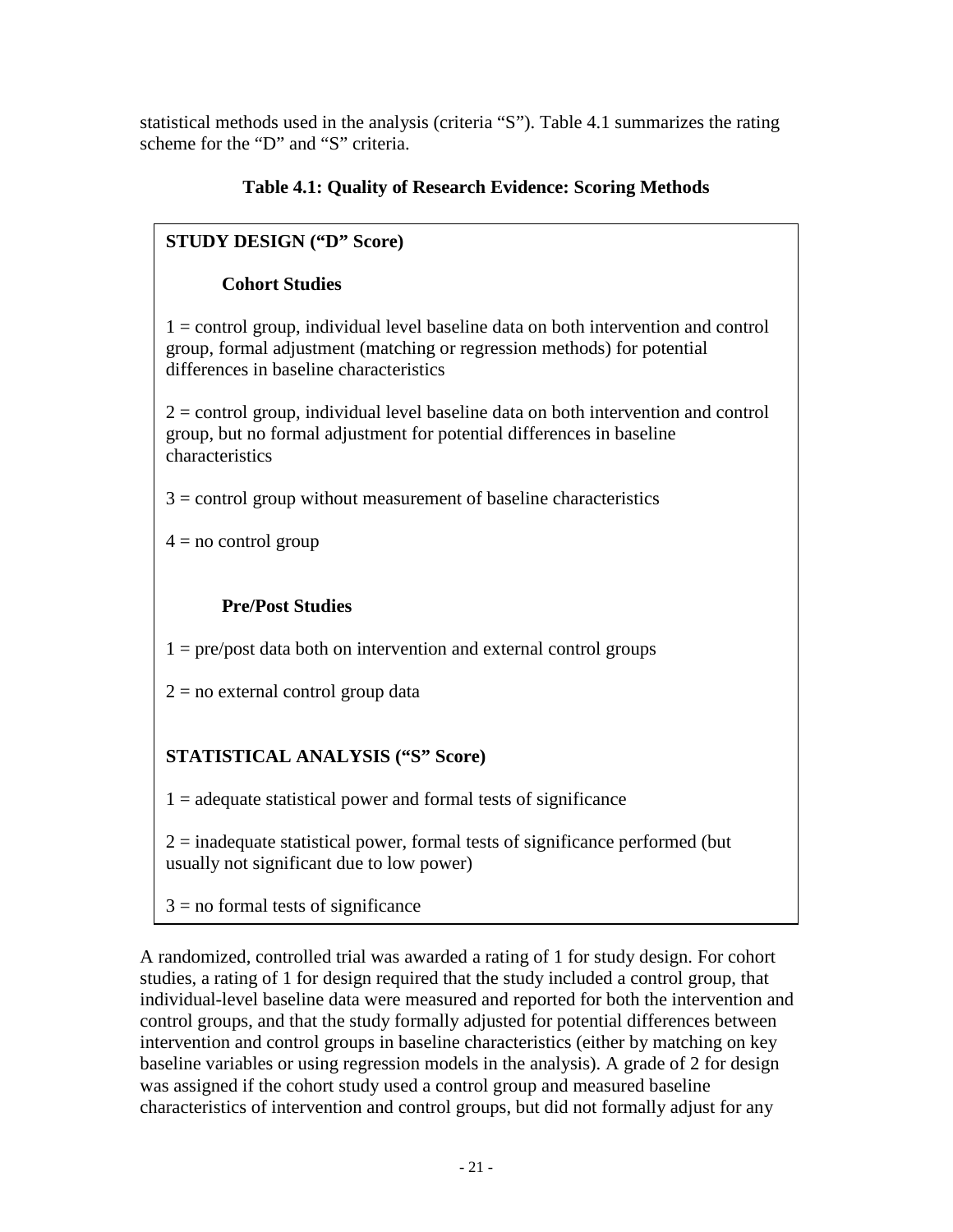statistical methods used in the analysis (criteria "S"). Table 4.1 summarizes the rating scheme for the "D" and "S" criteria.

**Table 4.1: Quality of Research Evidence: Scoring Methods**

**STUDY DESIGN ("D" Score)**

**Cohort Studies**

1 = control group, individual level baseline data on both intervention and control group, formal adjustment (matching or regression methods) for potential differences in baseline characteristics

2 = control group, individual level baseline data on both intervention and control group, but no formal adjustment for potential differences in baseline characteristics

3 = control group without measurement of baseline characteristics

4 = no control group

**Pre/Post Studies**

1 = pre/post data both on intervention and external control groups

2 = no external control group data

**STATISTICAL ANALYSIS ("S" Score)**

1 = adequate statistical power and formal tests of significance

2 = inadequate statistical power, formal tests of significance performed (but usually not significant due to low power)

3 = no formal tests of significance

A randomized, controlled trial was awarded a rating of 1 for study design. For cohort studies, a rating of 1 for design required that the study included a control group, that individual-level baseline data were measured and reported for both the intervention and control groups, and that the study formally adjusted for potential differences between intervention and control groups in baseline characteristics (either by matching on key baseline variables or using regression models in the analysis). A grade of 2 for design was assigned if the cohort study used a control group and measured baseline characteristics of intervention and control groups, but did not formally adjust for any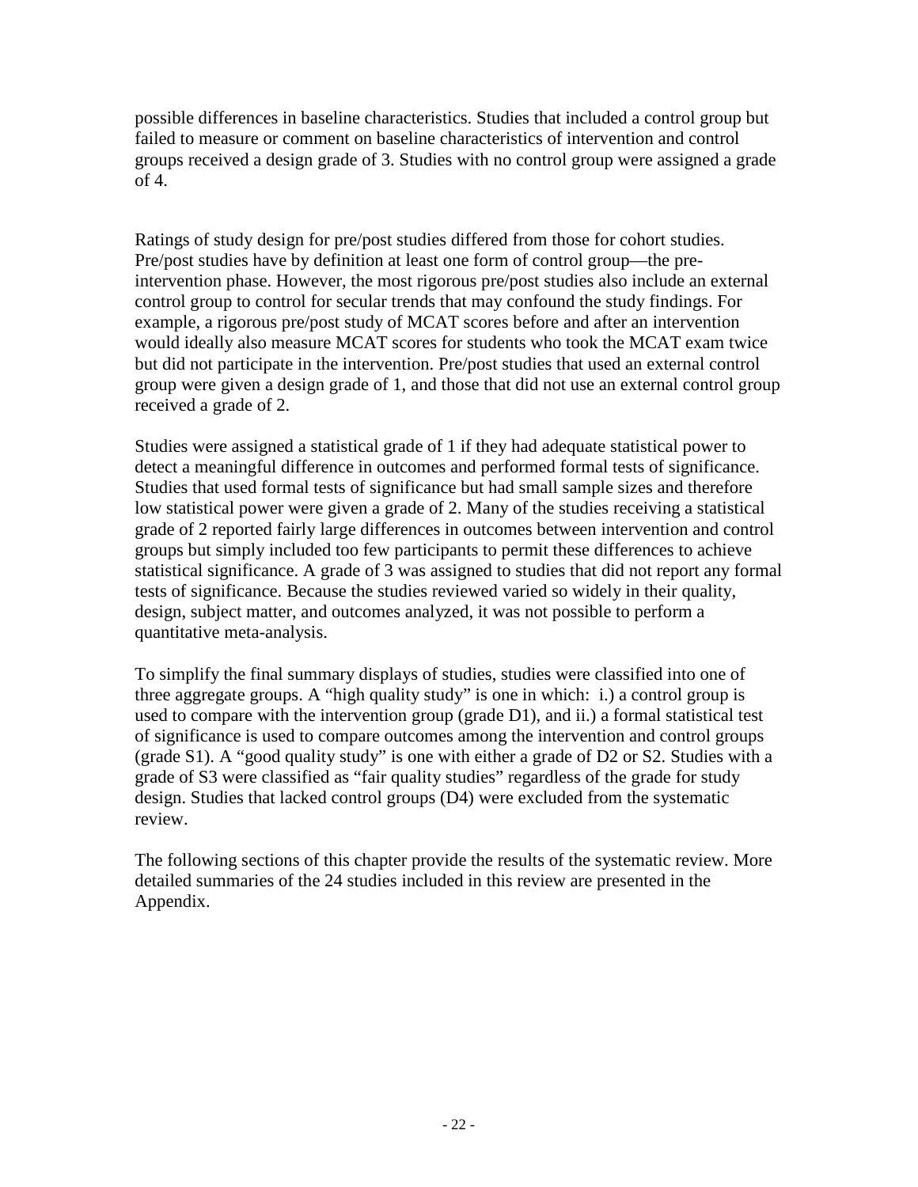possible differences in baseline characteristics. Studies that included a control group but failed to measure or comment on baseline characteristics of intervention and control groups received a design grade of 3. Studies with no control group were assigned a grade of 4.

Ratings of study design for pre/post studies differed from those for cohort studies. Pre/post studies have by definition at least one form of control group—the pre-intervention phase. However, the most rigorous pre/post studies also include an external control group to control for secular trends that may confound the study findings. For example, a rigorous pre/post study of MCAT scores before and after an intervention would ideally also measure MCAT scores for students who took the MCAT exam twice but did not participate in the intervention. Pre/post studies that used an external control group were given a design grade of 1, and those that did not use an external control group received a grade of 2.

Studies were assigned a statistical grade of 1 if they had adequate statistical power to detect a meaningful difference in outcomes and performed formal tests of significance. Studies that used formal tests of significance but had small sample sizes and therefore low statistical power were given a grade of 2. Many of the studies receiving a statistical grade of 2 reported fairly large differences in outcomes between intervention and control groups but simply included too few participants to permit these differences to achieve statistical significance. A grade of 3 was assigned to studies that did not report any formal tests of significance. Because the studies reviewed varied so widely in their quality, design, subject matter, and outcomes analyzed, it was not possible to perform a quantitative meta-analysis.

To simplify the final summary displays of studies, studies were classified into one of three aggregate groups. A "high quality study" is one in which: i.) a control group is used to compare with the intervention group (grade D1), and ii.) a formal statistical test of significance is used to compare outcomes among the intervention and control groups (grade S1). A "good quality study" is one with either a grade of D2 or S2. Studies with a grade of S3 were classified as "fair quality studies" regardless of the grade for study design. Studies that lacked control groups (D4) were excluded from the systematic review.

The following sections of this chapter provide the results of the systematic review. More detailed summaries of the 24 studies included in this review are presented in the Appendix.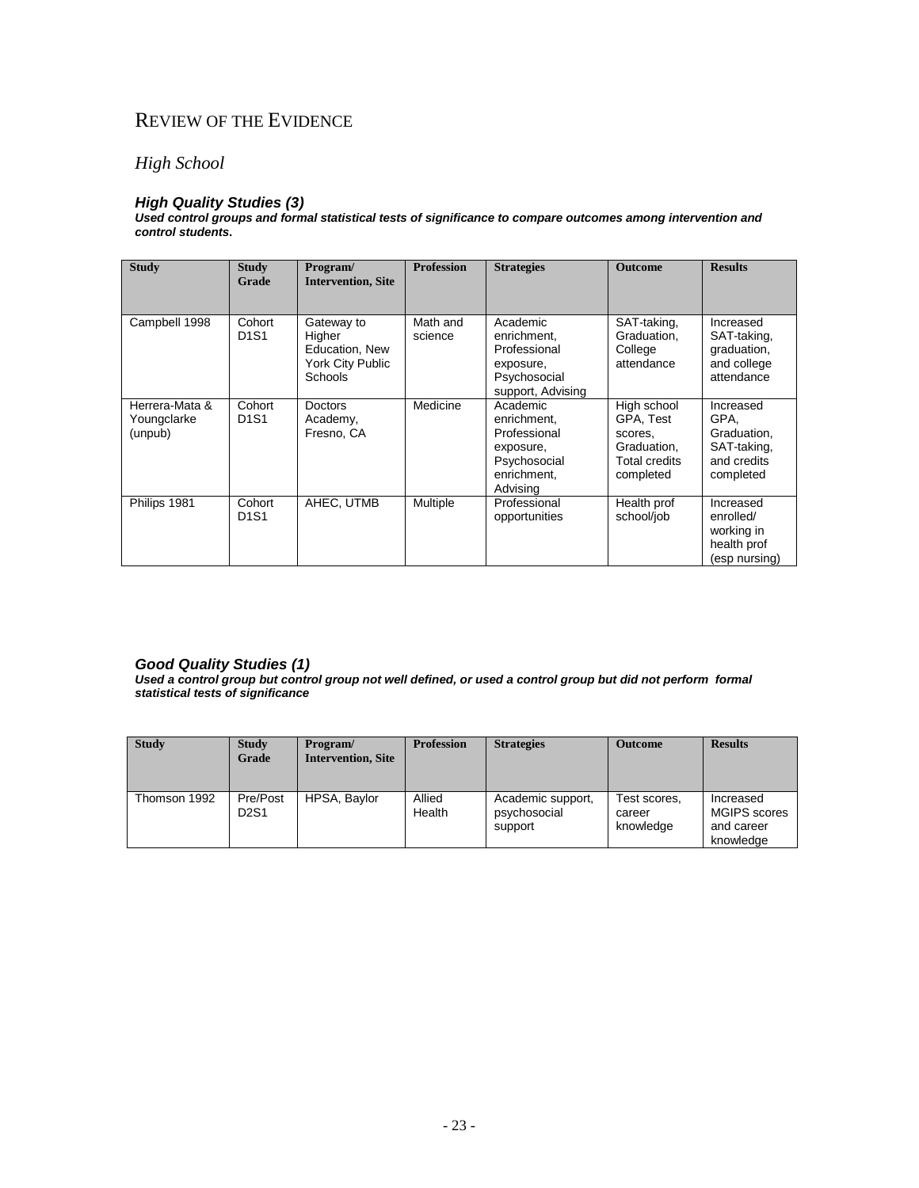# Review of the Evidence

## *High School*

### ***High Quality Studies (3)***

***Used control groups and formal statistical tests of significance to compare outcomes among intervention and control students.***

| Study | Study Grade | Program/ Intervention, Site | Profession | Strategies | Outcome | Results |
|---|---|---|---|---|---|---|
| Campbell 1998 | Cohort D1S1 | Gateway to Higher Education, New York City Public Schools | Math and science | Academic enrichment, Professional exposure, Psychosocial support, Advising | SAT-taking, Graduation, College attendance | Increased SAT-taking, graduation, and college attendance |
| Herrera-Mata & Youngclarke (unpub) | Cohort D1S1 | Doctors Academy, Fresno, CA | Medicine | Academic enrichment, Professional exposure, Psychosocial enrichment, Advising | High school GPA, Test scores, Graduation, Total credits completed | Increased GPA, Graduation, SAT-taking, and credits completed |
| Philips 1981 | Cohort D1S1 | AHEC, UTMB | Multiple | Professional opportunities | Health prof school/job | Increased enrolled/ working in health prof (esp nursing) |

### ***Good Quality Studies (1)***

***Used a control group but control group not well defined, or used a control group but did not perform formal statistical tests of significance***

| Study | Study Grade | Program/ Intervention, Site | Profession | Strategies | Outcome | Results |
|---|---|---|---|---|---|---|
| Thomson 1992 | Pre/Post D2S1 | HPSA, Baylor | Allied Health | Academic support, psychosocial support | Test scores, career knowledge | Increased MGIPS scores and career knowledge |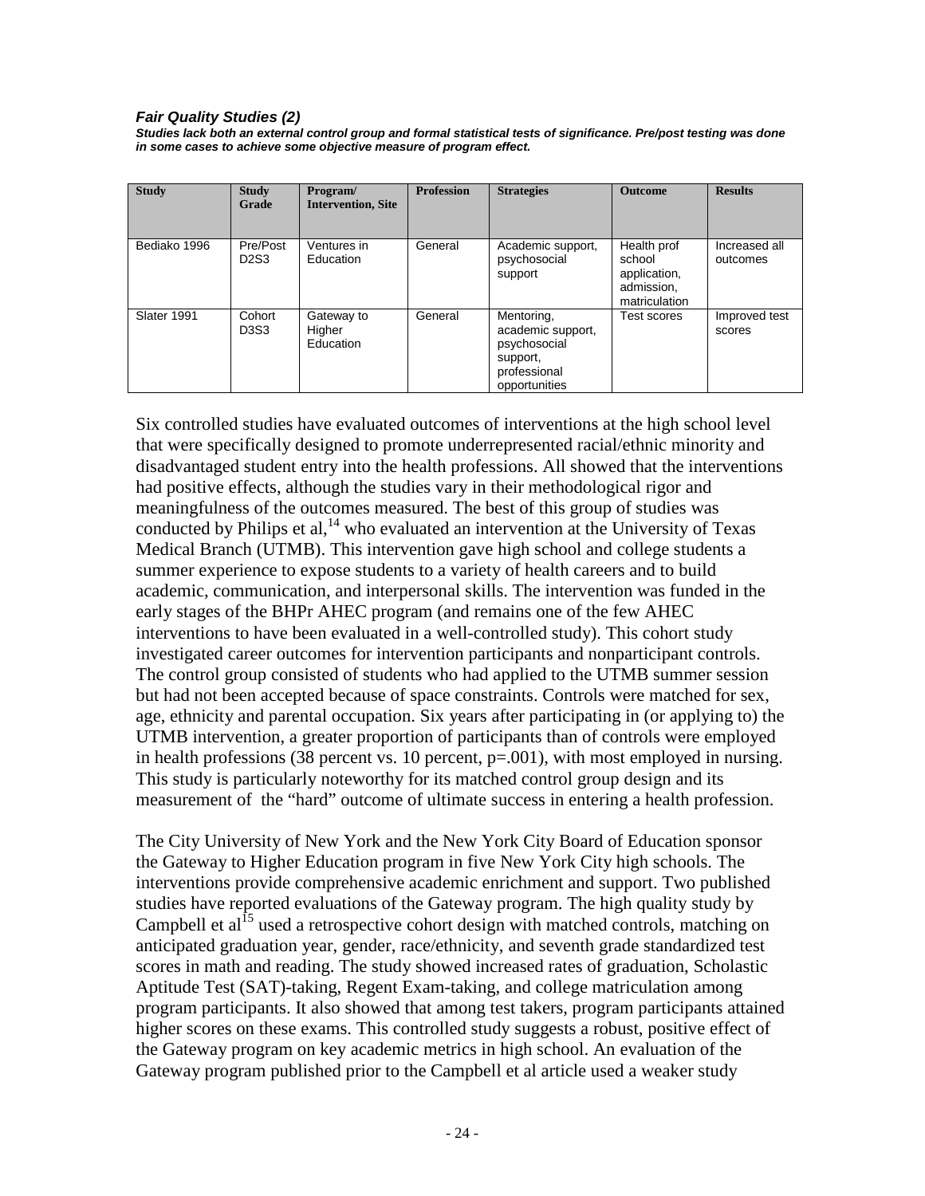***Fair Quality Studies (2)***

***Studies lack both an external control group and formal statistical tests of significance. Pre/post testing was done in some cases to achieve some objective measure of program effect.***

| Study | Study Grade | Program/ Intervention, Site | Profession | Strategies | Outcome | Results |
|---|---|---|---|---|---|---|
| Bediako 1996 | Pre/Post D2S3 | Ventures in Education | General | Academic support, psychosocial support | Health prof school application, admission, matriculation | Increased all outcomes |
| Slater 1991 | Cohort D3S3 | Gateway to Higher Education | General | Mentoring, academic support, psychosocial support, professional opportunities | Test scores | Improved test scores |

Six controlled studies have evaluated outcomes of interventions at the high school level that were specifically designed to promote underrepresented racial/ethnic minority and disadvantaged student entry into the health professions. All showed that the interventions had positive effects, although the studies vary in their methodological rigor and meaningfulness of the outcomes measured. The best of this group of studies was conducted by Philips et al,[14] who evaluated an intervention at the University of Texas Medical Branch (UTMB). This intervention gave high school and college students a summer experience to expose students to a variety of health careers and to build academic, communication, and interpersonal skills. The intervention was funded in the early stages of the BHPr AHEC program (and remains one of the few AHEC interventions to have been evaluated in a well-controlled study). This cohort study investigated career outcomes for intervention participants and nonparticipant controls. The control group consisted of students who had applied to the UTMB summer session but had not been accepted because of space constraints. Controls were matched for sex, age, ethnicity and parental occupation. Six years after participating in (or applying to) the UTMB intervention, a greater proportion of participants than of controls were employed in health professions (38 percent vs. 10 percent, $p=.001$), with most employed in nursing. This study is particularly noteworthy for its matched control group design and its measurement of the "hard" outcome of ultimate success in entering a health profession.

The City University of New York and the New York City Board of Education sponsor the Gateway to Higher Education program in five New York City high schools. The interventions provide comprehensive academic enrichment and support. Two published studies have reported evaluations of the Gateway program. The high quality study by Campbell et al[15] used a retrospective cohort design with matched controls, matching on anticipated graduation year, gender, race/ethnicity, and seventh grade standardized test scores in math and reading. The study showed increased rates of graduation, Scholastic Aptitude Test (SAT)-taking, Regent Exam-taking, and college matriculation among program participants. It also showed that among test takers, program participants attained higher scores on these exams. This controlled study suggests a robust, positive effect of the Gateway program on key academic metrics in high school. An evaluation of the Gateway program published prior to the Campbell et al article used a weaker study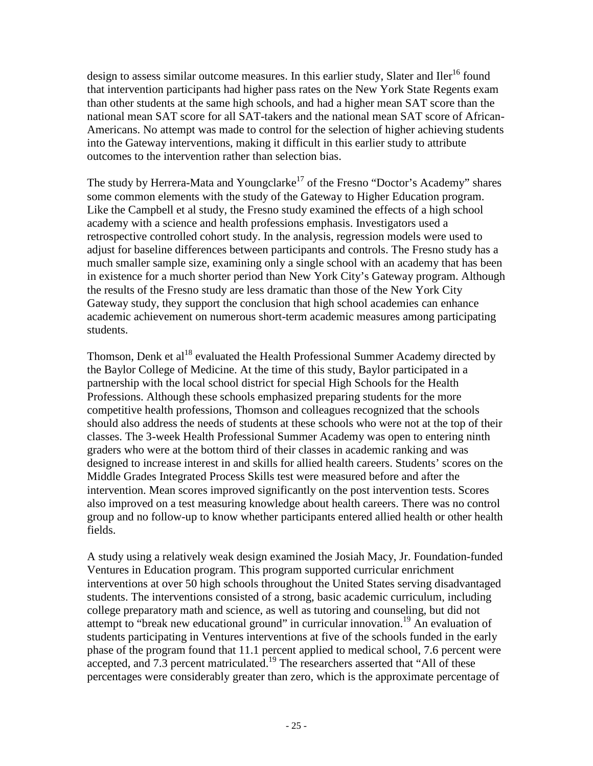design to assess similar outcome measures. In this earlier study, Slater and Iler[16] found that intervention participants had higher pass rates on the New York State Regents exam than other students at the same high schools, and had a higher mean SAT score than the national mean SAT score for all SAT-takers and the national mean SAT score of African-Americans. No attempt was made to control for the selection of higher achieving students into the Gateway interventions, making it difficult in this earlier study to attribute outcomes to the intervention rather than selection bias.

The study by Herrera-Mata and Youngclarke[17] of the Fresno "Doctor's Academy" shares some common elements with the study of the Gateway to Higher Education program. Like the Campbell et al study, the Fresno study examined the effects of a high school academy with a science and health professions emphasis. Investigators used a retrospective controlled cohort study. In the analysis, regression models were used to adjust for baseline differences between participants and controls. The Fresno study has a much smaller sample size, examining only a single school with an academy that has been in existence for a much shorter period than New York City's Gateway program. Although the results of the Fresno study are less dramatic than those of the New York City Gateway study, they support the conclusion that high school academies can enhance academic achievement on numerous short-term academic measures among participating students.

Thomson, Denk et al[18] evaluated the Health Professional Summer Academy directed by the Baylor College of Medicine. At the time of this study, Baylor participated in a partnership with the local school district for special High Schools for the Health Professions. Although these schools emphasized preparing students for the more competitive health professions, Thomson and colleagues recognized that the schools should also address the needs of students at these schools who were not at the top of their classes. The 3-week Health Professional Summer Academy was open to entering ninth graders who were at the bottom third of their classes in academic ranking and was designed to increase interest in and skills for allied health careers. Students' scores on the Middle Grades Integrated Process Skills test were measured before and after the intervention. Mean scores improved significantly on the post intervention tests. Scores also improved on a test measuring knowledge about health careers. There was no control group and no follow-up to know whether participants entered allied health or other health fields.

A study using a relatively weak design examined the Josiah Macy, Jr. Foundation-funded Ventures in Education program. This program supported curricular enrichment interventions at over 50 high schools throughout the United States serving disadvantaged students. The interventions consisted of a strong, basic academic curriculum, including college preparatory math and science, as well as tutoring and counseling, but did not attempt to "break new educational ground" in curricular innovation.[19] An evaluation of students participating in Ventures interventions at five of the schools funded in the early phase of the program found that 11.1 percent applied to medical school, 7.6 percent were accepted, and 7.3 percent matriculated.[19] The researchers asserted that "All of these percentages were considerably greater than zero, which is the approximate percentage of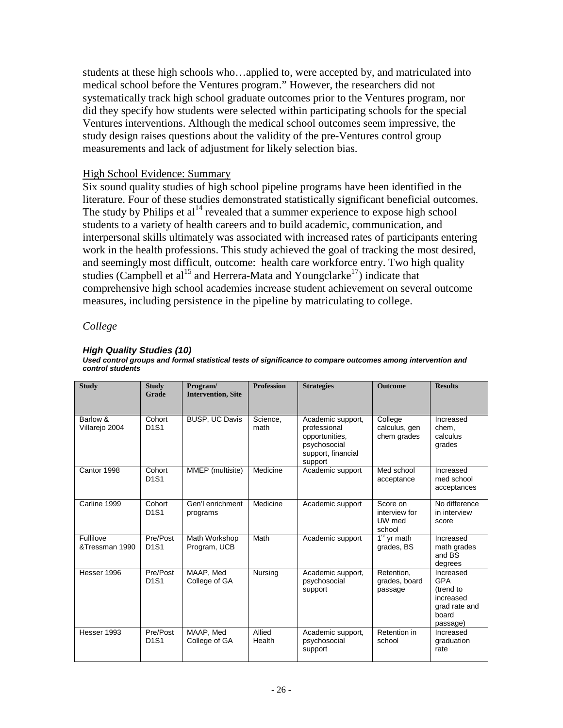students at these high schools who…applied to, were accepted by, and matriculated into medical school before the Ventures program." However, the researchers did not systematically track high school graduate outcomes prior to the Ventures program, nor did they specify how students were selected within participating schools for the special Ventures interventions. Although the medical school outcomes seem impressive, the study design raises questions about the validity of the pre-Ventures control group measurements and lack of adjustment for likely selection bias.

<u>High School Evidence: Summary</u>

Six sound quality studies of high school pipeline programs have been identified in the literature. Four of these studies demonstrated statistically significant beneficial outcomes. The study by Philips et al[14] revealed that a summer experience to expose high school students to a variety of health careers and to build academic, communication, and interpersonal skills ultimately was associated with increased rates of participants entering work in the health professions. This study achieved the goal of tracking the most desired, and seemingly most difficult, outcome: health care workforce entry. Two high quality studies (Campbell et al[15] and Herrera-Mata and Youngclarke[17]) indicate that comprehensive high school academies increase student achievement on several outcome measures, including persistence in the pipeline by matriculating to college.

*College*

***High Quality Studies (10)***

***Used control groups and formal statistical tests of significance to compare outcomes among intervention and control students***

| Study | Study Grade | Program/ Intervention, Site | Profession | Strategies | Outcome | Results |
|---|---|---|---|---|---|---|
| Barlow & Villarejo 2004 | Cohort D1S1 | BUSP, UC Davis | Science, math | Academic support, professional opportunities, psychosocial support, financial support | College calculus, gen chem grades | Increased chem, calculus grades |
| Cantor 1998 | Cohort D1S1 | MMEP (multisite) | Medicine | Academic support | Med school acceptance | Increased med school acceptances |
| Carline 1999 | Cohort D1S1 | Gen'l enrichment programs | Medicine | Academic support | Score on interview for UW med school | No difference in interview score |
| Fullilove &Tressman 1990 | Pre/Post D1S1 | Math Workshop Program, UCB | Math | Academic support | 1st yr math grades, BS | Increased math grades and BS degrees |
| Hesser 1996 | Pre/Post D1S1 | MAAP, Med College of GA | Nursing | Academic support, psychosocial support | Retention, grades, board passage | Increased GPA (trend to increased grad rate and board passage) |
| Hesser 1993 | Pre/Post D1S1 | MAAP, Med College of GA | Allied Health | Academic support, psychosocial support | Retention in school | Increased graduation rate |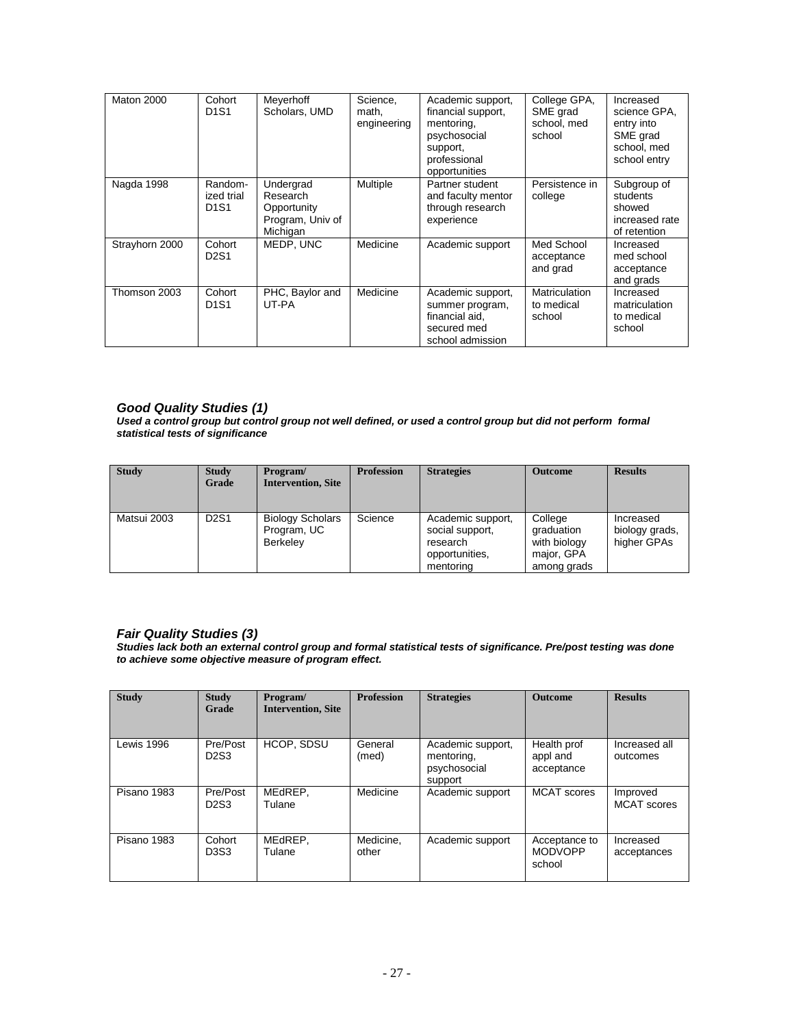| Maton 2000 | Cohort D1S1 | Meyerhoff Scholars, UMD | Science, math, engineering | Academic support, financial support, mentoring, psychosocial support, professional opportunities | College GPA, SME grad school, med school | Increased science GPA, entry into SME grad school, med school entry |
|---|---|---|---|---|---|---|
| Nagda 1998 | Random-ized trial D1S1 | Undergrad Research Opportunity Program, Univ of Michigan | Multiple | Partner student and faculty mentor through research experience | Persistence in college | Subgroup of students showed increased rate of retention |
| Strayhorn 2000 | Cohort D2S1 | MEDP, UNC | Medicine | Academic support | Med School acceptance and grad | Increased med school acceptance and grads |
| Thomson 2003 | Cohort D1S1 | PHC, Baylor and UT-PA | Medicine | Academic support, summer program, financial aid, secured med school admission | Matriculation to medical school | Increased matriculation to medical school |

### *Good Quality Studies (1)*

***Used a control group but control group not well defined, or used a control group but did not perform formal statistical tests of significance***

| Study | Study Grade | Program/ Intervention, Site | Profession | Strategies | Outcome | Results |
|---|---|---|---|---|---|---|
| Matsui 2003 | D2S1 | Biology Scholars Program, UC Berkeley | Science | Academic support, social support, research opportunities, mentoring | College graduation with biology major, GPA among grads | Increased biology grads, higher GPAs |

### *Fair Quality Studies (3)*

***Studies lack both an external control group and formal statistical tests of significance. Pre/post testing was done to achieve some objective measure of program effect.***

| Study | Study Grade | Program/ Intervention, Site | Profession | Strategies | Outcome | Results |
|---|---|---|---|---|---|---|
| Lewis 1996 | Pre/Post D2S3 | HCOP, SDSU | General (med) | Academic support, mentoring, psychosocial support | Health prof appl and acceptance | Increased all outcomes |
| Pisano 1983 | Pre/Post D2S3 | MEdREP, Tulane | Medicine | Academic support | MCAT scores | Improved MCAT scores |
| Pisano 1983 | Cohort D3S3 | MEdREP, Tulane | Medicine, other | Academic support | Acceptance to MODVOPP school | Increased acceptances |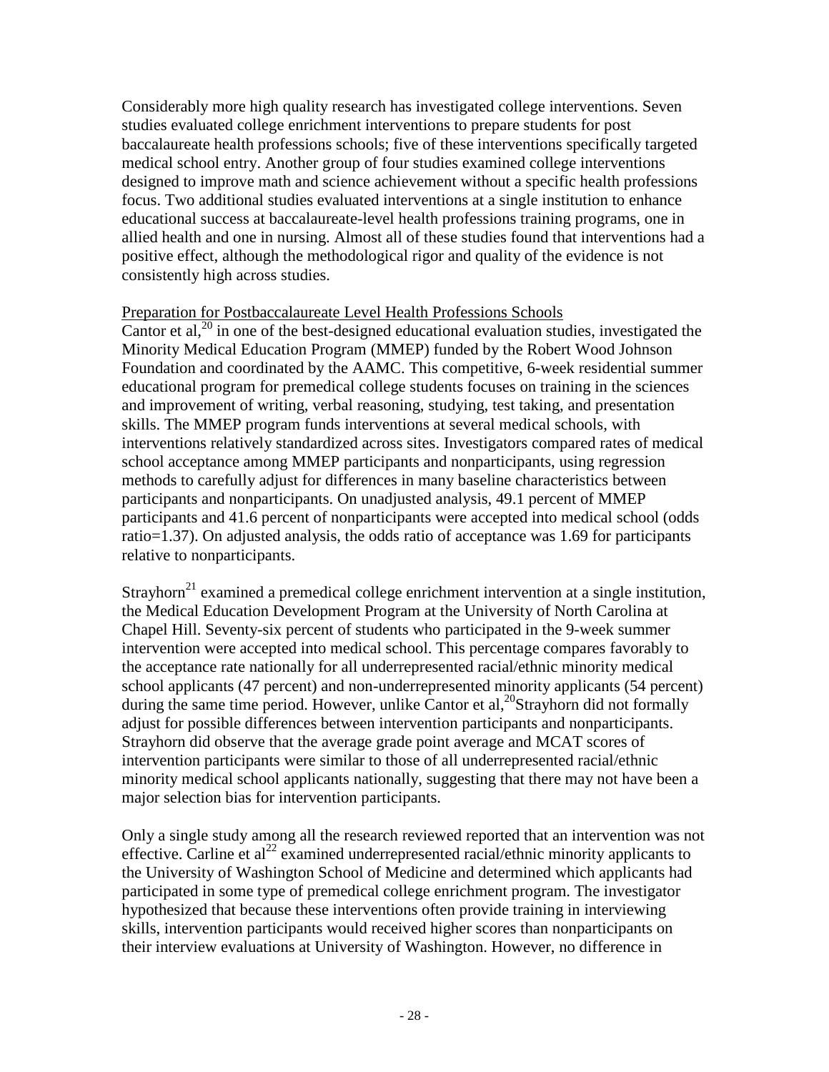Considerably more high quality research has investigated college interventions. Seven studies evaluated college enrichment interventions to prepare students for post baccalaureate health professions schools; five of these interventions specifically targeted medical school entry. Another group of four studies examined college interventions designed to improve math and science achievement without a specific health professions focus. Two additional studies evaluated interventions at a single institution to enhance educational success at baccalaureate-level health professions training programs, one in allied health and one in nursing. Almost all of these studies found that interventions had a positive effect, although the methodological rigor and quality of the evidence is not consistently high across studies.

Preparation for Postbaccalaureate Level Health Professions Schools

Cantor et al,[20] in one of the best-designed educational evaluation studies, investigated the Minority Medical Education Program (MMEP) funded by the Robert Wood Johnson Foundation and coordinated by the AAMC. This competitive, 6-week residential summer educational program for premedical college students focuses on training in the sciences and improvement of writing, verbal reasoning, studying, test taking, and presentation skills. The MMEP program funds interventions at several medical schools, with interventions relatively standardized across sites. Investigators compared rates of medical school acceptance among MMEP participants and nonparticipants, using regression methods to carefully adjust for differences in many baseline characteristics between participants and nonparticipants. On unadjusted analysis, 49.1 percent of MMEP participants and 41.6 percent of nonparticipants were accepted into medical school (odds ratio=1.37). On adjusted analysis, the odds ratio of acceptance was 1.69 for participants relative to nonparticipants.

Strayhorn[21] examined a premedical college enrichment intervention at a single institution, the Medical Education Development Program at the University of North Carolina at Chapel Hill. Seventy-six percent of students who participated in the 9-week summer intervention were accepted into medical school. This percentage compares favorably to the acceptance rate nationally for all underrepresented racial/ethnic minority medical school applicants (47 percent) and non-underrepresented minority applicants (54 percent) during the same time period. However, unlike Cantor et al,[20] Strayhorn did not formally adjust for possible differences between intervention participants and nonparticipants. Strayhorn did observe that the average grade point average and MCAT scores of intervention participants were similar to those of all underrepresented racial/ethnic minority medical school applicants nationally, suggesting that there may not have been a major selection bias for intervention participants.

Only a single study among all the research reviewed reported that an intervention was not effective. Carline et al[22] examined underrepresented racial/ethnic minority applicants to the University of Washington School of Medicine and determined which applicants had participated in some type of premedical college enrichment program. The investigator hypothesized that because these interventions often provide training in interviewing skills, intervention participants would received higher scores than nonparticipants on their interview evaluations at University of Washington. However, no difference in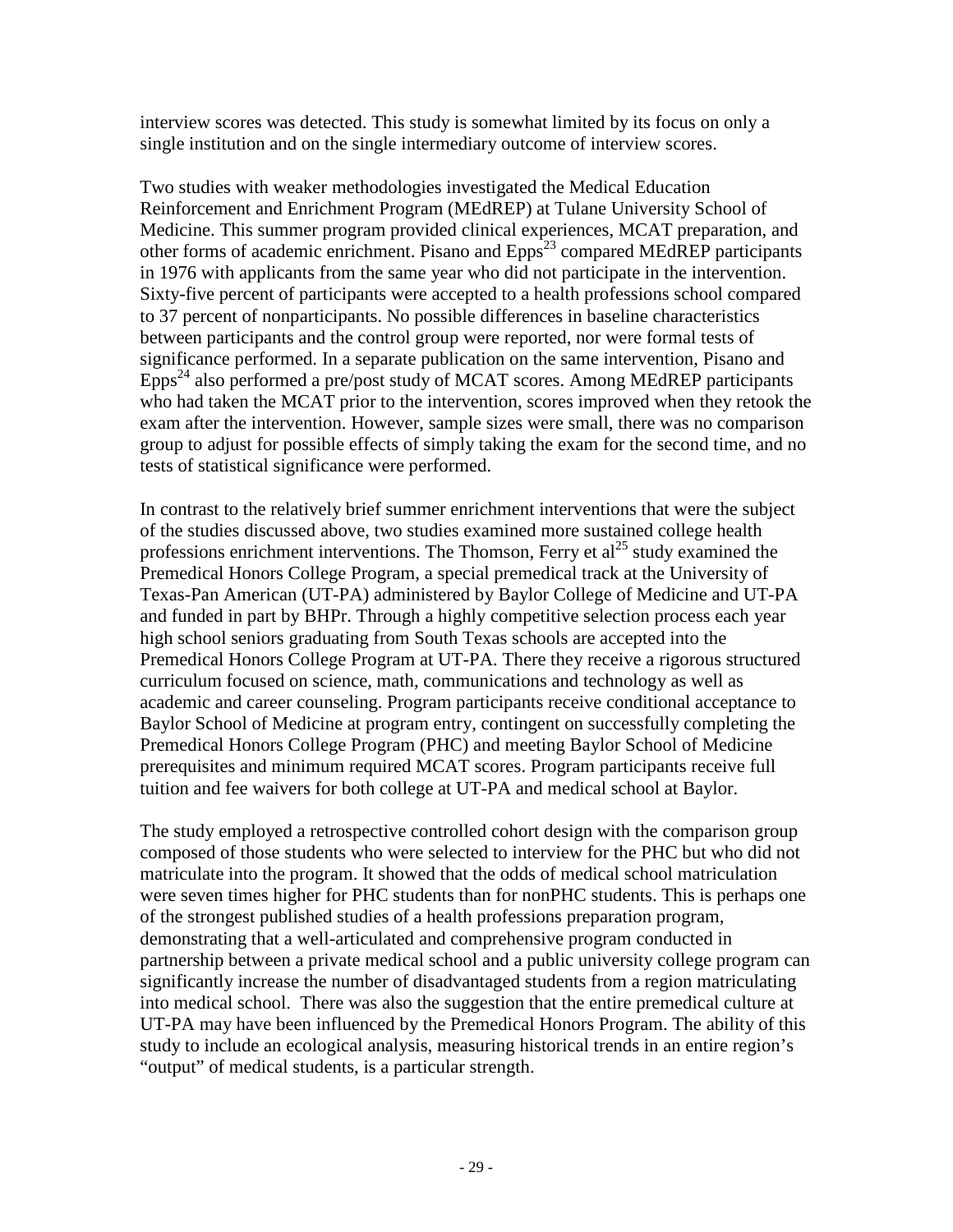interview scores was detected. This study is somewhat limited by its focus on only a single institution and on the single intermediary outcome of interview scores.

Two studies with weaker methodologies investigated the Medical Education Reinforcement and Enrichment Program (MEdREP) at Tulane University School of Medicine. This summer program provided clinical experiences, MCAT preparation, and other forms of academic enrichment. Pisano and Epps[23] compared MEdREP participants in 1976 with applicants from the same year who did not participate in the intervention. Sixty-five percent of participants were accepted to a health professions school compared to 37 percent of nonparticipants. No possible differences in baseline characteristics between participants and the control group were reported, nor were formal tests of significance performed. In a separate publication on the same intervention, Pisano and Epps[24] also performed a pre/post study of MCAT scores. Among MEdREP participants who had taken the MCAT prior to the intervention, scores improved when they retook the exam after the intervention. However, sample sizes were small, there was no comparison group to adjust for possible effects of simply taking the exam for the second time, and no tests of statistical significance were performed.

In contrast to the relatively brief summer enrichment interventions that were the subject of the studies discussed above, two studies examined more sustained college health professions enrichment interventions. The Thomson, Ferry et al[25] study examined the Premedical Honors College Program, a special premedical track at the University of Texas-Pan American (UT-PA) administered by Baylor College of Medicine and UT-PA and funded in part by BHPr. Through a highly competitive selection process each year high school seniors graduating from South Texas schools are accepted into the Premedical Honors College Program at UT-PA. There they receive a rigorous structured curriculum focused on science, math, communications and technology as well as academic and career counseling. Program participants receive conditional acceptance to Baylor School of Medicine at program entry, contingent on successfully completing the Premedical Honors College Program (PHC) and meeting Baylor School of Medicine prerequisites and minimum required MCAT scores. Program participants receive full tuition and fee waivers for both college at UT-PA and medical school at Baylor.

The study employed a retrospective controlled cohort design with the comparison group composed of those students who were selected to interview for the PHC but who did not matriculate into the program. It showed that the odds of medical school matriculation were seven times higher for PHC students than for nonPHC students. This is perhaps one of the strongest published studies of a health professions preparation program, demonstrating that a well-articulated and comprehensive program conducted in partnership between a private medical school and a public university college program can significantly increase the number of disadvantaged students from a region matriculating into medical school. There was also the suggestion that the entire premedical culture at UT-PA may have been influenced by the Premedical Honors Program. The ability of this study to include an ecological analysis, measuring historical trends in an entire region's "output" of medical students, is a particular strength.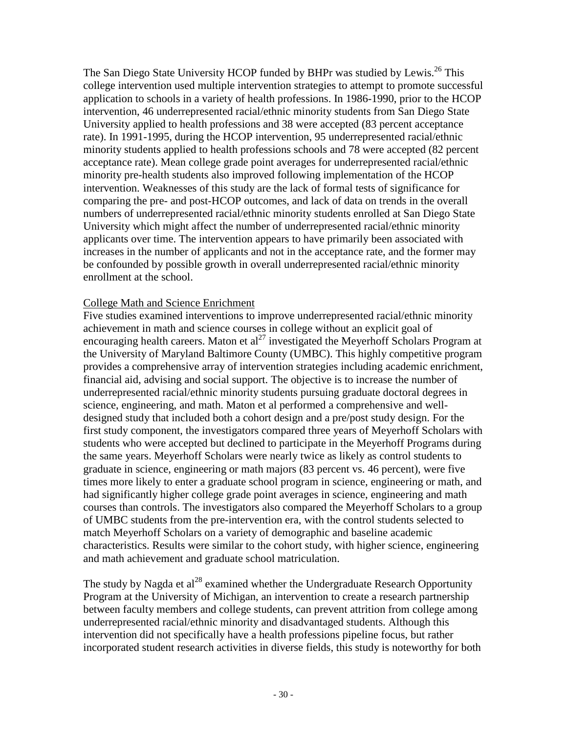The San Diego State University HCOP funded by BHPr was studied by Lewis.[26] This college intervention used multiple intervention strategies to attempt to promote successful application to schools in a variety of health professions. In 1986-1990, prior to the HCOP intervention, 46 underrepresented racial/ethnic minority students from San Diego State University applied to health professions and 38 were accepted (83 percent acceptance rate). In 1991-1995, during the HCOP intervention, 95 underrepresented racial/ethnic minority students applied to health professions schools and 78 were accepted (82 percent acceptance rate). Mean college grade point averages for underrepresented racial/ethnic minority pre-health students also improved following implementation of the HCOP intervention. Weaknesses of this study are the lack of formal tests of significance for comparing the pre- and post-HCOP outcomes, and lack of data on trends in the overall numbers of underrepresented racial/ethnic minority students enrolled at San Diego State University which might affect the number of underrepresented racial/ethnic minority applicants over time. The intervention appears to have primarily been associated with increases in the number of applicants and not in the acceptance rate, and the former may be confounded by possible growth in overall underrepresented racial/ethnic minority enrollment at the school.

College Math and Science Enrichment

Five studies examined interventions to improve underrepresented racial/ethnic minority achievement in math and science courses in college without an explicit goal of encouraging health careers. Maton et al[27] investigated the Meyerhoff Scholars Program at the University of Maryland Baltimore County (UMBC). This highly competitive program provides a comprehensive array of intervention strategies including academic enrichment, financial aid, advising and social support. The objective is to increase the number of underrepresented racial/ethnic minority students pursuing graduate doctoral degrees in science, engineering, and math. Maton et al performed a comprehensive and well-designed study that included both a cohort design and a pre/post study design. For the first study component, the investigators compared three years of Meyerhoff Scholars with students who were accepted but declined to participate in the Meyerhoff Programs during the same years. Meyerhoff Scholars were nearly twice as likely as control students to graduate in science, engineering or math majors (83 percent vs. 46 percent), were five times more likely to enter a graduate school program in science, engineering or math, and had significantly higher college grade point averages in science, engineering and math courses than controls. The investigators also compared the Meyerhoff Scholars to a group of UMBC students from the pre-intervention era, with the control students selected to match Meyerhoff Scholars on a variety of demographic and baseline academic characteristics. Results were similar to the cohort study, with higher science, engineering and math achievement and graduate school matriculation.

The study by Nagda et al[28] examined whether the Undergraduate Research Opportunity Program at the University of Michigan, an intervention to create a research partnership between faculty members and college students, can prevent attrition from college among underrepresented racial/ethnic minority and disadvantaged students. Although this intervention did not specifically have a health professions pipeline focus, but rather incorporated student research activities in diverse fields, this study is noteworthy for both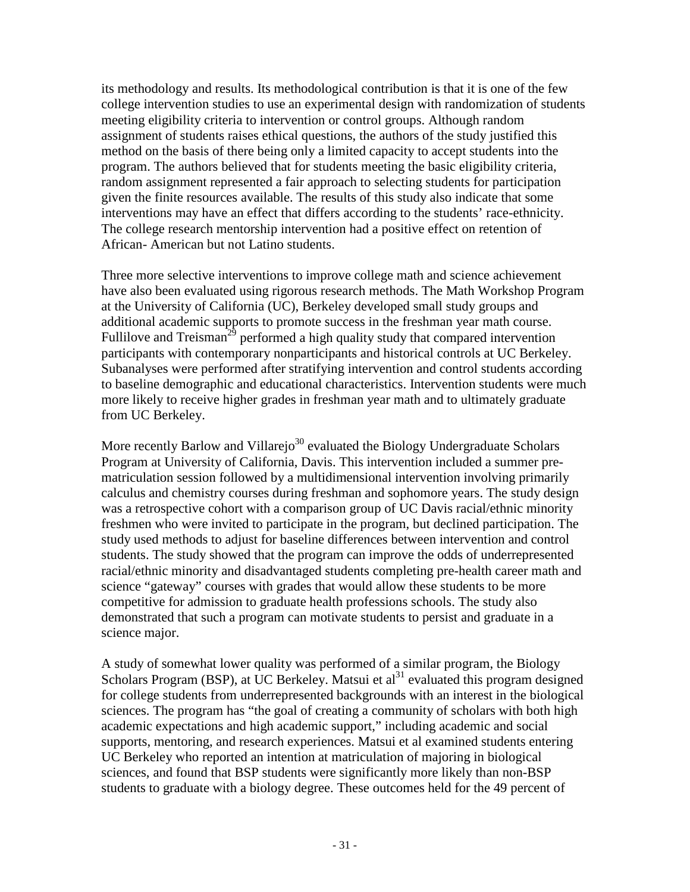its methodology and results. Its methodological contribution is that it is one of the few college intervention studies to use an experimental design with randomization of students meeting eligibility criteria to intervention or control groups. Although random assignment of students raises ethical questions, the authors of the study justified this method on the basis of there being only a limited capacity to accept students into the program. The authors believed that for students meeting the basic eligibility criteria, random assignment represented a fair approach to selecting students for participation given the finite resources available. The results of this study also indicate that some interventions may have an effect that differs according to the students' race-ethnicity. The college research mentorship intervention had a positive effect on retention of African- American but not Latino students.

Three more selective interventions to improve college math and science achievement have also been evaluated using rigorous research methods. The Math Workshop Program at the University of California (UC), Berkeley developed small study groups and additional academic supports to promote success in the freshman year math course. Fullilove and Treisman[29] performed a high quality study that compared intervention participants with contemporary nonparticipants and historical controls at UC Berkeley. Subanalyses were performed after stratifying intervention and control students according to baseline demographic and educational characteristics. Intervention students were much more likely to receive higher grades in freshman year math and to ultimately graduate from UC Berkeley.

More recently Barlow and Villarejo[30] evaluated the Biology Undergraduate Scholars Program at University of California, Davis. This intervention included a summer pre-matriculation session followed by a multidimensional intervention involving primarily calculus and chemistry courses during freshman and sophomore years. The study design was a retrospective cohort with a comparison group of UC Davis racial/ethnic minority freshmen who were invited to participate in the program, but declined participation. The study used methods to adjust for baseline differences between intervention and control students. The study showed that the program can improve the odds of underrepresented racial/ethnic minority and disadvantaged students completing pre-health career math and science "gateway" courses with grades that would allow these students to be more competitive for admission to graduate health professions schools. The study also demonstrated that such a program can motivate students to persist and graduate in a science major.

A study of somewhat lower quality was performed of a similar program, the Biology Scholars Program (BSP), at UC Berkeley. Matsui et al[31] evaluated this program designed for college students from underrepresented backgrounds with an interest in the biological sciences. The program has "the goal of creating a community of scholars with both high academic expectations and high academic support," including academic and social supports, mentoring, and research experiences. Matsui et al examined students entering UC Berkeley who reported an intention at matriculation of majoring in biological sciences, and found that BSP students were significantly more likely than non-BSP students to graduate with a biology degree. These outcomes held for the 49 percent of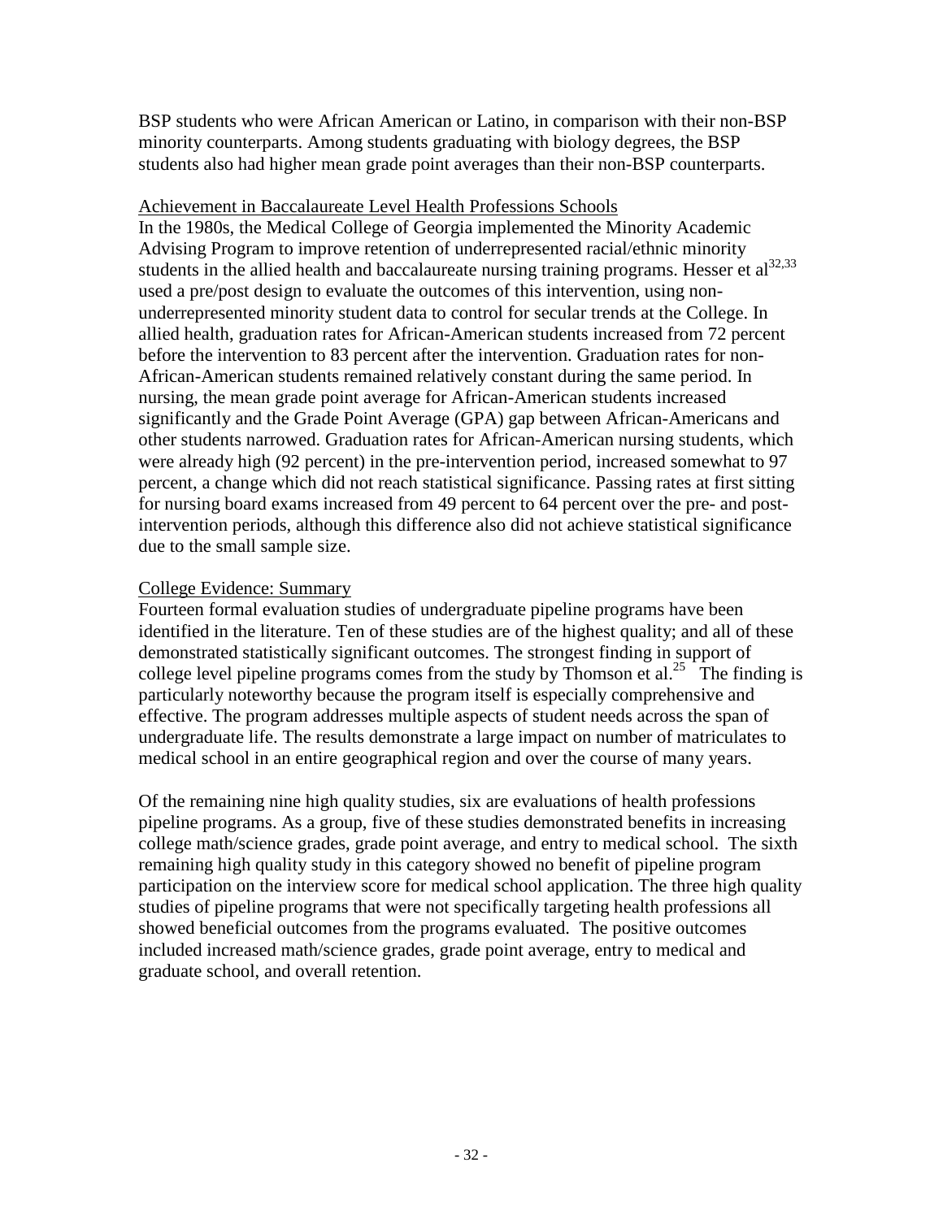BSP students who were African American or Latino, in comparison with their non-BSP minority counterparts. Among students graduating with biology degrees, the BSP students also had higher mean grade point averages than their non-BSP counterparts.

### Achievement in Baccalaureate Level Health Professions Schools

In the 1980s, the Medical College of Georgia implemented the Minority Academic Advising Program to improve retention of underrepresented racial/ethnic minority students in the allied health and baccalaureate nursing training programs. Hesser et al[32,33] used a pre/post design to evaluate the outcomes of this intervention, using non-underrepresented minority student data to control for secular trends at the College. In allied health, graduation rates for African-American students increased from 72 percent before the intervention to 83 percent after the intervention. Graduation rates for non-African-American students remained relatively constant during the same period. In nursing, the mean grade point average for African-American students increased significantly and the Grade Point Average (GPA) gap between African-Americans and other students narrowed. Graduation rates for African-American nursing students, which were already high (92 percent) in the pre-intervention period, increased somewhat to 97 percent, a change which did not reach statistical significance. Passing rates at first sitting for nursing board exams increased from 49 percent to 64 percent over the pre- and post-intervention periods, although this difference also did not achieve statistical significance due to the small sample size.

### College Evidence: Summary

Fourteen formal evaluation studies of undergraduate pipeline programs have been identified in the literature. Ten of these studies are of the highest quality; and all of these demonstrated statistically significant outcomes. The strongest finding in support of college level pipeline programs comes from the study by Thomson et al.[25] The finding is particularly noteworthy because the program itself is especially comprehensive and effective. The program addresses multiple aspects of student needs across the span of undergraduate life. The results demonstrate a large impact on number of matriculates to medical school in an entire geographical region and over the course of many years.

Of the remaining nine high quality studies, six are evaluations of health professions pipeline programs. As a group, five of these studies demonstrated benefits in increasing college math/science grades, grade point average, and entry to medical school. The sixth remaining high quality study in this category showed no benefit of pipeline program participation on the interview score for medical school application. The three high quality studies of pipeline programs that were not specifically targeting health professions all showed beneficial outcomes from the programs evaluated. The positive outcomes included increased math/science grades, grade point average, entry to medical and graduate school, and overall retention.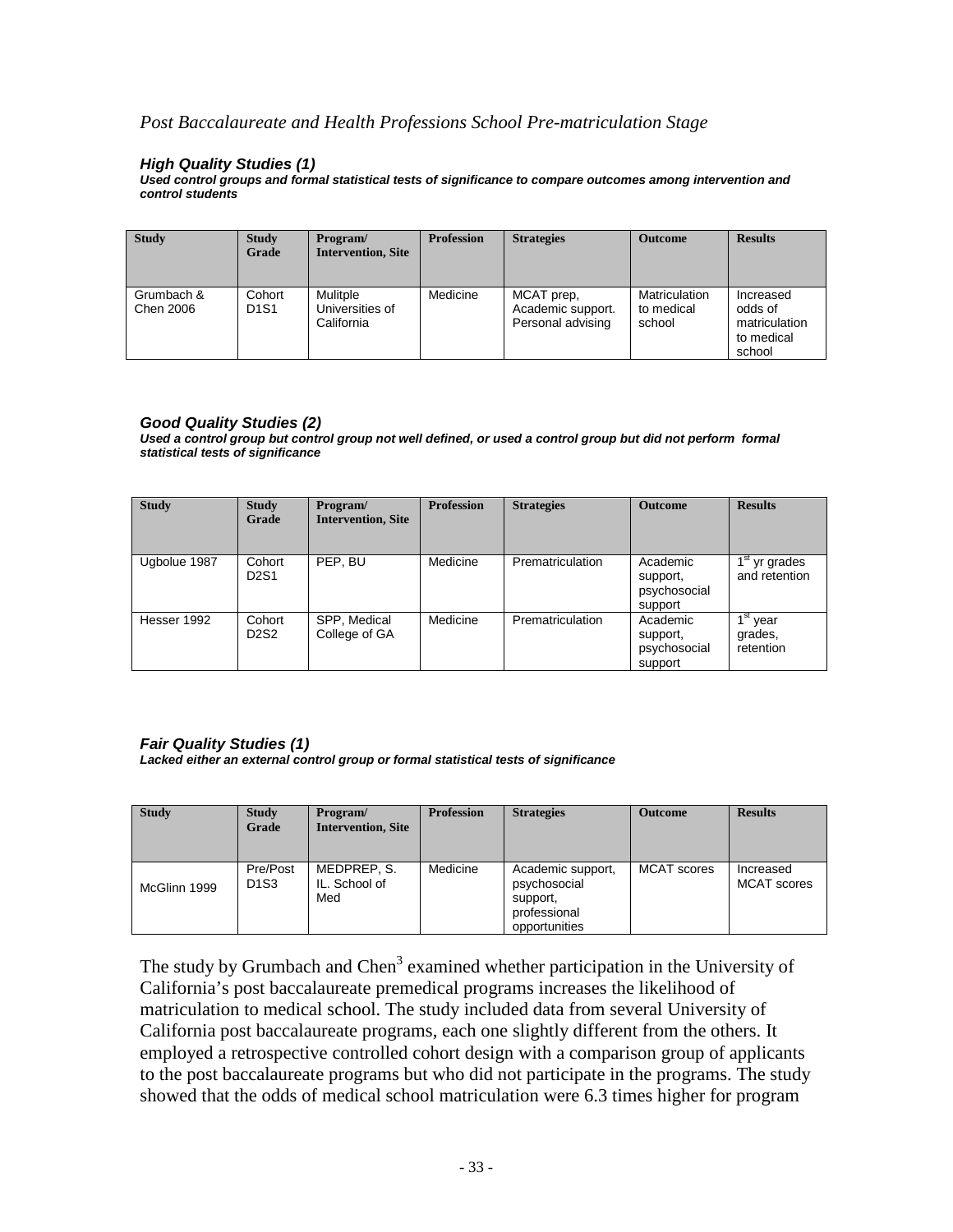*Post Baccalaureate and Health Professions School Pre-matriculation Stage*

***High Quality Studies (1)***

***Used control groups and formal statistical tests of significance to compare outcomes among intervention and control students***

| Study | Study Grade | Program/ Intervention, Site | Profession | Strategies | Outcome | Results |
|---|---|---|---|---|---|---|
| Grumbach & Chen 2006 | Cohort D1S1 | Mulitple Universities of California | Medicine | MCAT prep, Academic support. Personal advising | Matriculation to medical school | Increased odds of matriculation to medical school |

***Good Quality Studies (2)***

***Used a control group but control group not well defined, or used a control group but did not perform formal statistical tests of significance***

| Study | Study Grade | Program/ Intervention, Site | Profession | Strategies | Outcome | Results |
|---|---|---|---|---|---|---|
| Ugbolue 1987 | Cohort D2S1 | PEP, BU | Medicine | Prematriculation | Academic support, psychosocial support | 1st yr grades and retention |
| Hesser 1992 | Cohort D2S2 | SPP, Medical College of GA | Medicine | Prematriculation | Academic support, psychosocial support | 1st year grades, retention |

***Fair Quality Studies (1)***

***Lacked either an external control group or formal statistical tests of significance***

| Study | Study Grade | Program/ Intervention, Site | Profession | Strategies | Outcome | Results |
|---|---|---|---|---|---|---|
| McGlinn 1999 | Pre/Post D1S3 | MEDPREP, S. IL. School of Med | Medicine | Academic support, psychosocial support, professional opportunities | MCAT scores | Increased MCAT scores |

The study by Grumbach and Chen[3] examined whether participation in the University of California's post baccalaureate premedical programs increases the likelihood of matriculation to medical school. The study included data from several University of California post baccalaureate programs, each one slightly different from the others. It employed a retrospective controlled cohort design with a comparison group of applicants to the post baccalaureate programs but who did not participate in the programs. The study showed that the odds of medical school matriculation were 6.3 times higher for program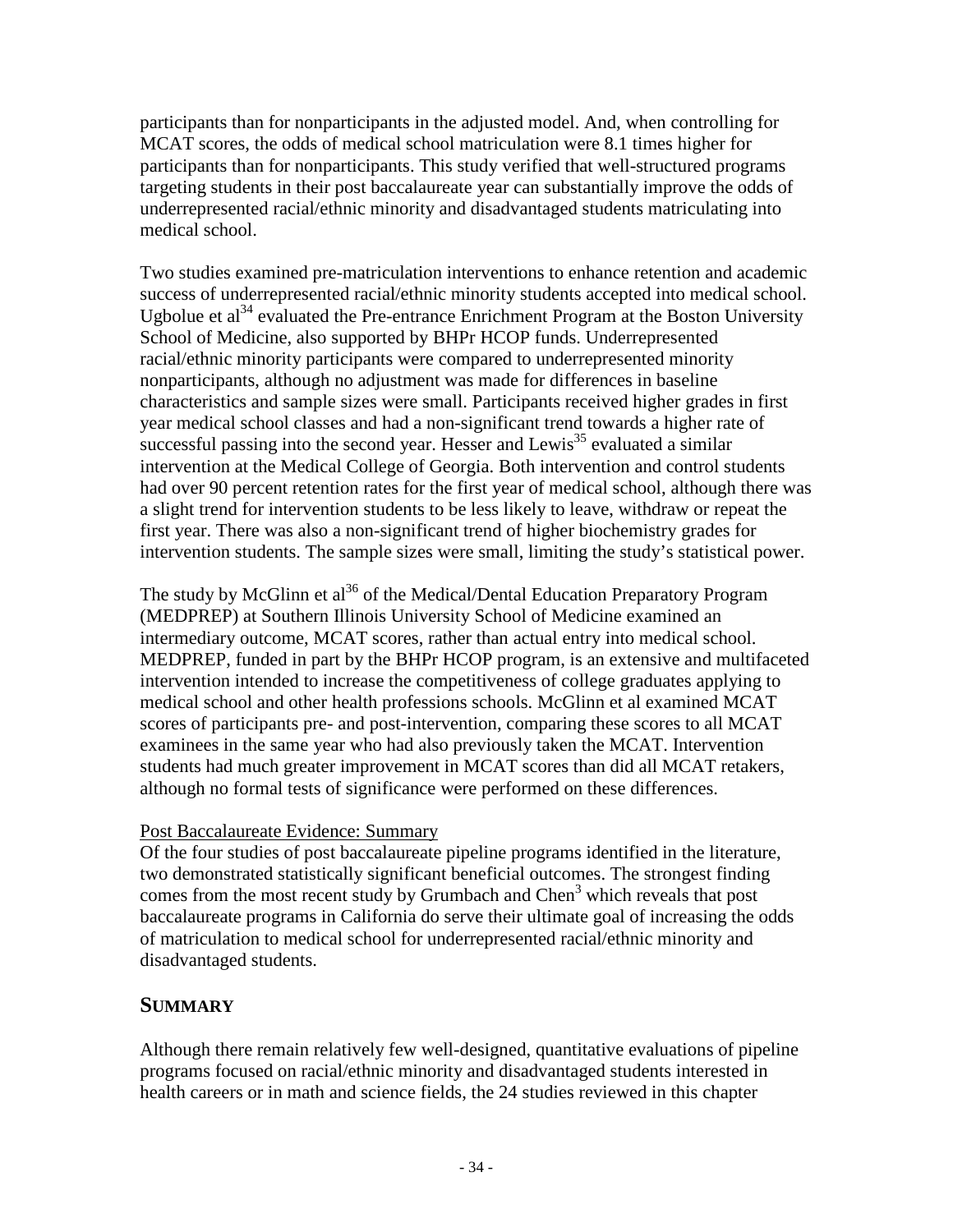participants than for nonparticipants in the adjusted model. And, when controlling for MCAT scores, the odds of medical school matriculation were 8.1 times higher for participants than for nonparticipants. This study verified that well-structured programs targeting students in their post baccalaureate year can substantially improve the odds of underrepresented racial/ethnic minority and disadvantaged students matriculating into medical school.

Two studies examined pre-matriculation interventions to enhance retention and academic success of underrepresented racial/ethnic minority students accepted into medical school. Ugbolue et al[34] evaluated the Pre-entrance Enrichment Program at the Boston University School of Medicine, also supported by BHPr HCOP funds. Underrepresented racial/ethnic minority participants were compared to underrepresented minority nonparticipants, although no adjustment was made for differences in baseline characteristics and sample sizes were small. Participants received higher grades in first year medical school classes and had a non-significant trend towards a higher rate of successful passing into the second year. Hesser and Lewis[35] evaluated a similar intervention at the Medical College of Georgia. Both intervention and control students had over 90 percent retention rates for the first year of medical school, although there was a slight trend for intervention students to be less likely to leave, withdraw or repeat the first year. There was also a non-significant trend of higher biochemistry grades for intervention students. The sample sizes were small, limiting the study's statistical power.

The study by McGlinn et al[36] of the Medical/Dental Education Preparatory Program (MEDPREP) at Southern Illinois University School of Medicine examined an intermediary outcome, MCAT scores, rather than actual entry into medical school. MEDPREP, funded in part by the BHPr HCOP program, is an extensive and multifaceted intervention intended to increase the competitiveness of college graduates applying to medical school and other health professions schools. McGlinn et al examined MCAT scores of participants pre- and post-intervention, comparing these scores to all MCAT examinees in the same year who had also previously taken the MCAT. Intervention students had much greater improvement in MCAT scores than did all MCAT retakers, although no formal tests of significance were performed on these differences.

Post Baccalaureate Evidence: Summary

Of the four studies of post baccalaureate pipeline programs identified in the literature, two demonstrated statistically significant beneficial outcomes. The strongest finding comes from the most recent study by Grumbach and Chen[3] which reveals that post baccalaureate programs in California do serve their ultimate goal of increasing the odds of matriculation to medical school for underrepresented racial/ethnic minority and disadvantaged students.

## SUMMARY

Although there remain relatively few well-designed, quantitative evaluations of pipeline programs focused on racial/ethnic minority and disadvantaged students interested in health careers or in math and science fields, the 24 studies reviewed in this chapter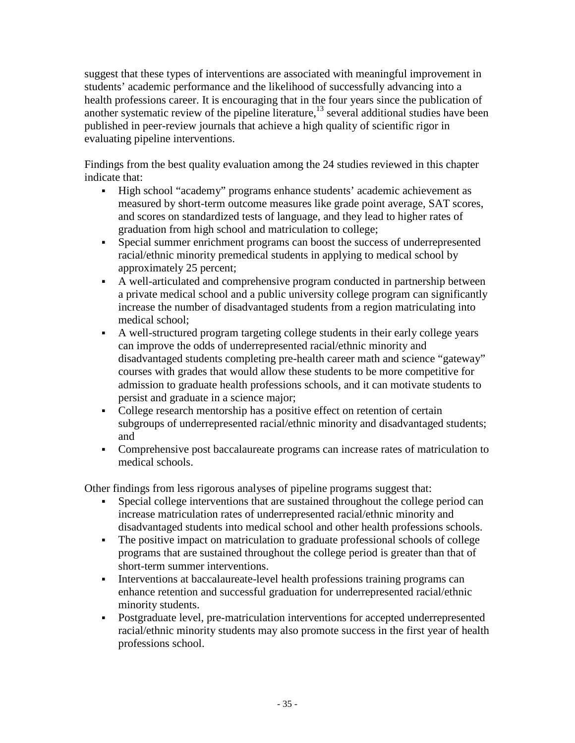suggest that these types of interventions are associated with meaningful improvement in students' academic performance and the likelihood of successfully advancing into a health professions career. It is encouraging that in the four years since the publication of another systematic review of the pipeline literature,[13] several additional studies have been published in peer-review journals that achieve a high quality of scientific rigor in evaluating pipeline interventions.

Findings from the best quality evaluation among the 24 studies reviewed in this chapter indicate that:

- High school "academy" programs enhance students' academic achievement as measured by short-term outcome measures like grade point average, SAT scores, and scores on standardized tests of language, and they lead to higher rates of graduation from high school and matriculation to college;
- Special summer enrichment programs can boost the success of underrepresented racial/ethnic minority premedical students in applying to medical school by approximately 25 percent;
- A well-articulated and comprehensive program conducted in partnership between a private medical school and a public university college program can significantly increase the number of disadvantaged students from a region matriculating into medical school;
- A well-structured program targeting college students in their early college years can improve the odds of underrepresented racial/ethnic minority and disadvantaged students completing pre-health career math and science "gateway" courses with grades that would allow these students to be more competitive for admission to graduate health professions schools, and it can motivate students to persist and graduate in a science major;
- College research mentorship has a positive effect on retention of certain subgroups of underrepresented racial/ethnic minority and disadvantaged students; and
- Comprehensive post baccalaureate programs can increase rates of matriculation to medical schools.

Other findings from less rigorous analyses of pipeline programs suggest that:

- Special college interventions that are sustained throughout the college period can increase matriculation rates of underrepresented racial/ethnic minority and disadvantaged students into medical school and other health professions schools.
- The positive impact on matriculation to graduate professional schools of college programs that are sustained throughout the college period is greater than that of short-term summer interventions.
- Interventions at baccalaureate-level health professions training programs can enhance retention and successful graduation for underrepresented racial/ethnic minority students.
- Postgraduate level, pre-matriculation interventions for accepted underrepresented racial/ethnic minority students may also promote success in the first year of health professions school.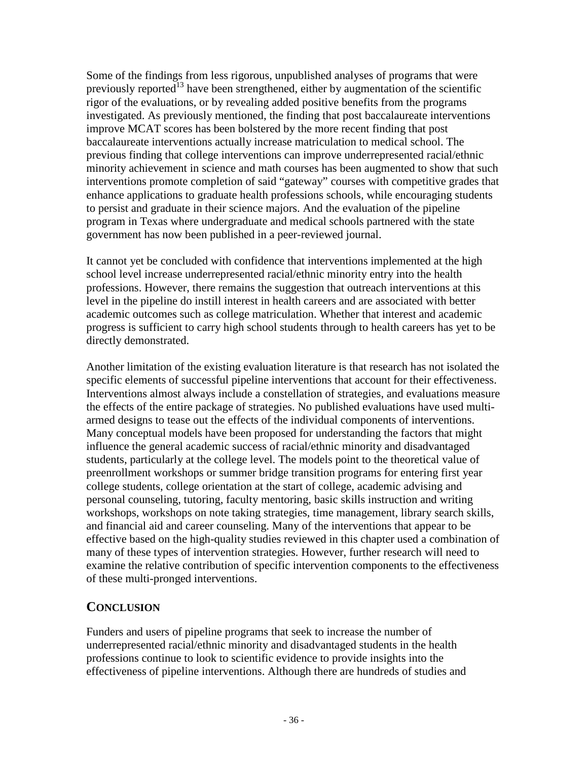Some of the findings from less rigorous, unpublished analyses of programs that were previously reported[13] have been strengthened, either by augmentation of the scientific rigor of the evaluations, or by revealing added positive benefits from the programs investigated. As previously mentioned, the finding that post baccalaureate interventions improve MCAT scores has been bolstered by the more recent finding that post baccalaureate interventions actually increase matriculation to medical school. The previous finding that college interventions can improve underrepresented racial/ethnic minority achievement in science and math courses has been augmented to show that such interventions promote completion of said "gateway" courses with competitive grades that enhance applications to graduate health professions schools, while encouraging students to persist and graduate in their science majors. And the evaluation of the pipeline program in Texas where undergraduate and medical schools partnered with the state government has now been published in a peer-reviewed journal.

It cannot yet be concluded with confidence that interventions implemented at the high school level increase underrepresented racial/ethnic minority entry into the health professions. However, there remains the suggestion that outreach interventions at this level in the pipeline do instill interest in health careers and are associated with better academic outcomes such as college matriculation. Whether that interest and academic progress is sufficient to carry high school students through to health careers has yet to be directly demonstrated.

Another limitation of the existing evaluation literature is that research has not isolated the specific elements of successful pipeline interventions that account for their effectiveness. Interventions almost always include a constellation of strategies, and evaluations measure the effects of the entire package of strategies. No published evaluations have used multi-armed designs to tease out the effects of the individual components of interventions. Many conceptual models have been proposed for understanding the factors that might influence the general academic success of racial/ethnic minority and disadvantaged students, particularly at the college level. The models point to the theoretical value of preenrollment workshops or summer bridge transition programs for entering first year college students, college orientation at the start of college, academic advising and personal counseling, tutoring, faculty mentoring, basic skills instruction and writing workshops, workshops on note taking strategies, time management, library search skills, and financial aid and career counseling. Many of the interventions that appear to be effective based on the high-quality studies reviewed in this chapter used a combination of many of these types of intervention strategies. However, further research will need to examine the relative contribution of specific intervention components to the effectiveness of these multi-pronged interventions.

## CONCLUSION

Funders and users of pipeline programs that seek to increase the number of underrepresented racial/ethnic minority and disadvantaged students in the health professions continue to look to scientific evidence to provide insights into the effectiveness of pipeline interventions. Although there are hundreds of studies and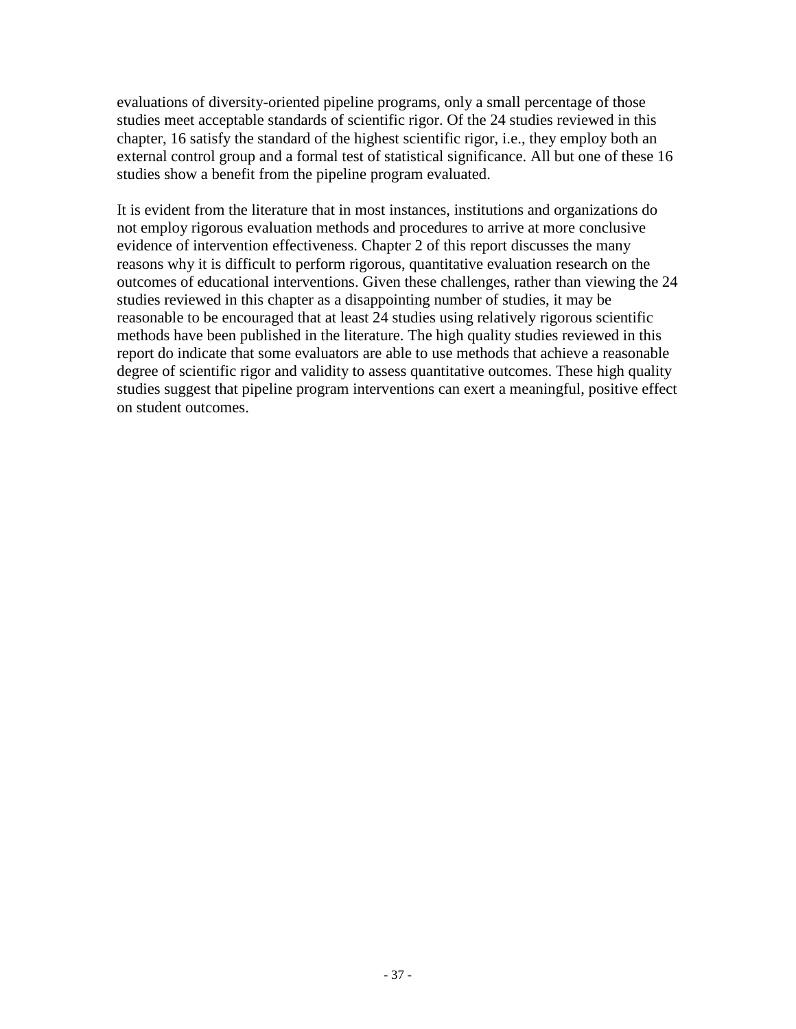evaluations of diversity-oriented pipeline programs, only a small percentage of those studies meet acceptable standards of scientific rigor. Of the 24 studies reviewed in this chapter, 16 satisfy the standard of the highest scientific rigor, i.e., they employ both an external control group and a formal test of statistical significance. All but one of these 16 studies show a benefit from the pipeline program evaluated.

It is evident from the literature that in most instances, institutions and organizations do not employ rigorous evaluation methods and procedures to arrive at more conclusive evidence of intervention effectiveness. Chapter 2 of this report discusses the many reasons why it is difficult to perform rigorous, quantitative evaluation research on the outcomes of educational interventions. Given these challenges, rather than viewing the 24 studies reviewed in this chapter as a disappointing number of studies, it may be reasonable to be encouraged that at least 24 studies using relatively rigorous scientific methods have been published in the literature. The high quality studies reviewed in this report do indicate that some evaluators are able to use methods that achieve a reasonable degree of scientific rigor and validity to assess quantitative outcomes. These high quality studies suggest that pipeline program interventions can exert a meaningful, positive effect on student outcomes.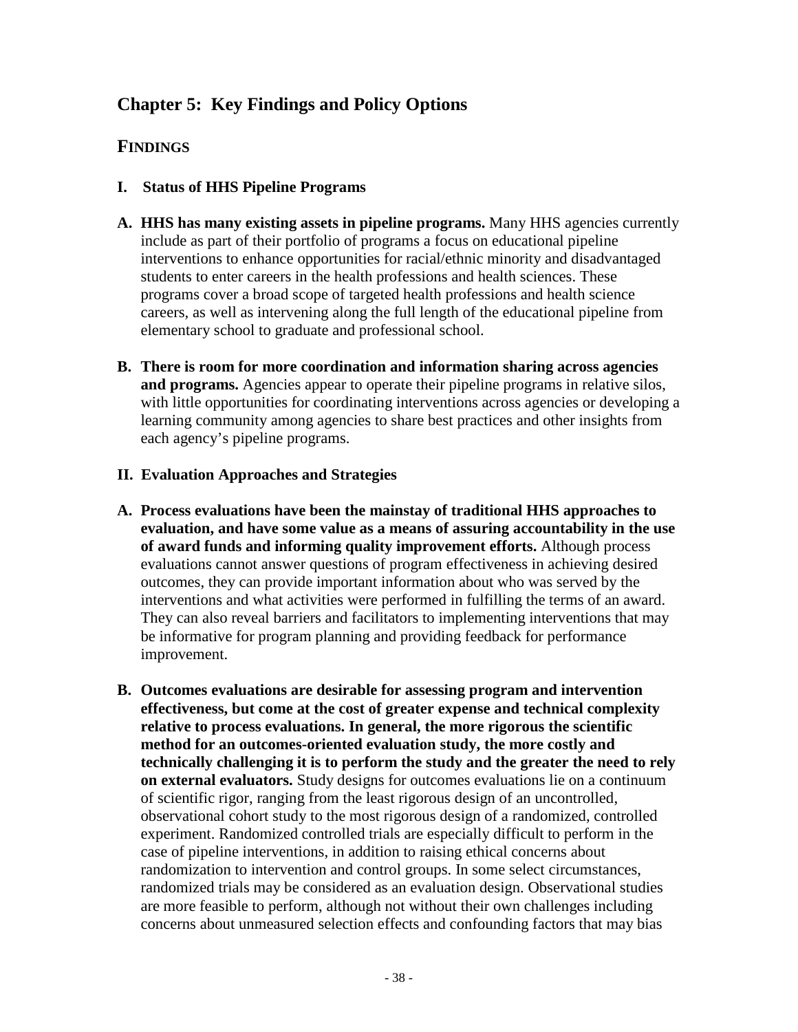# Chapter 5: Key Findings and Policy Options

## FINDINGS

### I. Status of HHS Pipeline Programs

**A. HHS has many existing assets in pipeline programs.** Many HHS agencies currently include as part of their portfolio of programs a focus on educational pipeline interventions to enhance opportunities for racial/ethnic minority and disadvantaged students to enter careers in the health professions and health sciences. These programs cover a broad scope of targeted health professions and health science careers, as well as intervening along the full length of the educational pipeline from elementary school to graduate and professional school.

**B. There is room for more coordination and information sharing across agencies and programs.** Agencies appear to operate their pipeline programs in relative silos, with little opportunities for coordinating interventions across agencies or developing a learning community among agencies to share best practices and other insights from each agency's pipeline programs.

### II. Evaluation Approaches and Strategies

**A. Process evaluations have been the mainstay of traditional HHS approaches to evaluation, and have some value as a means of assuring accountability in the use of award funds and informing quality improvement efforts.** Although process evaluations cannot answer questions of program effectiveness in achieving desired outcomes, they can provide important information about who was served by the interventions and what activities were performed in fulfilling the terms of an award. They can also reveal barriers and facilitators to implementing interventions that may be informative for program planning and providing feedback for performance improvement.

**B. Outcomes evaluations are desirable for assessing program and intervention effectiveness, but come at the cost of greater expense and technical complexity relative to process evaluations. In general, the more rigorous the scientific method for an outcomes-oriented evaluation study, the more costly and technically challenging it is to perform the study and the greater the need to rely on external evaluators.** Study designs for outcomes evaluations lie on a continuum of scientific rigor, ranging from the least rigorous design of an uncontrolled, observational cohort study to the most rigorous design of a randomized, controlled experiment. Randomized controlled trials are especially difficult to perform in the case of pipeline interventions, in addition to raising ethical concerns about randomization to intervention and control groups. In some select circumstances, randomized trials may be considered as an evaluation design. Observational studies are more feasible to perform, although not without their own challenges including concerns about unmeasured selection effects and confounding factors that may bias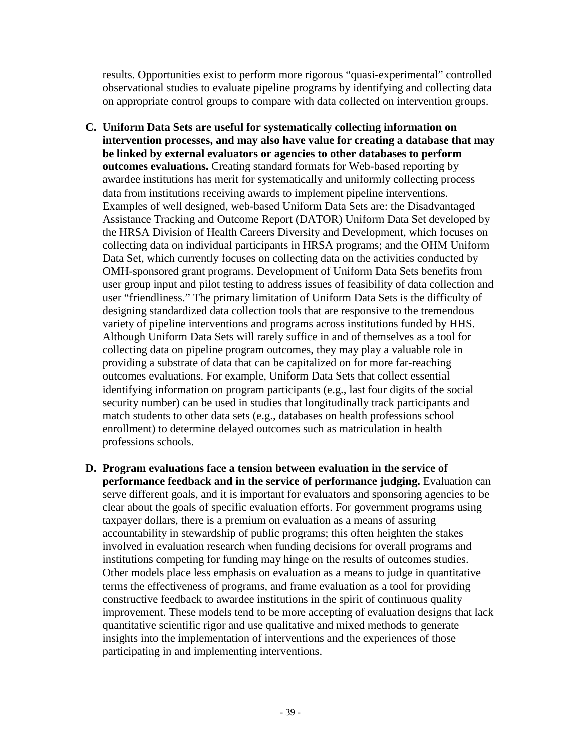results. Opportunities exist to perform more rigorous “quasi-experimental” controlled observational studies to evaluate pipeline programs by identifying and collecting data on appropriate control groups to compare with data collected on intervention groups.

C. **Uniform Data Sets are useful for systematically collecting information on intervention processes, and may also have value for creating a database that may be linked by external evaluators or agencies to other databases to perform outcomes evaluations.** Creating standard formats for Web-based reporting by awardee institutions has merit for systematically and uniformly collecting process data from institutions receiving awards to implement pipeline interventions. Examples of well designed, web-based Uniform Data Sets are: the Disadvantaged Assistance Tracking and Outcome Report (DATOR) Uniform Data Set developed by the HRSA Division of Health Careers Diversity and Development, which focuses on collecting data on individual participants in HRSA programs; and the OHM Uniform Data Set, which currently focuses on collecting data on the activities conducted by OMH-sponsored grant programs. Development of Uniform Data Sets benefits from user group input and pilot testing to address issues of feasibility of data collection and user “friendliness.” The primary limitation of Uniform Data Sets is the difficulty of designing standardized data collection tools that are responsive to the tremendous variety of pipeline interventions and programs across institutions funded by HHS. Although Uniform Data Sets will rarely suffice in and of themselves as a tool for collecting data on pipeline program outcomes, they may play a valuable role in providing a substrate of data that can be capitalized on for more far-reaching outcomes evaluations. For example, Uniform Data Sets that collect essential identifying information on program participants (e.g., last four digits of the social security number) can be used in studies that longitudinally track participants and match students to other data sets (e.g., databases on health professions school enrollment) to determine delayed outcomes such as matriculation in health professions schools.

D. **Program evaluations face a tension between evaluation in the service of performance feedback and in the service of performance judging.** Evaluation can serve different goals, and it is important for evaluators and sponsoring agencies to be clear about the goals of specific evaluation efforts. For government programs using taxpayer dollars, there is a premium on evaluation as a means of assuring accountability in stewardship of public programs; this often heighten the stakes involved in evaluation research when funding decisions for overall programs and institutions competing for funding may hinge on the results of outcomes studies. Other models place less emphasis on evaluation as a means to judge in quantitative terms the effectiveness of programs, and frame evaluation as a tool for providing constructive feedback to awardee institutions in the spirit of continuous quality improvement. These models tend to be more accepting of evaluation designs that lack quantitative scientific rigor and use qualitative and mixed methods to generate insights into the implementation of interventions and the experiences of those participating in and implementing interventions.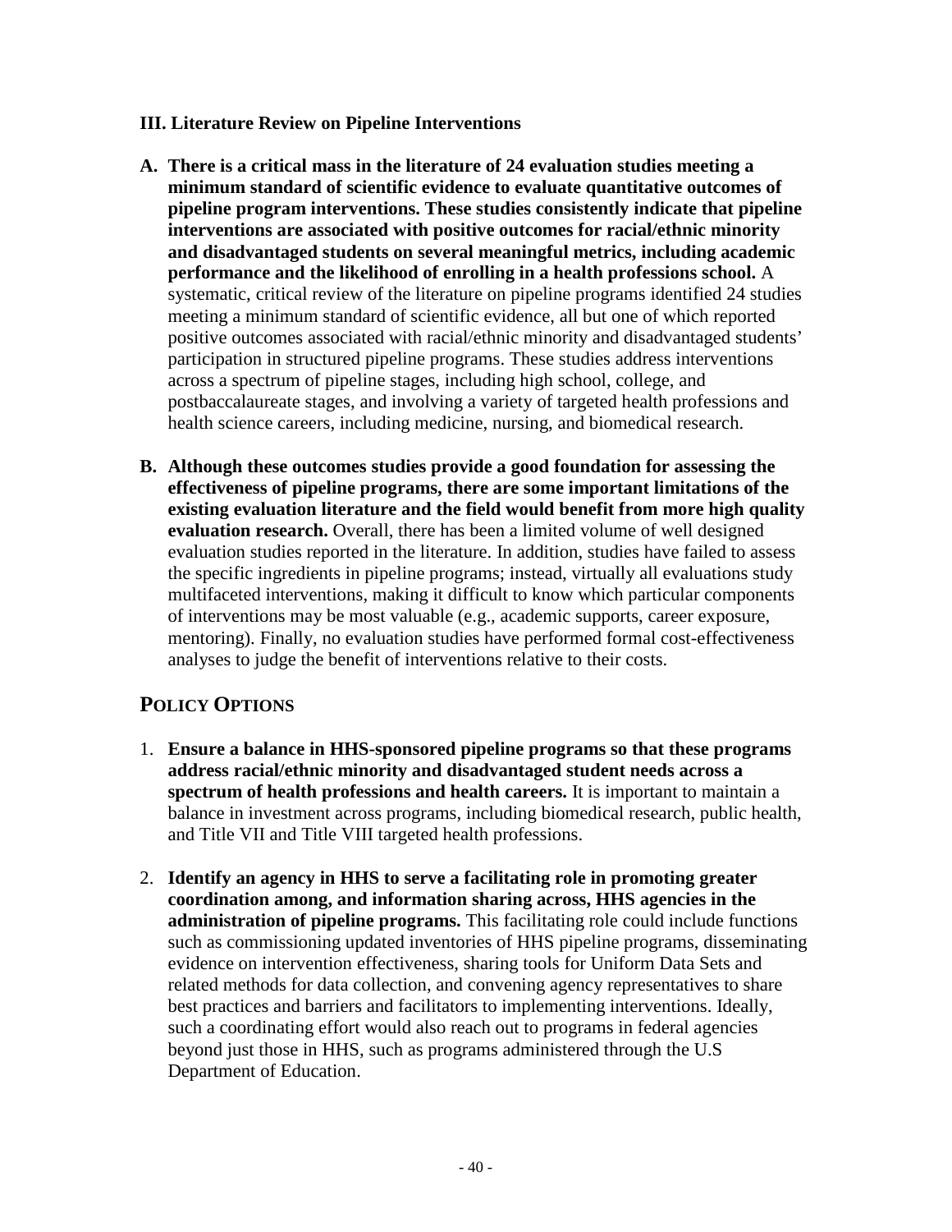### III. Literature Review on Pipeline Interventions

A. **There is a critical mass in the literature of 24 evaluation studies meeting a minimum standard of scientific evidence to evaluate quantitative outcomes of pipeline program interventions. These studies consistently indicate that pipeline interventions are associated with positive outcomes for racial/ethnic minority and disadvantaged students on several meaningful metrics, including academic performance and the likelihood of enrolling in a health professions school.** A systematic, critical review of the literature on pipeline programs identified 24 studies meeting a minimum standard of scientific evidence, all but one of which reported positive outcomes associated with racial/ethnic minority and disadvantaged students' participation in structured pipeline programs. These studies address interventions across a spectrum of pipeline stages, including high school, college, and postbaccalaureate stages, and involving a variety of targeted health professions and health science careers, including medicine, nursing, and biomedical research.

B. **Although these outcomes studies provide a good foundation for assessing the effectiveness of pipeline programs, there are some important limitations of the existing evaluation literature and the field would benefit from more high quality evaluation research.** Overall, there has been a limited volume of well designed evaluation studies reported in the literature. In addition, studies have failed to assess the specific ingredients in pipeline programs; instead, virtually all evaluations study multifaceted interventions, making it difficult to know which particular components of interventions may be most valuable (e.g., academic supports, career exposure, mentoring). Finally, no evaluation studies have performed formal cost-effectiveness analyses to judge the benefit of interventions relative to their costs.

## POLICY OPTIONS

1. **Ensure a balance in HHS-sponsored pipeline programs so that these programs address racial/ethnic minority and disadvantaged student needs across a spectrum of health professions and health careers.** It is important to maintain a balance in investment across programs, including biomedical research, public health, and Title VII and Title VIII targeted health professions.

2. **Identify an agency in HHS to serve a facilitating role in promoting greater coordination among, and information sharing across, HHS agencies in the administration of pipeline programs.** This facilitating role could include functions such as commissioning updated inventories of HHS pipeline programs, disseminating evidence on intervention effectiveness, sharing tools for Uniform Data Sets and related methods for data collection, and convening agency representatives to share best practices and barriers and facilitators to implementing interventions. Ideally, such a coordinating effort would also reach out to programs in federal agencies beyond just those in HHS, such as programs administered through the U.S Department of Education.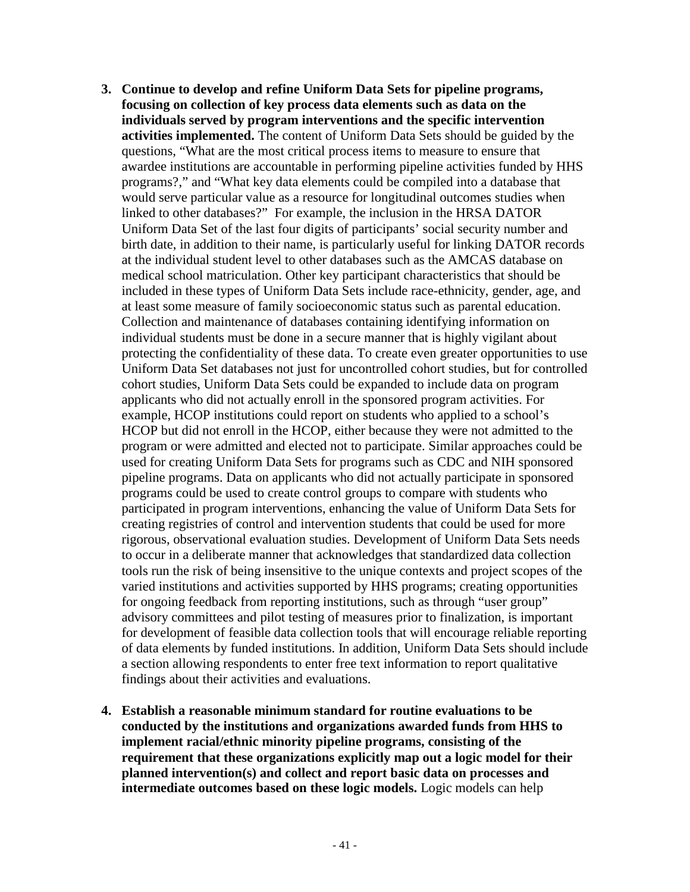3. **Continue to develop and refine Uniform Data Sets for pipeline programs, focusing on collection of key process data elements such as data on the individuals served by program interventions and the specific intervention activities implemented.** The content of Uniform Data Sets should be guided by the questions, "What are the most critical process items to measure to ensure that awardee institutions are accountable in performing pipeline activities funded by HHS programs?," and "What key data elements could be compiled into a database that would serve particular value as a resource for longitudinal outcomes studies when linked to other databases?" For example, the inclusion in the HRSA DATOR Uniform Data Set of the last four digits of participants' social security number and birth date, in addition to their name, is particularly useful for linking DATOR records at the individual student level to other databases such as the AMCAS database on medical school matriculation. Other key participant characteristics that should be included in these types of Uniform Data Sets include race-ethnicity, gender, age, and at least some measure of family socioeconomic status such as parental education. Collection and maintenance of databases containing identifying information on individual students must be done in a secure manner that is highly vigilant about protecting the confidentiality of these data. To create even greater opportunities to use Uniform Data Set databases not just for uncontrolled cohort studies, but for controlled cohort studies, Uniform Data Sets could be expanded to include data on program applicants who did not actually enroll in the sponsored program activities. For example, HCOP institutions could report on students who applied to a school's HCOP but did not enroll in the HCOP, either because they were not admitted to the program or were admitted and elected not to participate. Similar approaches could be used for creating Uniform Data Sets for programs such as CDC and NIH sponsored pipeline programs. Data on applicants who did not actually participate in sponsored programs could be used to create control groups to compare with students who participated in program interventions, enhancing the value of Uniform Data Sets for creating registries of control and intervention students that could be used for more rigorous, observational evaluation studies. Development of Uniform Data Sets needs to occur in a deliberate manner that acknowledges that standardized data collection tools run the risk of being insensitive to the unique contexts and project scopes of the varied institutions and activities supported by HHS programs; creating opportunities for ongoing feedback from reporting institutions, such as through "user group" advisory committees and pilot testing of measures prior to finalization, is important for development of feasible data collection tools that will encourage reliable reporting of data elements by funded institutions. In addition, Uniform Data Sets should include a section allowing respondents to enter free text information to report qualitative findings about their activities and evaluations.

4. **Establish a reasonable minimum standard for routine evaluations to be conducted by the institutions and organizations awarded funds from HHS to implement racial/ethnic minority pipeline programs, consisting of the requirement that these organizations explicitly map out a logic model for their planned intervention(s) and collect and report basic data on processes and intermediate outcomes based on these logic models.** Logic models can help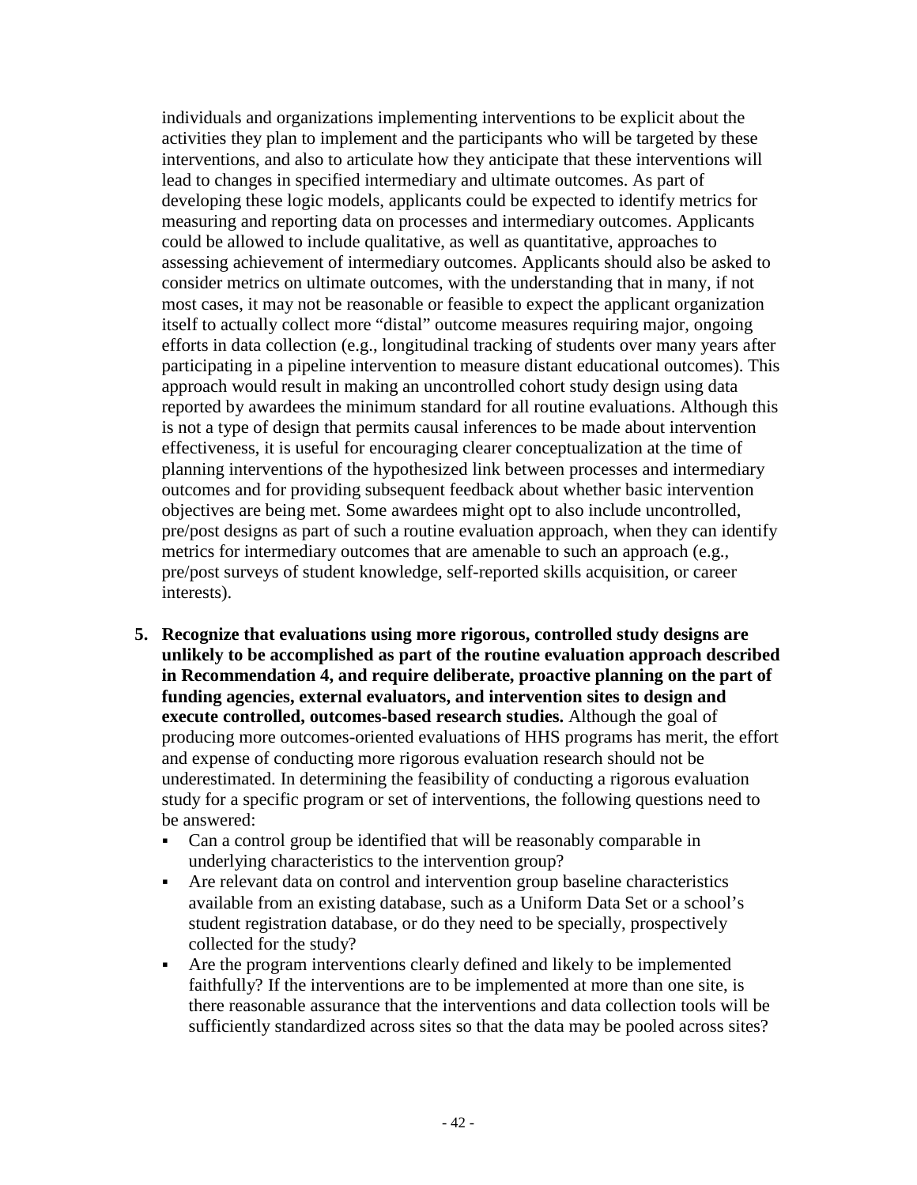individuals and organizations implementing interventions to be explicit about the activities they plan to implement and the participants who will be targeted by these interventions, and also to articulate how they anticipate that these interventions will lead to changes in specified intermediary and ultimate outcomes. As part of developing these logic models, applicants could be expected to identify metrics for measuring and reporting data on processes and intermediary outcomes. Applicants could be allowed to include qualitative, as well as quantitative, approaches to assessing achievement of intermediary outcomes. Applicants should also be asked to consider metrics on ultimate outcomes, with the understanding that in many, if not most cases, it may not be reasonable or feasible to expect the applicant organization itself to actually collect more "distal" outcome measures requiring major, ongoing efforts in data collection (e.g., longitudinal tracking of students over many years after participating in a pipeline intervention to measure distant educational outcomes). This approach would result in making an uncontrolled cohort study design using data reported by awardees the minimum standard for all routine evaluations. Although this is not a type of design that permits causal inferences to be made about intervention effectiveness, it is useful for encouraging clearer conceptualization at the time of planning interventions of the hypothesized link between processes and intermediary outcomes and for providing subsequent feedback about whether basic intervention objectives are being met. Some awardees might opt to also include uncontrolled, pre/post designs as part of such a routine evaluation approach, when they can identify metrics for intermediary outcomes that are amenable to such an approach (e.g., pre/post surveys of student knowledge, self-reported skills acquisition, or career interests).

5. **Recognize that evaluations using more rigorous, controlled study designs are unlikely to be accomplished as part of the routine evaluation approach described in Recommendation 4, and require deliberate, proactive planning on the part of funding agencies, external evaluators, and intervention sites to design and execute controlled, outcomes-based research studies.** Although the goal of producing more outcomes-oriented evaluations of HHS programs has merit, the effort and expense of conducting more rigorous evaluation research should not be underestimated. In determining the feasibility of conducting a rigorous evaluation study for a specific program or set of interventions, the following questions need to be answered:
   - Can a control group be identified that will be reasonably comparable in underlying characteristics to the intervention group?
   - Are relevant data on control and intervention group baseline characteristics available from an existing database, such as a Uniform Data Set or a school's student registration database, or do they need to be specially, prospectively collected for the study?
   - Are the program interventions clearly defined and likely to be implemented faithfully? If the interventions are to be implemented at more than one site, is there reasonable assurance that the interventions and data collection tools will be sufficiently standardized across sites so that the data may be pooled across sites?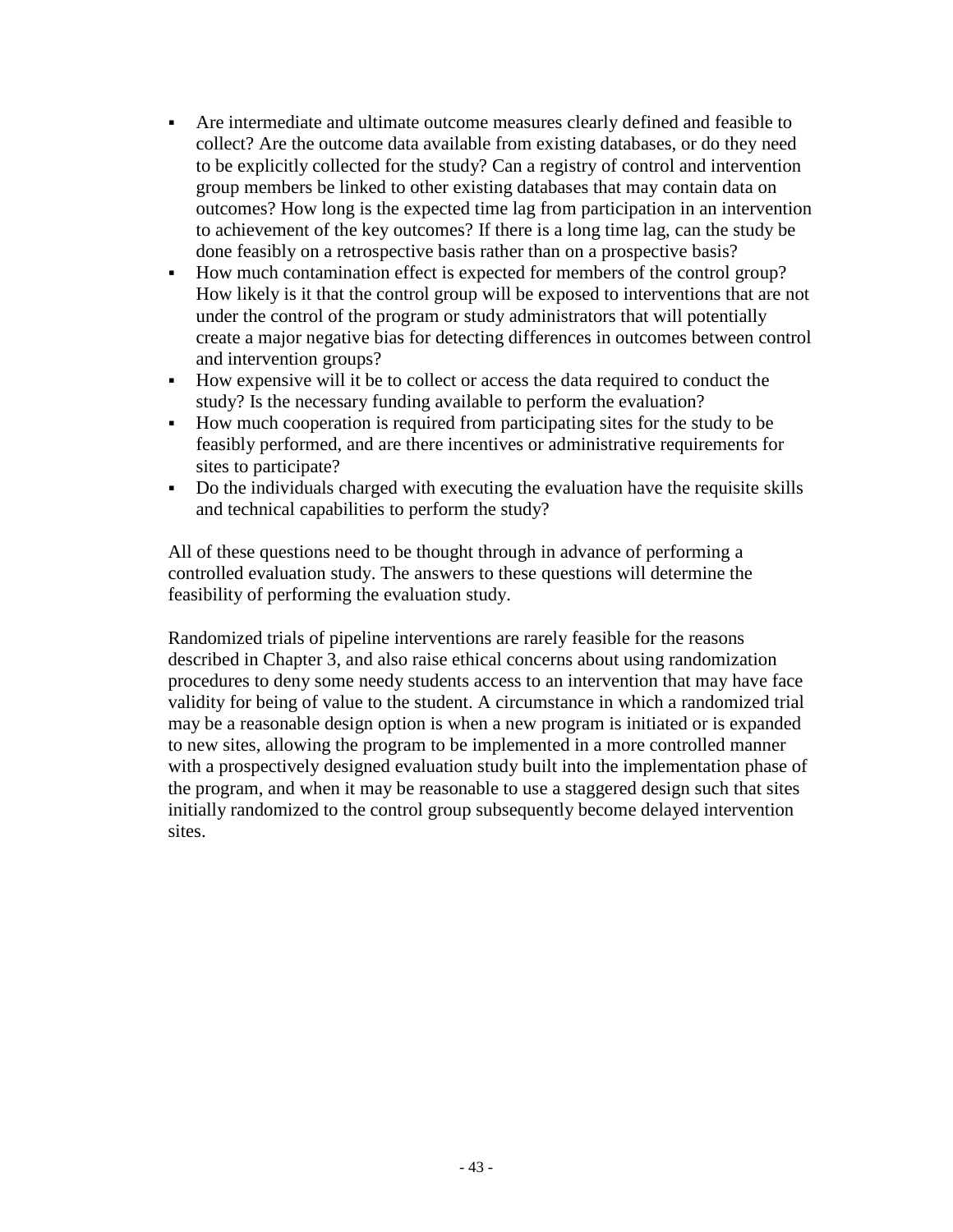- Are intermediate and ultimate outcome measures clearly defined and feasible to collect? Are the outcome data available from existing databases, or do they need to be explicitly collected for the study? Can a registry of control and intervention group members be linked to other existing databases that may contain data on outcomes? How long is the expected time lag from participation in an intervention to achievement of the key outcomes? If there is a long time lag, can the study be done feasibly on a retrospective basis rather than on a prospective basis?
- How much contamination effect is expected for members of the control group? How likely is it that the control group will be exposed to interventions that are not under the control of the program or study administrators that will potentially create a major negative bias for detecting differences in outcomes between control and intervention groups?
- How expensive will it be to collect or access the data required to conduct the study? Is the necessary funding available to perform the evaluation?
- How much cooperation is required from participating sites for the study to be feasibly performed, and are there incentives or administrative requirements for sites to participate?
- Do the individuals charged with executing the evaluation have the requisite skills and technical capabilities to perform the study?

All of these questions need to be thought through in advance of performing a controlled evaluation study. The answers to these questions will determine the feasibility of performing the evaluation study.

Randomized trials of pipeline interventions are rarely feasible for the reasons described in Chapter 3, and also raise ethical concerns about using randomization procedures to deny some needy students access to an intervention that may have face validity for being of value to the student. A circumstance in which a randomized trial may be a reasonable design option is when a new program is initiated or is expanded to new sites, allowing the program to be implemented in a more controlled manner with a prospectively designed evaluation study built into the implementation phase of the program, and when it may be reasonable to use a staggered design such that sites initially randomized to the control group subsequently become delayed intervention sites.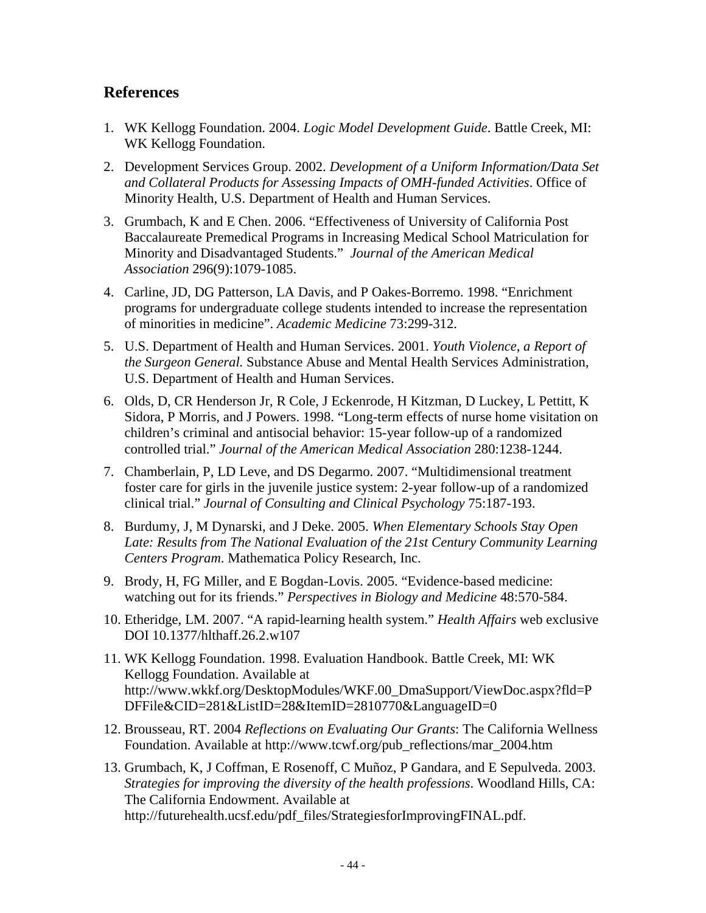## References

1. WK Kellogg Foundation. 2004. *Logic Model Development Guide*. Battle Creek, MI: WK Kellogg Foundation.
2. Development Services Group. 2002. *Development of a Uniform Information/Data Set and Collateral Products for Assessing Impacts of OMH-funded Activities*. Office of Minority Health, U.S. Department of Health and Human Services.
3. Grumbach, K and E Chen. 2006. "Effectiveness of University of California Post Baccalaureate Premedical Programs in Increasing Medical School Matriculation for Minority and Disadvantaged Students." *Journal of the American Medical Association* 296(9):1079-1085.
4. Carline, JD, DG Patterson, LA Davis, and P Oakes-Borremo. 1998. "Enrichment programs for undergraduate college students intended to increase the representation of minorities in medicine". *Academic Medicine* 73:299-312.
5. U.S. Department of Health and Human Services. 2001. *Youth Violence, a Report of the Surgeon General.* Substance Abuse and Mental Health Services Administration, U.S. Department of Health and Human Services.
6. Olds, D, CR Henderson Jr, R Cole, J Eckenrode, H Kitzman, D Luckey, L Pettitt, K Sidora, P Morris, and J Powers. 1998. "Long-term effects of nurse home visitation on children's criminal and antisocial behavior: 15-year follow-up of a randomized controlled trial." *Journal of the American Medical Association* 280:1238-1244.
7. Chamberlain, P, LD Leve, and DS Degarmo. 2007. "Multidimensional treatment foster care for girls in the juvenile justice system: 2-year follow-up of a randomized clinical trial." *Journal of Consulting and Clinical Psychology* 75:187-193.
8. Burdumy, J, M Dynarski, and J Deke. 2005. *When Elementary Schools Stay Open Late: Results from The National Evaluation of the 21st Century Community Learning Centers Program*. Mathematica Policy Research, Inc.
9. Brody, H, FG Miller, and E Bogdan-Lovis. 2005. "Evidence-based medicine: watching out for its friends." *Perspectives in Biology and Medicine* 48:570-584.
10. Etheridge, LM. 2007. "A rapid-learning health system." *Health Affairs* web exclusive DOI 10.1377/hlthaff.26.2.w107
11. WK Kellogg Foundation. 1998. Evaluation Handbook. Battle Creek, MI: WK Kellogg Foundation. Available at http://www.wkkf.org/DesktopModules/WKF.00_DmaSupport/ViewDoc.aspx?fld=PDFFile&CID=281&ListID=28&ItemID=2810770&LanguageID=0
12. Brousseau, RT. 2004 *Reflections on Evaluating Our Grants*: The California Wellness Foundation. Available at http://www.tcwf.org/pub_reflections/mar_2004.htm
13. Grumbach, K, J Coffman, E Rosenoff, C Muñoz, P Gandara, and E Sepulveda. 2003. *Strategies for improving the diversity of the health professions*. Woodland Hills, CA: The California Endowment. Available at http://futurehealth.ucsf.edu/pdf_files/StrategiesforImprovingFINAL.pdf.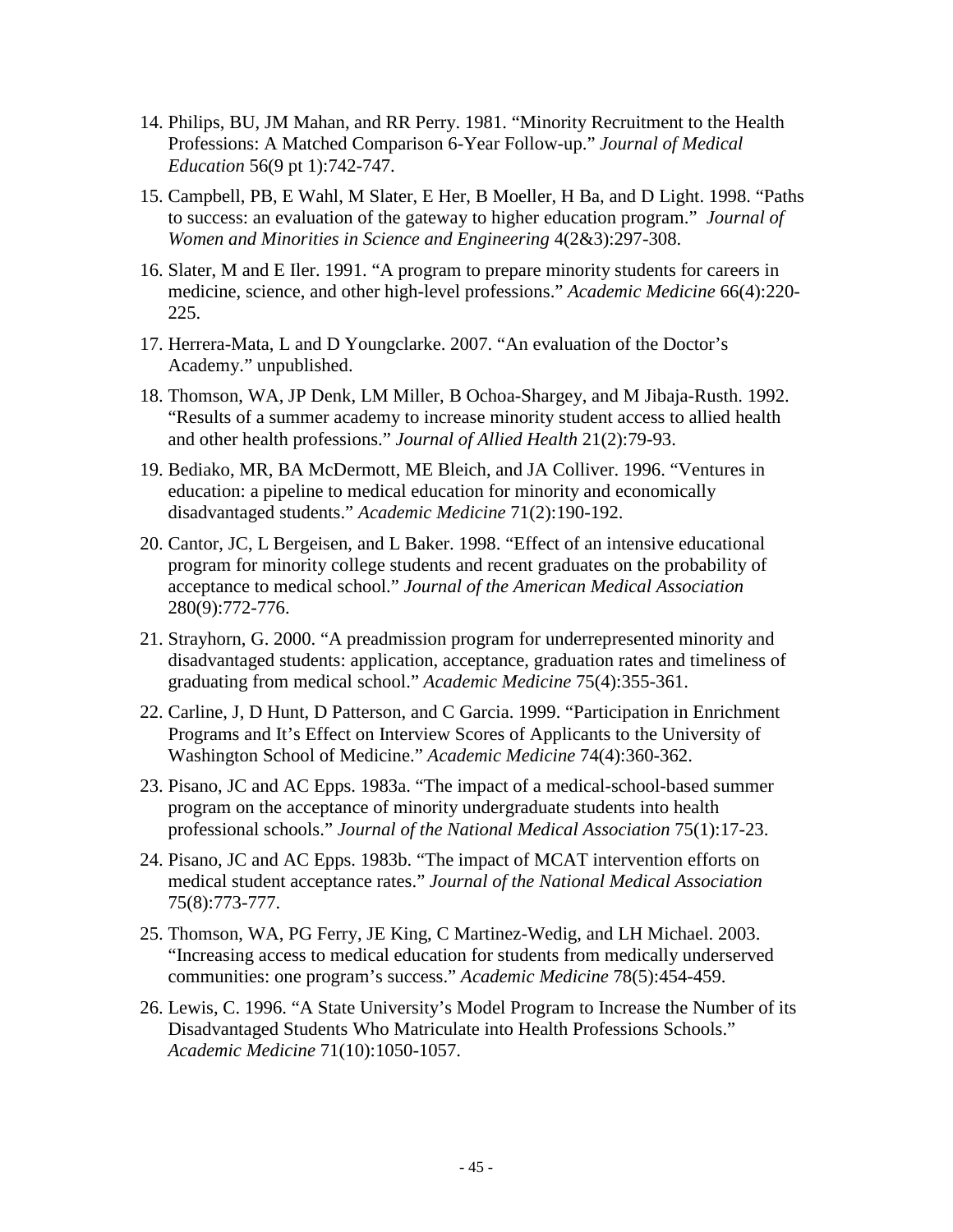14. Philips, BU, JM Mahan, and RR Perry. 1981. "Minority Recruitment to the Health Professions: A Matched Comparison 6-Year Follow-up." *Journal of Medical Education* 56(9 pt 1):742-747.

15. Campbell, PB, E Wahl, M Slater, E Her, B Moeller, H Ba, and D Light. 1998. "Paths to success: an evaluation of the gateway to higher education program." *Journal of Women and Minorities in Science and Engineering* 4(2&3):297-308.

16. Slater, M and E Iler. 1991. "A program to prepare minority students for careers in medicine, science, and other high-level professions." *Academic Medicine* 66(4):220-225.

17. Herrera-Mata, L and D Youngclarke. 2007. "An evaluation of the Doctor's Academy." unpublished.

18. Thomson, WA, JP Denk, LM Miller, B Ochoa-Shargey, and M Jibaja-Rusth. 1992. "Results of a summer academy to increase minority student access to allied health and other health professions." *Journal of Allied Health* 21(2):79-93.

19. Bediako, MR, BA McDermott, ME Bleich, and JA Colliver. 1996. "Ventures in education: a pipeline to medical education for minority and economically disadvantaged students." *Academic Medicine* 71(2):190-192.

20. Cantor, JC, L Bergeisen, and L Baker. 1998. "Effect of an intensive educational program for minority college students and recent graduates on the probability of acceptance to medical school." *Journal of the American Medical Association* 280(9):772-776.

21. Strayhorn, G. 2000. "A preadmission program for underrepresented minority and disadvantaged students: application, acceptance, graduation rates and timeliness of graduating from medical school." *Academic Medicine* 75(4):355-361.

22. Carline, J, D Hunt, D Patterson, and C Garcia. 1999. "Participation in Enrichment Programs and It's Effect on Interview Scores of Applicants to the University of Washington School of Medicine." *Academic Medicine* 74(4):360-362.

23. Pisano, JC and AC Epps. 1983a. "The impact of a medical-school-based summer program on the acceptance of minority undergraduate students into health professional schools." *Journal of the National Medical Association* 75(1):17-23.

24. Pisano, JC and AC Epps. 1983b. "The impact of MCAT intervention efforts on medical student acceptance rates." *Journal of the National Medical Association* 75(8):773-777.

25. Thomson, WA, PG Ferry, JE King, C Martinez-Wedig, and LH Michael. 2003. "Increasing access to medical education for students from medically underserved communities: one program's success." *Academic Medicine* 78(5):454-459.

26. Lewis, C. 1996. "A State University's Model Program to Increase the Number of its Disadvantaged Students Who Matriculate into Health Professions Schools." *Academic Medicine* 71(10):1050-1057.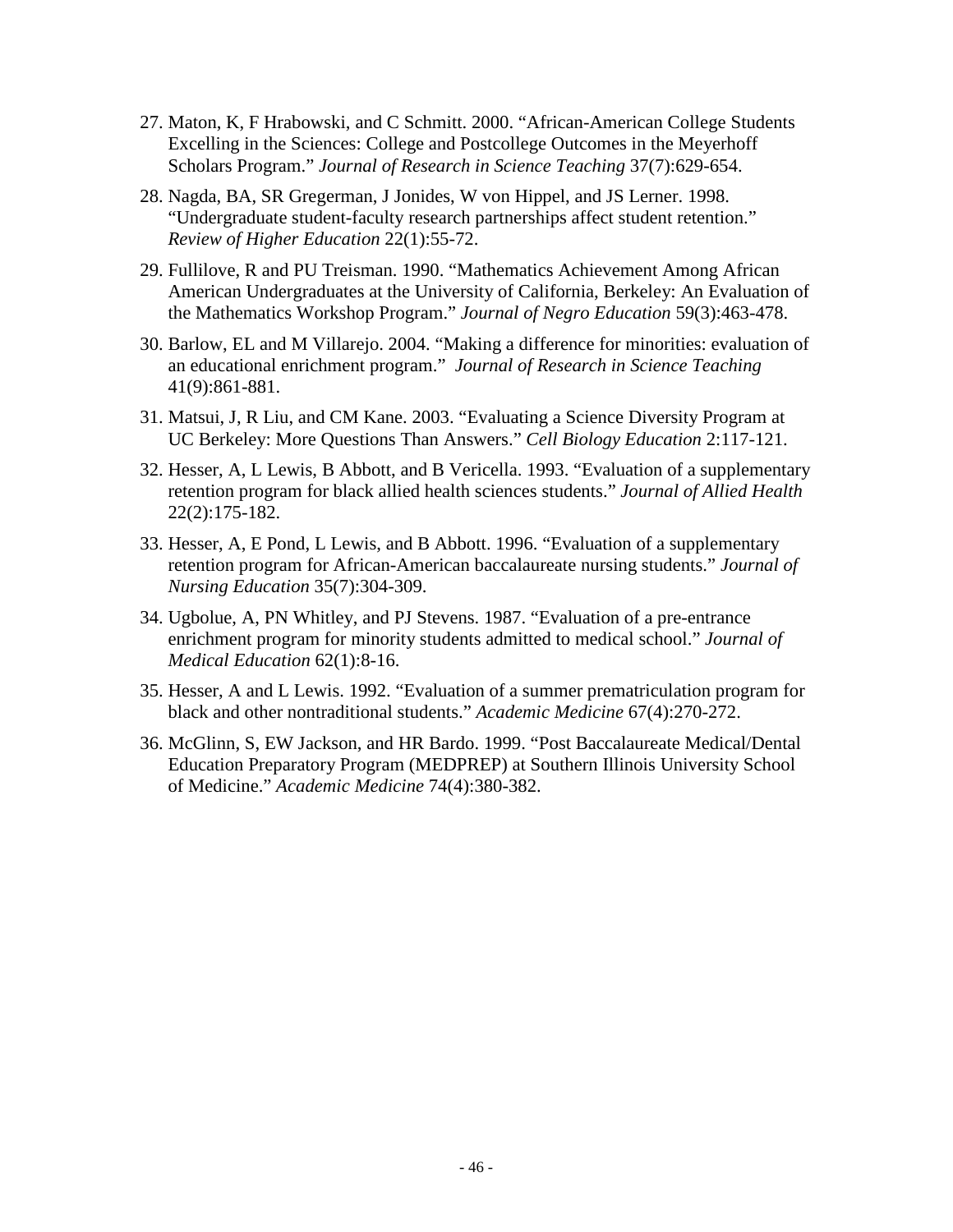27. Maton, K, F Hrabowski, and C Schmitt. 2000. "African-American College Students Excelling in the Sciences: College and Postcollege Outcomes in the Meyerhoff Scholars Program." *Journal of Research in Science Teaching* 37(7):629-654.

28. Nagda, BA, SR Gregerman, J Jonides, W von Hippel, and JS Lerner. 1998. "Undergraduate student-faculty research partnerships affect student retention." *Review of Higher Education* 22(1):55-72.

29. Fullilove, R and PU Treisman. 1990. "Mathematics Achievement Among African American Undergraduates at the University of California, Berkeley: An Evaluation of the Mathematics Workshop Program." *Journal of Negro Education* 59(3):463-478.

30. Barlow, EL and M Villarejo. 2004. "Making a difference for minorities: evaluation of an educational enrichment program." *Journal of Research in Science Teaching* 41(9):861-881.

31. Matsui, J, R Liu, and CM Kane. 2003. "Evaluating a Science Diversity Program at UC Berkeley: More Questions Than Answers." *Cell Biology Education* 2:117-121.

32. Hesser, A, L Lewis, B Abbott, and B Vericella. 1993. "Evaluation of a supplementary retention program for black allied health sciences students." *Journal of Allied Health* 22(2):175-182.

33. Hesser, A, E Pond, L Lewis, and B Abbott. 1996. "Evaluation of a supplementary retention program for African-American baccalaureate nursing students." *Journal of Nursing Education* 35(7):304-309.

34. Ugbolue, A, PN Whitley, and PJ Stevens. 1987. "Evaluation of a pre-entrance enrichment program for minority students admitted to medical school." *Journal of Medical Education* 62(1):8-16.

35. Hesser, A and L Lewis. 1992. "Evaluation of a summer prematriculation program for black and other nontraditional students." *Academic Medicine* 67(4):270-272.

36. McGlinn, S, EW Jackson, and HR Bardo. 1999. "Post Baccalaureate Medical/Dental Education Preparatory Program (MEDPREP) at Southern Illinois University School of Medicine." *Academic Medicine* 74(4):380-382.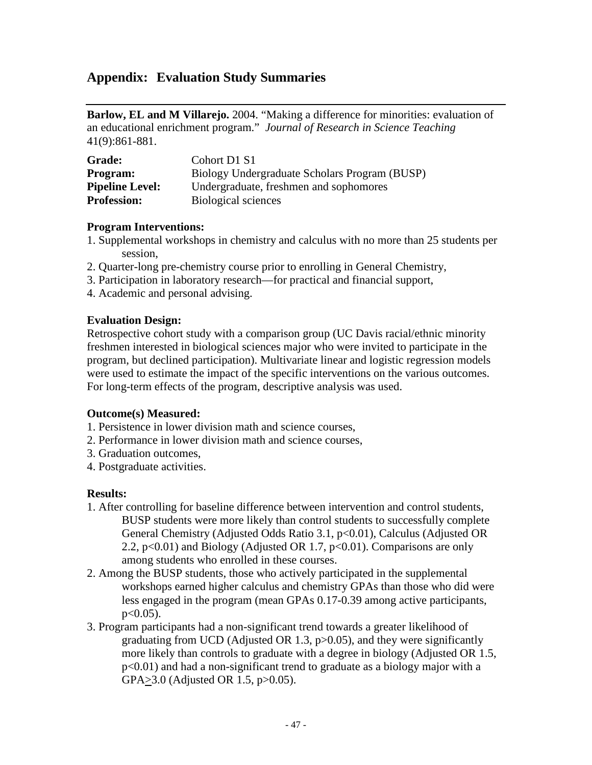## Appendix: Evaluation Study Summaries

---

**Barlow, EL and M Villarejo.** 2004. "Making a difference for minorities: evaluation of an educational enrichment program." *Journal of Research in Science Teaching* 41(9):861-881.

| | |
|---|---|
| **Grade:** | Cohort D1 S1 |
| **Program:** | Biology Undergraduate Scholars Program (BUSP) |
| **Pipeline Level:** | Undergraduate, freshmen and sophomores |
| **Profession:** | Biological sciences |

**Program Interventions:**

1. Supplemental workshops in chemistry and calculus with no more than 25 students per session,
2. Quarter-long pre-chemistry course prior to enrolling in General Chemistry,
3. Participation in laboratory research—for practical and financial support,
4. Academic and personal advising.

**Evaluation Design:**

Retrospective cohort study with a comparison group (UC Davis racial/ethnic minority freshmen interested in biological sciences major who were invited to participate in the program, but declined participation). Multivariate linear and logistic regression models were used to estimate the impact of the specific interventions on the various outcomes. For long-term effects of the program, descriptive analysis was used.

**Outcome(s) Measured:**

1. Persistence in lower division math and science courses,
2. Performance in lower division math and science courses,
3. Graduation outcomes,
4. Postgraduate activities.

**Results:**

1. After controlling for baseline difference between intervention and control students, BUSP students were more likely than control students to successfully complete General Chemistry (Adjusted Odds Ratio 3.1, $p<0.01$), Calculus (Adjusted OR 2.2, $p<0.01$) and Biology (Adjusted OR 1.7, $p<0.01$). Comparisons are only among students who enrolled in these courses.
2. Among the BUSP students, those who actively participated in the supplemental workshops earned higher calculus and chemistry GPAs than those who did were less engaged in the program (mean GPAs 0.17-0.39 among active participants, $p<0.05$).
3. Program participants had a non-significant trend towards a greater likelihood of graduating from UCD (Adjusted OR 1.3, $p>0.05$), and they were significantly more likely than controls to graduate with a degree in biology (Adjusted OR 1.5, $p<0.01$) and had a non-significant trend to graduate as a biology major with a GPA$\geq$3.0 (Adjusted OR 1.5, $p>0.05$).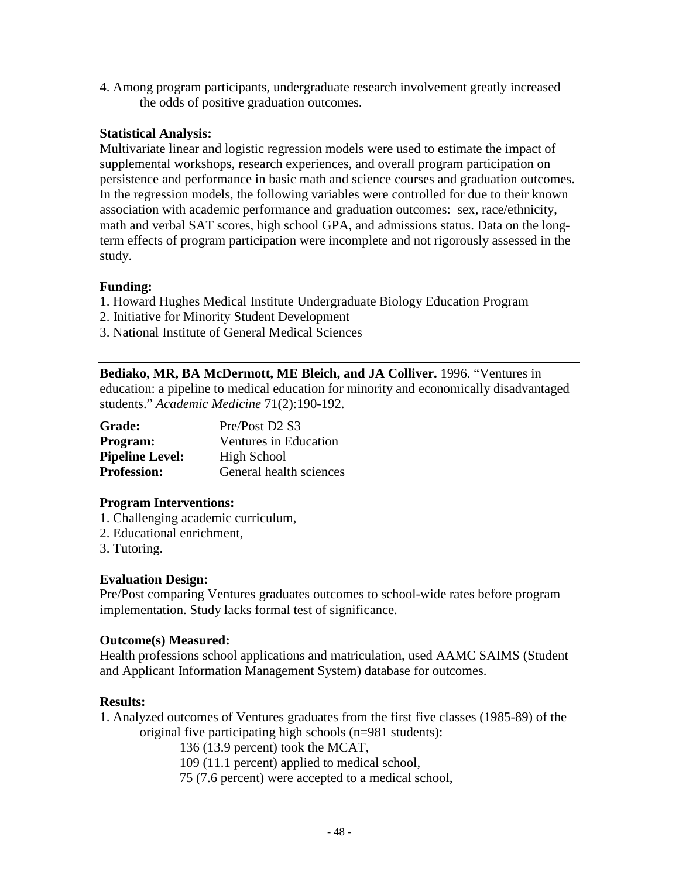4. Among program participants, undergraduate research involvement greatly increased the odds of positive graduation outcomes.

**Statistical Analysis:**
Multivariate linear and logistic regression models were used to estimate the impact of supplemental workshops, research experiences, and overall program participation on persistence and performance in basic math and science courses and graduation outcomes. In the regression models, the following variables were controlled for due to their known association with academic performance and graduation outcomes: sex, race/ethnicity, math and verbal SAT scores, high school GPA, and admissions status. Data on the long-term effects of program participation were incomplete and not rigorously assessed in the study.

**Funding:**
1. Howard Hughes Medical Institute Undergraduate Biology Education Program
2. Initiative for Minority Student Development
3. National Institute of General Medical Sciences

---

**Bediako, MR, BA McDermott, ME Bleich, and JA Colliver.** 1996. "Ventures in education: a pipeline to medical education for minority and economically disadvantaged students." *Academic Medicine* 71(2):190-192.

**Grade:** Pre/Post D2 S3
**Program:** Ventures in Education
**Pipeline Level:** High School
**Profession:** General health sciences

**Program Interventions:**
1. Challenging academic curriculum,
2. Educational enrichment,
3. Tutoring.

**Evaluation Design:**
Pre/Post comparing Ventures graduates outcomes to school-wide rates before program implementation. Study lacks formal test of significance.

**Outcome(s) Measured:**
Health professions school applications and matriculation, used AAMC SAIMS (Student and Applicant Information Management System) database for outcomes.

**Results:**
1. Analyzed outcomes of Ventures graduates from the first five classes (1985-89) of the original five participating high schools (n=981 students):
   136 (13.9 percent) took the MCAT,
   109 (11.1 percent) applied to medical school,
   75 (7.6 percent) were accepted to a medical school,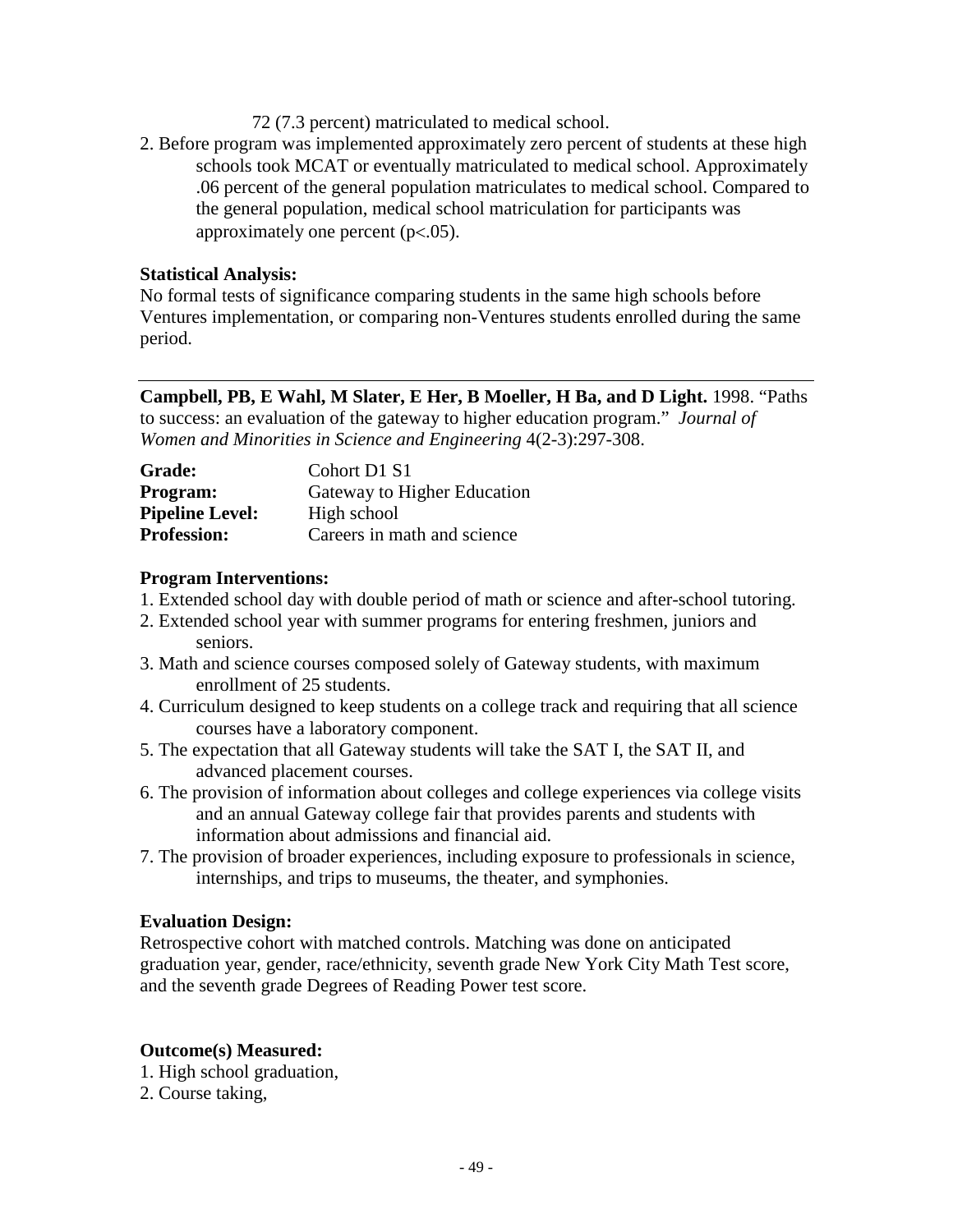72 (7.3 percent) matriculated to medical school.

2. Before program was implemented approximately zero percent of students at these high schools took MCAT or eventually matriculated to medical school. Approximately .06 percent of the general population matriculates to medical school. Compared to the general population, medical school matriculation for participants was approximately one percent ($p<.05$).

**Statistical Analysis:**
No formal tests of significance comparing students in the same high schools before Ventures implementation, or comparing non-Ventures students enrolled during the same period.

---

**Campbell, PB, E Wahl, M Slater, E Her, B Moeller, H Ba, and D Light.** 1998. "Paths to success: an evaluation of the gateway to higher education program." *Journal of Women and Minorities in Science and Engineering* 4(2-3):297-308.

| | |
|---|---|
| **Grade:** | Cohort D1 S1 |
| **Program:** | Gateway to Higher Education |
| **Pipeline Level:** | High school |
| **Profession:** | Careers in math and science |

**Program Interventions:**
1. Extended school day with double period of math or science and after-school tutoring.
2. Extended school year with summer programs for entering freshmen, juniors and seniors.
3. Math and science courses composed solely of Gateway students, with maximum enrollment of 25 students.
4. Curriculum designed to keep students on a college track and requiring that all science courses have a laboratory component.
5. The expectation that all Gateway students will take the SAT I, the SAT II, and advanced placement courses.
6. The provision of information about colleges and college experiences via college visits and an annual Gateway college fair that provides parents and students with information about admissions and financial aid.
7. The provision of broader experiences, including exposure to professionals in science, internships, and trips to museums, the theater, and symphonies.

**Evaluation Design:**
Retrospective cohort with matched controls. Matching was done on anticipated graduation year, gender, race/ethnicity, seventh grade New York City Math Test score, and the seventh grade Degrees of Reading Power test score.

**Outcome(s) Measured:**
1. High school graduation,
2. Course taking,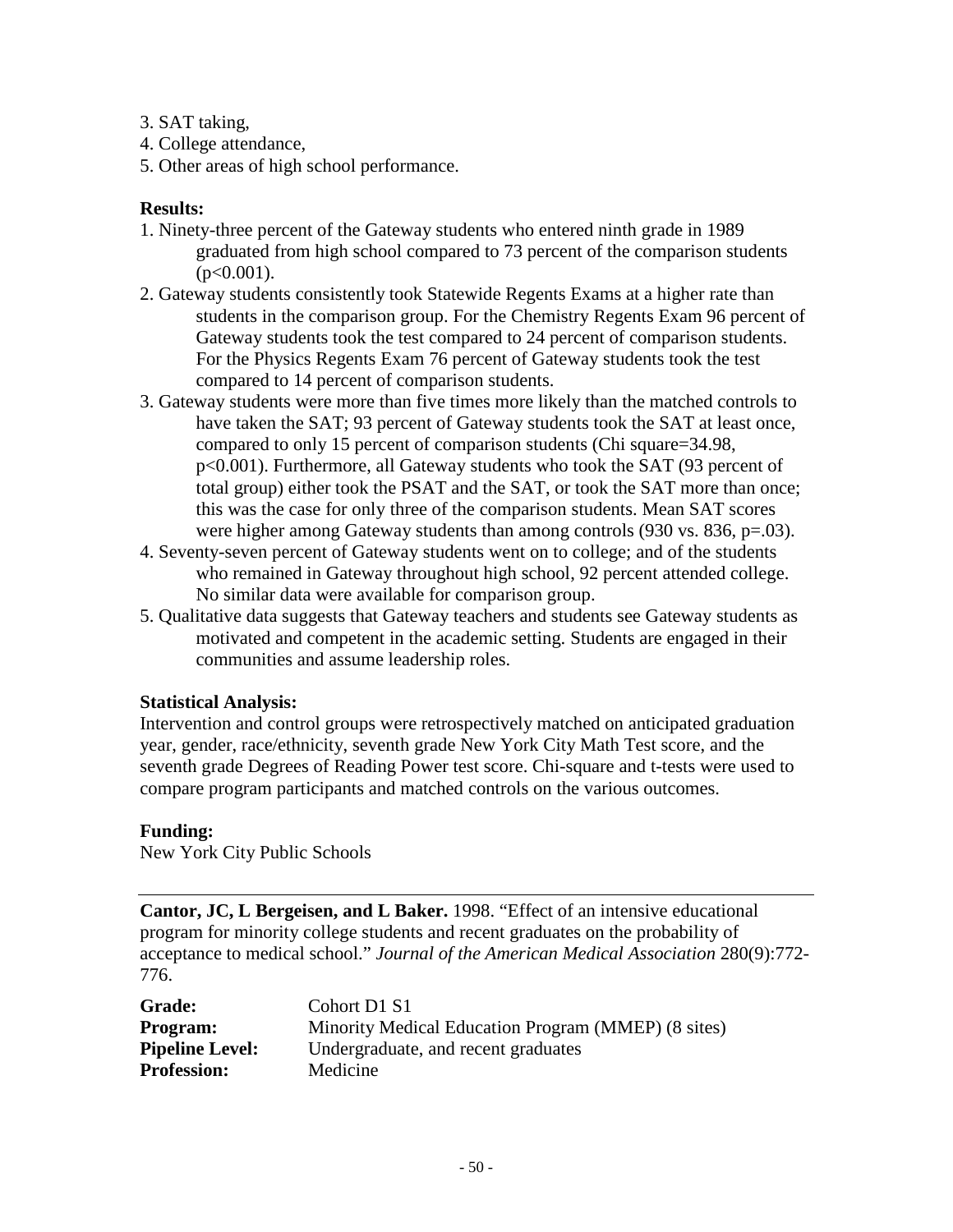3. SAT taking,
4. College attendance,
5. Other areas of high school performance.

**Results:**

1. Ninety-three percent of the Gateway students who entered ninth grade in 1989 graduated from high school compared to 73 percent of the comparison students ($p<0.001$).
2. Gateway students consistently took Statewide Regents Exams at a higher rate than students in the comparison group. For the Chemistry Regents Exam 96 percent of Gateway students took the test compared to 24 percent of comparison students. For the Physics Regents Exam 76 percent of Gateway students took the test compared to 14 percent of comparison students.
3. Gateway students were more than five times more likely than the matched controls to have taken the SAT; 93 percent of Gateway students took the SAT at least once, compared to only 15 percent of comparison students (Chi square=34.98, $p<0.001$). Furthermore, all Gateway students who took the SAT (93 percent of total group) either took the PSAT and the SAT, or took the SAT more than once; this was the case for only three of the comparison students. Mean SAT scores were higher among Gateway students than among controls (930 vs. 836, $p=.03$).
4. Seventy-seven percent of Gateway students went on to college; and of the students who remained in Gateway throughout high school, 92 percent attended college. No similar data were available for comparison group.
5. Qualitative data suggests that Gateway teachers and students see Gateway students as motivated and competent in the academic setting. Students are engaged in their communities and assume leadership roles.

**Statistical Analysis:**

Intervention and control groups were retrospectively matched on anticipated graduation year, gender, race/ethnicity, seventh grade New York City Math Test score, and the seventh grade Degrees of Reading Power test score. Chi-square and t-tests were used to compare program participants and matched controls on the various outcomes.

**Funding:**

New York City Public Schools

---

**Cantor, JC, L Bergeisen, and L Baker.** 1998. "Effect of an intensive educational program for minority college students and recent graduates on the probability of acceptance to medical school." *Journal of the American Medical Association* 280(9):772-776.

| | |
|---|---|
| **Grade:** | Cohort D1 S1 |
| **Program:** | Minority Medical Education Program (MMEP) (8 sites) |
| **Pipeline Level:** | Undergraduate, and recent graduates |
| **Profession:** | Medicine |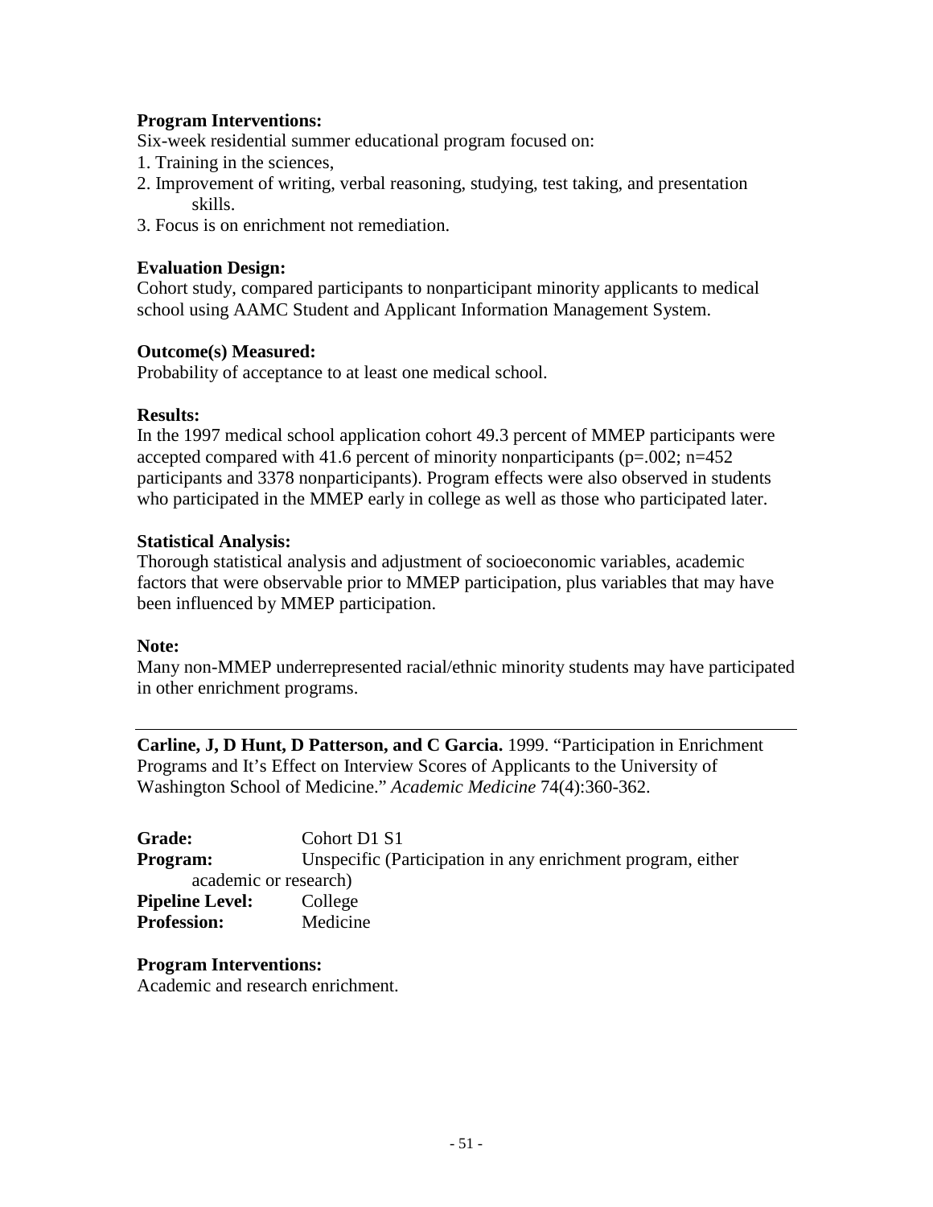**Program Interventions:**
Six-week residential summer educational program focused on:
1. Training in the sciences,
2. Improvement of writing, verbal reasoning, studying, test taking, and presentation skills.
3. Focus is on enrichment not remediation.

**Evaluation Design:**
Cohort study, compared participants to nonparticipant minority applicants to medical school using AAMC Student and Applicant Information Management System.

**Outcome(s) Measured:**
Probability of acceptance to at least one medical school.

**Results:**
In the 1997 medical school application cohort 49.3 percent of MMEP participants were accepted compared with 41.6 percent of minority nonparticipants ($p=.002$; $n=452$ participants and 3378 nonparticipants). Program effects were also observed in students who participated in the MMEP early in college as well as those who participated later.

**Statistical Analysis:**
Thorough statistical analysis and adjustment of socioeconomic variables, academic factors that were observable prior to MMEP participation, plus variables that may have been influenced by MMEP participation.

**Note:**
Many non-MMEP underrepresented racial/ethnic minority students may have participated in other enrichment programs.

---

**Carline, J, D Hunt, D Patterson, and C Garcia.** 1999. "Participation in Enrichment Programs and It's Effect on Interview Scores of Applicants to the University of Washington School of Medicine." *Academic Medicine* 74(4):360-362.

**Grade:** Cohort D1 S1
**Program:** Unspecific (Participation in any enrichment program, either academic or research)
**Pipeline Level:** College
**Profession:** Medicine

**Program Interventions:**
Academic and research enrichment.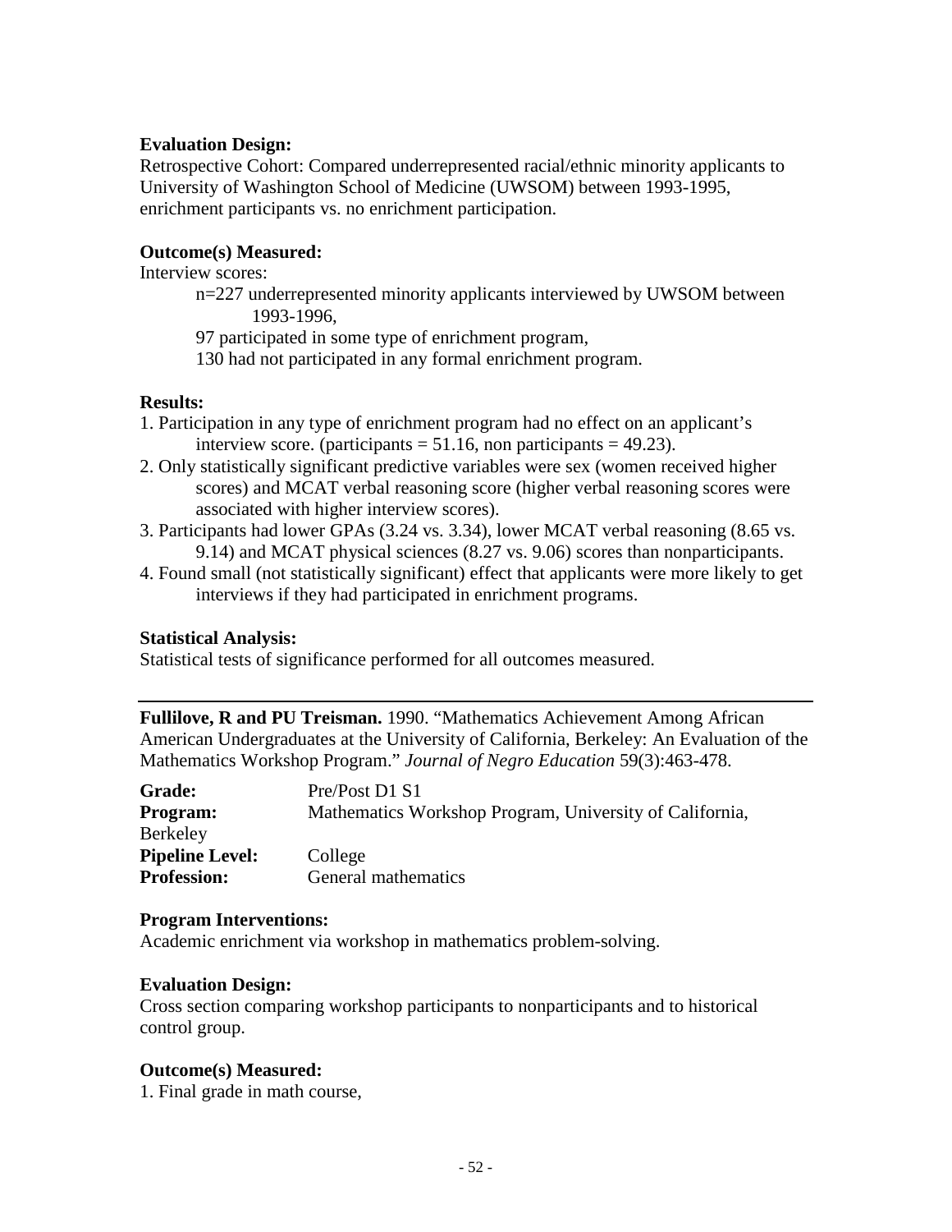**Evaluation Design:**
Retrospective Cohort: Compared underrepresented racial/ethnic minority applicants to University of Washington School of Medicine (UWSOM) between 1993-1995, enrichment participants vs. no enrichment participation.

**Outcome(s) Measured:**
Interview scores:

n=227 underrepresented minority applicants interviewed by UWSOM between 1993-1996,

97 participated in some type of enrichment program,

130 had not participated in any formal enrichment program.

**Results:**
1. Participation in any type of enrichment program had no effect on an applicant's interview score. (participants = 51.16, non participants = 49.23).
2. Only statistically significant predictive variables were sex (women received higher scores) and MCAT verbal reasoning score (higher verbal reasoning scores were associated with higher interview scores).
3. Participants had lower GPAs (3.24 vs. 3.34), lower MCAT verbal reasoning (8.65 vs. 9.14) and MCAT physical sciences (8.27 vs. 9.06) scores than nonparticipants.
4. Found small (not statistically significant) effect that applicants were more likely to get interviews if they had participated in enrichment programs.

**Statistical Analysis:**
Statistical tests of significance performed for all outcomes measured.

---

**Fullilove, R and PU Treisman.** 1990. "Mathematics Achievement Among African American Undergraduates at the University of California, Berkeley: An Evaluation of the Mathematics Workshop Program." *Journal of Negro Education* 59(3):463-478.

**Grade:** Pre/Post D1 S1
**Program:** Mathematics Workshop Program, University of California, Berkeley
**Pipeline Level:** College
**Profession:** General mathematics

**Program Interventions:**
Academic enrichment via workshop in mathematics problem-solving.

**Evaluation Design:**
Cross section comparing workshop participants to nonparticipants and to historical control group.

**Outcome(s) Measured:**
1. Final grade in math course,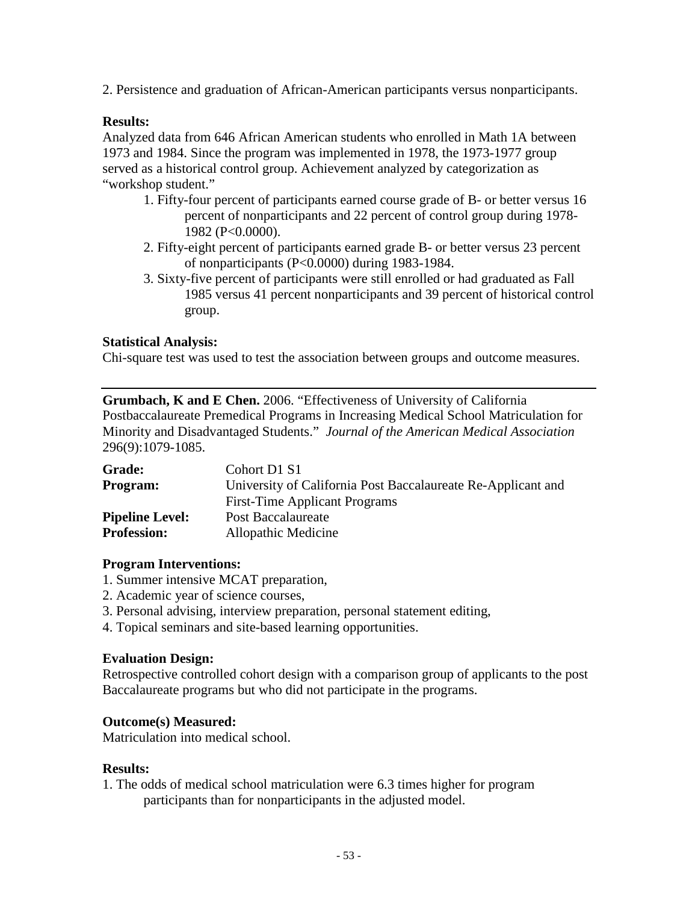2. Persistence and graduation of African-American participants versus nonparticipants.

**Results:**

Analyzed data from 646 African American students who enrolled in Math 1A between 1973 and 1984. Since the program was implemented in 1978, the 1973-1977 group served as a historical control group. Achievement analyzed by categorization as "workshop student."

1. Fifty-four percent of participants earned course grade of B- or better versus 16 percent of nonparticipants and 22 percent of control group during 1978-1982 (P<0.0000).
2. Fifty-eight percent of participants earned grade B- or better versus 23 percent of nonparticipants (P<0.0000) during 1983-1984.
3. Sixty-five percent of participants were still enrolled or had graduated as Fall 1985 versus 41 percent nonparticipants and 39 percent of historical control group.

**Statistical Analysis:**

Chi-square test was used to test the association between groups and outcome measures.

---

**Grumbach, K and E Chen.** 2006. "Effectiveness of University of California Postbaccalaureate Premedical Programs in Increasing Medical School Matriculation for Minority and Disadvantaged Students." *Journal of the American Medical Association* 296(9):1079-1085.

| | |
|---|---|
| **Grade:** | Cohort D1 S1 |
| **Program:** | University of California Post Baccalaureate Re-Applicant and First-Time Applicant Programs |
| **Pipeline Level:** | Post Baccalaureate |
| **Profession:** | Allopathic Medicine |

**Program Interventions:**

1. Summer intensive MCAT preparation,
2. Academic year of science courses,
3. Personal advising, interview preparation, personal statement editing,
4. Topical seminars and site-based learning opportunities.

**Evaluation Design:**

Retrospective controlled cohort design with a comparison group of applicants to the post Baccalaureate programs but who did not participate in the programs.

**Outcome(s) Measured:**

Matriculation into medical school.

**Results:**

1. The odds of medical school matriculation were 6.3 times higher for program participants than for nonparticipants in the adjusted model.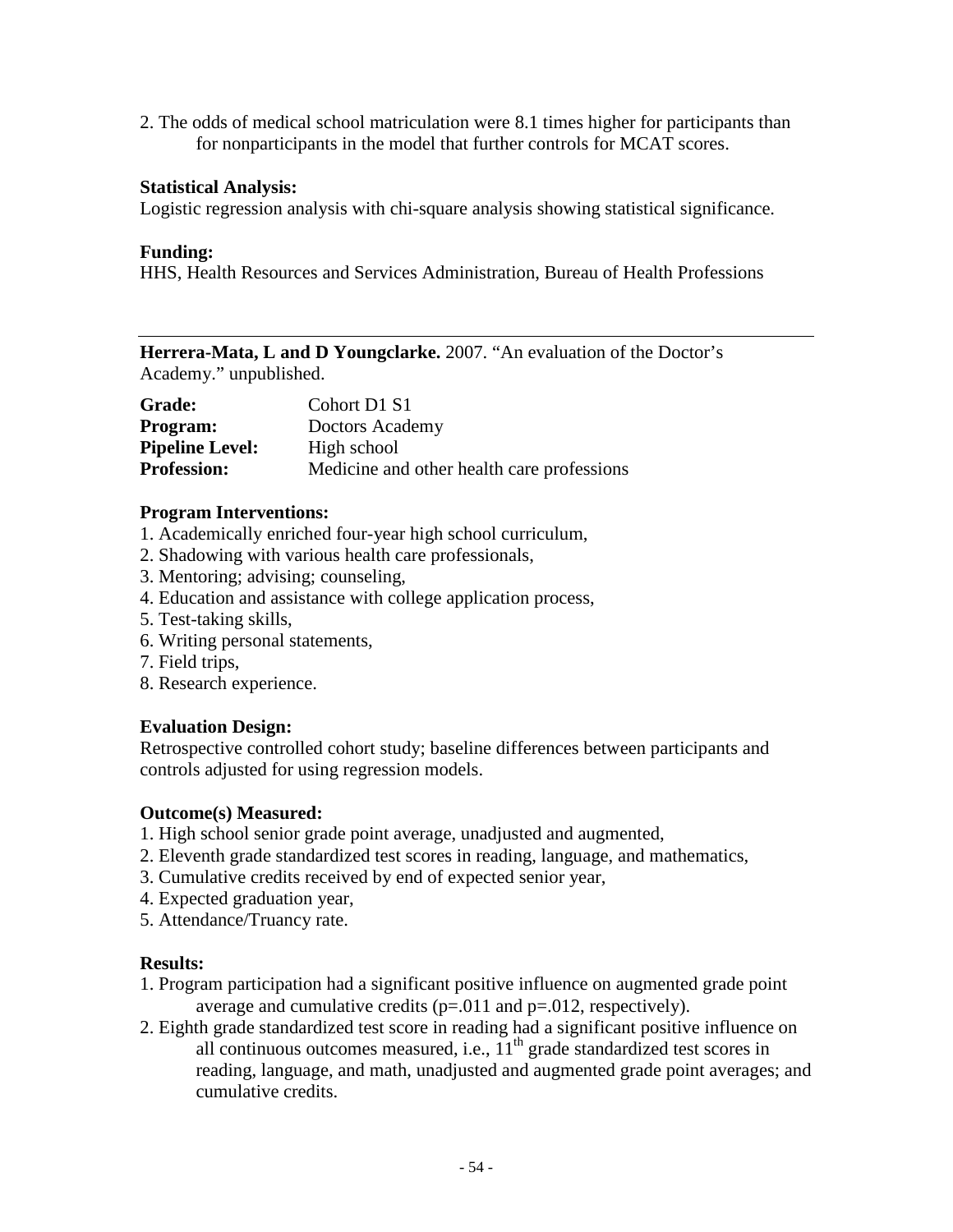2. The odds of medical school matriculation were 8.1 times higher for participants than for nonparticipants in the model that further controls for MCAT scores.

**Statistical Analysis:**
Logistic regression analysis with chi-square analysis showing statistical significance.

**Funding:**
HHS, Health Resources and Services Administration, Bureau of Health Professions

---

**Herrera-Mata, L and D Youngclarke.** 2007. "An evaluation of the Doctor's Academy." unpublished.

| | |
|---|---|
| **Grade:** | Cohort D1 S1 |
| **Program:** | Doctors Academy |
| **Pipeline Level:** | High school |
| **Profession:** | Medicine and other health care professions |

**Program Interventions:**
1. Academically enriched four-year high school curriculum,
2. Shadowing with various health care professionals,
3. Mentoring; advising; counseling,
4. Education and assistance with college application process,
5. Test-taking skills,
6. Writing personal statements,
7. Field trips,
8. Research experience.

**Evaluation Design:**
Retrospective controlled cohort study; baseline differences between participants and controls adjusted for using regression models.

**Outcome(s) Measured:**
1. High school senior grade point average, unadjusted and augmented,
2. Eleventh grade standardized test scores in reading, language, and mathematics,
3. Cumulative credits received by end of expected senior year,
4. Expected graduation year,
5. Attendance/Truancy rate.

**Results:**
1. Program participation had a significant positive influence on augmented grade point average and cumulative credits ($p=.011$ and $p=.012$, respectively).
2. Eighth grade standardized test score in reading had a significant positive influence on all continuous outcomes measured, i.e., 11th grade standardized test scores in reading, language, and math, unadjusted and augmented grade point averages; and cumulative credits.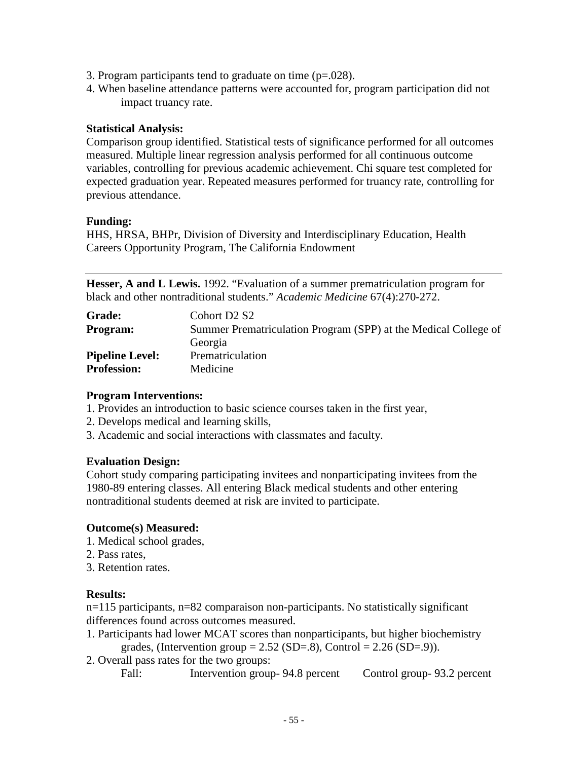3. Program participants tend to graduate on time (p=.028).
4. When baseline attendance patterns were accounted for, program participation did not impact truancy rate.

**Statistical Analysis:**
Comparison group identified. Statistical tests of significance performed for all outcomes measured. Multiple linear regression analysis performed for all continuous outcome variables, controlling for previous academic achievement. Chi square test completed for expected graduation year. Repeated measures performed for truancy rate, controlling for previous attendance.

**Funding:**
HHS, HRSA, BHPr, Division of Diversity and Interdisciplinary Education, Health Careers Opportunity Program, The California Endowment

---

**Hesser, A and L Lewis.** 1992. "Evaluation of a summer prematriculation program for black and other nontraditional students." *Academic Medicine* 67(4):270-272.

| | |
|---|---|
| **Grade:** | Cohort D2 S2 |
| **Program:** | Summer Prematriculation Program (SPP) at the Medical College of Georgia |
| **Pipeline Level:** | Prematriculation |
| **Profession:** | Medicine |

**Program Interventions:**
1. Provides an introduction to basic science courses taken in the first year,
2. Develops medical and learning skills,
3. Academic and social interactions with classmates and faculty.

**Evaluation Design:**
Cohort study comparing participating invitees and nonparticipating invitees from the 1980-89 entering classes. All entering Black medical students and other entering nontraditional students deemed at risk are invited to participate.

**Outcome(s) Measured:**
1. Medical school grades,
2. Pass rates,
3. Retention rates.

**Results:**
n=115 participants, n=82 comparaison non-participants. No statistically significant differences found across outcomes measured.
1. Participants had lower MCAT scores than nonparticipants, but higher biochemistry grades, (Intervention group = 2.52 (SD=.8), Control = 2.26 (SD=.9)).
2. Overall pass rates for the two groups:

| | | |
|---|---|---|
| Fall: | Intervention group- 94.8 percent | Control group- 93.2 percent |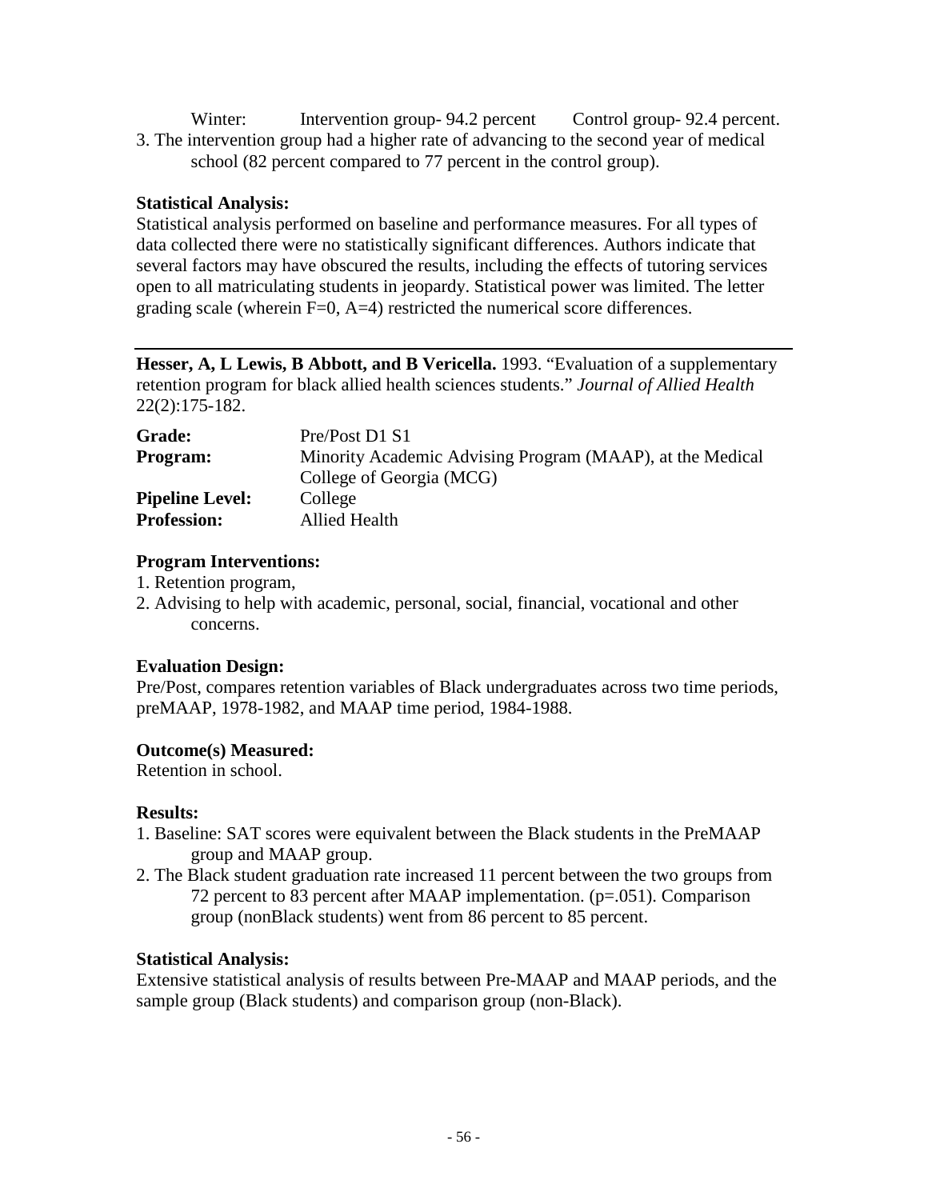Winter: Intervention group- 94.2 percent Control group- 92.4 percent.

3. The intervention group had a higher rate of advancing to the second year of medical school (82 percent compared to 77 percent in the control group).

**Statistical Analysis:**
Statistical analysis performed on baseline and performance measures. For all types of data collected there were no statistically significant differences. Authors indicate that several factors may have obscured the results, including the effects of tutoring services open to all matriculating students in jeopardy. Statistical power was limited. The letter grading scale (wherein F=0, A=4) restricted the numerical score differences.

---

**Hesser, A, L Lewis, B Abbott, and B Vericella.** 1993. "Evaluation of a supplementary retention program for black allied health sciences students." *Journal of Allied Health* 22(2):175-182.

**Grade:** Pre/Post D1 S1
**Program:** Minority Academic Advising Program (MAAP), at the Medical College of Georgia (MCG)
**Pipeline Level:** College
**Profession:** Allied Health

**Program Interventions:**
1. Retention program,
2. Advising to help with academic, personal, social, financial, vocational and other concerns.

**Evaluation Design:**
Pre/Post, compares retention variables of Black undergraduates across two time periods, preMAAP, 1978-1982, and MAAP time period, 1984-1988.

**Outcome(s) Measured:**
Retention in school.

**Results:**
1. Baseline: SAT scores were equivalent between the Black students in the PreMAAP group and MAAP group.
2. The Black student graduation rate increased 11 percent between the two groups from 72 percent to 83 percent after MAAP implementation. ($p=.051$). Comparison group (nonBlack students) went from 86 percent to 85 percent.

**Statistical Analysis:**
Extensive statistical analysis of results between Pre-MAAP and MAAP periods, and the sample group (Black students) and comparison group (non-Black).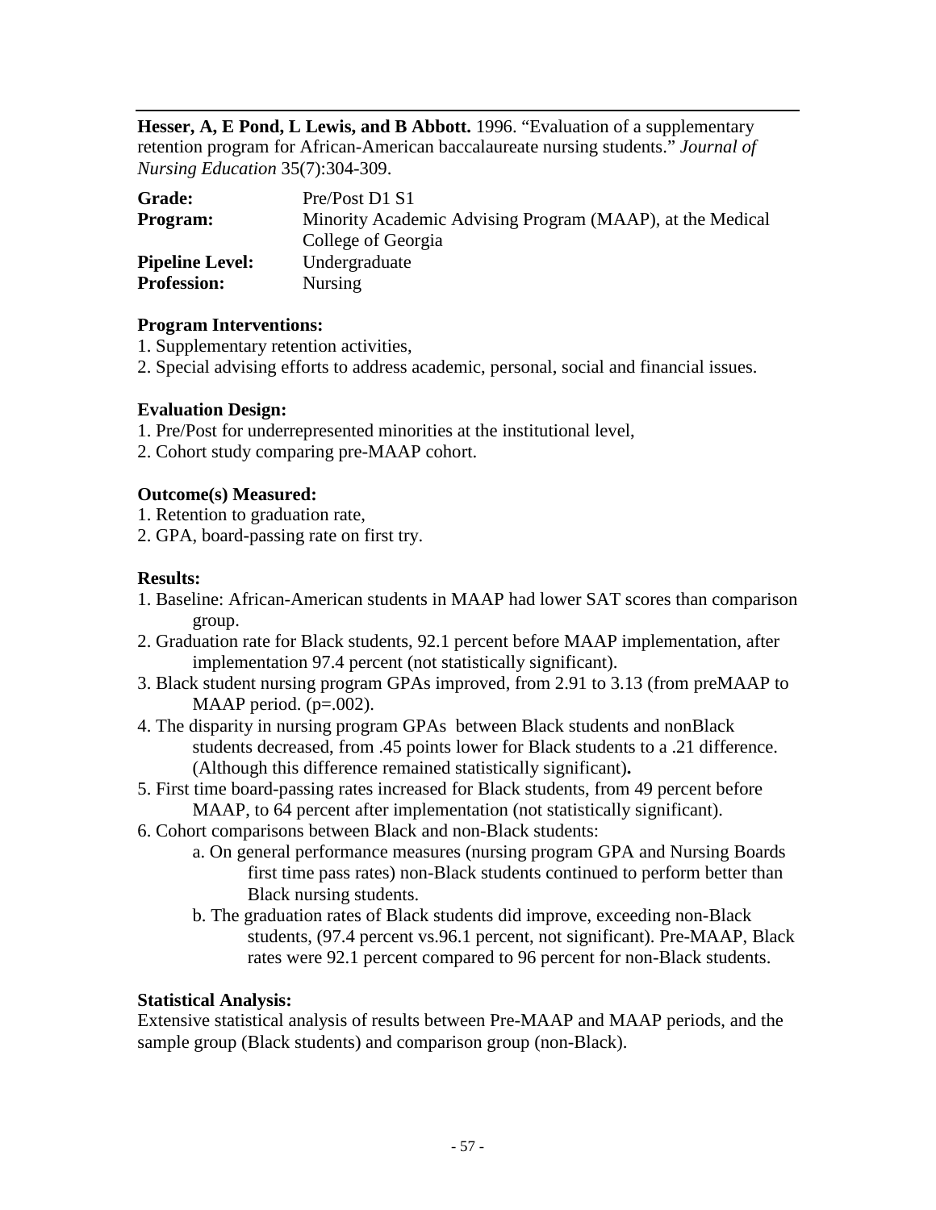**Hesser, A, E Pond, L Lewis, and B Abbott.** 1996. "Evaluation of a supplementary retention program for African-American baccalaureate nursing students." *Journal of Nursing Education* 35(7):304-309.

| | |
|---|---|
| **Grade:** | Pre/Post D1 S1 |
| **Program:** | Minority Academic Advising Program (MAAP), at the Medical College of Georgia |
| **Pipeline Level:** | Undergraduate |
| **Profession:** | Nursing |

**Program Interventions:**

1. Supplementary retention activities,
2. Special advising efforts to address academic, personal, social and financial issues.

**Evaluation Design:**

1. Pre/Post for underrepresented minorities at the institutional level,
2. Cohort study comparing pre-MAAP cohort.

**Outcome(s) Measured:**

1. Retention to graduation rate,
2. GPA, board-passing rate on first try.

**Results:**

1. Baseline: African-American students in MAAP had lower SAT scores than comparison group.
2. Graduation rate for Black students, 92.1 percent before MAAP implementation, after implementation 97.4 percent (not statistically significant).
3. Black student nursing program GPAs improved, from 2.91 to 3.13 (from preMAAP to MAAP period. (p=.002).
4. The disparity in nursing program GPAs between Black students and nonBlack students decreased, from .45 points lower for Black students to a .21 difference. (Although this difference remained statistically significant)**.**
5. First time board-passing rates increased for Black students, from 49 percent before MAAP, to 64 percent after implementation (not statistically significant).
6. Cohort comparisons between Black and non-Black students:
   - a. On general performance measures (nursing program GPA and Nursing Boards first time pass rates) non-Black students continued to perform better than Black nursing students.
   - b. The graduation rates of Black students did improve, exceeding non-Black students, (97.4 percent vs.96.1 percent, not significant). Pre-MAAP, Black rates were 92.1 percent compared to 96 percent for non-Black students.

**Statistical Analysis:**

Extensive statistical analysis of results between Pre-MAAP and MAAP periods, and the sample group (Black students) and comparison group (non-Black).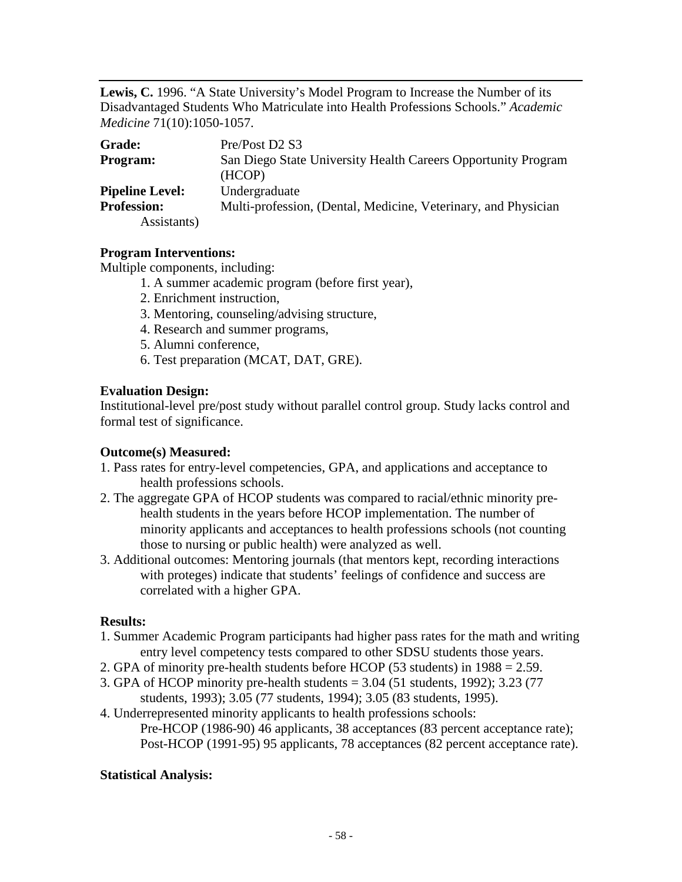**Lewis, C.** 1996. "A State University's Model Program to Increase the Number of its Disadvantaged Students Who Matriculate into Health Professions Schools." *Academic Medicine* 71(10):1050-1057.

**Grade:** Pre/Post D2 S3
**Program:** San Diego State University Health Careers Opportunity Program (HCOP)
**Pipeline Level:** Undergraduate
**Profession:** Multi-profession, (Dental, Medicine, Veterinary, and Physician Assistants)

**Program Interventions:**

Multiple components, including:

1. A summer academic program (before first year),
2. Enrichment instruction,
3. Mentoring, counseling/advising structure,
4. Research and summer programs,
5. Alumni conference,
6. Test preparation (MCAT, DAT, GRE).

**Evaluation Design:**

Institutional-level pre/post study without parallel control group. Study lacks control and formal test of significance.

**Outcome(s) Measured:**

1. Pass rates for entry-level competencies, GPA, and applications and acceptance to health professions schools.
2. The aggregate GPA of HCOP students was compared to racial/ethnic minority pre-health students in the years before HCOP implementation. The number of minority applicants and acceptances to health professions schools (not counting those to nursing or public health) were analyzed as well.
3. Additional outcomes: Mentoring journals (that mentors kept, recording interactions with proteges) indicate that students' feelings of confidence and success are correlated with a higher GPA.

**Results:**

1. Summer Academic Program participants had higher pass rates for the math and writing entry level competency tests compared to other SDSU students those years.
2. GPA of minority pre-health students before HCOP (53 students) in 1988 = 2.59.
3. GPA of HCOP minority pre-health students = 3.04 (51 students, 1992); 3.23 (77 students, 1993); 3.05 (77 students, 1994); 3.05 (83 students, 1995).
4. Underrepresented minority applicants to health professions schools:
   Pre-HCOP (1986-90) 46 applicants, 38 acceptances (83 percent acceptance rate);
   Post-HCOP (1991-95) 95 applicants, 78 acceptances (82 percent acceptance rate).

**Statistical Analysis:**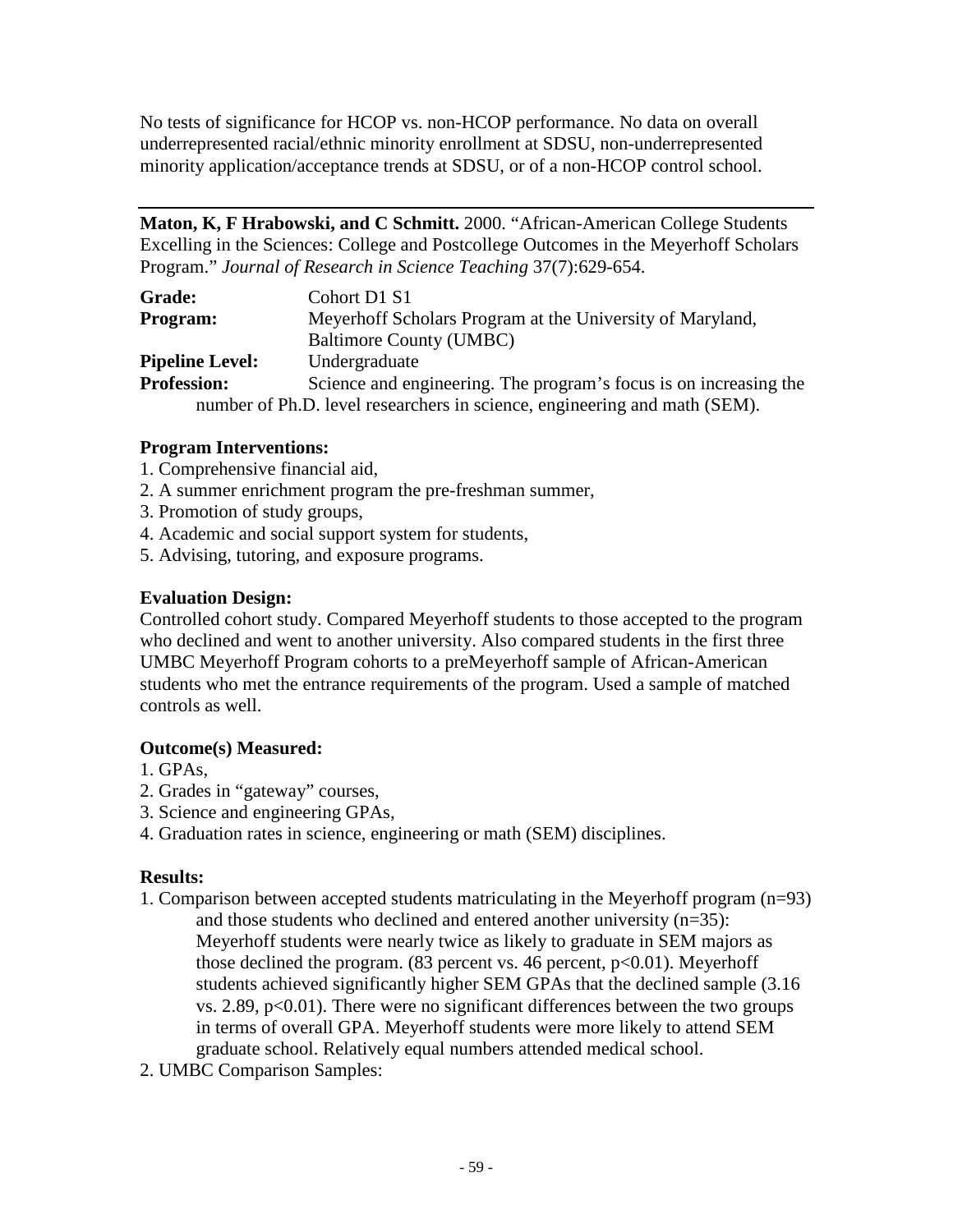No tests of significance for HCOP vs. non-HCOP performance. No data on overall underrepresented racial/ethnic minority enrollment at SDSU, non-underrepresented minority application/acceptance trends at SDSU, or of a non-HCOP control school.

---

**Maton, K, F Hrabowski, and C Schmitt.** 2000. "African-American College Students Excelling in the Sciences: College and Postcollege Outcomes in the Meyerhoff Scholars Program." *Journal of Research in Science Teaching* 37(7):629-654.

**Grade:** Cohort D1 S1

**Program:** Meyerhoff Scholars Program at the University of Maryland, Baltimore County (UMBC)

**Pipeline Level:** Undergraduate

**Profession:** Science and engineering. The program's focus is on increasing the number of Ph.D. level researchers in science, engineering and math (SEM).

**Program Interventions:**

1. Comprehensive financial aid,
2. A summer enrichment program the pre-freshman summer,
3. Promotion of study groups,
4. Academic and social support system for students,
5. Advising, tutoring, and exposure programs.

**Evaluation Design:**

Controlled cohort study. Compared Meyerhoff students to those accepted to the program who declined and went to another university. Also compared students in the first three UMBC Meyerhoff Program cohorts to a preMeyerhoff sample of African-American students who met the entrance requirements of the program. Used a sample of matched controls as well.

**Outcome(s) Measured:**

1. GPAs,
2. Grades in "gateway" courses,
3. Science and engineering GPAs,
4. Graduation rates in science, engineering or math (SEM) disciplines.

**Results:**

1. Comparison between accepted students matriculating in the Meyerhoff program (n=93) and those students who declined and entered another university (n=35): Meyerhoff students were nearly twice as likely to graduate in SEM majors as those declined the program. (83 percent vs. 46 percent, $p<0.01$). Meyerhoff students achieved significantly higher SEM GPAs that the declined sample (3.16 vs. 2.89, $p<0.01$). There were no significant differences between the two groups in terms of overall GPA. Meyerhoff students were more likely to attend SEM graduate school. Relatively equal numbers attended medical school.
2. UMBC Comparison Samples: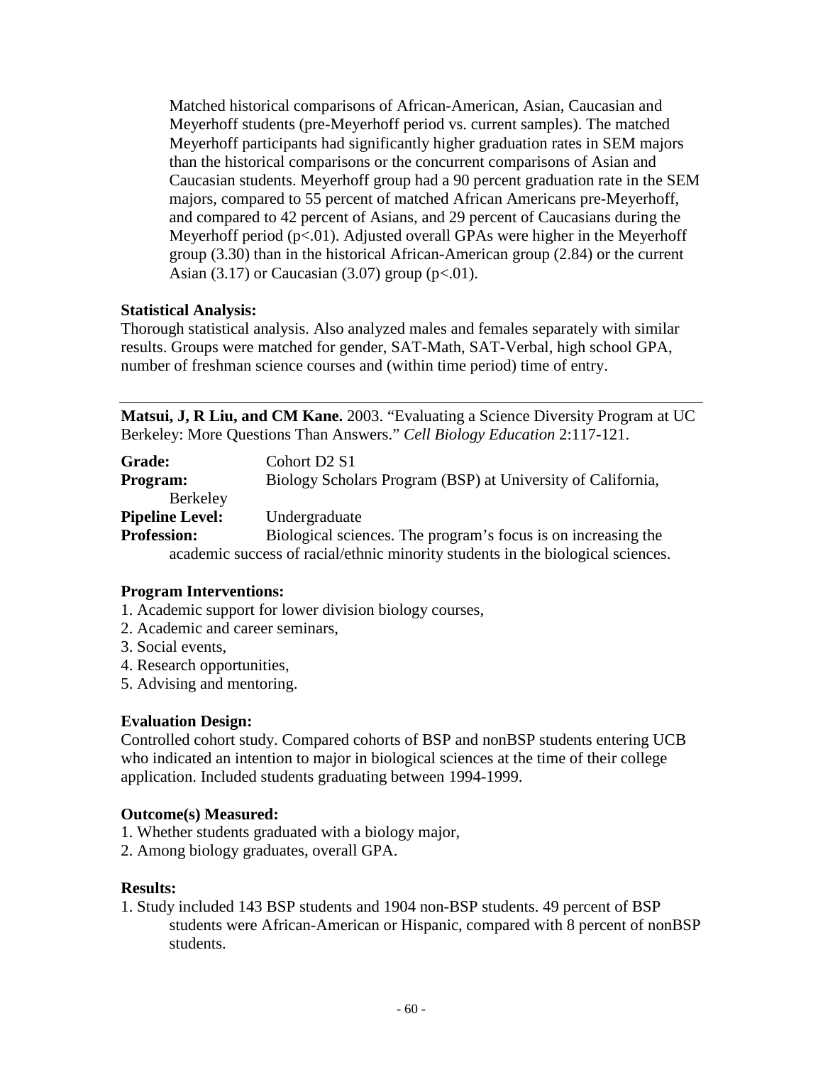Matched historical comparisons of African-American, Asian, Caucasian and Meyerhoff students (pre-Meyerhoff period vs. current samples). The matched Meyerhoff participants had significantly higher graduation rates in SEM majors than the historical comparisons or the concurrent comparisons of Asian and Caucasian students. Meyerhoff group had a 90 percent graduation rate in the SEM majors, compared to 55 percent of matched African Americans pre-Meyerhoff, and compared to 42 percent of Asians, and 29 percent of Caucasians during the Meyerhoff period ($p<.01$). Adjusted overall GPAs were higher in the Meyerhoff group (3.30) than in the historical African-American group (2.84) or the current Asian (3.17) or Caucasian (3.07) group ($p<.01$).

**Statistical Analysis:**
Thorough statistical analysis. Also analyzed males and females separately with similar results. Groups were matched for gender, SAT-Math, SAT-Verbal, high school GPA, number of freshman science courses and (within time period) time of entry.

---

**Matsui, J, R Liu, and CM Kane.** 2003. "Evaluating a Science Diversity Program at UC Berkeley: More Questions Than Answers." *Cell Biology Education* 2:117-121.

**Grade:** Cohort D2 S1
**Program:** Biology Scholars Program (BSP) at University of California, Berkeley
**Pipeline Level:** Undergraduate
**Profession:** Biological sciences. The program's focus is on increasing the academic success of racial/ethnic minority students in the biological sciences.

**Program Interventions:**
1. Academic support for lower division biology courses,
2. Academic and career seminars,
3. Social events,
4. Research opportunities,
5. Advising and mentoring.

**Evaluation Design:**
Controlled cohort study. Compared cohorts of BSP and nonBSP students entering UCB who indicated an intention to major in biological sciences at the time of their college application. Included students graduating between 1994-1999.

**Outcome(s) Measured:**
1. Whether students graduated with a biology major,
2. Among biology graduates, overall GPA.

**Results:**
1. Study included 143 BSP students and 1904 non-BSP students. 49 percent of BSP students were African-American or Hispanic, compared with 8 percent of nonBSP students.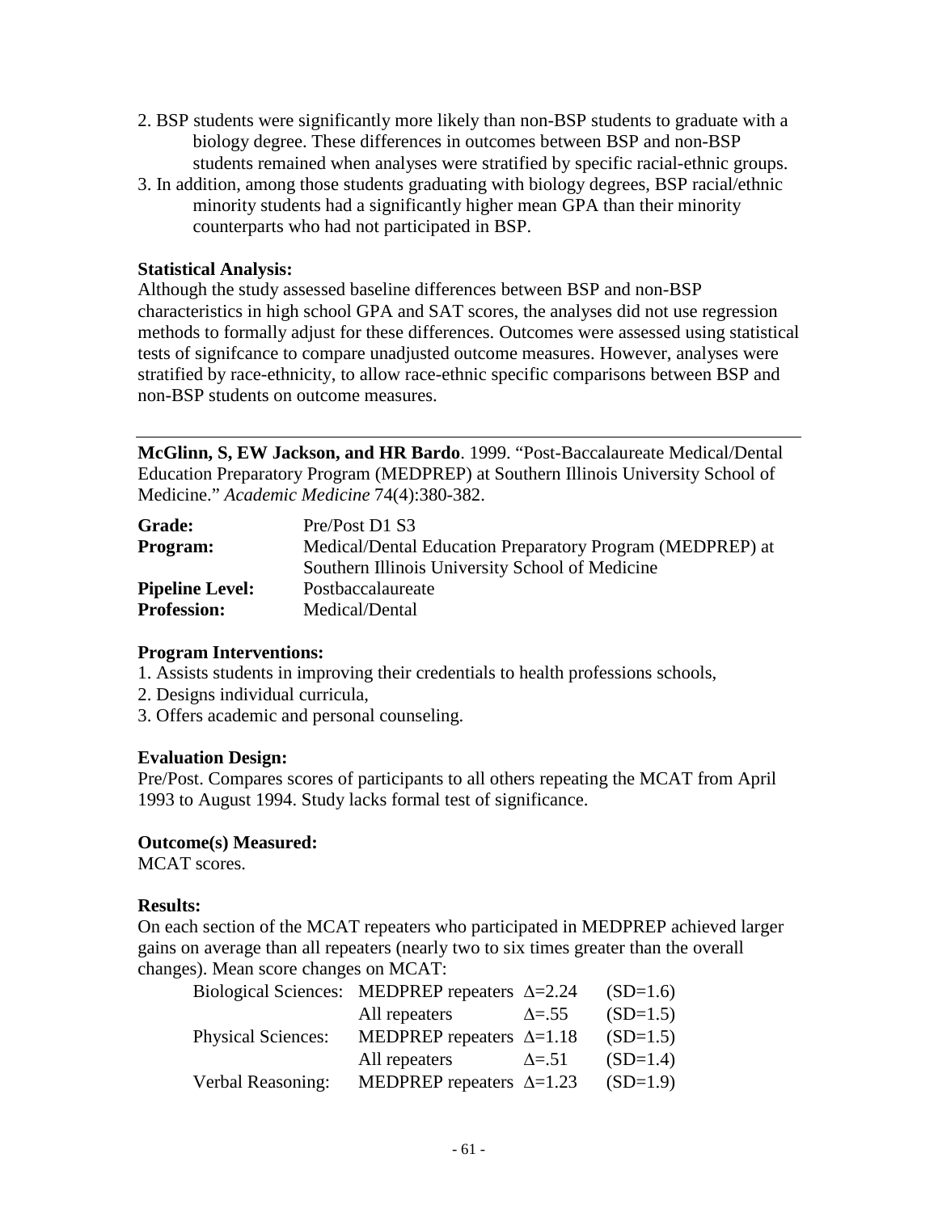2. BSP students were significantly more likely than non-BSP students to graduate with a biology degree. These differences in outcomes between BSP and non-BSP students remained when analyses were stratified by specific racial-ethnic groups.
3. In addition, among those students graduating with biology degrees, BSP racial/ethnic minority students had a significantly higher mean GPA than their minority counterparts who had not participated in BSP.

**Statistical Analysis:**
Although the study assessed baseline differences between BSP and non-BSP characteristics in high school GPA and SAT scores, the analyses did not use regression methods to formally adjust for these differences. Outcomes were assessed using statistical tests of signifcance to compare unadjusted outcome measures. However, analyses were stratified by race-ethnicity, to allow race-ethnic specific comparisons between BSP and non-BSP students on outcome measures.

---

**McGlinn, S, EW Jackson, and HR Bardo**. 1999. "Post-Baccalaureate Medical/Dental Education Preparatory Program (MEDPREP) at Southern Illinois University School of Medicine." *Academic Medicine* 74(4):380-382.

| | |
|---|---|
| **Grade:** | Pre/Post D1 S3 |
| **Program:** | Medical/Dental Education Preparatory Program (MEDPREP) at Southern Illinois University School of Medicine |
| **Pipeline Level:** | Postbaccalaureate |
| **Profession:** | Medical/Dental |

**Program Interventions:**
1. Assists students in improving their credentials to health professions schools,
2. Designs individual curricula,
3. Offers academic and personal counseling.

**Evaluation Design:**
Pre/Post. Compares scores of participants to all others repeating the MCAT from April 1993 to August 1994. Study lacks formal test of significance.

**Outcome(s) Measured:**
MCAT scores.

**Results:**
On each section of the MCAT repeaters who participated in MEDPREP achieved larger gains on average than all repeaters (nearly two to six times greater than the overall changes). Mean score changes on MCAT:

| | | | |
|---|---|---|---|
| Biological Sciences: | MEDPREP repeaters | $\Delta$=2.24 | (SD=1.6) |
| | All repeaters | $\Delta$=.55 | (SD=1.5) |
| Physical Sciences: | MEDPREP repeaters | $\Delta$=1.18 | (SD=1.5) |
| | All repeaters | $\Delta$=.51 | (SD=1.4) |
| Verbal Reasoning: | MEDPREP repeaters | $\Delta$=1.23 | (SD=1.9) |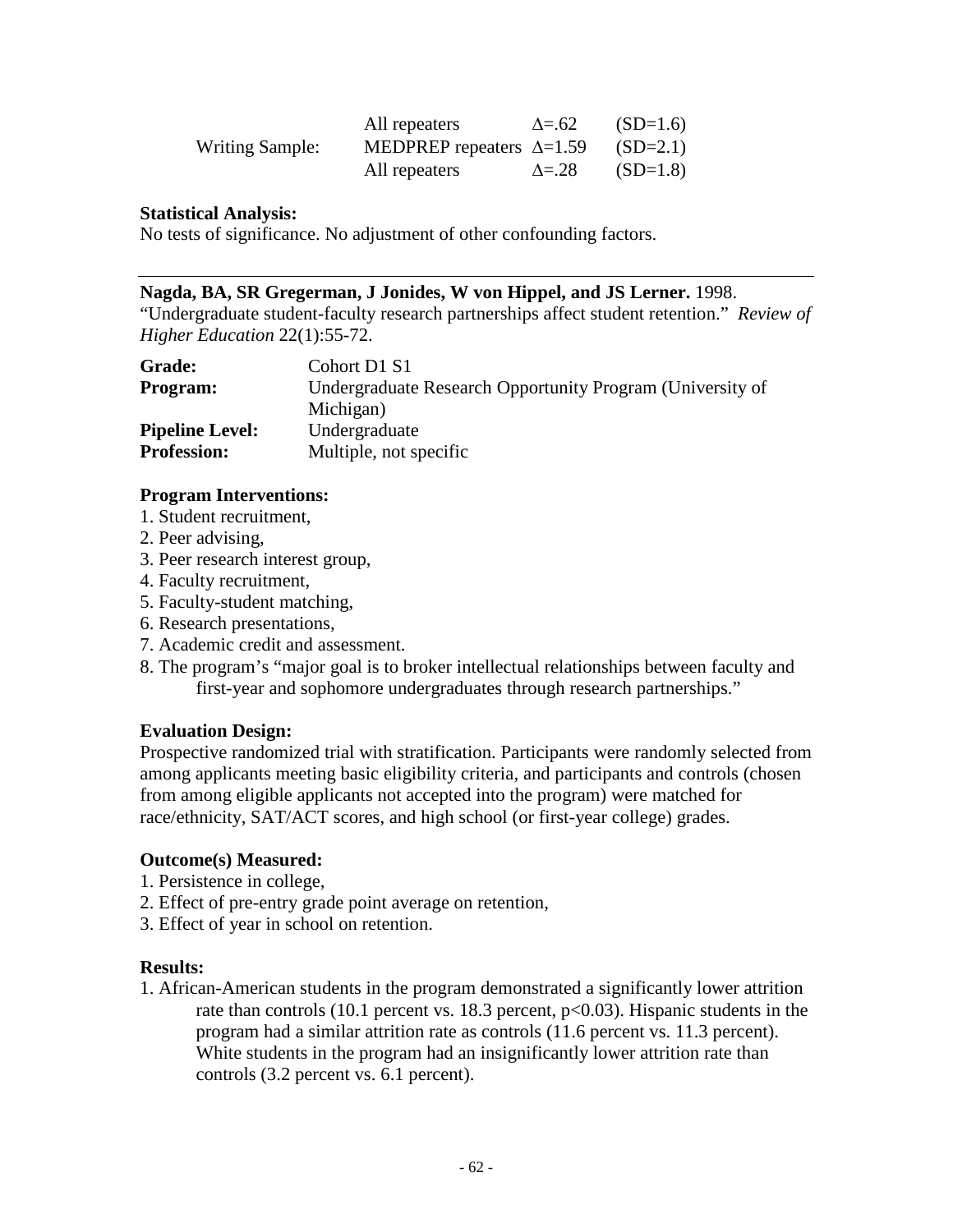| | | | |
|---|---|---|---|
| | All repeaters | $\Delta$=.62 | (SD=1.6) |
| Writing Sample: | MEDPREP repeaters | $\Delta$=1.59 | (SD=2.1) |
| | All repeaters | $\Delta$=.28 | (SD=1.8) |

**Statistical Analysis:**
No tests of significance. No adjustment of other confounding factors.

---

**Nagda, BA, SR Gregerman, J Jonides, W von Hippel, and JS Lerner.** 1998. "Undergraduate student-faculty research partnerships affect student retention." *Review of Higher Education* 22(1):55-72.

| | |
|---|---|
| **Grade:** | Cohort D1 S1 |
| **Program:** | Undergraduate Research Opportunity Program (University of Michigan) |
| **Pipeline Level:** | Undergraduate |
| **Profession:** | Multiple, not specific |

**Program Interventions:**
1. Student recruitment,
2. Peer advising,
3. Peer research interest group,
4. Faculty recruitment,
5. Faculty-student matching,
6. Research presentations,
7. Academic credit and assessment.
8. The program's "major goal is to broker intellectual relationships between faculty and first-year and sophomore undergraduates through research partnerships."

**Evaluation Design:**
Prospective randomized trial with stratification. Participants were randomly selected from among applicants meeting basic eligibility criteria, and participants and controls (chosen from among eligible applicants not accepted into the program) were matched for race/ethnicity, SAT/ACT scores, and high school (or first-year college) grades.

**Outcome(s) Measured:**
1. Persistence in college,
2. Effect of pre-entry grade point average on retention,
3. Effect of year in school on retention.

**Results:**
1. African-American students in the program demonstrated a significantly lower attrition rate than controls (10.1 percent vs. 18.3 percent, $p<0.03$). Hispanic students in the program had a similar attrition rate as controls (11.6 percent vs. 11.3 percent). White students in the program had an insignificantly lower attrition rate than controls (3.2 percent vs. 6.1 percent).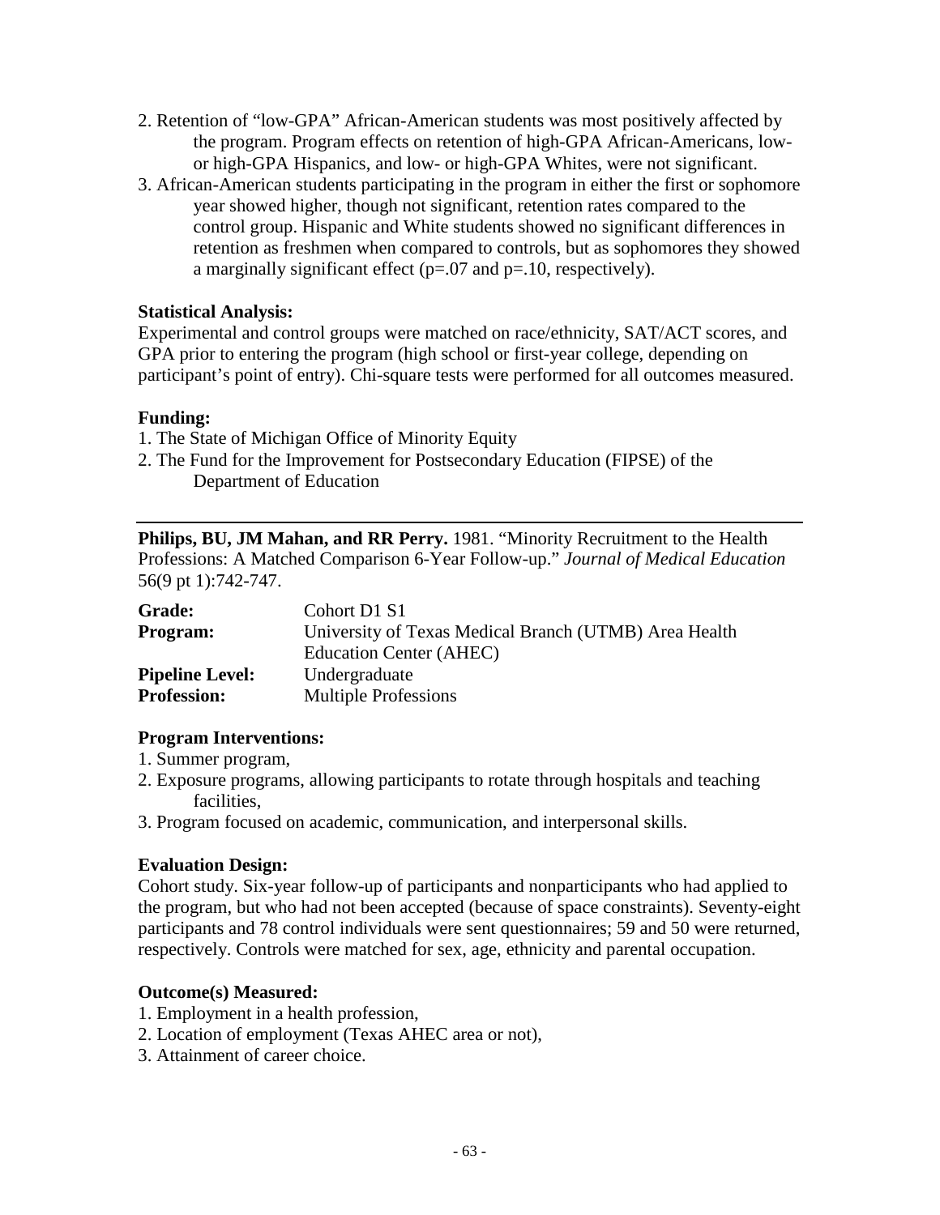2. Retention of "low-GPA" African-American students was most positively affected by the program. Program effects on retention of high-GPA African-Americans, low- or high-GPA Hispanics, and low- or high-GPA Whites, were not significant.
3. African-American students participating in the program in either the first or sophomore year showed higher, though not significant, retention rates compared to the control group. Hispanic and White students showed no significant differences in retention as freshmen when compared to controls, but as sophomores they showed a marginally significant effect (p=.07 and p=.10, respectively).

**Statistical Analysis:**
Experimental and control groups were matched on race/ethnicity, SAT/ACT scores, and GPA prior to entering the program (high school or first-year college, depending on participant's point of entry). Chi-square tests were performed for all outcomes measured.

**Funding:**
1. The State of Michigan Office of Minority Equity
2. The Fund for the Improvement for Postsecondary Education (FIPSE) of the Department of Education

---

**Philips, BU, JM Mahan, and RR Perry.** 1981. "Minority Recruitment to the Health Professions: A Matched Comparison 6-Year Follow-up." *Journal of Medical Education* 56(9 pt 1):742-747.

**Grade:** Cohort D1 S1
**Program:** University of Texas Medical Branch (UTMB) Area Health Education Center (AHEC)
**Pipeline Level:** Undergraduate
**Profession:** Multiple Professions

**Program Interventions:**
1. Summer program,
2. Exposure programs, allowing participants to rotate through hospitals and teaching facilities,
3. Program focused on academic, communication, and interpersonal skills.

**Evaluation Design:**
Cohort study. Six-year follow-up of participants and nonparticipants who had applied to the program, but who had not been accepted (because of space constraints). Seventy-eight participants and 78 control individuals were sent questionnaires; 59 and 50 were returned, respectively. Controls were matched for sex, age, ethnicity and parental occupation.

**Outcome(s) Measured:**
1. Employment in a health profession,
2. Location of employment (Texas AHEC area or not),
3. Attainment of career choice.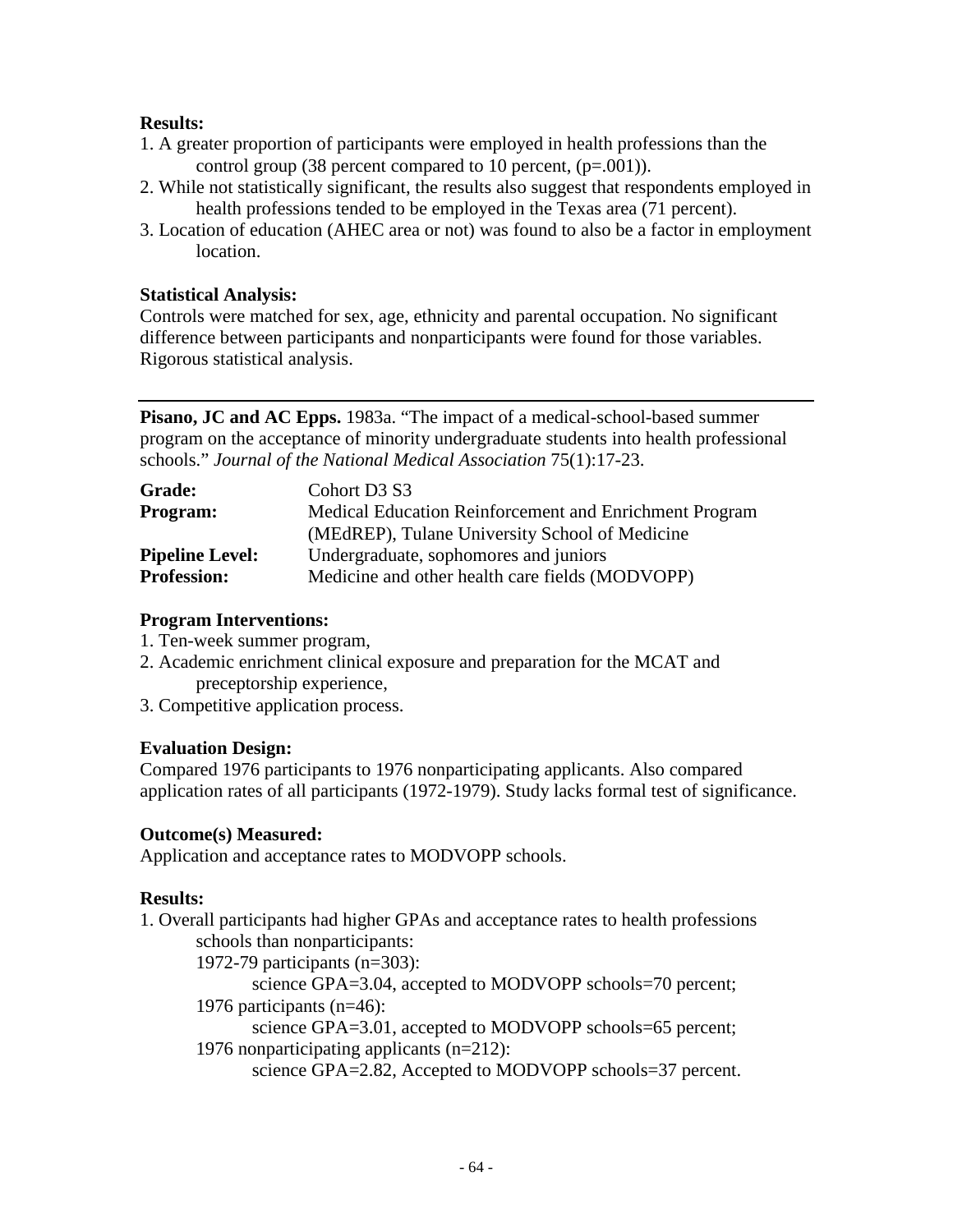**Results:**

1. A greater proportion of participants were employed in health professions than the control group (38 percent compared to 10 percent, (p=.001)).
2. While not statistically significant, the results also suggest that respondents employed in health professions tended to be employed in the Texas area (71 percent).
3. Location of education (AHEC area or not) was found to also be a factor in employment location.

**Statistical Analysis:**

Controls were matched for sex, age, ethnicity and parental occupation. No significant difference between participants and nonparticipants were found for those variables. Rigorous statistical analysis.

---

**Pisano, JC and AC Epps.** 1983a. "The impact of a medical-school-based summer program on the acceptance of minority undergraduate students into health professional schools." *Journal of the National Medical Association* 75(1):17-23.

**Grade:** Cohort D3 S3

**Program:** Medical Education Reinforcement and Enrichment Program (MEdREP), Tulane University School of Medicine

**Pipeline Level:** Undergraduate, sophomores and juniors

**Profession:** Medicine and other health care fields (MODVOPP)

**Program Interventions:**

1. Ten-week summer program,
2. Academic enrichment clinical exposure and preparation for the MCAT and preceptorship experience,
3. Competitive application process.

**Evaluation Design:**

Compared 1976 participants to 1976 nonparticipating applicants. Also compared application rates of all participants (1972-1979). Study lacks formal test of significance.

**Outcome(s) Measured:**

Application and acceptance rates to MODVOPP schools.

**Results:**

1. Overall participants had higher GPAs and acceptance rates to health professions schools than nonparticipants:
   - 1972-79 participants (n=303):
     - science GPA=3.04, accepted to MODVOPP schools=70 percent;
   - 1976 participants (n=46):
     - science GPA=3.01, accepted to MODVOPP schools=65 percent;
   - 1976 nonparticipating applicants (n=212):
     - science GPA=2.82, Accepted to MODVOPP schools=37 percent.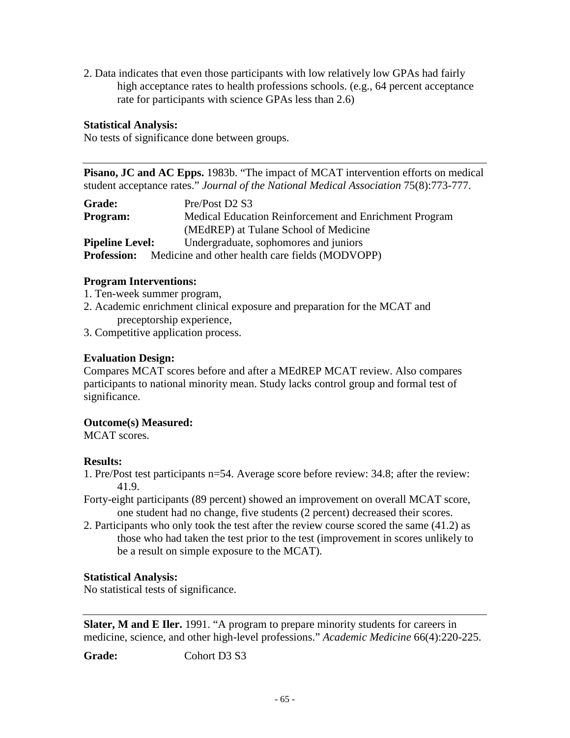2. Data indicates that even those participants with low relatively low GPAs had fairly high acceptance rates to health professions schools. (e.g., 64 percent acceptance rate for participants with science GPAs less than 2.6)

**Statistical Analysis:**
No tests of significance done between groups.

---

**Pisano, JC and AC Epps.** 1983b. "The impact of MCAT intervention efforts on medical student acceptance rates." *Journal of the National Medical Association* 75(8):773-777.

**Grade:** Pre/Post D2 S3
**Program:** Medical Education Reinforcement and Enrichment Program (MEdREP) at Tulane School of Medicine
**Pipeline Level:** Undergraduate, sophomores and juniors
**Profession:** Medicine and other health care fields (MODVOPP)

**Program Interventions:**
1. Ten-week summer program,
2. Academic enrichment clinical exposure and preparation for the MCAT and preceptorship experience,
3. Competitive application process.

**Evaluation Design:**
Compares MCAT scores before and after a MEdREP MCAT review. Also compares participants to national minority mean. Study lacks control group and formal test of significance.

**Outcome(s) Measured:**
MCAT scores.

**Results:**
1. Pre/Post test participants n=54. Average score before review: 34.8; after the review: 41.9.

Forty-eight participants (89 percent) showed an improvement on overall MCAT score, one student had no change, five students (2 percent) decreased their scores.

2. Participants who only took the test after the review course scored the same (41.2) as those who had taken the test prior to the test (improvement in scores unlikely to be a result on simple exposure to the MCAT).

**Statistical Analysis:**
No statistical tests of significance.

---

**Slater, M and E Iler.** 1991. "A program to prepare minority students for careers in medicine, science, and other high-level professions." *Academic Medicine* 66(4):220-225.

**Grade:** Cohort D3 S3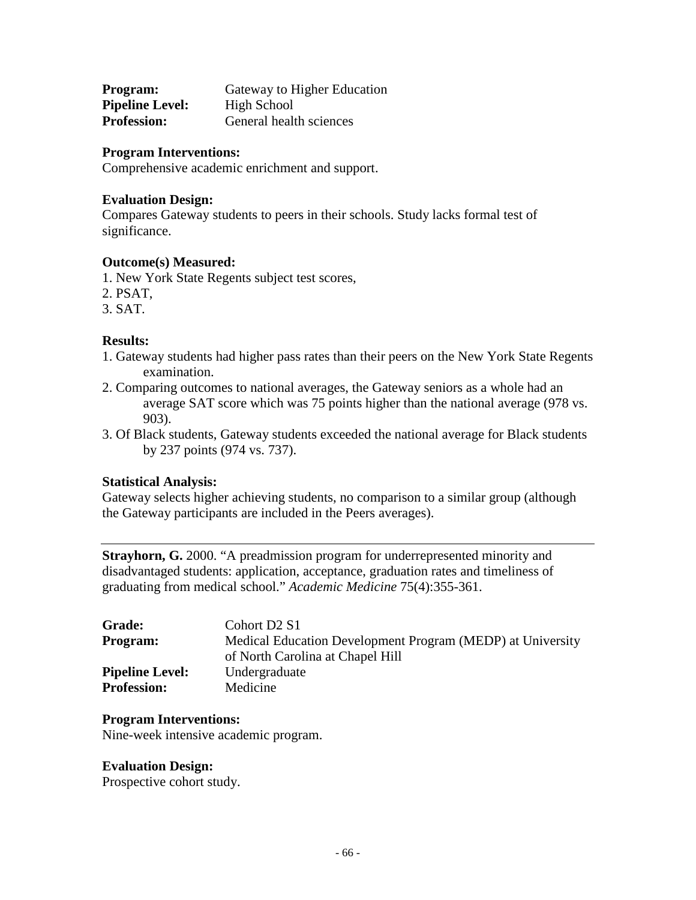**Program:** Gateway to Higher Education
**Pipeline Level:** High School
**Profession:** General health sciences

**Program Interventions:**
Comprehensive academic enrichment and support.

**Evaluation Design:**
Compares Gateway students to peers in their schools. Study lacks formal test of significance.

**Outcome(s) Measured:**
1. New York State Regents subject test scores,
2. PSAT,
3. SAT.

**Results:**
1. Gateway students had higher pass rates than their peers on the New York State Regents examination.
2. Comparing outcomes to national averages, the Gateway seniors as a whole had an average SAT score which was 75 points higher than the national average (978 vs. 903).
3. Of Black students, Gateway students exceeded the national average for Black students by 237 points (974 vs. 737).

**Statistical Analysis:**
Gateway selects higher achieving students, no comparison to a similar group (although the Gateway participants are included in the Peers averages).

---

**Strayhorn, G.** 2000. "A preadmission program for underrepresented minority and disadvantaged students: application, acceptance, graduation rates and timeliness of graduating from medical school." *Academic Medicine* 75(4):355-361.

**Grade:** Cohort D2 S1
**Program:** Medical Education Development Program (MEDP) at University of North Carolina at Chapel Hill
**Pipeline Level:** Undergraduate
**Profession:** Medicine

**Program Interventions:**
Nine-week intensive academic program.

**Evaluation Design:**
Prospective cohort study.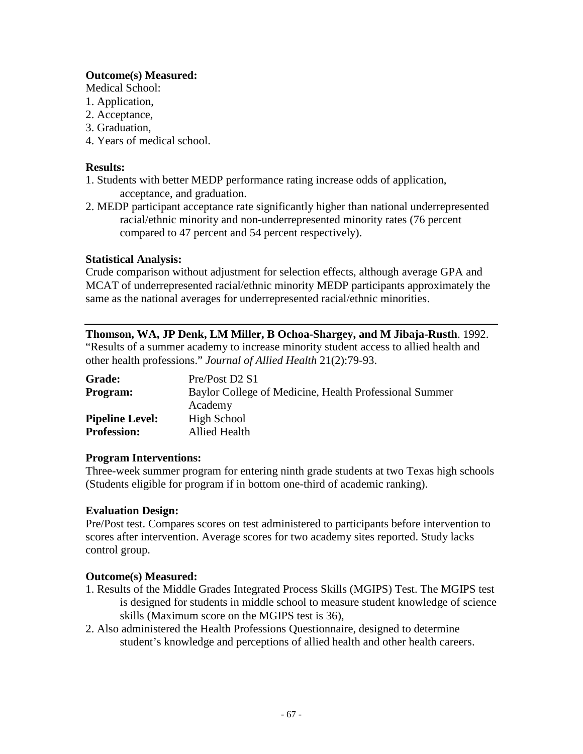**Outcome(s) Measured:**

Medical School:

1. Application,
2. Acceptance,
3. Graduation,
4. Years of medical school.

**Results:**

1. Students with better MEDP performance rating increase odds of application, acceptance, and graduation.
2. MEDP participant acceptance rate significantly higher than national underrepresented racial/ethnic minority and non-underrepresented minority rates (76 percent compared to 47 percent and 54 percent respectively).

**Statistical Analysis:**

Crude comparison without adjustment for selection effects, although average GPA and MCAT of underrepresented racial/ethnic minority MEDP participants approximately the same as the national averages for underrepresented racial/ethnic minorities.

---

**Thomson, WA, JP Denk, LM Miller, B Ochoa-Shargey, and M Jibaja-Rusth**. 1992. "Results of a summer academy to increase minority student access to allied health and other health professions." *Journal of Allied Health* 21(2):79-93.

| | |
|---|---|
| **Grade:** | Pre/Post D2 S1 |
| **Program:** | Baylor College of Medicine, Health Professional Summer Academy |
| **Pipeline Level:** | High School |
| **Profession:** | Allied Health |

**Program Interventions:**

Three-week summer program for entering ninth grade students at two Texas high schools (Students eligible for program if in bottom one-third of academic ranking).

**Evaluation Design:**

Pre/Post test. Compares scores on test administered to participants before intervention to scores after intervention. Average scores for two academy sites reported. Study lacks control group.

**Outcome(s) Measured:**

1. Results of the Middle Grades Integrated Process Skills (MGIPS) Test. The MGIPS test is designed for students in middle school to measure student knowledge of science skills (Maximum score on the MGIPS test is 36),
2. Also administered the Health Professions Questionnaire, designed to determine student's knowledge and perceptions of allied health and other health careers.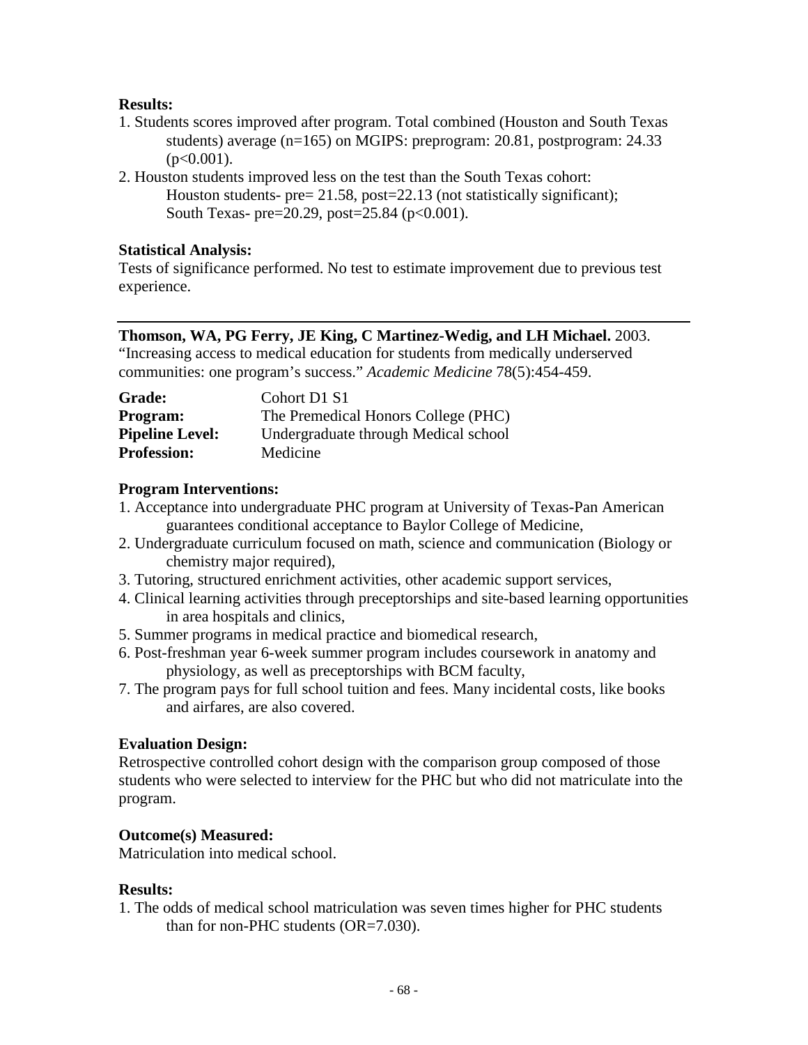**Results:**

1. Students scores improved after program. Total combined (Houston and South Texas students) average ($n=165$) on MGIPS: preprogram: 20.81, postprogram: 24.33 ($p<0.001$).
2. Houston students improved less on the test than the South Texas cohort:
   Houston students- pre= 21.58, post=22.13 (not statistically significant);
   South Texas- pre=20.29, post=25.84 ($p<0.001$).

**Statistical Analysis:**
Tests of significance performed. No test to estimate improvement due to previous test experience.

---

**Thomson, WA, PG Ferry, JE King, C Martinez-Wedig, and LH Michael.** 2003. "Increasing access to medical education for students from medically underserved communities: one program's success." *Academic Medicine* 78(5):454-459.

| | |
|---|---|
| **Grade:** | Cohort D1 S1 |
| **Program:** | The Premedical Honors College (PHC) |
| **Pipeline Level:** | Undergraduate through Medical school |
| **Profession:** | Medicine |

**Program Interventions:**

1. Acceptance into undergraduate PHC program at University of Texas-Pan American guarantees conditional acceptance to Baylor College of Medicine,
2. Undergraduate curriculum focused on math, science and communication (Biology or chemistry major required),
3. Tutoring, structured enrichment activities, other academic support services,
4. Clinical learning activities through preceptorships and site-based learning opportunities in area hospitals and clinics,
5. Summer programs in medical practice and biomedical research,
6. Post-freshman year 6-week summer program includes coursework in anatomy and physiology, as well as preceptorships with BCM faculty,
7. The program pays for full school tuition and fees. Many incidental costs, like books and airfares, are also covered.

**Evaluation Design:**
Retrospective controlled cohort design with the comparison group composed of those students who were selected to interview for the PHC but who did not matriculate into the program.

**Outcome(s) Measured:**
Matriculation into medical school.

**Results:**

1. The odds of medical school matriculation was seven times higher for PHC students than for non-PHC students (OR=7.030).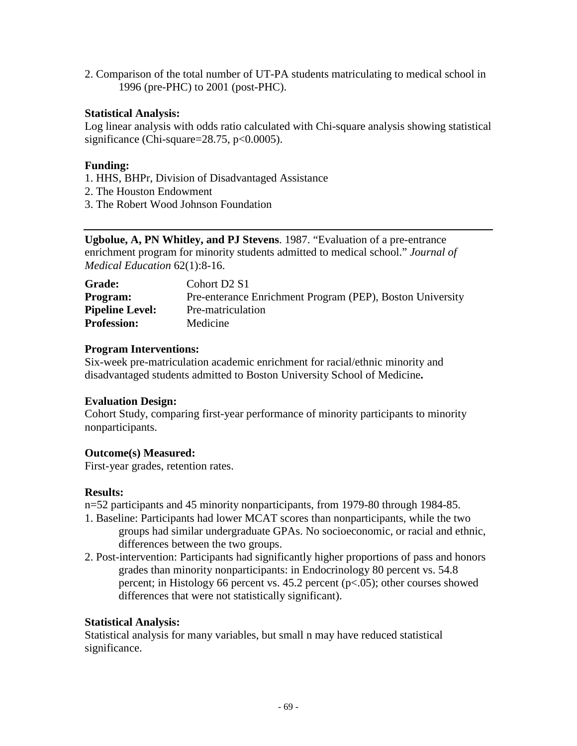2. Comparison of the total number of UT-PA students matriculating to medical school in 1996 (pre-PHC) to 2001 (post-PHC).

**Statistical Analysis:**
Log linear analysis with odds ratio calculated with Chi-square analysis showing statistical significance (Chi-square=28.75, $p<0.0005$).

**Funding:**
1. HHS, BHPr, Division of Disadvantaged Assistance
2. The Houston Endowment
3. The Robert Wood Johnson Foundation

---

**Ugbolue, A, PN Whitley, and PJ Stevens**. 1987. "Evaluation of a pre-entrance enrichment program for minority students admitted to medical school." *Journal of Medical Education* 62(1):8-16.

**Grade:** Cohort D2 S1
**Program:** Pre-enterance Enrichment Program (PEP), Boston University
**Pipeline Level:** Pre-matriculation
**Profession:** Medicine

**Program Interventions:**
Six-week pre-matriculation academic enrichment for racial/ethnic minority and disadvantaged students admitted to Boston University School of Medicine**.**

**Evaluation Design:**
Cohort Study, comparing first-year performance of minority participants to minority nonparticipants.

**Outcome(s) Measured:**
First-year grades, retention rates.

**Results:**
n=52 participants and 45 minority nonparticipants, from 1979-80 through 1984-85.
1. Baseline: Participants had lower MCAT scores than nonparticipants, while the two groups had similar undergraduate GPAs. No socioeconomic, or racial and ethnic, differences between the two groups.
2. Post-intervention: Participants had significantly higher proportions of pass and honors grades than minority nonparticipants: in Endocrinology 80 percent vs. 54.8 percent; in Histology 66 percent vs. 45.2 percent ($p<.05$); other courses showed differences that were not statistically significant).

**Statistical Analysis:**
Statistical analysis for many variables, but small n may have reduced statistical significance.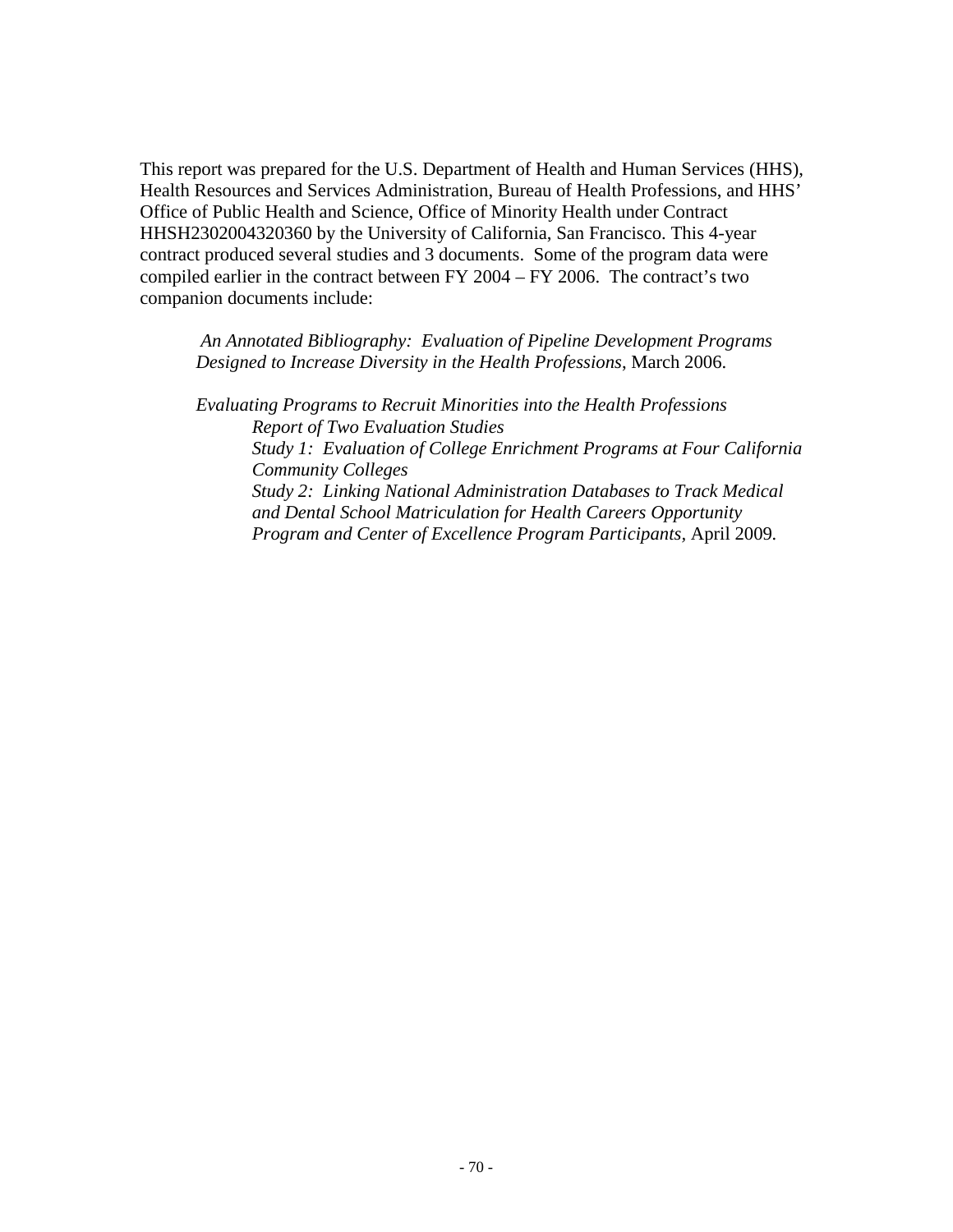This report was prepared for the U.S. Department of Health and Human Services (HHS), Health Resources and Services Administration, Bureau of Health Professions, and HHS' Office of Public Health and Science, Office of Minority Health under Contract HHSH2302004320360 by the University of California, San Francisco. This 4-year contract produced several studies and 3 documents. Some of the program data were compiled earlier in the contract between FY 2004 – FY 2006. The contract's two companion documents include:

> *An Annotated Bibliography: Evaluation of Pipeline Development Programs Designed to Increase Diversity in the Health Professions*, March 2006.
>
> *Evaluating Programs to Recruit Minorities into the Health Professions*
> > *Report of Two Evaluation Studies*
> > *Study 1: Evaluation of College Enrichment Programs at Four California Community Colleges*
> > *Study 2: Linking National Administration Databases to Track Medical and Dental School Matriculation for Health Careers Opportunity Program and Center of Excellence Program Participants*, April 2009.